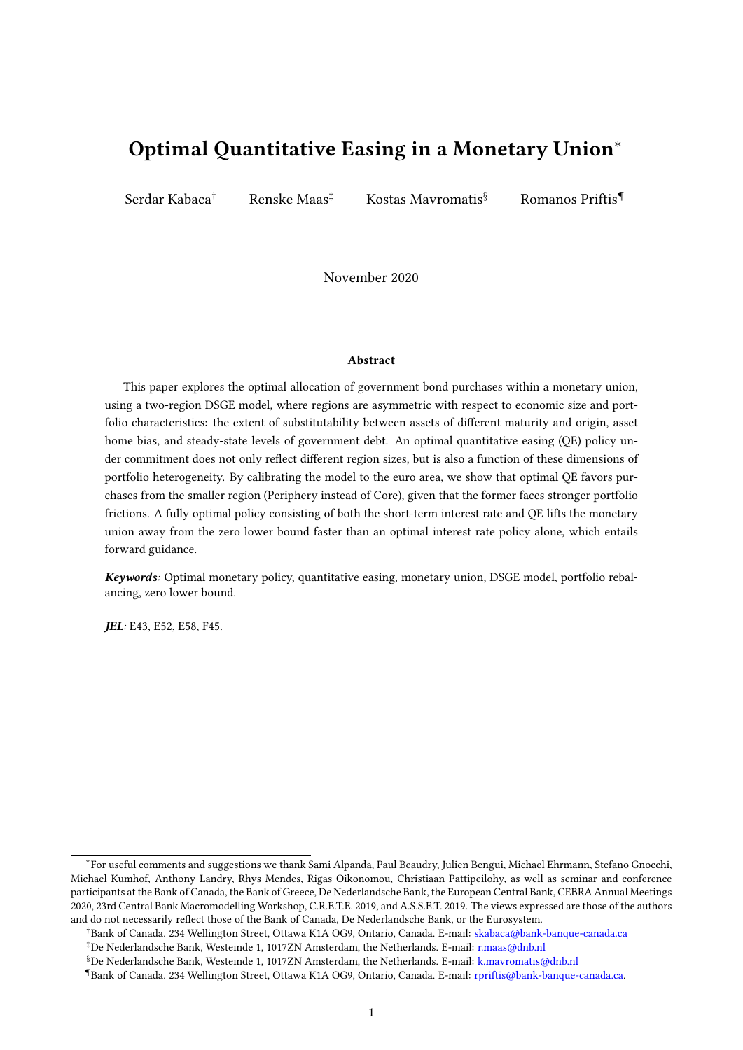# Optimal Quantitative Easing in a Monetary Union*

Serdar Kabaca† Renske Maas‡ Kostas Mavromatis§ Romanos Priftis¶

November 2020

### Abstract

This paper explores the optimal allocation of government bond purchases within a monetary union, using a two-region DSGE model, where regions are asymmetric with respect to economic size and portfolio characteristics: the extent of substitutability between assets of different maturity and origin, asset home bias, and steady-state levels of government debt. An optimal quantitative easing (QE) policy under commitment does not only reflect different region sizes, but is also a function of these dimensions of portfolio heterogeneity. By calibrating the model to the euro area, we show that optimal QE favors purchases from the smaller region (Periphery instead of Core), given that the former faces stronger portfolio frictions. A fully optimal policy consisting of both the short-term interest rate and QE lifts the monetary union away from the zero lower bound faster than an optimal interest rate policy alone, which entails forward guidance.

***Keywords:*** Optimal monetary policy, quantitative easing, monetary union, DSGE model, portfolio rebalancing, zero lower bound.

***JEL:*** E43, E52, E58, F45.

---

*For useful comments and suggestions we thank Sami Alpanda, Paul Beaudry, Julien Bengui, Michael Ehrmann, Stefano Gnocchi, Michael Kumhof, Anthony Landry, Rhys Mendes, Rigas Oikonomou, Christiaan Pattipeilohy, as well as seminar and conference participants at the Bank of Canada, the Bank of Greece, De Nederlandsche Bank, the European Central Bank, CEBRA Annual Meetings 2020, 23rd Central Bank Macromodelling Workshop, C.R.E.T.E. 2019, and A.S.S.E.T. 2019. The views expressed are those of the authors and do not necessarily reflect those of the Bank of Canada, De Nederlandsche Bank, or the Eurosystem.

†Bank of Canada. 234 Wellington Street, Ottawa K1A OG9, Ontario, Canada. E-mail: skabaca@bank-banque-canada.ca

‡De Nederlandsche Bank, Westeinde 1, 1017ZN Amsterdam, the Netherlands. E-mail: r.maas@dnb.nl

§De Nederlandsche Bank, Westeinde 1, 1017ZN Amsterdam, the Netherlands. E-mail: k.mavromatis@dnb.nl

¶Bank of Canada. 234 Wellington Street, Ottawa K1A OG9, Ontario, Canada. E-mail: rpriftis@bank-banque-canada.ca.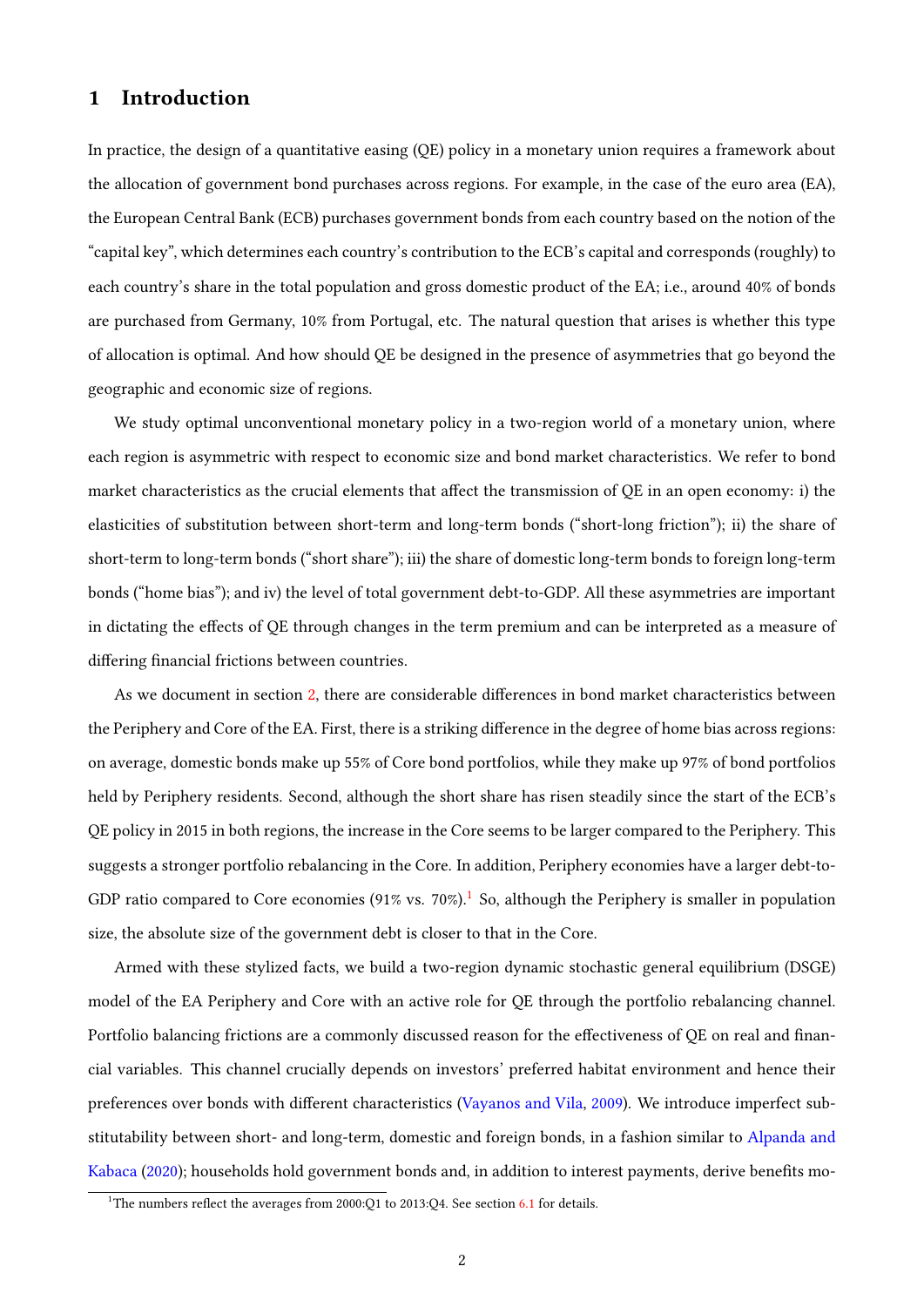# 1 Introduction

In practice, the design of a quantitative easing (QE) policy in a monetary union requires a framework about the allocation of government bond purchases across regions. For example, in the case of the euro area (EA), the European Central Bank (ECB) purchases government bonds from each country based on the notion of the "capital key", which determines each country's contribution to the ECB's capital and corresponds (roughly) to each country's share in the total population and gross domestic product of the EA; i.e., around 40% of bonds are purchased from Germany, 10% from Portugal, etc. The natural question that arises is whether this type of allocation is optimal. And how should QE be designed in the presence of asymmetries that go beyond the geographic and economic size of regions.

We study optimal unconventional monetary policy in a two-region world of a monetary union, where each region is asymmetric with respect to economic size and bond market characteristics. We refer to bond market characteristics as the crucial elements that affect the transmission of QE in an open economy: i) the elasticities of substitution between short-term and long-term bonds ("short-long friction"); ii) the share of short-term to long-term bonds ("short share"); iii) the share of domestic long-term bonds to foreign long-term bonds ("home bias"); and iv) the level of total government debt-to-GDP. All these asymmetries are important in dictating the effects of QE through changes in the term premium and can be interpreted as a measure of differing financial frictions between countries.

As we document in section 2, there are considerable differences in bond market characteristics between the Periphery and Core of the EA. First, there is a striking difference in the degree of home bias across regions: on average, domestic bonds make up 55% of Core bond portfolios, while they make up 97% of bond portfolios held by Periphery residents. Second, although the short share has risen steadily since the start of the ECB's QE policy in 2015 in both regions, the increase in the Core seems to be larger compared to the Periphery. This suggests a stronger portfolio rebalancing in the Core. In addition, Periphery economies have a larger debt-to-GDP ratio compared to Core economies (91% vs. 70%).[1] So, although the Periphery is smaller in population size, the absolute size of the government debt is closer to that in the Core.

Armed with these stylized facts, we build a two-region dynamic stochastic general equilibrium (DSGE) model of the EA Periphery and Core with an active role for QE through the portfolio rebalancing channel. Portfolio balancing frictions are a commonly discussed reason for the effectiveness of QE on real and financial variables. This channel crucially depends on investors' preferred habitat environment and hence their preferences over bonds with different characteristics (Vayanos and Vila, 2009). We introduce imperfect substitutability between short- and long-term, domestic and foreign bonds, in a fashion similar to Alpanda and Kabaca (2020); households hold government bonds and, in addition to interest payments, derive benefits mo-

[1] The numbers reflect the averages from 2000:Q1 to 2013:Q4. See section 6.1 for details.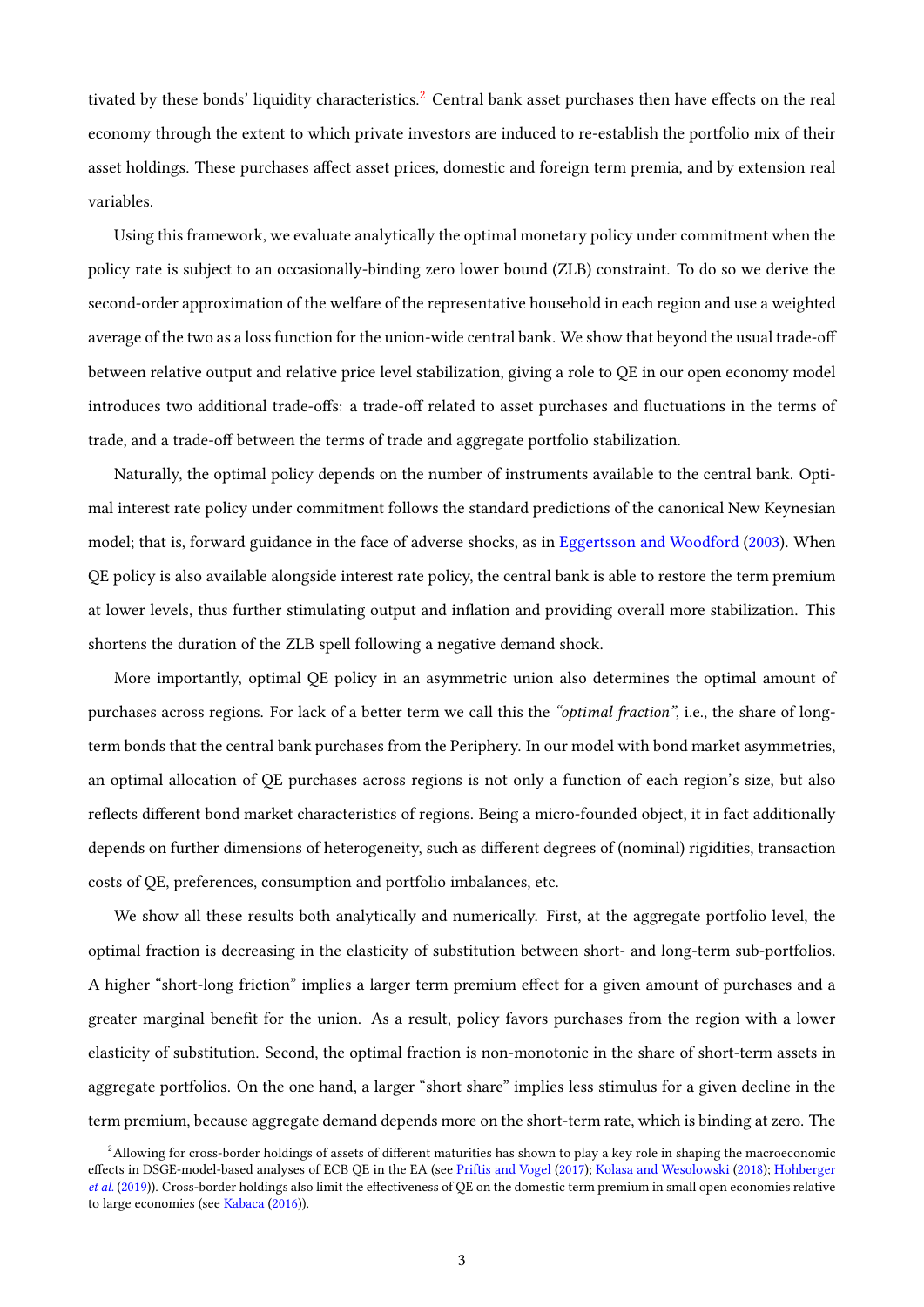tivated by these bonds' liquidity characteristics.[2] Central bank asset purchases then have effects on the real economy through the extent to which private investors are induced to re-establish the portfolio mix of their asset holdings. These purchases affect asset prices, domestic and foreign term premia, and by extension real variables.

Using this framework, we evaluate analytically the optimal monetary policy under commitment when the policy rate is subject to an occasionally-binding zero lower bound (ZLB) constraint. To do so we derive the second-order approximation of the welfare of the representative household in each region and use a weighted average of the two as a loss function for the union-wide central bank. We show that beyond the usual trade-off between relative output and relative price level stabilization, giving a role to QE in our open economy model introduces two additional trade-offs: a trade-off related to asset purchases and fluctuations in the terms of trade, and a trade-off between the terms of trade and aggregate portfolio stabilization.

Naturally, the optimal policy depends on the number of instruments available to the central bank. Optimal interest rate policy under commitment follows the standard predictions of the canonical New Keynesian model; that is, forward guidance in the face of adverse shocks, as in Eggertsson and Woodford (2003). When QE policy is also available alongside interest rate policy, the central bank is able to restore the term premium at lower levels, thus further stimulating output and inflation and providing overall more stabilization. This shortens the duration of the ZLB spell following a negative demand shock.

More importantly, optimal QE policy in an asymmetric union also determines the optimal amount of purchases across regions. For lack of a better term we call this the *"optimal fraction"*, i.e., the share of long-term bonds that the central bank purchases from the Periphery. In our model with bond market asymmetries, an optimal allocation of QE purchases across regions is not only a function of each region's size, but also reflects different bond market characteristics of regions. Being a micro-founded object, it in fact additionally depends on further dimensions of heterogeneity, such as different degrees of (nominal) rigidities, transaction costs of QE, preferences, consumption and portfolio imbalances, etc.

We show all these results both analytically and numerically. First, at the aggregate portfolio level, the optimal fraction is decreasing in the elasticity of substitution between short- and long-term sub-portfolios. A higher "short-long friction" implies a larger term premium effect for a given amount of purchases and a greater marginal benefit for the union. As a result, policy favors purchases from the region with a lower elasticity of substitution. Second, the optimal fraction is non-monotonic in the share of short-term assets in aggregate portfolios. On the one hand, a larger "short share" implies less stimulus for a given decline in the term premium, because aggregate demand depends more on the short-term rate, which is binding at zero. The

[2] Allowing for cross-border holdings of assets of different maturities has shown to play a key role in shaping the macroeconomic effects in DSGE-model-based analyses of ECB QE in the EA (see Priftis and Vogel (2017); Kolasa and Wesolowski (2018); Hohberger *et al.* (2019)). Cross-border holdings also limit the effectiveness of QE on the domestic term premium in small open economies relative to large economies (see Kabaca (2016)).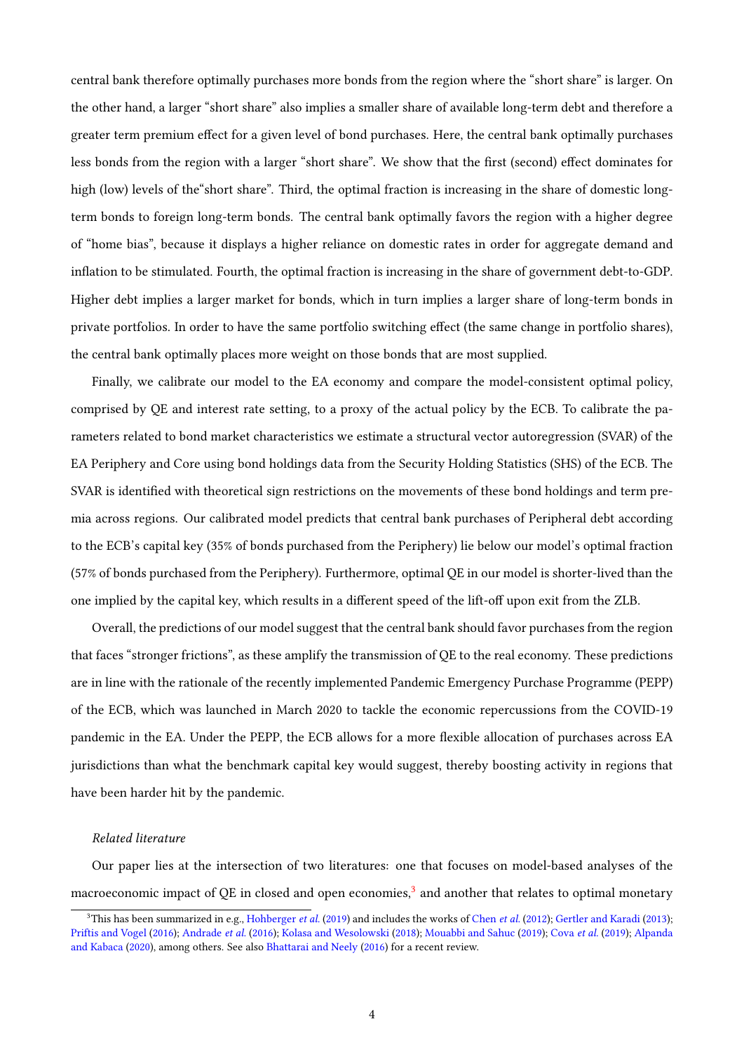central bank therefore optimally purchases more bonds from the region where the "short share" is larger. On the other hand, a larger "short share" also implies a smaller share of available long-term debt and therefore a greater term premium effect for a given level of bond purchases. Here, the central bank optimally purchases less bonds from the region with a larger "short share". We show that the first (second) effect dominates for high (low) levels of the"short share". Third, the optimal fraction is increasing in the share of domestic long-term bonds to foreign long-term bonds. The central bank optimally favors the region with a higher degree of "home bias", because it displays a higher reliance on domestic rates in order for aggregate demand and inflation to be stimulated. Fourth, the optimal fraction is increasing in the share of government debt-to-GDP. Higher debt implies a larger market for bonds, which in turn implies a larger share of long-term bonds in private portfolios. In order to have the same portfolio switching effect (the same change in portfolio shares), the central bank optimally places more weight on those bonds that are most supplied.

Finally, we calibrate our model to the EA economy and compare the model-consistent optimal policy, comprised by QE and interest rate setting, to a proxy of the actual policy by the ECB. To calibrate the parameters related to bond market characteristics we estimate a structural vector autoregression (SVAR) of the EA Periphery and Core using bond holdings data from the Security Holding Statistics (SHS) of the ECB. The SVAR is identified with theoretical sign restrictions on the movements of these bond holdings and term premia across regions. Our calibrated model predicts that central bank purchases of Peripheral debt according to the ECB's capital key (35% of bonds purchased from the Periphery) lie below our model's optimal fraction (57% of bonds purchased from the Periphery). Furthermore, optimal QE in our model is shorter-lived than the one implied by the capital key, which results in a different speed of the lift-off upon exit from the ZLB.

Overall, the predictions of our model suggest that the central bank should favor purchases from the region that faces "stronger frictions", as these amplify the transmission of QE to the real economy. These predictions are in line with the rationale of the recently implemented Pandemic Emergency Purchase Programme (PEPP) of the ECB, which was launched in March 2020 to tackle the economic repercussions from the COVID-19 pandemic in the EA. Under the PEPP, the ECB allows for a more flexible allocation of purchases across EA jurisdictions than what the benchmark capital key would suggest, thereby boosting activity in regions that have been harder hit by the pandemic.

*Related literature*

Our paper lies at the intersection of two literatures: one that focuses on model-based analyses of the macroeconomic impact of QE in closed and open economies,[3] and another that relates to optimal monetary

[3] This has been summarized in e.g., Hohberger *et al.* (2019) and includes the works of Chen *et al.* (2012); Gertler and Karadi (2013); Priftis and Vogel (2016); Andrade *et al.* (2016); Kolasa and Wesolowski (2018); Mouabbi and Sahuc (2019); Cova *et al.* (2019); Alpanda and Kabaca (2020), among others. See also Bhattarai and Neely (2016) for a recent review.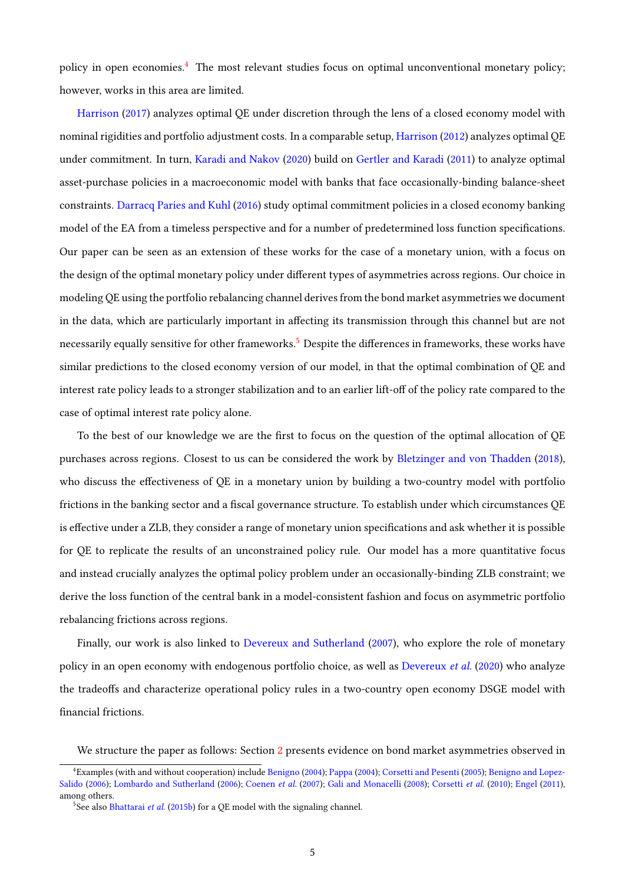policy in open economies.[4] The most relevant studies focus on optimal unconventional monetary policy; however, works in this area are limited.

Harrison (2017) analyzes optimal QE under discretion through the lens of a closed economy model with nominal rigidities and portfolio adjustment costs. In a comparable setup, Harrison (2012) analyzes optimal QE under commitment. In turn, Karadi and Nakov (2020) build on Gertler and Karadi (2011) to analyze optimal asset-purchase policies in a macroeconomic model with banks that face occasionally-binding balance-sheet constraints. Darracq Paries and Kuhl (2016) study optimal commitment policies in a closed economy banking model of the EA from a timeless perspective and for a number of predetermined loss function specifications. Our paper can be seen as an extension of these works for the case of a monetary union, with a focus on the design of the optimal monetary policy under different types of asymmetries across regions. Our choice in modeling QE using the portfolio rebalancing channel derives from the bond market asymmetries we document in the data, which are particularly important in affecting its transmission through this channel but are not necessarily equally sensitive for other frameworks.[5] Despite the differences in frameworks, these works have similar predictions to the closed economy version of our model, in that the optimal combination of QE and interest rate policy leads to a stronger stabilization and to an earlier lift-off of the policy rate compared to the case of optimal interest rate policy alone.

To the best of our knowledge we are the first to focus on the question of the optimal allocation of QE purchases across regions. Closest to us can be considered the work by Bletzinger and von Thadden (2018), who discuss the effectiveness of QE in a monetary union by building a two-country model with portfolio frictions in the banking sector and a fiscal governance structure. To establish under which circumstances QE is effective under a ZLB, they consider a range of monetary union specifications and ask whether it is possible for QE to replicate the results of an unconstrained policy rule. Our model has a more quantitative focus and instead crucially analyzes the optimal policy problem under an occasionally-binding ZLB constraint; we derive the loss function of the central bank in a model-consistent fashion and focus on asymmetric portfolio rebalancing frictions across regions.

Finally, our work is also linked to Devereux and Sutherland (2007), who explore the role of monetary policy in an open economy with endogenous portfolio choice, as well as Devereux *et al.* (2020) who analyze the tradeoffs and characterize operational policy rules in a two-country open economy DSGE model with financial frictions.

We structure the paper as follows: Section 2 presents evidence on bond market asymmetries observed in

---

[4] Examples (with and without cooperation) include Benigno (2004); Pappa (2004); Corsetti and Pesenti (2005); Benigno and Lopez-Salido (2006); Lombardo and Sutherland (2006); Coenen *et al.* (2007); Gali and Monacelli (2008); Corsetti *et al.* (2010); Engel (2011), among others.

[5] See also Bhattarai *et al.* (2015b) for a QE model with the signaling channel.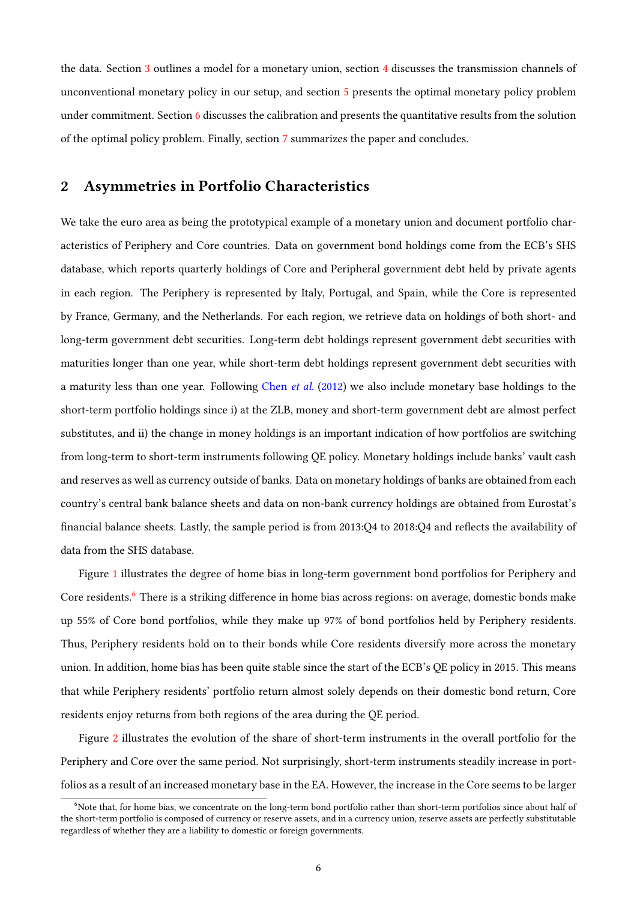the data. Section 3 outlines a model for a monetary union, section 4 discusses the transmission channels of unconventional monetary policy in our setup, and section 5 presents the optimal monetary policy problem under commitment. Section 6 discusses the calibration and presents the quantitative results from the solution of the optimal policy problem. Finally, section 7 summarizes the paper and concludes.

## 2 Asymmetries in Portfolio Characteristics

We take the euro area as being the prototypical example of a monetary union and document portfolio characteristics of Periphery and Core countries. Data on government bond holdings come from the ECB's SHS database, which reports quarterly holdings of Core and Peripheral government debt held by private agents in each region. The Periphery is represented by Italy, Portugal, and Spain, while the Core is represented by France, Germany, and the Netherlands. For each region, we retrieve data on holdings of both short- and long-term government debt securities. Long-term debt holdings represent government debt securities with maturities longer than one year, while short-term debt holdings represent government debt securities with a maturity less than one year. Following Chen *et al.* (2012) we also include monetary base holdings to the short-term portfolio holdings since i) at the ZLB, money and short-term government debt are almost perfect substitutes, and ii) the change in money holdings is an important indication of how portfolios are switching from long-term to short-term instruments following QE policy. Monetary holdings include banks' vault cash and reserves as well as currency outside of banks. Data on monetary holdings of banks are obtained from each country's central bank balance sheets and data on non-bank currency holdings are obtained from Eurostat's financial balance sheets. Lastly, the sample period is from 2013:Q4 to 2018:Q4 and reflects the availability of data from the SHS database.

Figure 1 illustrates the degree of home bias in long-term government bond portfolios for Periphery and Core residents.[6] There is a striking difference in home bias across regions: on average, domestic bonds make up 55% of Core bond portfolios, while they make up 97% of bond portfolios held by Periphery residents. Thus, Periphery residents hold on to their bonds while Core residents diversify more across the monetary union. In addition, home bias has been quite stable since the start of the ECB's QE policy in 2015. This means that while Periphery residents' portfolio return almost solely depends on their domestic bond return, Core residents enjoy returns from both regions of the area during the QE period.

Figure 2 illustrates the evolution of the share of short-term instruments in the overall portfolio for the Periphery and Core over the same period. Not surprisingly, short-term instruments steadily increase in portfolios as a result of an increased monetary base in the EA. However, the increase in the Core seems to be larger

[6] Note that, for home bias, we concentrate on the long-term bond portfolio rather than short-term portfolios since about half of the short-term portfolio is composed of currency or reserve assets, and in a currency union, reserve assets are perfectly substitutable regardless of whether they are a liability to domestic or foreign governments.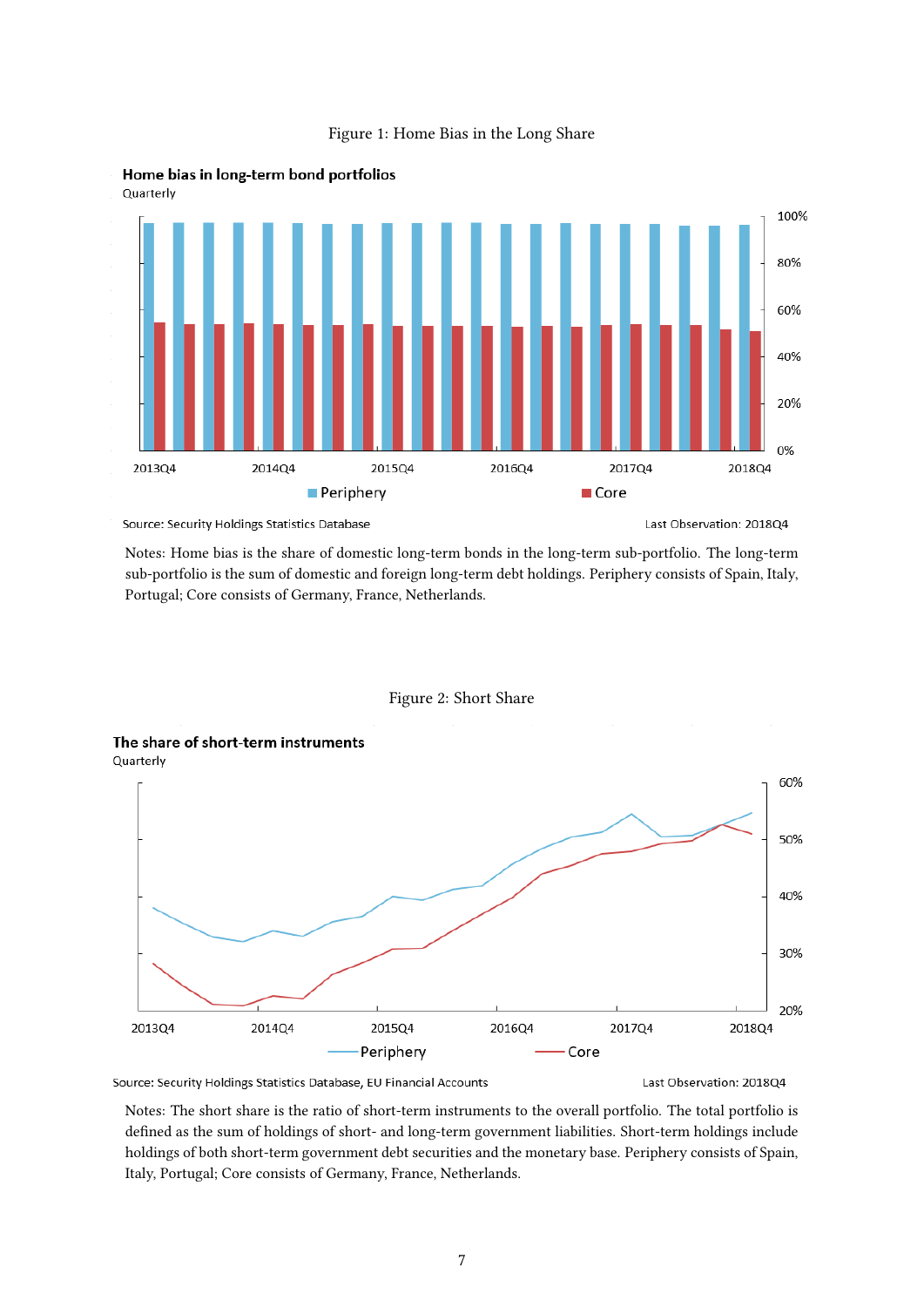Figure 1: Home Bias in the Long Share

**Home bias in long-term bond portfolios**
Quarterly

Source: Security Holdings Statistics Database — Last Observation: 2018Q4

Notes: Home bias is the share of domestic long-term bonds in the long-term sub-portfolio. The long-term sub-portfolio is the sum of domestic and foreign long-term debt holdings. Periphery consists of Spain, Italy, Portugal; Core consists of Germany, France, Netherlands.

Figure 2: Short Share

**The share of short-term instruments**
Quarterly

Source: Security Holdings Statistics Database, EU Financial Accounts — Last Observation: 2018Q4

Notes: The short share is the ratio of short-term instruments to the overall portfolio. The total portfolio is defined as the sum of holdings of short- and long-term government liabilities. Short-term holdings include holdings of both short-term government debt securities and the monetary base. Periphery consists of Spain, Italy, Portugal; Core consists of Germany, France, Netherlands.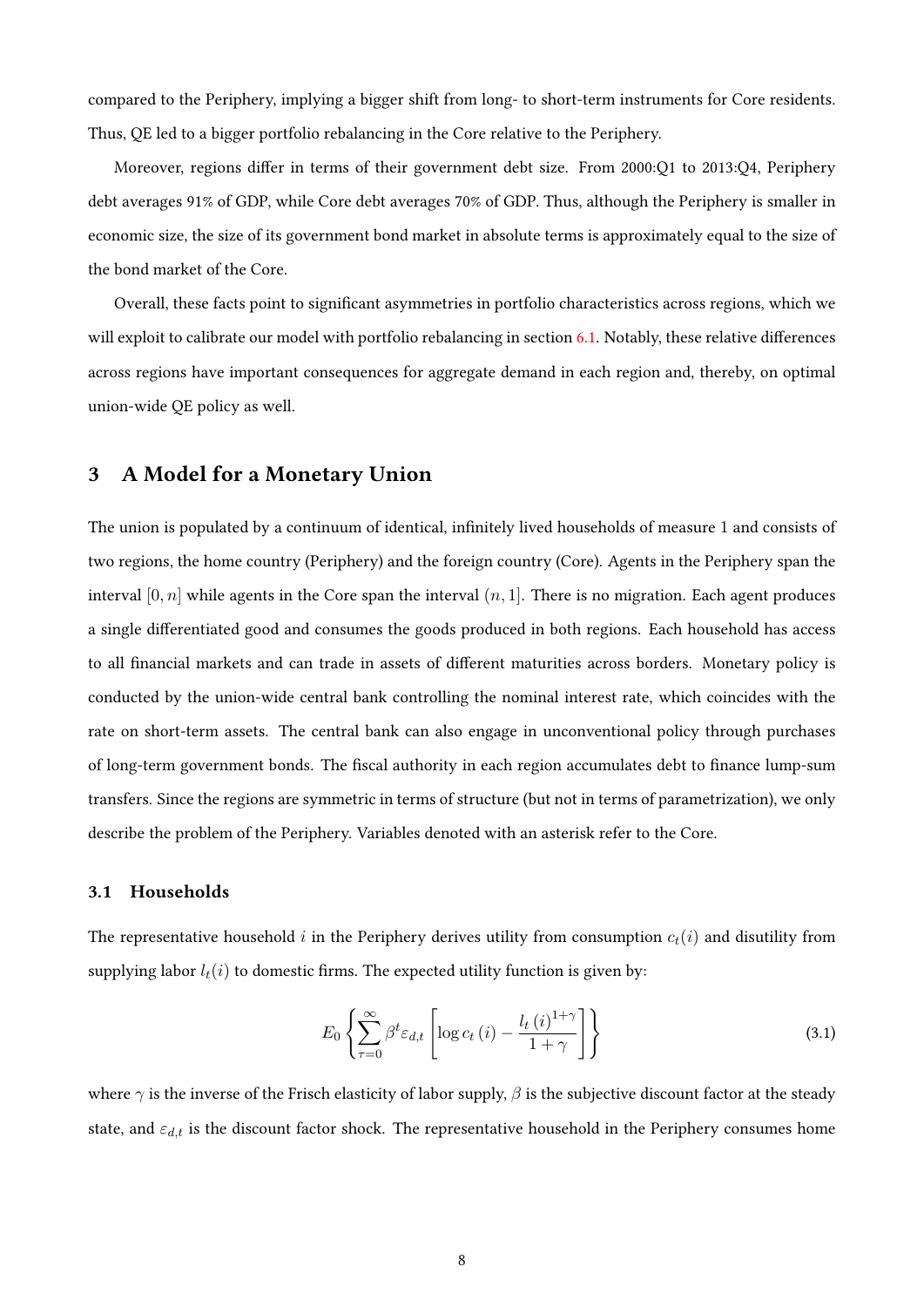compared to the Periphery, implying a bigger shift from long- to short-term instruments for Core residents. Thus, QE led to a bigger portfolio rebalancing in the Core relative to the Periphery.

Moreover, regions differ in terms of their government debt size. From 2000:Q1 to 2013:Q4, Periphery debt averages 91% of GDP, while Core debt averages 70% of GDP. Thus, although the Periphery is smaller in economic size, the size of its government bond market in absolute terms is approximately equal to the size of the bond market of the Core.

Overall, these facts point to significant asymmetries in portfolio characteristics across regions, which we will exploit to calibrate our model with portfolio rebalancing in section 6.1. Notably, these relative differences across regions have important consequences for aggregate demand in each region and, thereby, on optimal union-wide QE policy as well.

## 3 A Model for a Monetary Union

The union is populated by a continuum of identical, infinitely lived households of measure 1 and consists of two regions, the home country (Periphery) and the foreign country (Core). Agents in the Periphery span the interval $[0, n]$ while agents in the Core span the interval $(n, 1]$. There is no migration. Each agent produces a single differentiated good and consumes the goods produced in both regions. Each household has access to all financial markets and can trade in assets of different maturities across borders. Monetary policy is conducted by the union-wide central bank controlling the nominal interest rate, which coincides with the rate on short-term assets. The central bank can also engage in unconventional policy through purchases of long-term government bonds. The fiscal authority in each region accumulates debt to finance lump-sum transfers. Since the regions are symmetric in terms of structure (but not in terms of parametrization), we only describe the problem of the Periphery. Variables denoted with an asterisk refer to the Core.

### 3.1 Households

The representative household $i$ in the Periphery derives utility from consumption $c_t(i)$ and disutility from supplying labor $l_t(i)$ to domestic firms. The expected utility function is given by:

$$E_0 \left\{ \sum_{\tau=0}^{\infty} \beta^t \varepsilon_{d,t} \left[ \log c_t(i) - \frac{l_t(i)^{1+\gamma}}{1+\gamma} \right] \right\} \tag{3.1}$$

where $\gamma$ is the inverse of the Frisch elasticity of labor supply, $\beta$ is the subjective discount factor at the steady state, and $\varepsilon_{d,t}$ is the discount factor shock. The representative household in the Periphery consumes home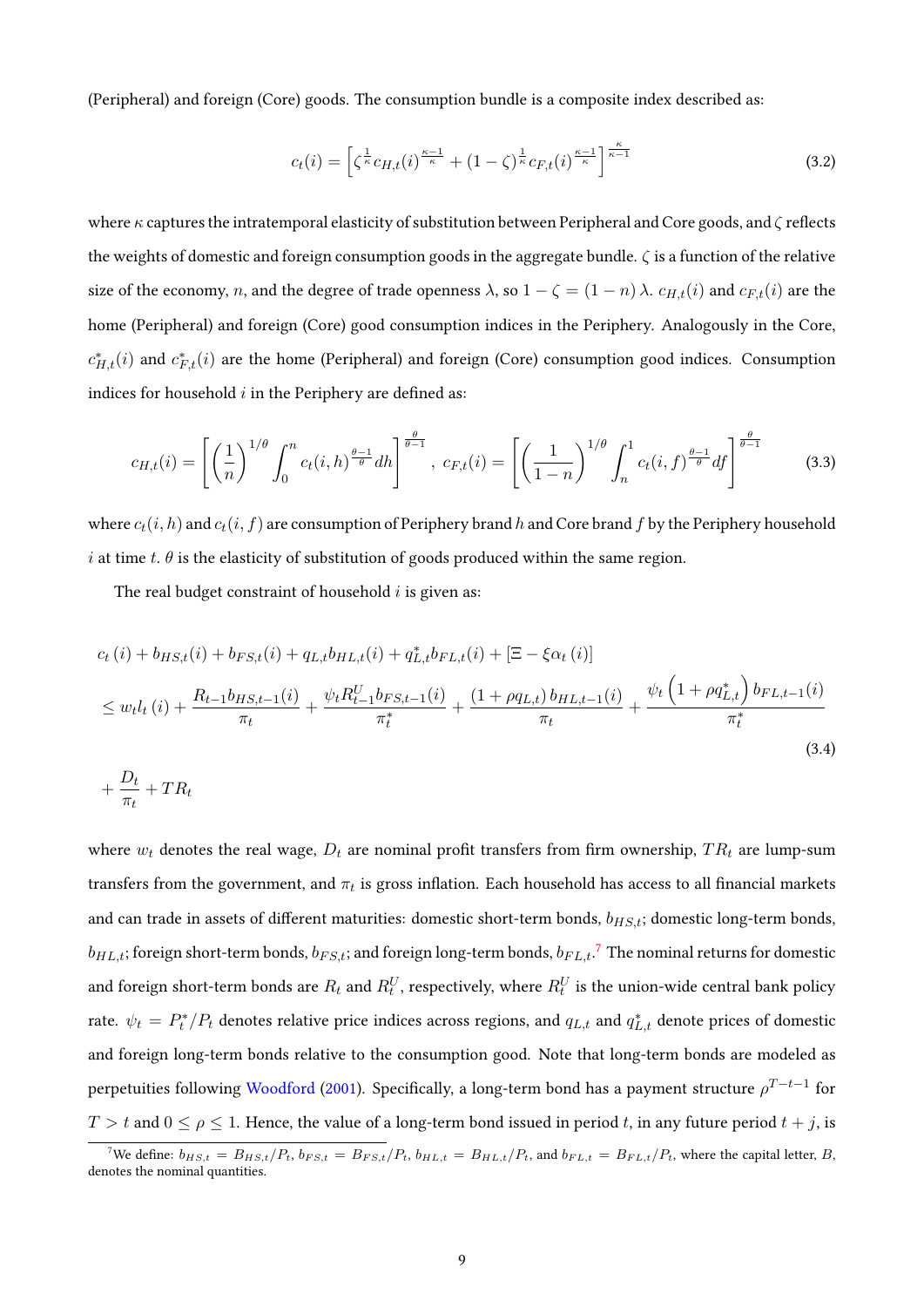(Peripheral) and foreign (Core) goods. The consumption bundle is a composite index described as:

$$c_t(i) = \left[\zeta^{\frac{1}{\kappa}} c_{H,t}(i)^{\frac{\kappa-1}{\kappa}} + (1-\zeta)^{\frac{1}{\kappa}} c_{F,t}(i)^{\frac{\kappa-1}{\kappa}}\right]^{\frac{\kappa}{\kappa-1}} \tag{3.2}$$

where $\kappa$ captures the intratemporal elasticity of substitution between Peripheral and Core goods, and $\zeta$ reflects the weights of domestic and foreign consumption goods in the aggregate bundle. $\zeta$ is a function of the relative size of the economy, $n$, and the degree of trade openness $\lambda$, so $1-\zeta = (1-n)\lambda$. $c_{H,t}(i)$ and $c_{F,t}(i)$ are the home (Peripheral) and foreign (Core) good consumption indices in the Periphery. Analogously in the Core, $c^*_{H,t}(i)$ and $c^*_{F,t}(i)$ are the home (Peripheral) and foreign (Core) consumption good indices. Consumption indices for household $i$ in the Periphery are defined as:

$$c_{H,t}(i) = \left[\left(\frac{1}{n}\right)^{1/\theta} \int_0^n c_t(i,h)^{\frac{\theta-1}{\theta}} dh\right]^{\frac{\theta}{\theta-1}},\ c_{F,t}(i) = \left[\left(\frac{1}{1-n}\right)^{1/\theta} \int_n^1 c_t(i,f)^{\frac{\theta-1}{\theta}} df\right]^{\frac{\theta}{\theta-1}} \tag{3.3}$$

where $c_t(i,h)$ and $c_t(i,f)$ are consumption of Periphery brand $h$ and Core brand $f$ by the Periphery household $i$ at time $t$. $\theta$ is the elasticity of substitution of goods produced within the same region.

The real budget constraint of household $i$ is given as:

$$\begin{aligned}
& c_t(i) + b_{HS,t}(i) + b_{FS,t}(i) + q_{L,t} b_{HL,t}(i) + q^*_{L,t} b_{FL,t}(i) + [\Xi - \xi \alpha_t(i)] \\
& \leq w_t l_t(i) + \frac{R_{t-1} b_{HS,t-1}(i)}{\pi_t} + \frac{\psi_t R^U_{t-1} b_{FS,t-1}(i)}{\pi^*_t} + \frac{(1+\rho q_{L,t})\, b_{HL,t-1}(i)}{\pi_t} + \frac{\psi_t \left(1+\rho q^*_{L,t}\right) b_{FL,t-1}(i)}{\pi^*_t} \\
& + \frac{D_t}{\pi_t} + TR_t
\end{aligned} \tag{3.4}$$

where $w_t$ denotes the real wage, $D_t$ are nominal profit transfers from firm ownership, $TR_t$ are lump-sum transfers from the government, and $\pi_t$ is gross inflation. Each household has access to all financial markets and can trade in assets of different maturities: domestic short-term bonds, $b_{HS,t}$; domestic long-term bonds, $b_{HL,t}$; foreign short-term bonds, $b_{FS,t}$; and foreign long-term bonds, $b_{FL,t}$.[7] The nominal returns for domestic and foreign short-term bonds are $R_t$ and $R^U_t$, respectively, where $R^U_t$ is the union-wide central bank policy rate. $\psi_t = P^*_t/P_t$ denotes relative price indices across regions, and $q_{L,t}$ and $q^*_{L,t}$ denote prices of domestic and foreign long-term bonds relative to the consumption good. Note that long-term bonds are modeled as perpetuities following Woodford (2001). Specifically, a long-term bond has a payment structure $\rho^{T-t-1}$ for $T > t$ and $0 \leq \rho \leq 1$. Hence, the value of a long-term bond issued in period $t$, in any future period $t+j$, is

[7] We define: $b_{HS,t} = B_{HS,t}/P_t$, $b_{FS,t} = B_{FS,t}/P_t$, $b_{HL,t} = B_{HL,t}/P_t$, and $b_{FL,t} = B_{FL,t}/P_t$, where the capital letter, $B$, denotes the nominal quantities.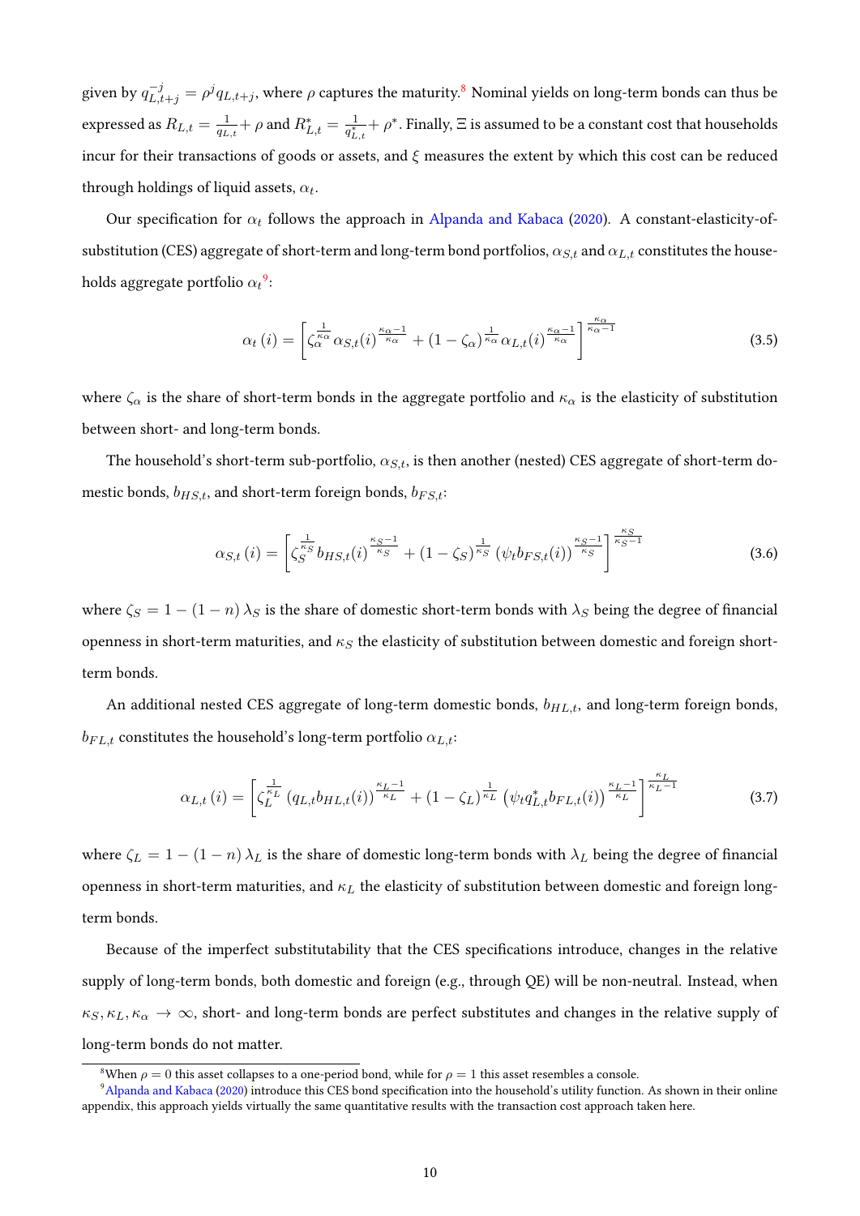given by $q_{L,t+j}^{-j} = \rho^j q_{L,t+j}$, where $\rho$ captures the maturity.[8] Nominal yields on long-term bonds can thus be expressed as $R_{L,t} = \frac{1}{q_{L,t}} + \rho$ and $R_{L,t}^* = \frac{1}{q_{L,t}^*} + \rho^*$. Finally, $\Xi$ is assumed to be a constant cost that households incur for their transactions of goods or assets, and $\xi$ measures the extent by which this cost can be reduced through holdings of liquid assets, $\alpha_t$.

Our specification for $\alpha_t$ follows the approach in Alpanda and Kabaca (2020). A constant-elasticity-of-substitution (CES) aggregate of short-term and long-term bond portfolios, $\alpha_{S,t}$ and $\alpha_{L,t}$ constitutes the households aggregate portfolio $\alpha_t$[9]:

$$\alpha_t\left(i\right) = \left[\zeta_\alpha^{\frac{1}{\kappa_\alpha}} \alpha_{S,t}(i)^{\frac{\kappa_\alpha - 1}{\kappa_\alpha}} + \left(1 - \zeta_\alpha\right)^{\frac{1}{\kappa_\alpha}} \alpha_{L,t}(i)^{\frac{\kappa_\alpha - 1}{\kappa_\alpha}}\right]^{\frac{\kappa_\alpha}{\kappa_\alpha - 1}} \tag{3.5}$$

where $\zeta_\alpha$ is the share of short-term bonds in the aggregate portfolio and $\kappa_\alpha$ is the elasticity of substitution between short- and long-term bonds.

The household's short-term sub-portfolio, $\alpha_{S,t}$, is then another (nested) CES aggregate of short-term domestic bonds, $b_{HS,t}$, and short-term foreign bonds, $b_{FS,t}$:

$$\alpha_{S,t}\left(i\right) = \left[\zeta_S^{\frac{1}{\kappa_S}} b_{HS,t}(i)^{\frac{\kappa_S - 1}{\kappa_S}} + \left(1 - \zeta_S\right)^{\frac{1}{\kappa_S}} \left(\psi_t b_{FS,t}(i)\right)^{\frac{\kappa_S - 1}{\kappa_S}}\right]^{\frac{\kappa_S}{\kappa_S - 1}} \tag{3.6}$$

where $\zeta_S = 1 - \left(1 - n\right)\lambda_S$ is the share of domestic short-term bonds with $\lambda_S$ being the degree of financial openness in short-term maturities, and $\kappa_S$ the elasticity of substitution between domestic and foreign short-term bonds.

An additional nested CES aggregate of long-term domestic bonds, $b_{HL,t}$, and long-term foreign bonds, $b_{FL,t}$ constitutes the household's long-term portfolio $\alpha_{L,t}$:

$$\alpha_{L,t}\left(i\right) = \left[\zeta_L^{\frac{1}{\kappa_L}} \left(q_{L,t} b_{HL,t}(i)\right)^{\frac{\kappa_L - 1}{\kappa_L}} + \left(1 - \zeta_L\right)^{\frac{1}{\kappa_L}} \left(\psi_t q_{L,t}^* b_{FL,t}(i)\right)^{\frac{\kappa_L - 1}{\kappa_L}}\right]^{\frac{\kappa_L}{\kappa_L - 1}} \tag{3.7}$$

where $\zeta_L = 1 - \left(1 - n\right)\lambda_L$ is the share of domestic long-term bonds with $\lambda_L$ being the degree of financial openness in short-term maturities, and $\kappa_L$ the elasticity of substitution between domestic and foreign long-term bonds.

Because of the imperfect substitutability that the CES specifications introduce, changes in the relative supply of long-term bonds, both domestic and foreign (e.g., through QE) will be non-neutral. Instead, when $\kappa_S, \kappa_L, \kappa_\alpha \rightarrow \infty$, short- and long-term bonds are perfect substitutes and changes in the relative supply of long-term bonds do not matter.

[8] When $\rho = 0$ this asset collapses to a one-period bond, while for $\rho = 1$ this asset resembles a console.

[9] Alpanda and Kabaca (2020) introduce this CES bond specification into the household's utility function. As shown in their online appendix, this approach yields virtually the same quantitative results with the transaction cost approach taken here.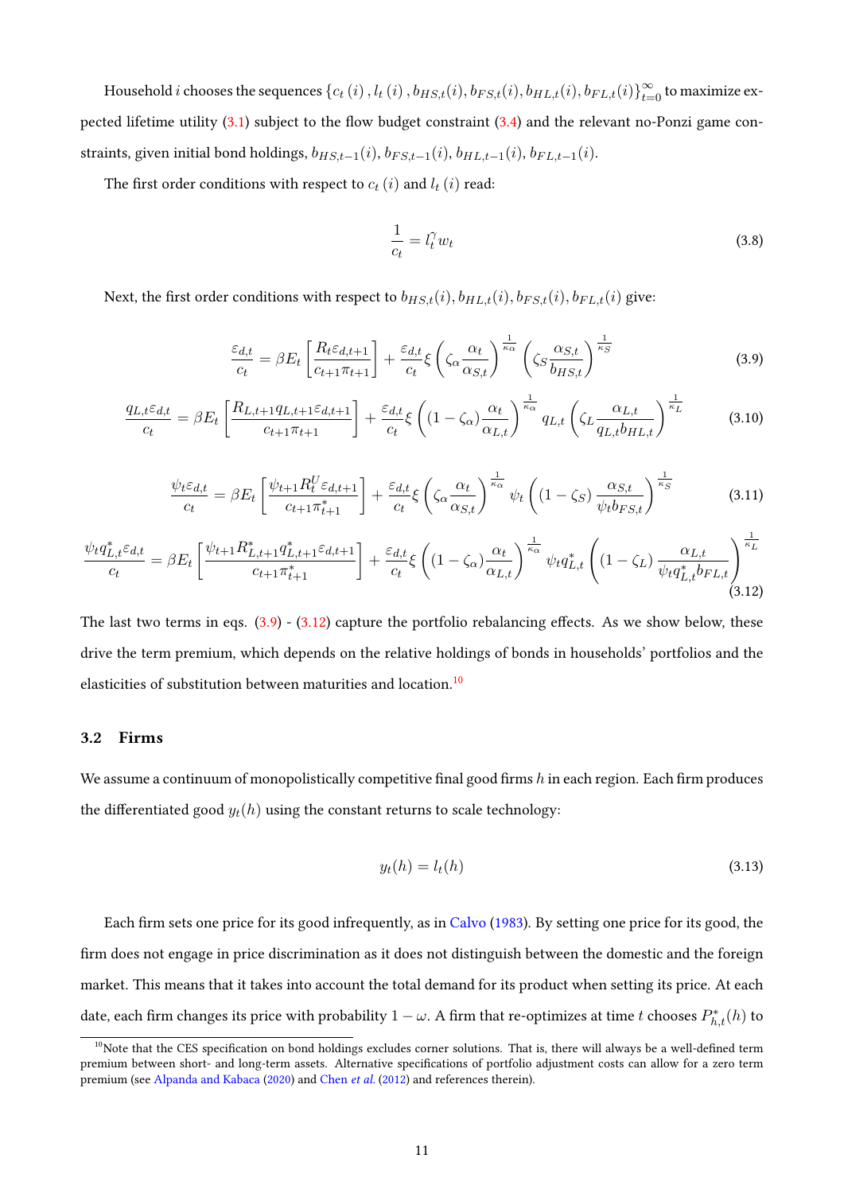Household $i$ chooses the sequences $\{c_t(i), l_t(i), b_{HS,t}(i), b_{FS,t}(i), b_{HL,t}(i), b_{FL,t}(i)\}_{t=0}^{\infty}$ to maximize expected lifetime utility (3.1) subject to the flow budget constraint (3.4) and the relevant no-Ponzi game constraints, given initial bond holdings, $b_{HS,t-1}(i)$, $b_{FS,t-1}(i)$, $b_{HL,t-1}(i)$, $b_{FL,t-1}(i)$.

The first order conditions with respect to $c_t(i)$ and $l_t(i)$ read:

$$\frac{1}{c_t} = l_t^{\gamma} w_t \tag{3.8}$$

Next, the first order conditions with respect to $b_{HS,t}(i), b_{HL,t}(i), b_{FS,t}(i), b_{FL,t}(i)$ give:

$$\frac{\varepsilon_{d,t}}{c_t} = \beta E_t\left[\frac{R_t \varepsilon_{d,t+1}}{c_{t+1}\pi_{t+1}}\right] + \frac{\varepsilon_{d,t}}{c_t}\xi\left(\zeta_\alpha \frac{\alpha_t}{\alpha_{S,t}}\right)^{\frac{1}{\kappa_\alpha}}\left(\zeta_S \frac{\alpha_{S,t}}{b_{HS,t}}\right)^{\frac{1}{\kappa_S}} \tag{3.9}$$

$$\frac{q_{L,t}\varepsilon_{d,t}}{c_t} = \beta E_t\left[\frac{R_{L,t+1} q_{L,t+1}\varepsilon_{d,t+1}}{c_{t+1}\pi_{t+1}}\right] + \frac{\varepsilon_{d,t}}{c_t}\xi\left((1-\zeta_\alpha)\frac{\alpha_t}{\alpha_{L,t}}\right)^{\frac{1}{\kappa_\alpha}} q_{L,t}\left(\zeta_L \frac{\alpha_{L,t}}{q_{L,t} b_{HL,t}}\right)^{\frac{1}{\kappa_L}} \tag{3.10}$$

$$\frac{\psi_t \varepsilon_{d,t}}{c_t} = \beta E_t\left[\frac{\psi_{t+1} R_t^U \varepsilon_{d,t+1}}{c_{t+1}\pi_{t+1}^*}\right] + \frac{\varepsilon_{d,t}}{c_t}\xi\left(\zeta_\alpha \frac{\alpha_t}{\alpha_{S,t}}\right)^{\frac{1}{\kappa_\alpha}}\psi_t\left((1-\zeta_S)\frac{\alpha_{S,t}}{\psi_t b_{FS,t}}\right)^{\frac{1}{\kappa_S}} \tag{3.11}$$

$$\frac{\psi_t q_{L,t}^* \varepsilon_{d,t}}{c_t} = \beta E_t\left[\frac{\psi_{t+1} R_{L,t+1}^* q_{L,t+1}^* \varepsilon_{d,t+1}}{c_{t+1}\pi_{t+1}^*}\right] + \frac{\varepsilon_{d,t}}{c_t}\xi\left((1-\zeta_\alpha)\frac{\alpha_t}{\alpha_{L,t}}\right)^{\frac{1}{\kappa_\alpha}}\psi_t q_{L,t}^*\left((1-\zeta_L)\frac{\alpha_{L,t}}{\psi_t q_{L,t}^* b_{FL,t}}\right)^{\frac{1}{\kappa_L}} \tag{3.12}$$

The last two terms in eqs. (3.9) - (3.12) capture the portfolio rebalancing effects. As we show below, these drive the term premium, which depends on the relative holdings of bonds in households' portfolios and the elasticities of substitution between maturities and location.[10]

### 3.2 Firms

We assume a continuum of monopolistically competitive final good firms $h$ in each region. Each firm produces the differentiated good $y_t(h)$ using the constant returns to scale technology:

$$y_t(h) = l_t(h) \tag{3.13}$$

Each firm sets one price for its good infrequently, as in Calvo (1983). By setting one price for its good, the firm does not engage in price discrimination as it does not distinguish between the domestic and the foreign market. This means that it takes into account the total demand for its product when setting its price. At each date, each firm changes its price with probability $1-\omega$. A firm that re-optimizes at time $t$ chooses $P_{h,t}^*(h)$ to

[10] Note that the CES specification on bond holdings excludes corner solutions. That is, there will always be a well-defined term premium between short- and long-term assets. Alternative specifications of portfolio adjustment costs can allow for a zero term premium (see Alpanda and Kabaca (2020) and Chen *et al.* (2012) and references therein).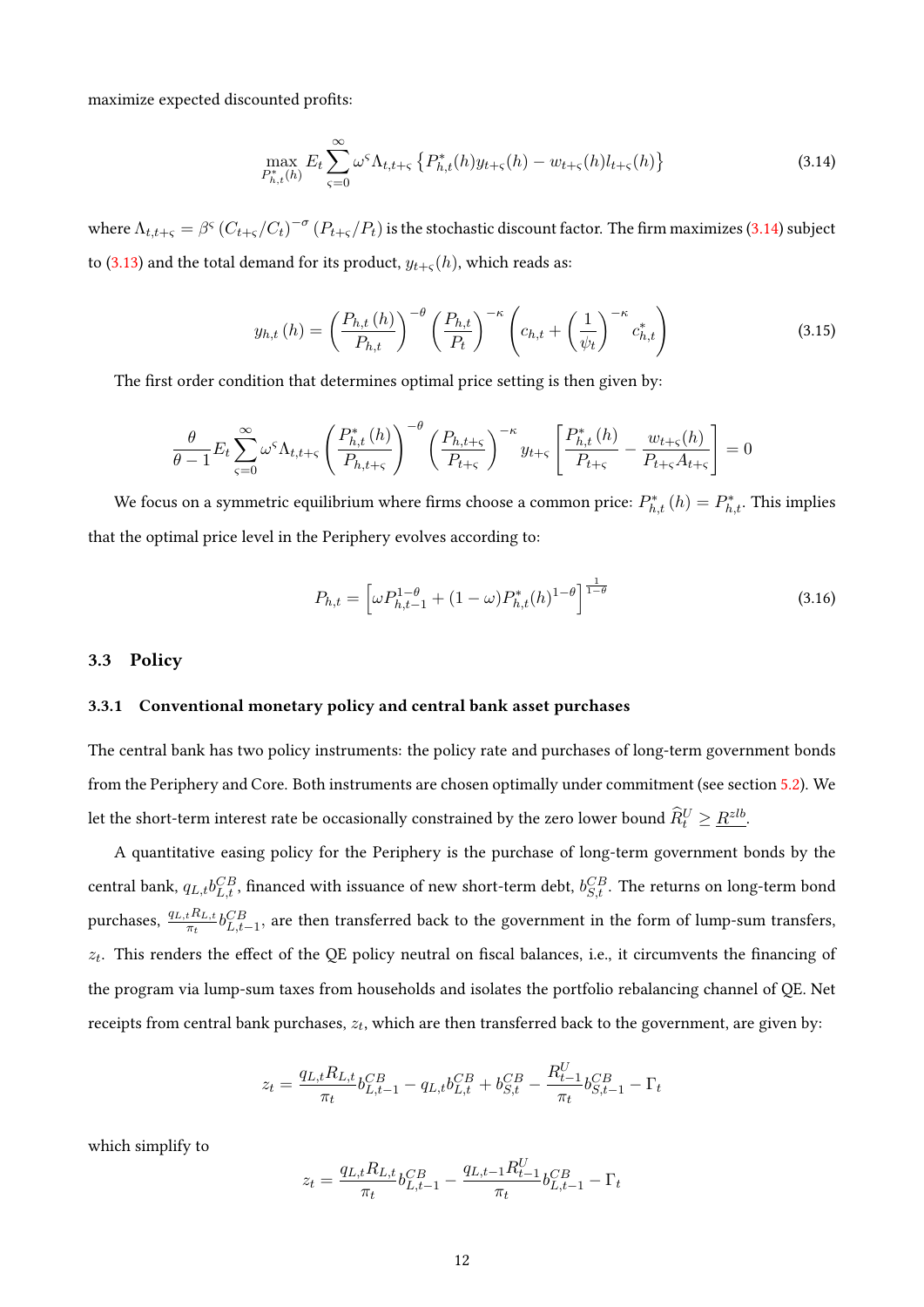maximize expected discounted profits:

$$\max_{P^*_{h,t}(h)} E_t \sum_{\varsigma=0}^{\infty} \omega^\varsigma \Lambda_{t,t+\varsigma} \left\{ P^*_{h,t}(h) y_{t+\varsigma}(h) - w_{t+\varsigma}(h) l_{t+\varsigma}(h) \right\} \tag{3.14}$$

where $\Lambda_{t,t+\varsigma} = \beta^\varsigma \left(C_{t+\varsigma}/C_t\right)^{-\sigma} \left(P_{t+\varsigma}/P_t\right)$ is the stochastic discount factor. The firm maximizes (3.14) subject to (3.13) and the total demand for its product, $y_{t+\varsigma}(h)$, which reads as:

$$y_{h,t}(h) = \left(\frac{P_{h,t}(h)}{P_{h,t}}\right)^{-\theta} \left(\frac{P_{h,t}}{P_t}\right)^{-\kappa} \left(c_{h,t} + \left(\frac{1}{\psi_t}\right)^{-\kappa} c^*_{h,t}\right) \tag{3.15}$$

The first order condition that determines optimal price setting is then given by:

$$\frac{\theta}{\theta-1} E_t \sum_{\varsigma=0}^{\infty} \omega^\varsigma \Lambda_{t,t+\varsigma} \left(\frac{P^*_{h,t}(h)}{P_{h,t+\varsigma}}\right)^{-\theta} \left(\frac{P_{h,t+\varsigma}}{P_{t+\varsigma}}\right)^{-\kappa} y_{t+\varsigma} \left[\frac{P^*_{h,t}(h)}{P_{t+\varsigma}} - \frac{w_{t+\varsigma}(h)}{P_{t+\varsigma} A_{t+\varsigma}}\right] = 0$$

We focus on a symmetric equilibrium where firms choose a common price: $P^*_{h,t}(h) = P^*_{h,t}$. This implies that the optimal price level in the Periphery evolves according to:

$$P_{h,t} = \left[\omega P^{1-\theta}_{h,t-1} + (1-\omega) P^*_{h,t}(h)^{1-\theta}\right]^{\frac{1}{1-\theta}} \tag{3.16}$$

## 3.3 Policy

### 3.3.1 Conventional monetary policy and central bank asset purchases

The central bank has two policy instruments: the policy rate and purchases of long-term government bonds from the Periphery and Core. Both instruments are chosen optimally under commitment (see section 5.2). We let the short-term interest rate be occasionally constrained by the zero lower bound $\widehat{R}^U_t \geq \underline{R^{zlb}}$.

A quantitative easing policy for the Periphery is the purchase of long-term government bonds by the central bank, $q_{L,t} b^{CB}_{L,t}$, financed with issuance of new short-term debt, $b^{CB}_{S,t}$. The returns on long-term bond purchases, $\frac{q_{L,t} R_{L,t}}{\pi_t} b^{CB}_{L,t-1}$, are then transferred back to the government in the form of lump-sum transfers, $z_t$. This renders the effect of the QE policy neutral on fiscal balances, i.e., it circumvents the financing of the program via lump-sum taxes from households and isolates the portfolio rebalancing channel of QE. Net receipts from central bank purchases, $z_t$, which are then transferred back to the government, are given by:

$$z_t = \frac{q_{L,t} R_{L,t}}{\pi_t} b^{CB}_{L,t-1} - q_{L,t} b^{CB}_{L,t} + b^{CB}_{S,t} - \frac{R^U_{t-1}}{\pi_t} b^{CB}_{S,t-1} - \Gamma_t$$

which simplify to

$$z_t = \frac{q_{L,t} R_{L,t}}{\pi_t} b^{CB}_{L,t-1} - \frac{q_{L,t-1} R^U_{t-1}}{\pi_t} b^{CB}_{L,t-1} - \Gamma_t$$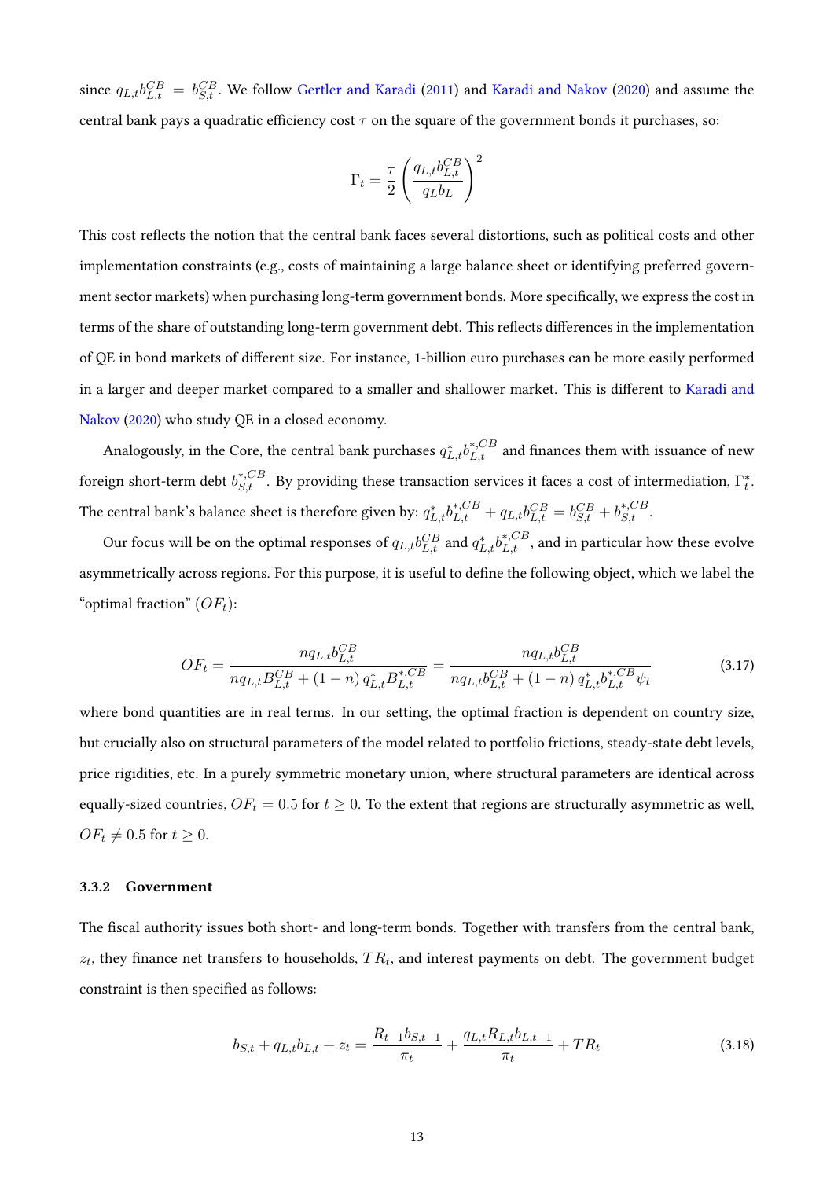since $q_{L,t}b_{L,t}^{CB} = b_{S,t}^{CB}$. We follow Gertler and Karadi (2011) and Karadi and Nakov (2020) and assume the central bank pays a quadratic efficiency cost $\tau$ on the square of the government bonds it purchases, so:

$$\Gamma_t = \frac{\tau}{2}\left(\frac{q_{L,t}b_{L,t}^{CB}}{q_L b_L}\right)^2$$

This cost reflects the notion that the central bank faces several distortions, such as political costs and other implementation constraints (e.g., costs of maintaining a large balance sheet or identifying preferred government sector markets) when purchasing long-term government bonds. More specifically, we express the cost in terms of the share of outstanding long-term government debt. This reflects differences in the implementation of QE in bond markets of different size. For instance, 1-billion euro purchases can be more easily performed in a larger and deeper market compared to a smaller and shallower market. This is different to Karadi and Nakov (2020) who study QE in a closed economy.

Analogously, in the Core, the central bank purchases $q_{L,t}^{*}b_{L,t}^{*,CB}$ and finances them with issuance of new foreign short-term debt $b_{S,t}^{*,CB}$. By providing these transaction services it faces a cost of intermediation, $\Gamma_t^{*}$. The central bank's balance sheet is therefore given by: $q_{L,t}^{*}b_{L,t}^{*,CB} + q_{L,t}b_{L,t}^{CB} = b_{S,t}^{CB} + b_{S,t}^{*,CB}$.

Our focus will be on the optimal responses of $q_{L,t}b_{L,t}^{CB}$ and $q_{L,t}^{*}b_{L,t}^{*,CB}$, and in particular how these evolve asymmetrically across regions. For this purpose, it is useful to define the following object, which we label the "optimal fraction" ($OF_t$):

$$OF_t = \frac{nq_{L,t}b_{L,t}^{CB}}{nq_{L,t}B_{L,t}^{CB} + (1-n)\,q_{L,t}^{*}B_{L,t}^{*,CB}} = \frac{nq_{L,t}b_{L,t}^{CB}}{nq_{L,t}b_{L,t}^{CB} + (1-n)\,q_{L,t}^{*}b_{L,t}^{*,CB}\psi_t} \tag{3.17}$$

where bond quantities are in real terms. In our setting, the optimal fraction is dependent on country size, but crucially also on structural parameters of the model related to portfolio frictions, steady-state debt levels, price rigidities, etc. In a purely symmetric monetary union, where structural parameters are identical across equally-sized countries, $OF_t = 0.5$ for $t \geq 0$. To the extent that regions are structurally asymmetric as well, $OF_t \neq 0.5$ for $t \geq 0$.

### 3.3.2 Government

The fiscal authority issues both short- and long-term bonds. Together with transfers from the central bank, $z_t$, they finance net transfers to households, $TR_t$, and interest payments on debt. The government budget constraint is then specified as follows:

$$b_{S,t} + q_{L,t}b_{L,t} + z_t = \frac{R_{t-1}b_{S,t-1}}{\pi_t} + \frac{q_{L,t}R_{L,t}b_{L,t-1}}{\pi_t} + TR_t \tag{3.18}$$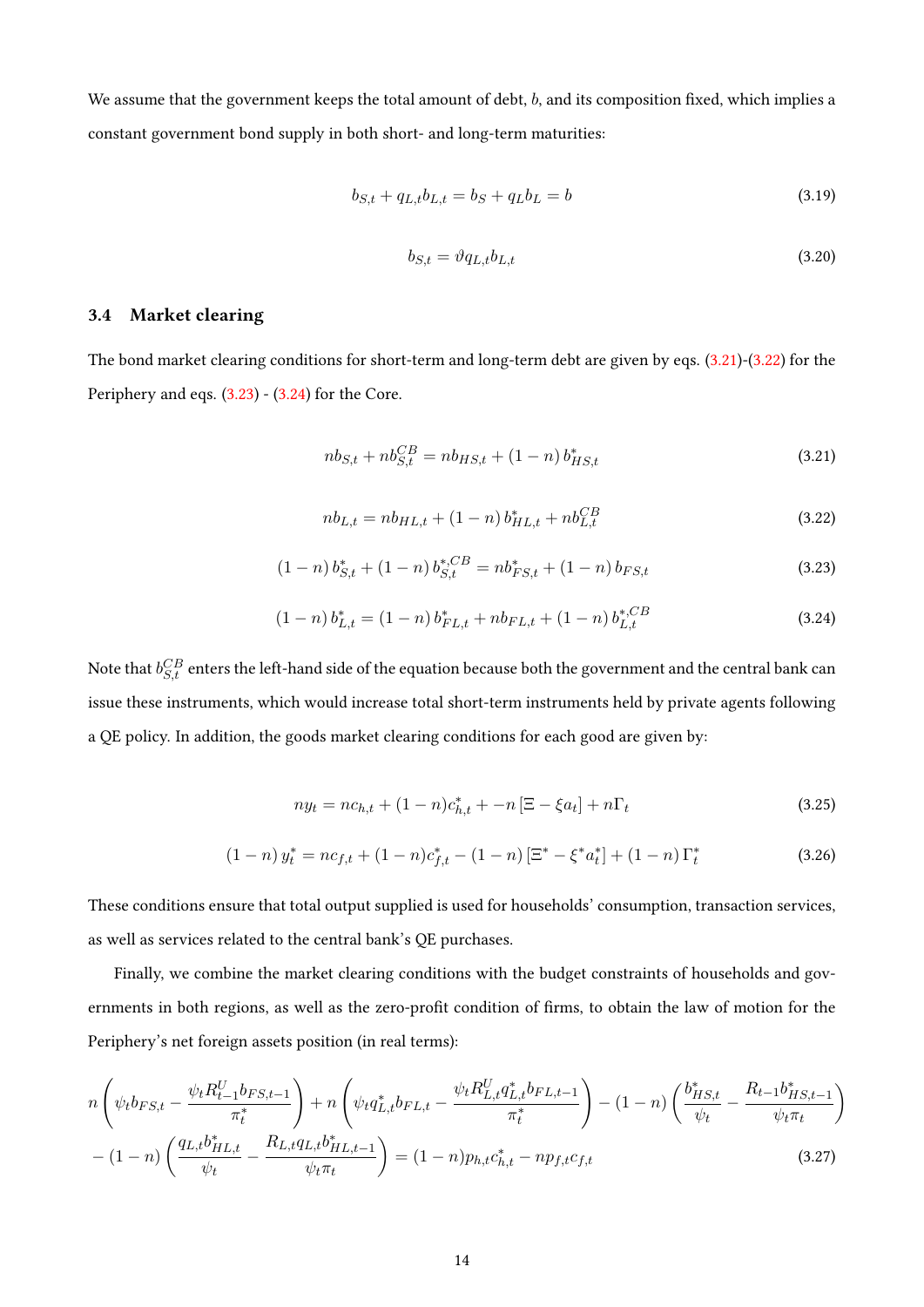We assume that the government keeps the total amount of debt, $b$, and its composition fixed, which implies a constant government bond supply in both short- and long-term maturities:

$$b_{S,t} + q_{L,t} b_{L,t} = b_S + q_L b_L = b \tag{3.19}$$

$$b_{S,t} = \vartheta q_{L,t} b_{L,t} \tag{3.20}$$

### 3.4 Market clearing

The bond market clearing conditions for short-term and long-term debt are given by eqs. (3.21)-(3.22) for the Periphery and eqs. (3.23) - (3.24) for the Core.

$$n b_{S,t} + n b_{S,t}^{CB} = n b_{HS,t} + (1-n) b_{HS,t}^{*} \tag{3.21}$$

$$n b_{L,t} = n b_{HL,t} + (1-n) b_{HL,t}^{*} + n b_{L,t}^{CB} \tag{3.22}$$

$$(1-n) b_{S,t}^{*} + (1-n) b_{S,t}^{*,CB} = n b_{FS,t}^{*} + (1-n) b_{FS,t} \tag{3.23}$$

$$(1-n) b_{L,t}^{*} = (1-n) b_{FL,t}^{*} + n b_{FL,t} + (1-n) b_{L,t}^{*,CB} \tag{3.24}$$

Note that $b_{S,t}^{CB}$ enters the left-hand side of the equation because both the government and the central bank can issue these instruments, which would increase total short-term instruments held by private agents following a QE policy. In addition, the goods market clearing conditions for each good are given by:

$$n y_t = n c_{h,t} + (1-n) c_{h,t}^{*} + -n \left[\Xi - \xi a_t\right] + n \Gamma_t \tag{3.25}$$

$$(1-n) y_t^{*} = n c_{f,t} + (1-n) c_{f,t}^{*} - (1-n) \left[\Xi^{*} - \xi^{*} a_t^{*}\right] + (1-n) \Gamma_t^{*} \tag{3.26}$$

These conditions ensure that total output supplied is used for households' consumption, transaction services, as well as services related to the central bank's QE purchases.

Finally, we combine the market clearing conditions with the budget constraints of households and governments in both regions, as well as the zero-profit condition of firms, to obtain the law of motion for the Periphery's net foreign assets position (in real terms):

$$\begin{aligned} & n\left(\psi_t b_{FS,t} - \frac{\psi_t R_{t-1}^{U} b_{FS,t-1}}{\pi_t^{*}}\right) + n\left(\psi_t q_{L,t}^{*} b_{FL,t} - \frac{\psi_t R_{L,t}^{U} q_{L,t}^{*} b_{FL,t-1}}{\pi_t^{*}}\right) - (1-n)\left(\frac{b_{HS,t}^{*}}{\psi_t} - \frac{R_{t-1} b_{HS,t-1}^{*}}{\psi_t \pi_t}\right) \\ & - (1-n)\left(\frac{q_{L,t} b_{HL,t}^{*}}{\psi_t} - \frac{R_{L,t} q_{L,t} b_{HL,t-1}^{*}}{\psi_t \pi_t}\right) = (1-n) p_{h,t} c_{h,t}^{*} - n p_{f,t} c_{f,t} \end{aligned} \tag{3.27}$$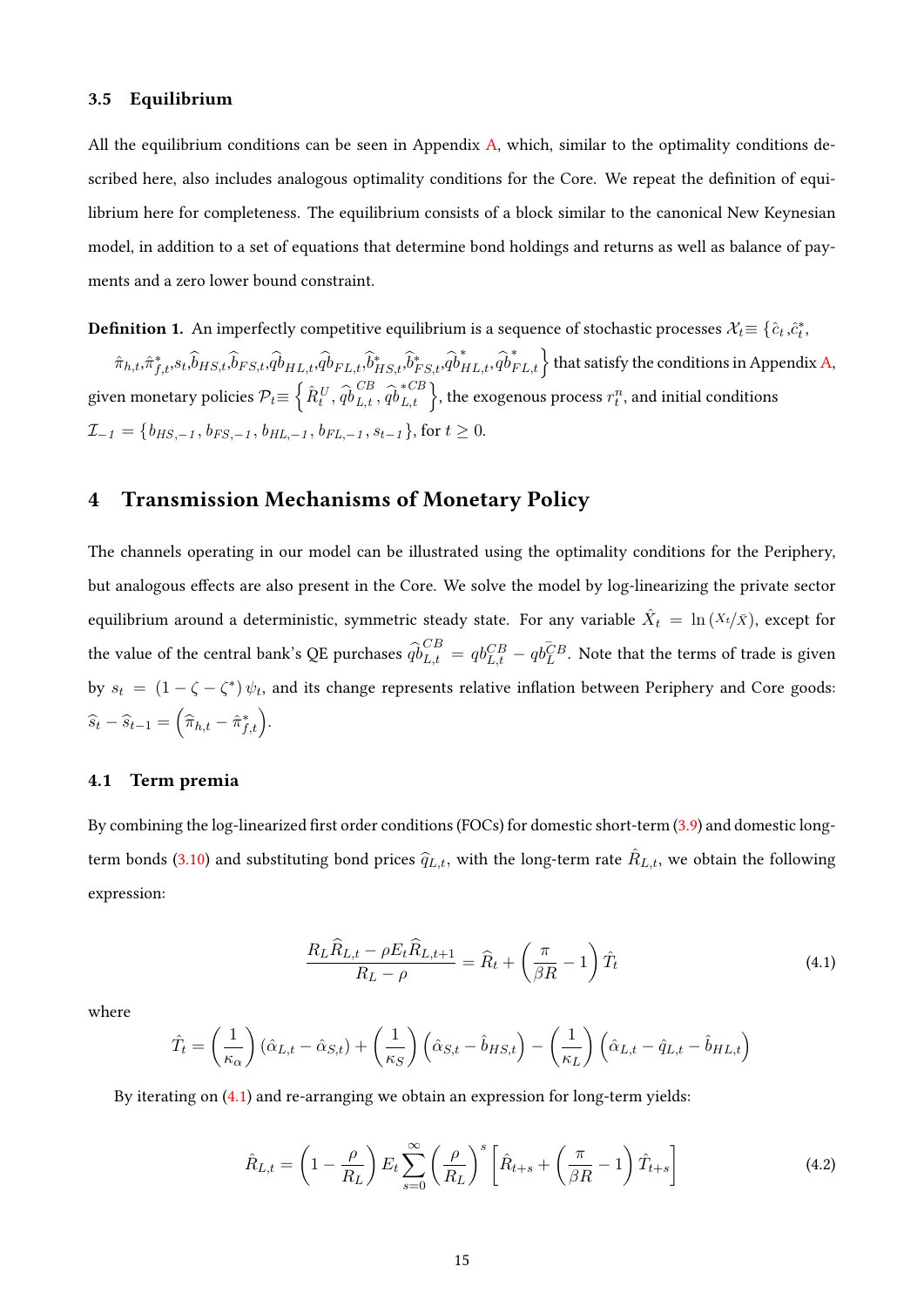### 3.5 Equilibrium

All the equilibrium conditions can be seen in Appendix A, which, similar to the optimality conditions described here, also includes analogous optimality conditions for the Core. We repeat the definition of equilibrium here for completeness. The equilibrium consists of a block similar to the canonical New Keynesian model, in addition to a set of equations that determine bond holdings and returns as well as balance of payments and a zero lower bound constraint.

**Definition 1.** An imperfectly competitive equilibrium is a sequence of stochastic processes $\mathcal{X}_t \equiv \{\hat{c}_t, \hat{c}^*_t, \hat{\pi}_{h,t}, \hat{\pi}^*_{f,t}, s_t, \widehat{b}_{HS,t}, \widehat{b}_{FS,t}, \widehat{qb}_{HL,t}, \widehat{qb}_{FL,t}, \widehat{b}^*_{HS,t}, \widehat{b}^*_{FS,t}, \widehat{qb}^*_{HL,t}, \widehat{qb}^*_{FL,t}\}$ that satisfy the conditions in Appendix A, given monetary policies $\mathcal{P}_t \equiv \left\{\hat{R}^U_t, \widehat{qb}^{CB}_{L,t}, \widehat{qb}^{*CB}_{L,t}\right\}$, the exogenous process $r^n_t$, and initial conditions $\mathcal{I}_{-1} = \{b_{HS,-1}, b_{FS,-1}, b_{HL,-1}, b_{FL,-1}, s_{t-1}\}$, for $t \geq 0$.

## 4 Transmission Mechanisms of Monetary Policy

The channels operating in our model can be illustrated using the optimality conditions for the Periphery, but analogous effects are also present in the Core. We solve the model by log-linearizing the private sector equilibrium around a deterministic, symmetric steady state. For any variable $\hat{X}_t = \ln(X_t/\bar{X})$, except for the value of the central bank's QE purchases $\widehat{qb}^{CB}_{L,t} = qb^{CB}_{L,t} - \bar{qb}^{CB}_{L}$. Note that the terms of trade is given by $s_t = (1-\zeta-\zeta^*)\psi_t$, and its change represents relative inflation between Periphery and Core goods: $\widehat{s}_t - \widehat{s}_{t-1} = \left(\widehat{\pi}_{h,t} - \hat{\pi}^*_{f,t}\right)$.

### 4.1 Term premia

By combining the log-linearized first order conditions (FOCs) for domestic short-term (3.9) and domestic long-term bonds (3.10) and substituting bond prices $\widehat{q}_{L,t}$, with the long-term rate $\hat{R}_{L,t}$, we obtain the following expression:

$$\frac{R_L\widehat{R}_{L,t} - \rho E_t\widehat{R}_{L,t+1}}{R_L - \rho} = \widehat{R}_t + \left(\frac{\pi}{\beta R} - 1\right)\hat{T}_t \tag{4.1}$$

where

$$\hat{T}_t = \left(\frac{1}{\kappa_\alpha}\right)(\hat{\alpha}_{L,t} - \hat{\alpha}_{S,t}) + \left(\frac{1}{\kappa_S}\right)\left(\hat{\alpha}_{S,t} - \hat{b}_{HS,t}\right) - \left(\frac{1}{\kappa_L}\right)\left(\hat{\alpha}_{L,t} - \hat{q}_{L,t} - \hat{b}_{HL,t}\right)$$

By iterating on (4.1) and re-arranging we obtain an expression for long-term yields:

$$\hat{R}_{L,t} = \left(1 - \frac{\rho}{R_L}\right)E_t\sum_{s=0}^{\infty}\left(\frac{\rho}{R_L}\right)^s\left[\hat{R}_{t+s} + \left(\frac{\pi}{\beta R} - 1\right)\hat{T}_{t+s}\right] \tag{4.2}$$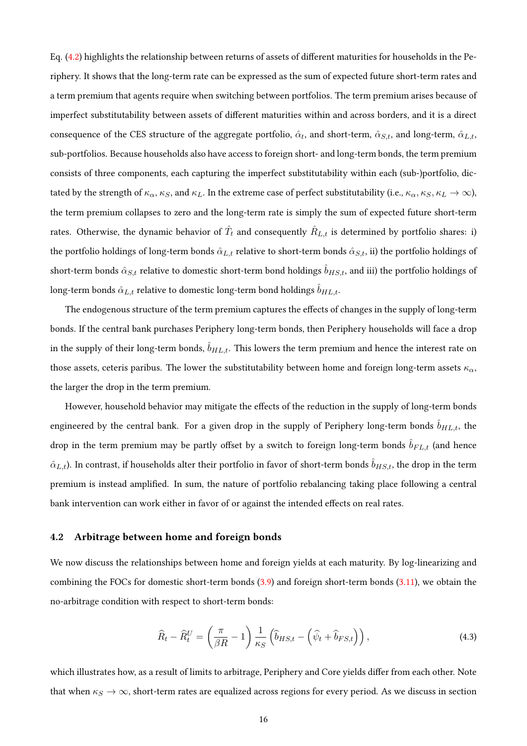Eq. (4.2) highlights the relationship between returns of assets of different maturities for households in the Periphery. It shows that the long-term rate can be expressed as the sum of expected future short-term rates and a term premium that agents require when switching between portfolios. The term premium arises because of imperfect substitutability between assets of different maturities within and across borders, and it is a direct consequence of the CES structure of the aggregate portfolio, $\hat{\alpha}_t$, and short-term, $\hat{\alpha}_{S,t}$, and long-term, $\hat{\alpha}_{L,t}$, sub-portfolios. Because households also have access to foreign short- and long-term bonds, the term premium consists of three components, each capturing the imperfect substitutability within each (sub-)portfolio, dictated by the strength of $\kappa_\alpha$, $\kappa_S$, and $\kappa_L$. In the extreme case of perfect substitutability (i.e., $\kappa_\alpha, \kappa_S, \kappa_L \rightarrow \infty$), the term premium collapses to zero and the long-term rate is simply the sum of expected future short-term rates. Otherwise, the dynamic behavior of $\hat{T}_t$ and consequently $\hat{R}_{L,t}$ is determined by portfolio shares: i) the portfolio holdings of long-term bonds $\hat{\alpha}_{L,t}$ relative to short-term bonds $\hat{\alpha}_{S,t}$, ii) the portfolio holdings of short-term bonds $\hat{\alpha}_{S,t}$ relative to domestic short-term bond holdings $\hat{b}_{HS,t}$, and iii) the portfolio holdings of long-term bonds $\hat{\alpha}_{L,t}$ relative to domestic long-term bond holdings $\hat{b}_{HL,t}$.

The endogenous structure of the term premium captures the effects of changes in the supply of long-term bonds. If the central bank purchases Periphery long-term bonds, then Periphery households will face a drop in the supply of their long-term bonds, $\hat{b}_{HL,t}$. This lowers the term premium and hence the interest rate on those assets, ceteris paribus. The lower the substitutability between home and foreign long-term assets $\kappa_\alpha$, the larger the drop in the term premium.

However, household behavior may mitigate the effects of the reduction in the supply of long-term bonds engineered by the central bank. For a given drop in the supply of Periphery long-term bonds $\hat{b}_{HL,t}$, the drop in the term premium may be partly offset by a switch to foreign long-term bonds $\hat{b}_{FL,t}$ (and hence $\hat{\alpha}_{L,t}$). In contrast, if households alter their portfolio in favor of short-term bonds $\hat{b}_{HS,t}$, the drop in the term premium is instead amplified. In sum, the nature of portfolio rebalancing taking place following a central bank intervention can work either in favor of or against the intended effects on real rates.

### 4.2 Arbitrage between home and foreign bonds

We now discuss the relationships between home and foreign yields at each maturity. By log-linearizing and combining the FOCs for domestic short-term bonds (3.9) and foreign short-term bonds (3.11), we obtain the no-arbitrage condition with respect to short-term bonds:

$$\widehat{R}_t - \widehat{R}_t^U = \left(\frac{\pi}{\beta R} - 1\right) \frac{1}{\kappa_S} \left(\widehat{b}_{HS,t} - \left(\widehat{\psi}_t + \widehat{b}_{FS,t}\right)\right), \tag{4.3}$$

which illustrates how, as a result of limits to arbitrage, Periphery and Core yields differ from each other. Note that when $\kappa_S \rightarrow \infty$, short-term rates are equalized across regions for every period. As we discuss in section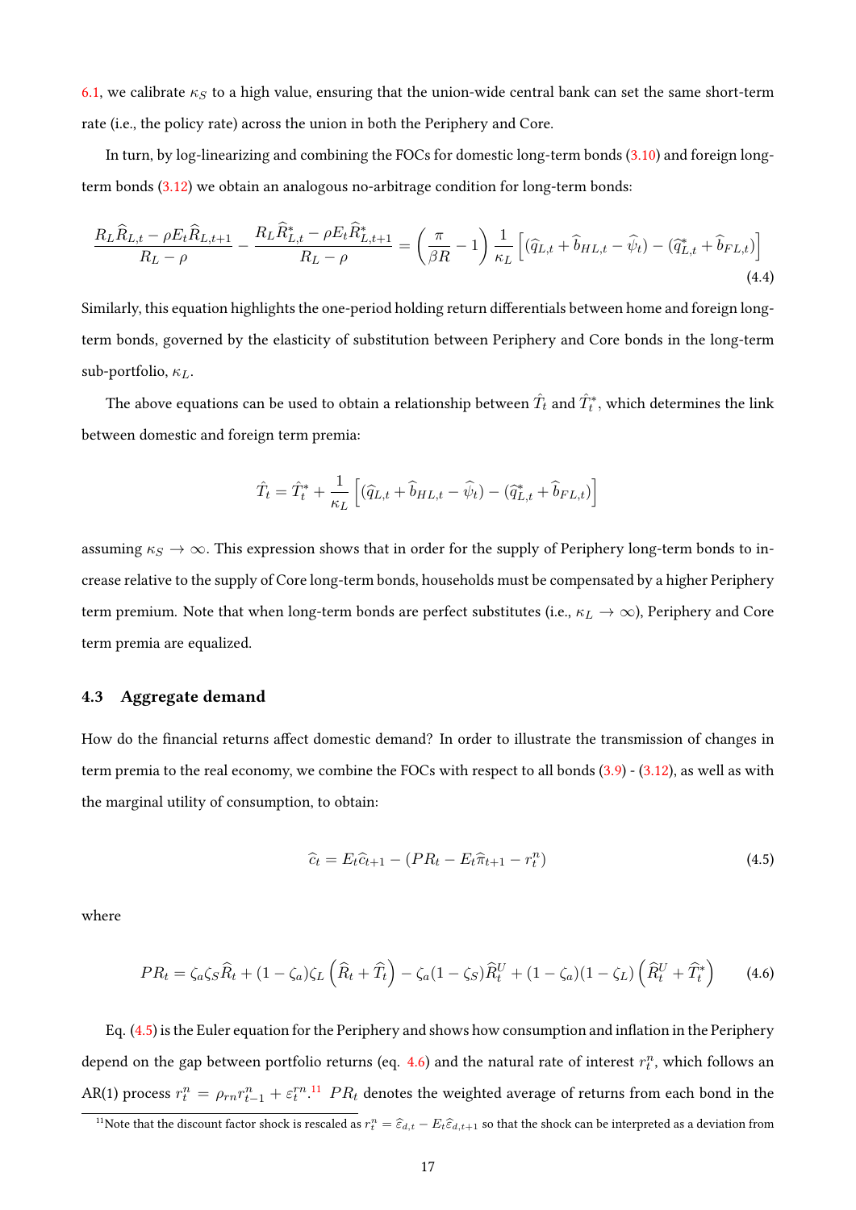6.1, we calibrate $\kappa_S$ to a high value, ensuring that the union-wide central bank can set the same short-term rate (i.e., the policy rate) across the union in both the Periphery and Core.

In turn, by log-linearizing and combining the FOCs for domestic long-term bonds (3.10) and foreign long-term bonds (3.12) we obtain an analogous no-arbitrage condition for long-term bonds:

$$\frac{R_L \widehat{R}_{L,t} - \rho E_t \widehat{R}_{L,t+1}}{R_L - \rho} - \frac{R_L \widehat{R}^*_{L,t} - \rho E_t \widehat{R}^*_{L,t+1}}{R_L - \rho} = \left(\frac{\pi}{\beta R} - 1\right) \frac{1}{\kappa_L} \left[ (\widehat{q}_{L,t} + \widehat{b}_{HL,t} - \widehat{\psi}_t) - (\widehat{q}^*_{L,t} + \widehat{b}_{FL,t}) \right] \tag{4.4}$$

Similarly, this equation highlights the one-period holding return differentials between home and foreign long-term bonds, governed by the elasticity of substitution between Periphery and Core bonds in the long-term sub-portfolio, $\kappa_L$.

The above equations can be used to obtain a relationship between $\hat{T}_t$ and $\hat{T}^*_t$, which determines the link between domestic and foreign term premia:

$$\hat{T}_t = \hat{T}^*_t + \frac{1}{\kappa_L} \left[ (\widehat{q}_{L,t} + \widehat{b}_{HL,t} - \widehat{\psi}_t) - (\widehat{q}^*_{L,t} + \widehat{b}_{FL,t}) \right]$$

assuming $\kappa_S \to \infty$. This expression shows that in order for the supply of Periphery long-term bonds to increase relative to the supply of Core long-term bonds, households must be compensated by a higher Periphery term premium. Note that when long-term bonds are perfect substitutes (i.e., $\kappa_L \to \infty$), Periphery and Core term premia are equalized.

### 4.3 Aggregate demand

How do the financial returns affect domestic demand? In order to illustrate the transmission of changes in term premia to the real economy, we combine the FOCs with respect to all bonds (3.9) - (3.12), as well as with the marginal utility of consumption, to obtain:

$$\widehat{c}_t = E_t \widehat{c}_{t+1} - (PR_t - E_t \widehat{\pi}_{t+1} - r^n_t) \tag{4.5}$$

where

$$PR_t = \zeta_a \zeta_S \widehat{R}_t + (1 - \zeta_a)\zeta_L \left(\widehat{R}_t + \widehat{T}_t\right) - \zeta_a (1 - \zeta_S) \widehat{R}^U_t + (1 - \zeta_a)(1 - \zeta_L) \left(\widehat{R}^U_t + \widehat{T}^*_t\right) \tag{4.6}$$

Eq. (4.5) is the Euler equation for the Periphery and shows how consumption and inflation in the Periphery depend on the gap between portfolio returns (eq. 4.6) and the natural rate of interest $r^n_t$, which follows an AR(1) process $r^n_t = \rho_{rn} r^n_{t-1} + \varepsilon^{rn}_t$.[11] $PR_t$ denotes the weighted average of returns from each bond in the

[11] Note that the discount factor shock is rescaled as $r^n_t = \widehat{\varepsilon}_{d,t} - E_t \widehat{\varepsilon}_{d,t+1}$ so that the shock can be interpreted as a deviation from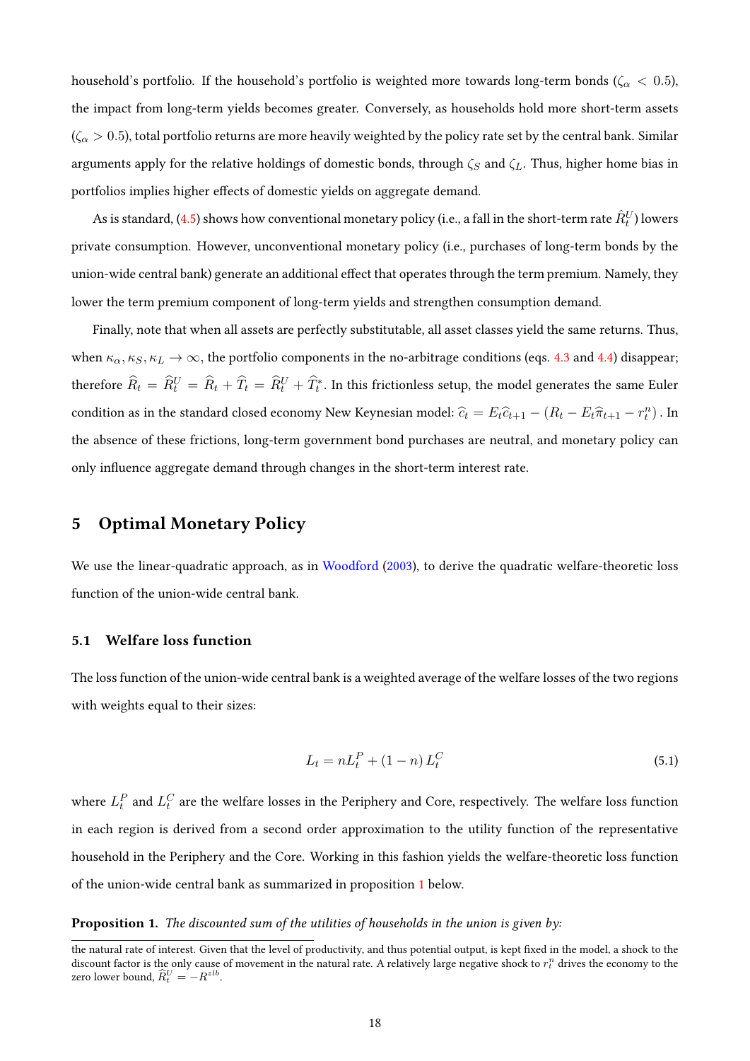household's portfolio. If the household's portfolio is weighted more towards long-term bonds ($\zeta_\alpha < 0.5$), the impact from long-term yields becomes greater. Conversely, as households hold more short-term assets ($\zeta_\alpha > 0.5$), total portfolio returns are more heavily weighted by the policy rate set by the central bank. Similar arguments apply for the relative holdings of domestic bonds, through $\zeta_S$ and $\zeta_L$. Thus, higher home bias in portfolios implies higher effects of domestic yields on aggregate demand.

As is standard, (4.5) shows how conventional monetary policy (i.e., a fall in the short-term rate $\hat{R}_t^U$) lowers private consumption. However, unconventional monetary policy (i.e., purchases of long-term bonds by the union-wide central bank) generate an additional effect that operates through the term premium. Namely, they lower the term premium component of long-term yields and strengthen consumption demand.

Finally, note that when all assets are perfectly substitutable, all asset classes yield the same returns. Thus, when $\kappa_\alpha, \kappa_S, \kappa_L \to \infty$, the portfolio components in the no-arbitrage conditions (eqs. 4.3 and 4.4) disappear; therefore $\widehat{R}_t = \widehat{R}_t^U = \widehat{R}_t + \widehat{T}_t = \widehat{R}_t^U + \widehat{T}_t^*$. In this frictionless setup, the model generates the same Euler condition as in the standard closed economy New Keynesian model: $\widehat{c}_t = E_t \widehat{c}_{t+1} - (R_t - E_t \widehat{\pi}_{t+1} - r_t^n)$ . In the absence of these frictions, long-term government bond purchases are neutral, and monetary policy can only influence aggregate demand through changes in the short-term interest rate.

## 5 Optimal Monetary Policy

We use the linear-quadratic approach, as in Woodford (2003), to derive the quadratic welfare-theoretic loss function of the union-wide central bank.

### 5.1 Welfare loss function

The loss function of the union-wide central bank is a weighted average of the welfare losses of the two regions with weights equal to their sizes:

$$L_t = nL_t^P + (1-n)\,L_t^C \tag{5.1}$$

where $L_t^P$ and $L_t^C$ are the welfare losses in the Periphery and Core, respectively. The welfare loss function in each region is derived from a second order approximation to the utility function of the representative household in the Periphery and the Core. Working in this fashion yields the welfare-theoretic loss function of the union-wide central bank as summarized in proposition 1 below.

**Proposition 1.** *The discounted sum of the utilities of households in the union is given by:*

the natural rate of interest. Given that the level of productivity, and thus potential output, is kept fixed in the model, a shock to the discount factor is the only cause of movement in the natural rate. A relatively large negative shock to $r_t^n$ drives the economy to the zero lower bound, $\widehat{R}_t^U = -R^{zlb}$.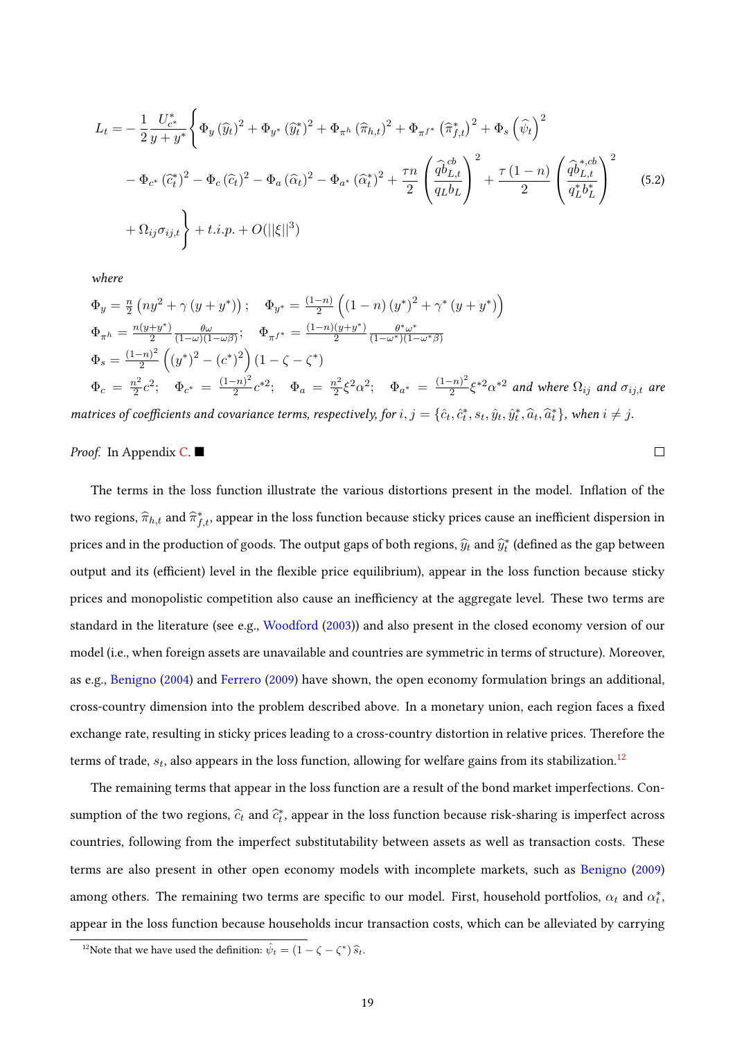$$
\begin{aligned}
L_t = & -\frac{1}{2}\frac{U_{c^*}^*}{y+y^*}\Bigg\{ \Phi_y \left(\widehat{y}_t\right)^2 + \Phi_{y^*}\left(\widehat{y}_t^*\right)^2 + \Phi_{\pi^h}\left(\widehat{\pi}_{h,t}\right)^2 + \Phi_{\pi^{f^*}}\left(\widehat{\pi}_{f,t}^*\right)^2 + \Phi_s\left(\widehat{\psi}_t\right)^2 \\
& - \Phi_{c^*}\left(\widehat{c}_t^*\right)^2 - \Phi_c\left(\widehat{c}_t\right)^2 - \Phi_a\left(\widehat{\alpha}_t\right)^2 - \Phi_{a^*}\left(\widehat{\alpha}_t^*\right)^2 + \frac{\tau n}{2}\left(\frac{\widehat{qb}_{L,t}^{cb}}{q_L b_L}\right)^2 + \frac{\tau(1-n)}{2}\left(\frac{\widehat{qb}_{L,t}^{*,cb}}{q_L^* b_L^*}\right)^2 \\
& + \Omega_{ij}\sigma_{ij,t}\Bigg\} + t.i.p. + O(||\xi||^3)
\end{aligned}
\tag{5.2}
$$

*where*

$\Phi_y = \frac{n}{2}\left(ny^2 + \gamma\left(y+y^*\right)\right);\quad \Phi_{y^*} = \frac{(1-n)}{2}\left((1-n)\left(y^*\right)^2 + \gamma^*\left(y+y^*\right)\right)$

$\Phi_{\pi^h} = \frac{n(y+y^*)}{2}\frac{\theta\omega}{(1-\omega)(1-\omega\beta)};\quad \Phi_{\pi^{f^*}} = \frac{(1-n)(y+y^*)}{2}\frac{\theta^*\omega^*}{(1-\omega^*)(1-\omega^*\beta)}$

$\Phi_s = \frac{(1-n)^2}{2}\left(\left(y^*\right)^2 - \left(c^*\right)^2\right)\left(1-\zeta-\zeta^*\right)$

$\Phi_c = \frac{n^2}{2}c^2;\quad \Phi_{c^*} = \frac{(1-n)^2}{2}c^{*2};\quad \Phi_a = \frac{n^2}{2}\xi^2\alpha^2;\quad \Phi_{a^*} = \frac{(1-n)^2}{2}\xi^{*2}\alpha^{*2}$ *and where* $\Omega_{ij}$ *and* $\sigma_{ij,t}$ *are matrices of coefficients and covariance terms, respectively, for* $i,j = \{\hat{c}_t, \hat{c}_t^*, s_t, \hat{y}_t, \hat{y}_t^*, \widehat{a}_t, \widehat{a}_t^*\}$, *when* $i \neq j$.

*Proof.* In Appendix C. ■ □

The terms in the loss function illustrate the various distortions present in the model. Inflation of the two regions, $\widehat{\pi}_{h,t}$ and $\widehat{\pi}_{f,t}^*$, appear in the loss function because sticky prices cause an inefficient dispersion in prices and in the production of goods. The output gaps of both regions, $\widehat{y}_t$ and $\widehat{y}_t^*$ (defined as the gap between output and its (efficient) level in the flexible price equilibrium), appear in the loss function because sticky prices and monopolistic competition also cause an inefficiency at the aggregate level. These two terms are standard in the literature (see e.g., Woodford (2003)) and also present in the closed economy version of our model (i.e., when foreign assets are unavailable and countries are symmetric in terms of structure). Moreover, as e.g., Benigno (2004) and Ferrero (2009) have shown, the open economy formulation brings an additional, cross-country dimension into the problem described above. In a monetary union, each region faces a fixed exchange rate, resulting in sticky prices leading to a cross-country distortion in relative prices. Therefore the terms of trade, $s_t$, also appears in the loss function, allowing for welfare gains from its stabilization.[12]

The remaining terms that appear in the loss function are a result of the bond market imperfections. Consumption of the two regions, $\widehat{c}_t$ and $\widehat{c}_t^*$, appear in the loss function because risk-sharing is imperfect across countries, following from the imperfect substitutability between assets as well as transaction costs. These terms are also present in other open economy models with incomplete markets, such as Benigno (2009) among others. The remaining two terms are specific to our model. First, household portfolios, $\alpha_t$ and $\alpha_t^*$, appear in the loss function because households incur transaction costs, which can be alleviated by carrying

[12]Note that we have used the definition: $\hat{\psi}_t = (1-\zeta-\zeta^*)\,\widehat{s}_t$.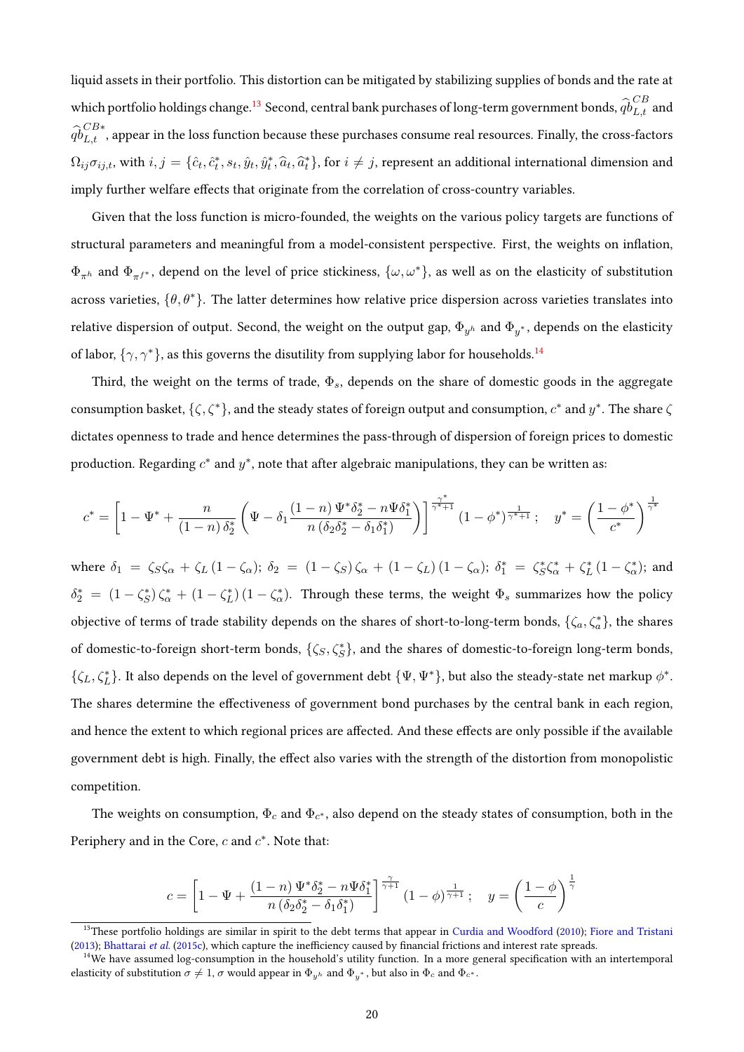liquid assets in their portfolio. This distortion can be mitigated by stabilizing supplies of bonds and the rate at which portfolio holdings change.[13] Second, central bank purchases of long-term government bonds, $\widehat{qb}_{L,t}^{CB}$ and $\widehat{qb}_{L,t}^{CB*}$, appear in the loss function because these purchases consume real resources. Finally, the cross-factors $\Omega_{ij}\sigma_{ij,t}$, with $i,j = \{\hat{c}_t, \hat{c}_t^*, s_t, \hat{y}_t, \hat{y}_t^*, \widehat{a}_t, \widehat{a}_t^*\}$, for $i \neq j$, represent an additional international dimension and imply further welfare effects that originate from the correlation of cross-country variables.

Given that the loss function is micro-founded, the weights on the various policy targets are functions of structural parameters and meaningful from a model-consistent perspective. First, the weights on inflation, $\Phi_{\pi^h}$ and $\Phi_{\pi^{f*}}$, depend on the level of price stickiness, $\{\omega, \omega^*\}$, as well as on the elasticity of substitution across varieties, $\{\theta, \theta^*\}$. The latter determines how relative price dispersion across varieties translates into relative dispersion of output. Second, the weight on the output gap, $\Phi_{y^h}$ and $\Phi_{y^*}$, depends on the elasticity of labor, $\{\gamma, \gamma^*\}$, as this governs the disutility from supplying labor for households.[14]

Third, the weight on the terms of trade, $\Phi_s$, depends on the share of domestic goods in the aggregate consumption basket, $\{\zeta, \zeta^*\}$, and the steady states of foreign output and consumption, $c^*$ and $y^*$. The share $\zeta$ dictates openness to trade and hence determines the pass-through of dispersion of foreign prices to domestic production. Regarding $c^*$ and $y^*$, note that after algebraic manipulations, they can be written as:

$$c^* = \left[1 - \Psi^* + \frac{n}{(1-n)\,\delta_2^*}\left(\Psi - \delta_1 \frac{(1-n)\,\Psi^*\delta_2^* - n\Psi\delta_1^*}{n\left(\delta_2\delta_2^* - \delta_1\delta_1^*\right)}\right)\right]^{\frac{\gamma^*}{\gamma^*+1}} (1-\phi^*)^{\frac{1}{\gamma^*+1}}\,; \quad y^* = \left(\frac{1-\phi^*}{c^*}\right)^{\frac{1}{\gamma^*}}$$

where $\delta_1 = \zeta_S\zeta_\alpha + \zeta_L(1-\zeta_\alpha)$; $\delta_2 = (1-\zeta_S)\,\zeta_\alpha + (1-\zeta_L)(1-\zeta_\alpha)$; $\delta_1^* = \zeta_S^*\zeta_\alpha^* + \zeta_L^*(1-\zeta_\alpha^*)$; and $\delta_2^* = (1-\zeta_S^*)\,\zeta_\alpha^* + (1-\zeta_L^*)(1-\zeta_\alpha^*)$. Through these terms, the weight $\Phi_s$ summarizes how the policy objective of terms of trade stability depends on the shares of short-to-long-term bonds, $\{\zeta_a, \zeta_a^*\}$, the shares of domestic-to-foreign short-term bonds, $\{\zeta_S, \zeta_S^*\}$, and the shares of domestic-to-foreign long-term bonds, $\{\zeta_L, \zeta_L^*\}$. It also depends on the level of government debt $\{\Psi, \Psi^*\}$, but also the steady-state net markup $\phi^*$. The shares determine the effectiveness of government bond purchases by the central bank in each region, and hence the extent to which regional prices are affected. And these effects are only possible if the available government debt is high. Finally, the effect also varies with the strength of the distortion from monopolistic competition.

The weights on consumption, $\Phi_c$ and $\Phi_{c^*}$, also depend on the steady states of consumption, both in the Periphery and in the Core, $c$ and $c^*$. Note that:

$$c = \left[1 - \Psi + \frac{(1-n)\,\Psi^*\delta_2^* - n\Psi\delta_1^*}{n\left(\delta_2\delta_2^* - \delta_1\delta_1^*\right)}\right]^{\frac{\gamma}{\gamma+1}} (1-\phi)^{\frac{1}{\gamma+1}}\,; \quad y = \left(\frac{1-\phi}{c}\right)^{\frac{1}{\gamma}}$$

[13] These portfolio holdings are similar in spirit to the debt terms that appear in Curdia and Woodford (2010); Fiore and Tristani (2013); Bhattarai *et al.* (2015c), which capture the inefficiency caused by financial frictions and interest rate spreads.

[14] We have assumed log-consumption in the household's utility function. In a more general specification with an intertemporal elasticity of substitution $\sigma \neq 1$, $\sigma$ would appear in $\Phi_{y^h}$ and $\Phi_{y^*}$, but also in $\Phi_c$ and $\Phi_{c^*}$.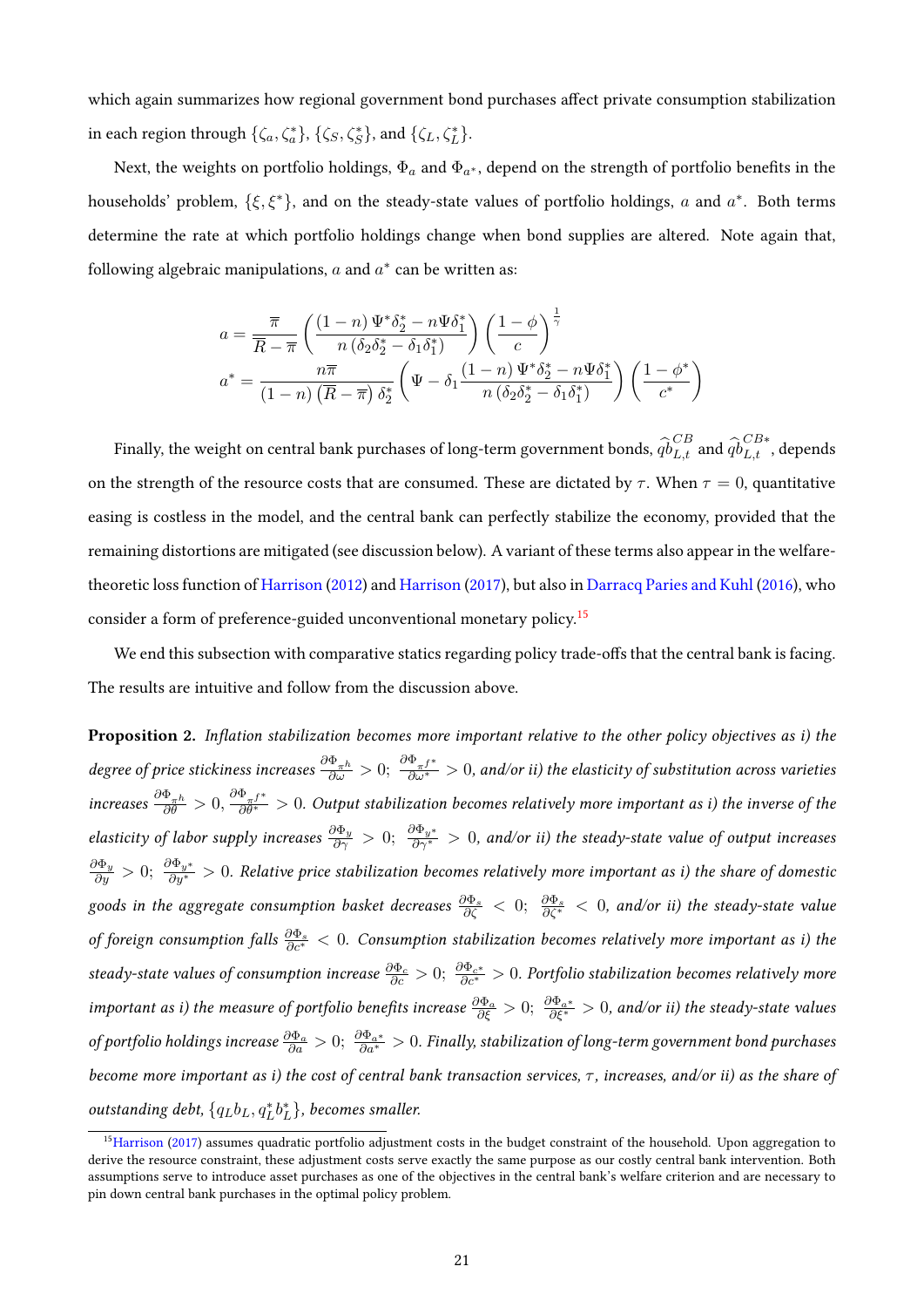which again summarizes how regional government bond purchases affect private consumption stabilization in each region through $\{\zeta_a, \zeta_a^*\}$, $\{\zeta_S, \zeta_S^*\}$, and $\{\zeta_L, \zeta_L^*\}$.

Next, the weights on portfolio holdings, $\Phi_a$ and $\Phi_{a^*}$, depend on the strength of portfolio benefits in the households' problem, $\{\xi, \xi^*\}$, and on the steady-state values of portfolio holdings, $a$ and $a^*$. Both terms determine the rate at which portfolio holdings change when bond supplies are altered. Note again that, following algebraic manipulations, $a$ and $a^*$ can be written as:

$$a = \frac{\overline{\pi}}{\overline{R} - \overline{\pi}} \left( \frac{(1-n)\,\Psi^* \delta_2^* - n\Psi\delta_1^*}{n\left(\delta_2\delta_2^* - \delta_1\delta_1^*\right)} \right) \left( \frac{1-\phi}{c} \right)^{\frac{1}{\gamma}}$$

$$a^* = \frac{n\overline{\pi}}{(1-n)\left(\overline{R} - \overline{\pi}\right)\delta_2^*} \left( \Psi - \delta_1 \frac{(1-n)\,\Psi^* \delta_2^* - n\Psi\delta_1^*}{n\left(\delta_2\delta_2^* - \delta_1\delta_1^*\right)} \right) \left( \frac{1-\phi^*}{c^*} \right)$$

Finally, the weight on central bank purchases of long-term government bonds, $\widehat{qb}_{L,t}^{CB}$ and $\widehat{qb}_{L,t}^{CB*}$, depends on the strength of the resource costs that are consumed. These are dictated by $\tau$. When $\tau = 0$, quantitative easing is costless in the model, and the central bank can perfectly stabilize the economy, provided that the remaining distortions are mitigated (see discussion below). A variant of these terms also appear in the welfare-theoretic loss function of Harrison (2012) and Harrison (2017), but also in Darracq Paries and Kuhl (2016), who consider a form of preference-guided unconventional monetary policy.[15]

We end this subsection with comparative statics regarding policy trade-offs that the central bank is facing. The results are intuitive and follow from the discussion above.

**Proposition 2.** *Inflation stabilization becomes more important relative to the other policy objectives as i) the degree of price stickiness increases* $\frac{\partial \Phi_{\pi^h}}{\partial \omega} > 0$; $\frac{\partial \Phi_{\pi^{f*}}}{\partial \omega^*} > 0$, *and/or ii) the elasticity of substitution across varieties increases* $\frac{\partial \Phi_{\pi^h}}{\partial \theta} > 0$, $\frac{\partial \Phi_{\pi^{f*}}}{\partial \theta^*} > 0$. *Output stabilization becomes relatively more important as i) the inverse of the elasticity of labor supply increases* $\frac{\partial \Phi_y}{\partial \gamma} > 0$; $\frac{\partial \Phi_{y^*}}{\partial \gamma^*} > 0$, *and/or ii) the steady-state value of output increases* $\frac{\partial \Phi_y}{\partial y} > 0$; $\frac{\partial \Phi_{y^*}}{\partial y^*} > 0$. *Relative price stabilization becomes relatively more important as i) the share of domestic goods in the aggregate consumption basket decreases* $\frac{\partial \Phi_s}{\partial \zeta} < 0$; $\frac{\partial \Phi_s}{\partial \zeta^*} < 0$, *and/or ii) the steady-state value of foreign consumption falls* $\frac{\partial \Phi_s}{\partial c^*} < 0$. *Consumption stabilization becomes relatively more important as i) the steady-state values of consumption increase* $\frac{\partial \Phi_c}{\partial c} > 0$; $\frac{\partial \Phi_{c^*}}{\partial c^*} > 0$. *Portfolio stabilization becomes relatively more important as i) the measure of portfolio benefits increase* $\frac{\partial \Phi_a}{\partial \xi} > 0$; $\frac{\partial \Phi_{a^*}}{\partial \xi^*} > 0$, *and/or ii) the steady-state values of portfolio holdings increase* $\frac{\partial \Phi_a}{\partial a} > 0$; $\frac{\partial \Phi_{a^*}}{\partial a^*} > 0$. *Finally, stabilization of long-term government bond purchases become more important as i) the cost of central bank transaction services,* $\tau$, *increases, and/or ii) as the share of outstanding debt,* $\{q_L b_L, q_L^* b_L^*\}$, *becomes smaller.*

[15] Harrison (2017) assumes quadratic portfolio adjustment costs in the budget constraint of the household. Upon aggregation to derive the resource constraint, these adjustment costs serve exactly the same purpose as our costly central bank intervention. Both assumptions serve to introduce asset purchases as one of the objectives in the central bank's welfare criterion and are necessary to pin down central bank purchases in the optimal policy problem.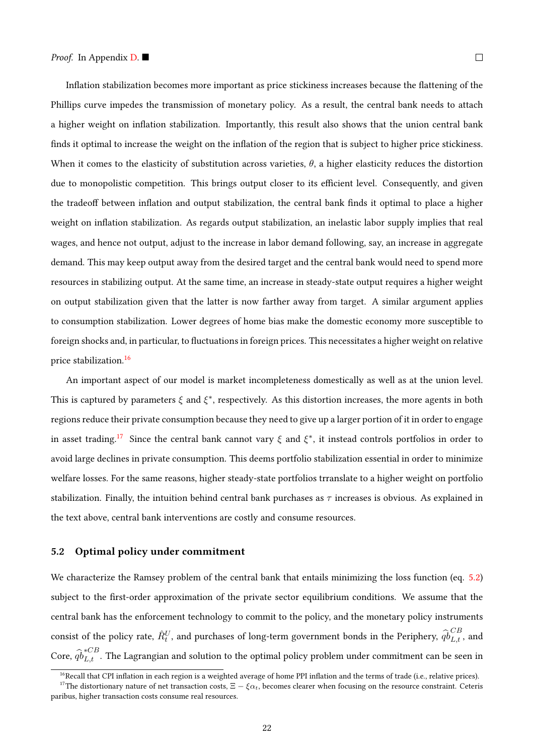*Proof.* In Appendix D. ■ □

Inflation stabilization becomes more important as price stickiness increases because the flattening of the Phillips curve impedes the transmission of monetary policy. As a result, the central bank needs to attach a higher weight on inflation stabilization. Importantly, this result also shows that the union central bank finds it optimal to increase the weight on the inflation of the region that is subject to higher price stickiness. When it comes to the elasticity of substitution across varieties, $\theta$, a higher elasticity reduces the distortion due to monopolistic competition. This brings output closer to its efficient level. Consequently, and given the tradeoff between inflation and output stabilization, the central bank finds it optimal to place a higher weight on inflation stabilization. As regards output stabilization, an inelastic labor supply implies that real wages, and hence not output, adjust to the increase in labor demand following, say, an increase in aggregate demand. This may keep output away from the desired target and the central bank would need to spend more resources in stabilizing output. At the same time, an increase in steady-state output requires a higher weight on output stabilization given that the latter is now farther away from target. A similar argument applies to consumption stabilization. Lower degrees of home bias make the domestic economy more susceptible to foreign shocks and, in particular, to fluctuations in foreign prices. This necessitates a higher weight on relative price stabilization.[16]

An important aspect of our model is market incompleteness domestically as well as at the union level. This is captured by parameters $\xi$ and $\xi^*$, respectively. As this distortion increases, the more agents in both regions reduce their private consumption because they need to give up a larger portion of it in order to engage in asset trading.[17] Since the central bank cannot vary $\xi$ and $\xi^*$, it instead controls portfolios in order to avoid large declines in private consumption. This deems portfolio stabilization essential in order to minimize welfare losses. For the same reasons, higher steady-state portfolios trranslate to a higher weight on portfolio stabilization. Finally, the intuition behind central bank purchases as $\tau$ increases is obvious. As explained in the text above, central bank interventions are costly and consume resources.

### 5.2 Optimal policy under commitment

We characterize the Ramsey problem of the central bank that entails minimizing the loss function (eq. 5.2) subject to the first-order approximation of the private sector equilibrium conditions. We assume that the central bank has the enforcement technology to commit to the policy, and the monetary policy instruments consist of the policy rate, $\hat{R}_t^U$, and purchases of long-term government bonds in the Periphery, $\widehat{qb}_{L,t}^{CB}$, and Core, $\widehat{qb}_{L,t}^{*CB}$. The Lagrangian and solution to the optimal policy problem under commitment can be seen in

[16]Recall that CPI inflation in each region is a weighted average of home PPI inflation and the terms of trade (i.e., relative prices).

[17]The distortionary nature of net transaction costs, $\Xi - \xi\alpha_t$, becomes clearer when focusing on the resource constraint. Ceteris paribus, higher transaction costs consume real resources.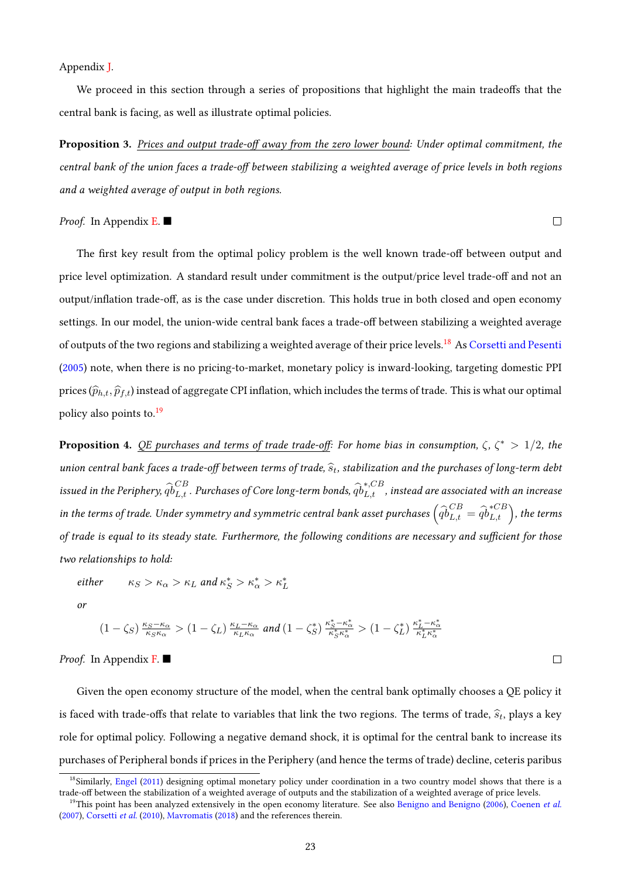Appendix J.

We proceed in this section through a series of propositions that highlight the main tradeoffs that the central bank is facing, as well as illustrate optimal policies.

**Proposition 3.** *Prices and output trade-off away from the zero lower bound: Under optimal commitment, the central bank of the union faces a trade-off between stabilizing a weighted average of price levels in both regions and a weighted average of output in both regions.*

*Proof.* In Appendix E. ■ □

The first key result from the optimal policy problem is the well known trade-off between output and price level optimization. A standard result under commitment is the output/price level trade-off and not an output/inflation trade-off, as is the case under discretion. This holds true in both closed and open economy settings. In our model, the union-wide central bank faces a trade-off between stabilizing a weighted average of outputs of the two regions and stabilizing a weighted average of their price levels.[18] As Corsetti and Pesenti (2005) note, when there is no pricing-to-market, monetary policy is inward-looking, targeting domestic PPI prices ($\widehat{p}_{h,t}, \widehat{p}_{f,t}$) instead of aggregate CPI inflation, which includes the terms of trade. This is what our optimal policy also points to.[19]

**Proposition 4.** *QE purchases and terms of trade trade-off: For home bias in consumption, $\zeta$, $\zeta^* > 1/2$, the union central bank faces a trade-off between terms of trade, $\widehat{s}_t$, stabilization and the purchases of long-term debt issued in the Periphery, $\widehat{qb}_{L,t}^{CB}$. Purchases of Core long-term bonds, $\widehat{qb}_{L,t}^{*,CB}$, instead are associated with an increase in the terms of trade. Under symmetry and symmetric central bank asset purchases $\left(\widehat{qb}_{L,t}^{CB} = \widehat{qb}_{L,t}^{*CB}\right)$, the terms of trade is equal to its steady state. Furthermore, the following conditions are necessary and sufficient for those two relationships to hold:*

*either* $\quad \kappa_S > \kappa_\alpha > \kappa_L$ *and* $\kappa_S^* > \kappa_\alpha^* > \kappa_L^*$

*or*

$$(1 - \zeta_S)\,\frac{\kappa_S - \kappa_\alpha}{\kappa_S \kappa_\alpha} > (1 - \zeta_L)\,\frac{\kappa_L - \kappa_\alpha}{\kappa_L \kappa_\alpha} \text{ and } (1 - \zeta_S^*)\,\frac{\kappa_S^* - \kappa_\alpha^*}{\kappa_S^* \kappa_\alpha^*} > (1 - \zeta_L^*)\,\frac{\kappa_L^* - \kappa_\alpha^*}{\kappa_L^* \kappa_\alpha^*}$$

*Proof.* In Appendix F. ■ □

Given the open economy structure of the model, when the central bank optimally chooses a QE policy it is faced with trade-offs that relate to variables that link the two regions. The terms of trade, $\widehat{s}_t$, plays a key role for optimal policy. Following a negative demand shock, it is optimal for the central bank to increase its purchases of Peripheral bonds if prices in the Periphery (and hence the terms of trade) decline, ceteris paribus

[18] Similarly, Engel (2011) designing optimal monetary policy under coordination in a two country model shows that there is a trade-off between the stabilization of a weighted average of outputs and the stabilization of a weighted average of price levels.

[19] This point has been analyzed extensively in the open economy literature. See also Benigno and Benigno (2006), Coenen *et al.* (2007), Corsetti *et al.* (2010), Mavromatis (2018) and the references therein.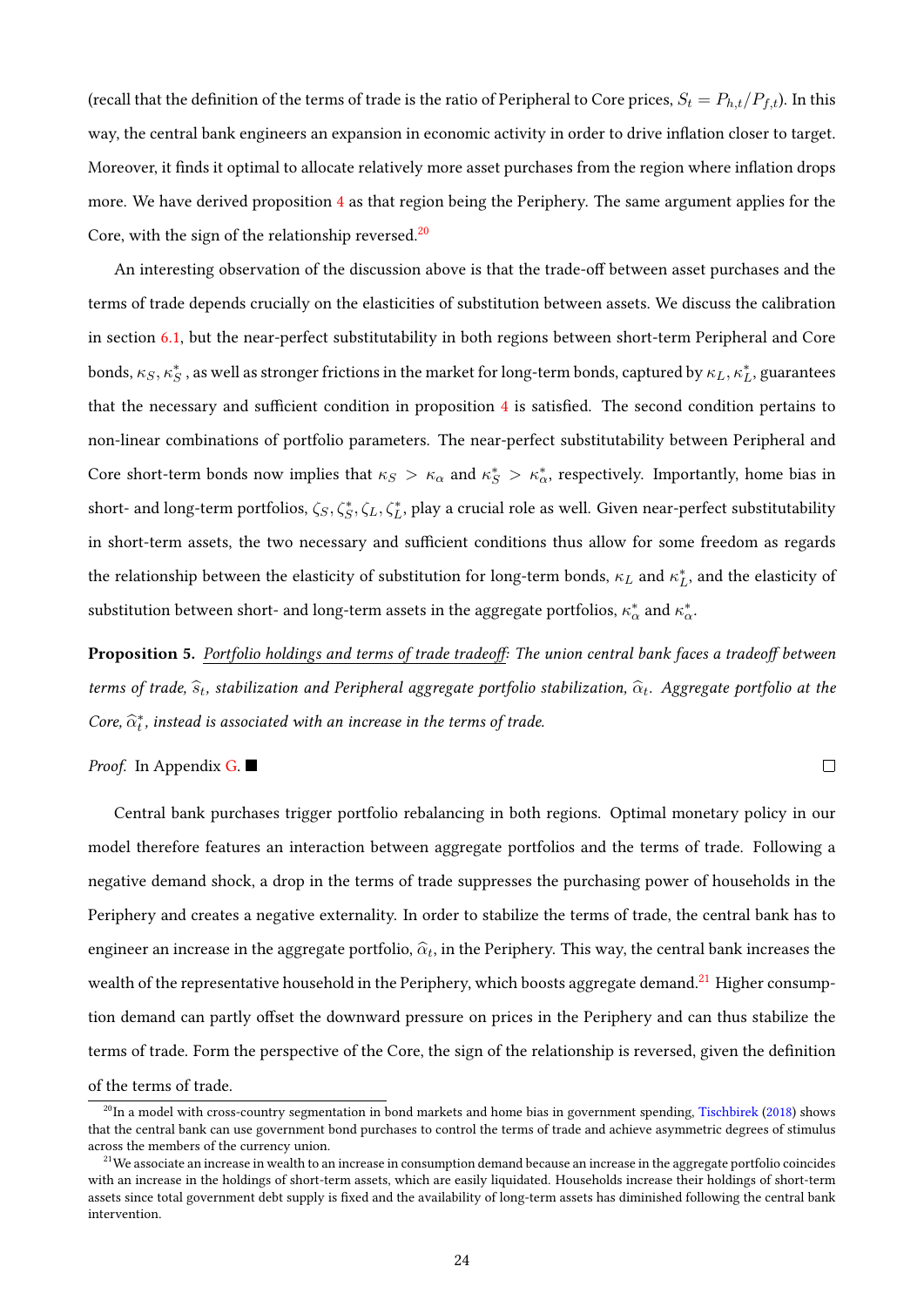(recall that the definition of the terms of trade is the ratio of Peripheral to Core prices, $S_t = P_{h,t}/P_{f,t}$). In this way, the central bank engineers an expansion in economic activity in order to drive inflation closer to target. Moreover, it finds it optimal to allocate relatively more asset purchases from the region where inflation drops more. We have derived proposition 4 as that region being the Periphery. The same argument applies for the Core, with the sign of the relationship reversed.[20]

An interesting observation of the discussion above is that the trade-off between asset purchases and the terms of trade depends crucially on the elasticities of substitution between assets. We discuss the calibration in section 6.1, but the near-perfect substitutability in both regions between short-term Peripheral and Core bonds, $\kappa_S, \kappa_S^*$ , as well as stronger frictions in the market for long-term bonds, captured by $\kappa_L, \kappa_L^*$, guarantees that the necessary and sufficient condition in proposition 4 is satisfied. The second condition pertains to non-linear combinations of portfolio parameters. The near-perfect substitutability between Peripheral and Core short-term bonds now implies that $\kappa_S > \kappa_\alpha$ and $\kappa_S^* > \kappa_\alpha^*$, respectively. Importantly, home bias in short- and long-term portfolios, $\zeta_S, \zeta_S^*, \zeta_L, \zeta_L^*$, play a crucial role as well. Given near-perfect substitutability in short-term assets, the two necessary and sufficient conditions thus allow for some freedom as regards the relationship between the elasticity of substitution for long-term bonds, $\kappa_L$ and $\kappa_L^*$, and the elasticity of substitution between short- and long-term assets in the aggregate portfolios, $\kappa_\alpha^*$ and $\kappa_\alpha^*$.

**Proposition 5.** *Portfolio holdings and terms of trade tradeoff: The union central bank faces a tradeoff between terms of trade, $\widehat{s}_t$, stabilization and Peripheral aggregate portfolio stabilization, $\widehat{\alpha}_t$. Aggregate portfolio at the Core, $\widehat{\alpha}_t^*$, instead is associated with an increase in the terms of trade.*

*Proof.* In Appendix G. ■ □

Central bank purchases trigger portfolio rebalancing in both regions. Optimal monetary policy in our model therefore features an interaction between aggregate portfolios and the terms of trade. Following a negative demand shock, a drop in the terms of trade suppresses the purchasing power of households in the Periphery and creates a negative externality. In order to stabilize the terms of trade, the central bank has to engineer an increase in the aggregate portfolio, $\widehat{\alpha}_t$, in the Periphery. This way, the central bank increases the wealth of the representative household in the Periphery, which boosts aggregate demand.[21] Higher consumption demand can partly offset the downward pressure on prices in the Periphery and can thus stabilize the terms of trade. Form the perspective of the Core, the sign of the relationship is reversed, given the definition of the terms of trade.

[20] In a model with cross-country segmentation in bond markets and home bias in government spending, Tischbirek (2018) shows that the central bank can use government bond purchases to control the terms of trade and achieve asymmetric degrees of stimulus across the members of the currency union.

[21] We associate an increase in wealth to an increase in consumption demand because an increase in the aggregate portfolio coincides with an increase in the holdings of short-term assets, which are easily liquidated. Households increase their holdings of short-term assets since total government debt supply is fixed and the availability of long-term assets has diminished following the central bank intervention.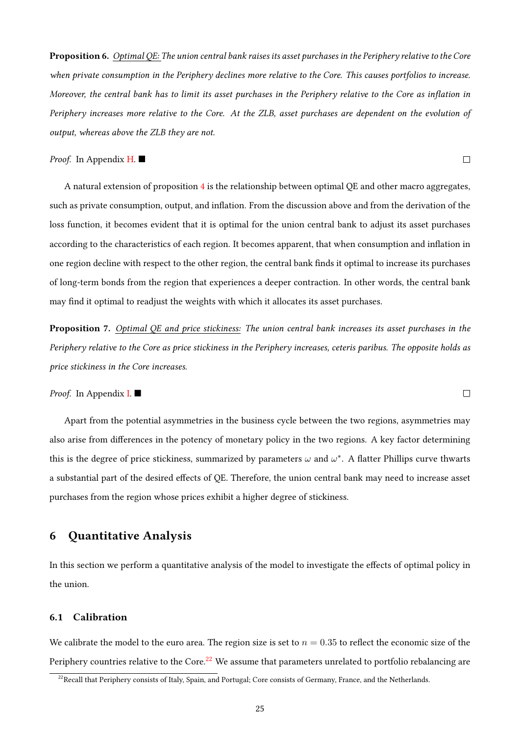**Proposition 6.** *Optimal QE: The union central bank raises its asset purchases in the Periphery relative to the Core when private consumption in the Periphery declines more relative to the Core. This causes portfolios to increase. Moreover, the central bank has to limit its asset purchases in the Periphery relative to the Core as inflation in Periphery increases more relative to the Core. At the ZLB, asset purchases are dependent on the evolution of output, whereas above the ZLB they are not.*

*Proof.* In Appendix H. ■ □

A natural extension of proposition 4 is the relationship between optimal QE and other macro aggregates, such as private consumption, output, and inflation. From the discussion above and from the derivation of the loss function, it becomes evident that it is optimal for the union central bank to adjust its asset purchases according to the characteristics of each region. It becomes apparent, that when consumption and inflation in one region decline with respect to the other region, the central bank finds it optimal to increase its purchases of long-term bonds from the region that experiences a deeper contraction. In other words, the central bank may find it optimal to readjust the weights with which it allocates its asset purchases.

**Proposition 7.** *Optimal QE and price stickiness: The union central bank increases its asset purchases in the Periphery relative to the Core as price stickiness in the Periphery increases, ceteris paribus. The opposite holds as price stickiness in the Core increases.*

*Proof.* In Appendix I. ■ □

Apart from the potential asymmetries in the business cycle between the two regions, asymmetries may also arise from differences in the potency of monetary policy in the two regions. A key factor determining this is the degree of price stickiness, summarized by parameters $\omega$ and $\omega^*$. A flatter Phillips curve thwarts a substantial part of the desired effects of QE. Therefore, the union central bank may need to increase asset purchases from the region whose prices exhibit a higher degree of stickiness.

## 6 Quantitative Analysis

In this section we perform a quantitative analysis of the model to investigate the effects of optimal policy in the union.

### 6.1 Calibration

We calibrate the model to the euro area. The region size is set to $n = 0.35$ to reflect the economic size of the Periphery countries relative to the Core.[22] We assume that parameters unrelated to portfolio rebalancing are

[22] Recall that Periphery consists of Italy, Spain, and Portugal; Core consists of Germany, France, and the Netherlands.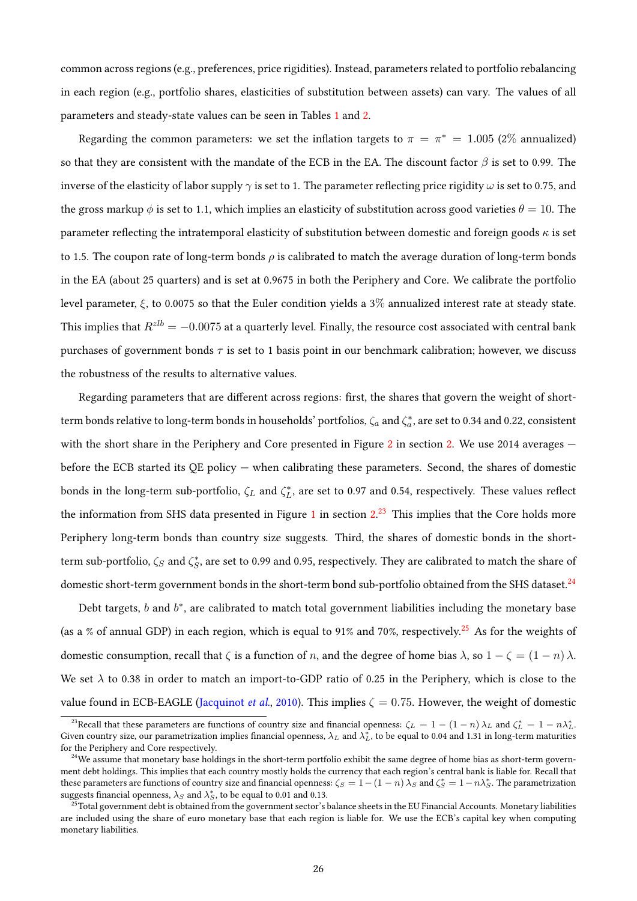common across regions (e.g., preferences, price rigidities). Instead, parameters related to portfolio rebalancing in each region (e.g., portfolio shares, elasticities of substitution between assets) can vary. The values of all parameters and steady-state values can be seen in Tables 1 and 2.

Regarding the common parameters: we set the inflation targets to $\pi = \pi^* = 1.005$ (2% annualized) so that they are consistent with the mandate of the ECB in the EA. The discount factor $\beta$ is set to 0.99. The inverse of the elasticity of labor supply $\gamma$ is set to 1. The parameter reflecting price rigidity $\omega$ is set to 0.75, and the gross markup $\phi$ is set to 1.1, which implies an elasticity of substitution across good varieties $\theta = 10$. The parameter reflecting the intratemporal elasticity of substitution between domestic and foreign goods $\kappa$ is set to 1.5. The coupon rate of long-term bonds $\rho$ is calibrated to match the average duration of long-term bonds in the EA (about 25 quarters) and is set at 0.9675 in both the Periphery and Core. We calibrate the portfolio level parameter, $\xi$, to 0.0075 so that the Euler condition yields a 3% annualized interest rate at steady state. This implies that $R^{zlb} = -0.0075$ at a quarterly level. Finally, the resource cost associated with central bank purchases of government bonds $\tau$ is set to 1 basis point in our benchmark calibration; however, we discuss the robustness of the results to alternative values.

Regarding parameters that are different across regions: first, the shares that govern the weight of short-term bonds relative to long-term bonds in households' portfolios, $\zeta_a$ and $\zeta_a^*$, are set to 0.34 and 0.22, consistent with the short share in the Periphery and Core presented in Figure 2 in section 2. We use 2014 averages — before the ECB started its QE policy — when calibrating these parameters. Second, the shares of domestic bonds in the long-term sub-portfolio, $\zeta_L$ and $\zeta_L^*$, are set to 0.97 and 0.54, respectively. These values reflect the information from SHS data presented in Figure 1 in section 2.[23] This implies that the Core holds more Periphery long-term bonds than country size suggests. Third, the shares of domestic bonds in the short-term sub-portfolio, $\zeta_S$ and $\zeta_S^*$, are set to 0.99 and 0.95, respectively. They are calibrated to match the share of domestic short-term government bonds in the short-term bond sub-portfolio obtained from the SHS dataset.[24]

Debt targets, $b$ and $b^*$, are calibrated to match total government liabilities including the monetary base (as a % of annual GDP) in each region, which is equal to 91% and 70%, respectively.[25] As for the weights of domestic consumption, recall that $\zeta$ is a function of $n$, and the degree of home bias $\lambda$, so $1 - \zeta = (1 - n)\lambda$. We set $\lambda$ to 0.38 in order to match an import-to-GDP ratio of 0.25 in the Periphery, which is close to the value found in ECB-EAGLE (Jacquinot *et al.*, 2010). This implies $\zeta = 0.75$. However, the weight of domestic

[23] Recall that these parameters are functions of country size and financial openness: $\zeta_L = 1 - (1 - n)\lambda_L$ and $\zeta_L^* = 1 - n\lambda_L^*$. Given country size, our parametrization implies financial openness, $\lambda_L$ and $\lambda_L^*$, to be equal to 0.04 and 1.31 in long-term maturities for the Periphery and Core respectively.

[24] We assume that monetary base holdings in the short-term portfolio exhibit the same degree of home bias as short-term government debt holdings. This implies that each country mostly holds the currency that each region's central bank is liable for. Recall that these parameters are functions of country size and financial openness: $\zeta_S = 1 - (1 - n)\lambda_S$ and $\zeta_S^* = 1 - n\lambda_S^*$. The parametrization suggests financial openness, $\lambda_S$ and $\lambda_S^*$, to be equal to 0.01 and 0.13.

[25] Total government debt is obtained from the government sector's balance sheets in the EU Financial Accounts. Monetary liabilities are included using the share of euro monetary base that each region is liable for. We use the ECB's capital key when computing monetary liabilities.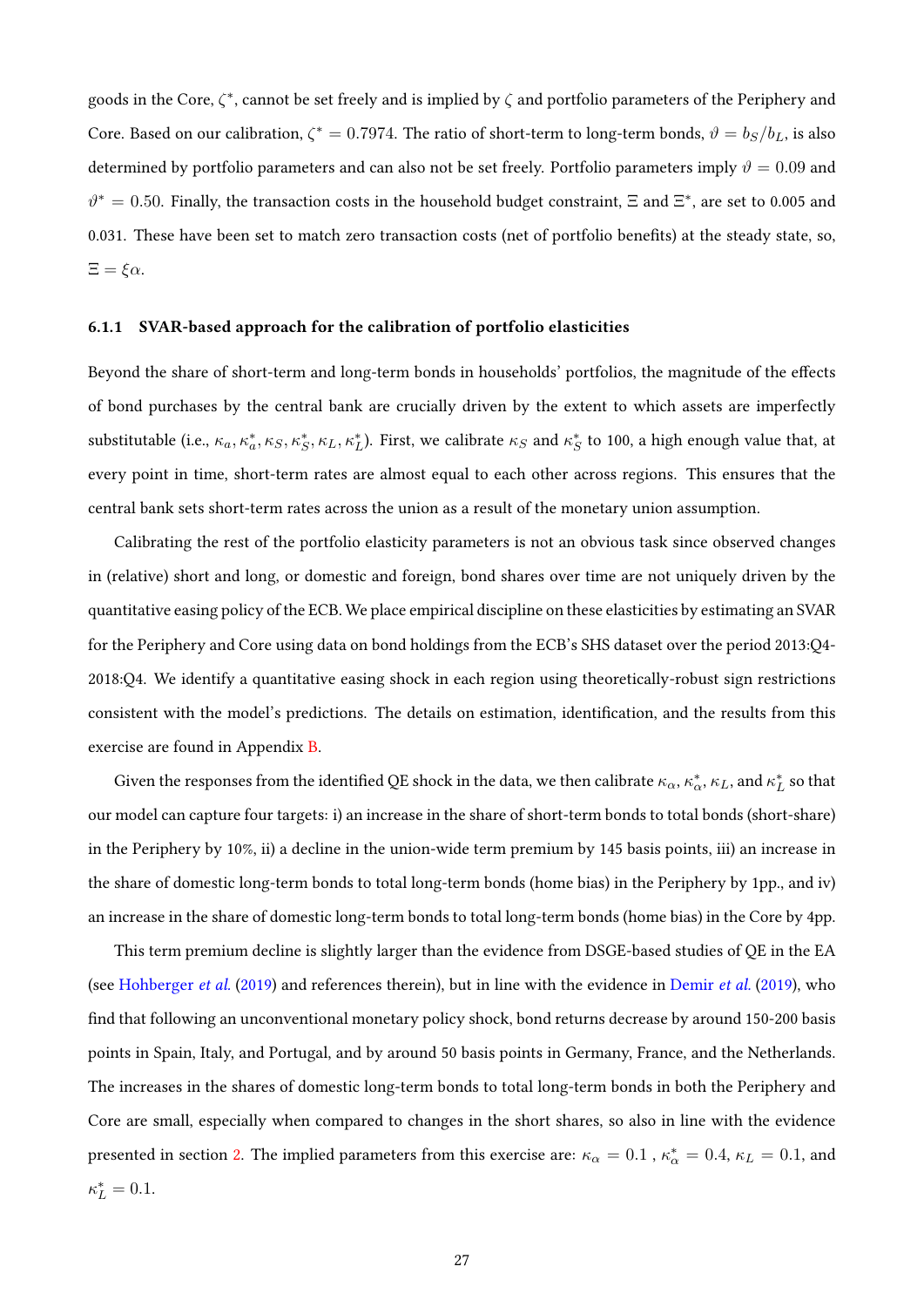goods in the Core, $\zeta^*$, cannot be set freely and is implied by $\zeta$ and portfolio parameters of the Periphery and Core. Based on our calibration, $\zeta^* = 0.7974$. The ratio of short-term to long-term bonds, $\vartheta = b_S/b_L$, is also determined by portfolio parameters and can also not be set freely. Portfolio parameters imply $\vartheta = 0.09$ and $\vartheta^* = 0.50$. Finally, the transaction costs in the household budget constraint, $\Xi$ and $\Xi^*$, are set to 0.005 and 0.031. These have been set to match zero transaction costs (net of portfolio benefits) at the steady state, so, $\Xi = \xi\alpha$.

### 6.1.1 SVAR-based approach for the calibration of portfolio elasticities

Beyond the share of short-term and long-term bonds in households' portfolios, the magnitude of the effects of bond purchases by the central bank are crucially driven by the extent to which assets are imperfectly substitutable (i.e., $\kappa_a, \kappa_a^*, \kappa_S, \kappa_S^*, \kappa_L, \kappa_L^*$). First, we calibrate $\kappa_S$ and $\kappa_S^*$ to 100, a high enough value that, at every point in time, short-term rates are almost equal to each other across regions. This ensures that the central bank sets short-term rates across the union as a result of the monetary union assumption.

Calibrating the rest of the portfolio elasticity parameters is not an obvious task since observed changes in (relative) short and long, or domestic and foreign, bond shares over time are not uniquely driven by the quantitative easing policy of the ECB. We place empirical discipline on these elasticities by estimating an SVAR for the Periphery and Core using data on bond holdings from the ECB's SHS dataset over the period 2013:Q4-2018:Q4. We identify a quantitative easing shock in each region using theoretically-robust sign restrictions consistent with the model's predictions. The details on estimation, identification, and the results from this exercise are found in Appendix B.

Given the responses from the identified QE shock in the data, we then calibrate $\kappa_\alpha$, $\kappa_\alpha^*$, $\kappa_L$, and $\kappa_L^*$ so that our model can capture four targets: i) an increase in the share of short-term bonds to total bonds (short-share) in the Periphery by 10%, ii) a decline in the union-wide term premium by 145 basis points, iii) an increase in the share of domestic long-term bonds to total long-term bonds (home bias) in the Periphery by 1pp., and iv) an increase in the share of domestic long-term bonds to total long-term bonds (home bias) in the Core by 4pp.

This term premium decline is slightly larger than the evidence from DSGE-based studies of QE in the EA (see Hohberger *et al.* (2019) and references therein), but in line with the evidence in Demir *et al.* (2019), who find that following an unconventional monetary policy shock, bond returns decrease by around 150-200 basis points in Spain, Italy, and Portugal, and by around 50 basis points in Germany, France, and the Netherlands. The increases in the shares of domestic long-term bonds to total long-term bonds in both the Periphery and Core are small, especially when compared to changes in the short shares, so also in line with the evidence presented in section 2. The implied parameters from this exercise are: $\kappa_\alpha = 0.1$ , $\kappa_\alpha^* = 0.4$, $\kappa_L = 0.1$, and $\kappa_L^* = 0.1$.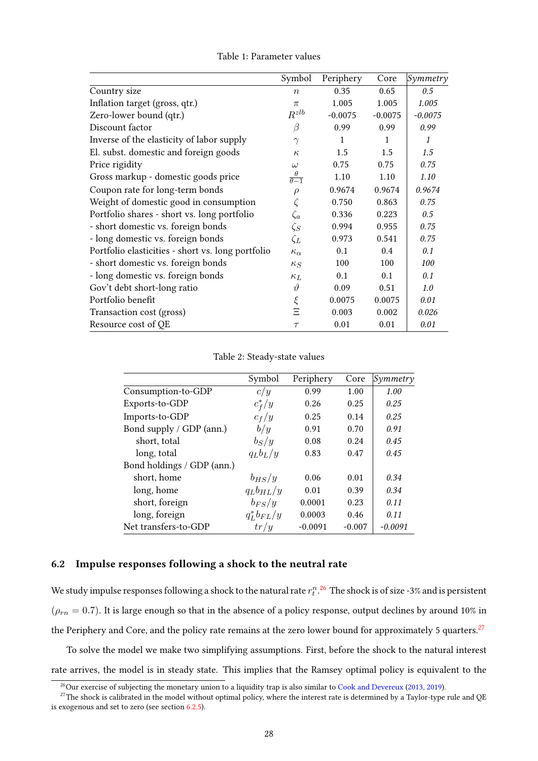Table 1: Parameter values

| | Symbol | Periphery | Core | *Symmetry* |
|---|---|---|---|---|
| Country size | $n$ | 0.35 | 0.65 | *0.5* |
| Inflation target (gross, qtr.) | $\pi$ | 1.005 | 1.005 | *1.005* |
| Zero-lower bound (qtr.) | $R^{zlb}$ | -0.0075 | -0.0075 | *-0.0075* |
| Discount factor | $\beta$ | 0.99 | 0.99 | *0.99* |
| Inverse of the elasticity of labor supply | $\gamma$ | 1 | 1 | *1* |
| El. subst. domestic and foreign goods | $\kappa$ | 1.5 | 1.5 | *1.5* |
| Price rigidity | $\omega$ | 0.75 | 0.75 | *0.75* |
| Gross markup - domestic goods price | $\frac{\theta}{\theta-1}$ | 1.10 | 1.10 | *1.10* |
| Coupon rate for long-term bonds | $\rho$ | 0.9674 | 0.9674 | *0.9674* |
| Weight of domestic good in consumption | $\zeta$ | 0.750 | 0.863 | *0.75* |
| Portfolio shares - short vs. long portfolio | $\zeta_a$ | 0.336 | 0.223 | *0.5* |
| - short domestic vs. foreign bonds | $\zeta_S$ | 0.994 | 0.955 | *0.75* |
| - long domestic vs. foreign bonds | $\zeta_L$ | 0.973 | 0.541 | *0.75* |
| Portfolio elasticities - short vs. long portfolio | $\kappa_\alpha$ | 0.1 | 0.4 | *0.1* |
| - short domestic vs. foreign bonds | $\kappa_S$ | 100 | 100 | *100* |
| - long domestic vs. foreign bonds | $\kappa_L$ | 0.1 | 0.1 | *0.1* |
| Gov't debt short-long ratio | $\vartheta$ | 0.09 | 0.51 | *1.0* |
| Portfolio benefit | $\xi$ | 0.0075 | 0.0075 | *0.01* |
| Transaction cost (gross) | $\Xi$ | 0.003 | 0.002 | *0.026* |
| Resource cost of QE | $\tau$ | 0.01 | 0.01 | *0.01* |

Table 2: Steady-state values

| | Symbol | Periphery | Core | *Symmetry* |
|---|---|---|---|---|
| Consumption-to-GDP | $c/y$ | 0.99 | 1.00 | *1.00* |
| Exports-to-GDP | $c_f^*/y$ | 0.26 | 0.25 | *0.25* |
| Imports-to-GDP | $c_f/y$ | 0.25 | 0.14 | *0.25* |
| Bond supply / GDP (ann.) | $b/y$ | 0.91 | 0.70 | *0.91* |
| short, total | $b_S/y$ | 0.08 | 0.24 | *0.45* |
| long, total | $q_L b_L/y$ | 0.83 | 0.47 | *0.45* |
| Bond holdings / GDP (ann.) | | | | |
| short, home | $b_{HS}/y$ | 0.06 | 0.01 | *0.34* |
| long, home | $q_L b_{HL}/y$ | 0.01 | 0.39 | *0.34* |
| short, foreign | $b_{FS}/y$ | 0.0001 | 0.23 | *0.11* |
| long, foreign | $q_L^* b_{FL}/y$ | 0.0003 | 0.46 | *0.11* |
| Net transfers-to-GDP | $tr/y$ | -0.0091 | -0.007 | *-0.0091* |

### 6.2 Impulse responses following a shock to the neutral rate

We study impulse responses following a shock to the natural rate $r_t^n$.[26] The shock is of size -3% and is persistent ($\rho_{rn} = 0.7$). It is large enough so that in the absence of a policy response, output declines by around 10% in the Periphery and Core, and the policy rate remains at the zero lower bound for approximately 5 quarters.[27]

To solve the model we make two simplifying assumptions. First, before the shock to the natural interest rate arrives, the model is in steady state. This implies that the Ramsey optimal policy is equivalent to the

[26] Our exercise of subjecting the monetary union to a liquidity trap is also similar to Cook and Devereux (2013, 2019).

[27] The shock is calibrated in the model without optimal policy, where the interest rate is determined by a Taylor-type rule and QE is exogenous and set to zero (see section 6.2.5).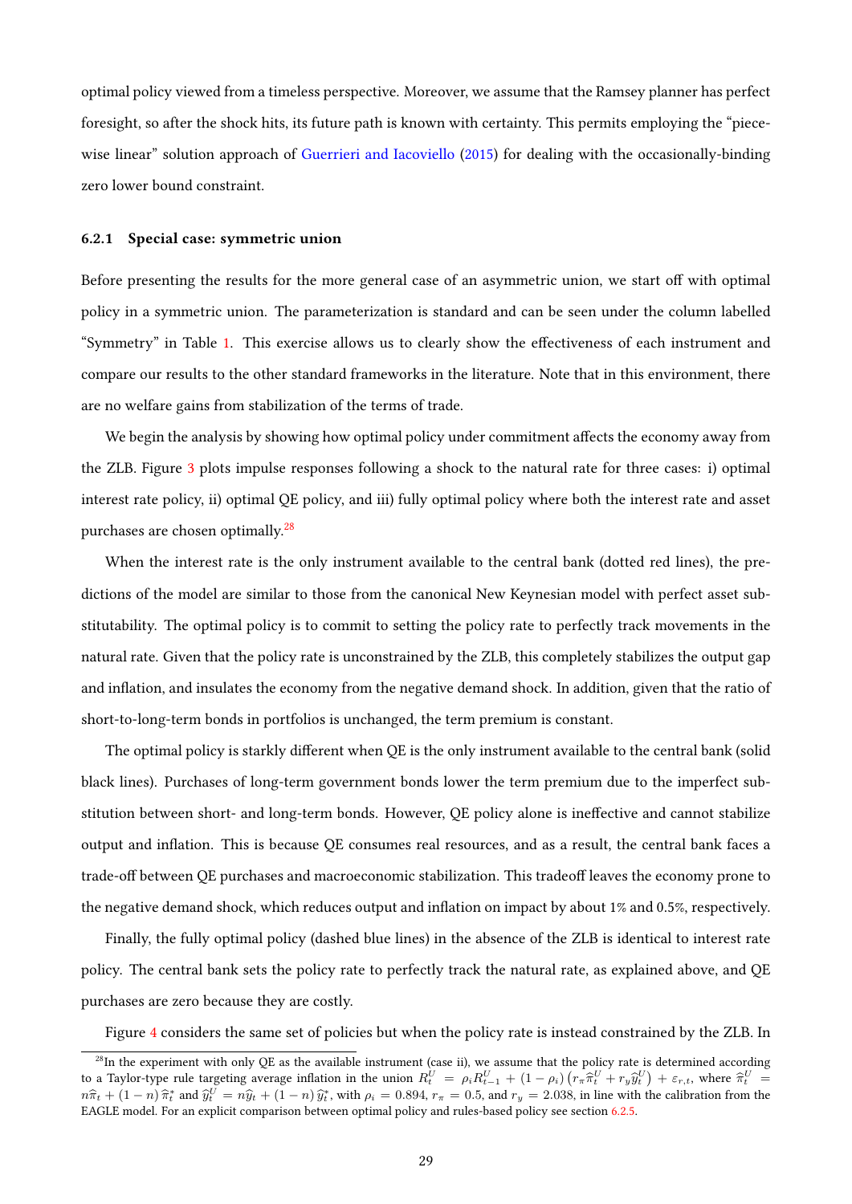optimal policy viewed from a timeless perspective. Moreover, we assume that the Ramsey planner has perfect foresight, so after the shock hits, its future path is known with certainty. This permits employing the "piece-wise linear" solution approach of Guerrieri and Iacoviello (2015) for dealing with the occasionally-binding zero lower bound constraint.

### 6.2.1 Special case: symmetric union

Before presenting the results for the more general case of an asymmetric union, we start off with optimal policy in a symmetric union. The parameterization is standard and can be seen under the column labelled "Symmetry" in Table 1. This exercise allows us to clearly show the effectiveness of each instrument and compare our results to the other standard frameworks in the literature. Note that in this environment, there are no welfare gains from stabilization of the terms of trade.

We begin the analysis by showing how optimal policy under commitment affects the economy away from the ZLB. Figure 3 plots impulse responses following a shock to the natural rate for three cases: i) optimal interest rate policy, ii) optimal QE policy, and iii) fully optimal policy where both the interest rate and asset purchases are chosen optimally.[28]

When the interest rate is the only instrument available to the central bank (dotted red lines), the predictions of the model are similar to those from the canonical New Keynesian model with perfect asset substitutability. The optimal policy is to commit to setting the policy rate to perfectly track movements in the natural rate. Given that the policy rate is unconstrained by the ZLB, this completely stabilizes the output gap and inflation, and insulates the economy from the negative demand shock. In addition, given that the ratio of short-to-long-term bonds in portfolios is unchanged, the term premium is constant.

The optimal policy is starkly different when QE is the only instrument available to the central bank (solid black lines). Purchases of long-term government bonds lower the term premium due to the imperfect substitution between short- and long-term bonds. However, QE policy alone is ineffective and cannot stabilize output and inflation. This is because QE consumes real resources, and as a result, the central bank faces a trade-off between QE purchases and macroeconomic stabilization. This tradeoff leaves the economy prone to the negative demand shock, which reduces output and inflation on impact by about 1% and 0.5%, respectively.

Finally, the fully optimal policy (dashed blue lines) in the absence of the ZLB is identical to interest rate policy. The central bank sets the policy rate to perfectly track the natural rate, as explained above, and QE purchases are zero because they are costly.

Figure 4 considers the same set of policies but when the policy rate is instead constrained by the ZLB. In

[28] In the experiment with only QE as the available instrument (case ii), we assume that the policy rate is determined according to a Taylor-type rule targeting average inflation in the union $R_t^U = \rho_i R_{t-1}^U + (1-\rho_i)\left(r_\pi \widehat{\pi}_t^U + r_y \widehat{y}_t^U\right) + \varepsilon_{r,t}$, where $\widehat{\pi}_t^U = n\widehat{\pi}_t + (1-n)\,\widehat{\pi}_t^*$ and $\widehat{y}_t^U = n\widehat{y}_t + (1-n)\,\widehat{y}_t^*$, with $\rho_i = 0.894$, $r_\pi = 0.5$, and $r_y = 2.038$, in line with the calibration from the EAGLE model. For an explicit comparison between optimal policy and rules-based policy see section 6.2.5.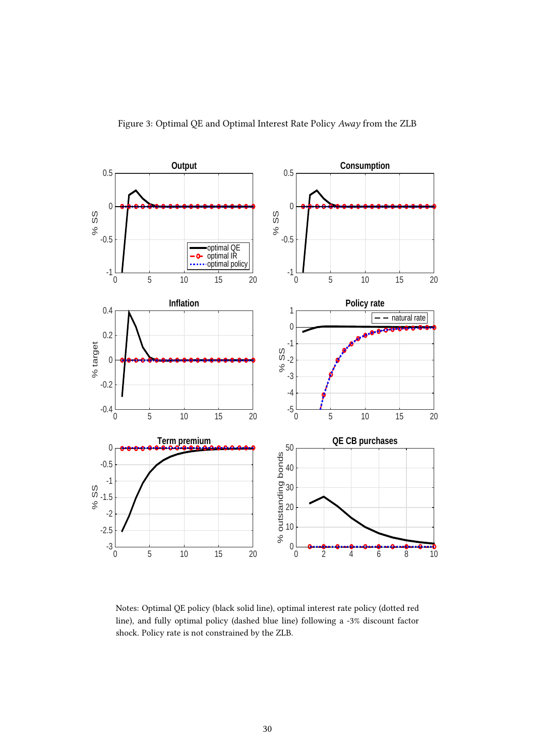Figure 3: Optimal QE and Optimal Interest Rate Policy *Away* from the ZLB

Notes: Optimal QE policy (black solid line), optimal interest rate policy (dotted red line), and fully optimal policy (dashed blue line) following a -3% discount factor shock. Policy rate is not constrained by the ZLB.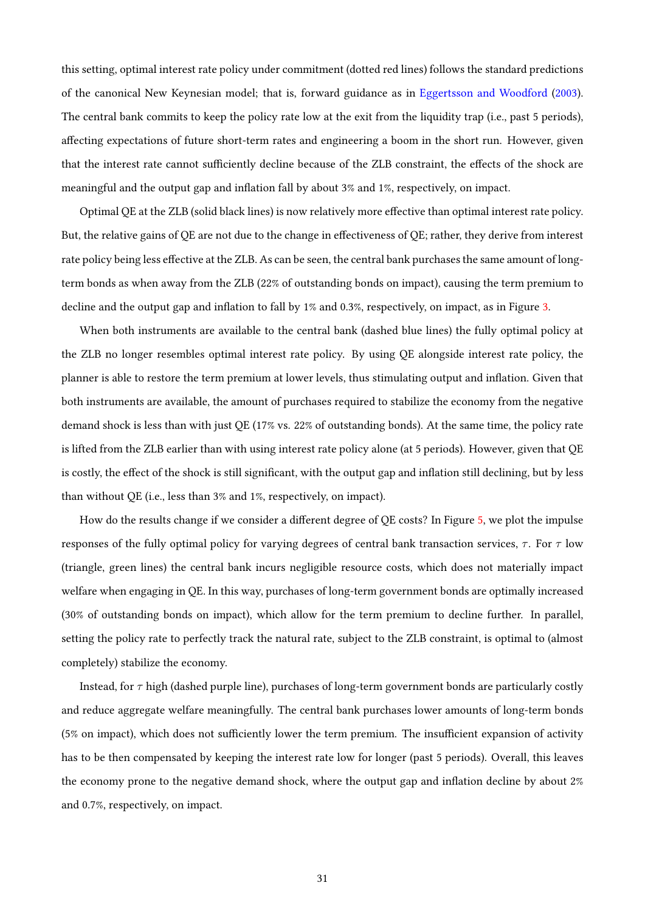this setting, optimal interest rate policy under commitment (dotted red lines) follows the standard predictions of the canonical New Keynesian model; that is, forward guidance as in Eggertsson and Woodford (2003). The central bank commits to keep the policy rate low at the exit from the liquidity trap (i.e., past 5 periods), affecting expectations of future short-term rates and engineering a boom in the short run. However, given that the interest rate cannot sufficiently decline because of the ZLB constraint, the effects of the shock are meaningful and the output gap and inflation fall by about 3% and 1%, respectively, on impact.

Optimal QE at the ZLB (solid black lines) is now relatively more effective than optimal interest rate policy. But, the relative gains of QE are not due to the change in effectiveness of QE; rather, they derive from interest rate policy being less effective at the ZLB. As can be seen, the central bank purchases the same amount of long-term bonds as when away from the ZLB (22% of outstanding bonds on impact), causing the term premium to decline and the output gap and inflation to fall by 1% and 0.3%, respectively, on impact, as in Figure 3.

When both instruments are available to the central bank (dashed blue lines) the fully optimal policy at the ZLB no longer resembles optimal interest rate policy. By using QE alongside interest rate policy, the planner is able to restore the term premium at lower levels, thus stimulating output and inflation. Given that both instruments are available, the amount of purchases required to stabilize the economy from the negative demand shock is less than with just QE (17% vs. 22% of outstanding bonds). At the same time, the policy rate is lifted from the ZLB earlier than with using interest rate policy alone (at 5 periods). However, given that QE is costly, the effect of the shock is still significant, with the output gap and inflation still declining, but by less than without QE (i.e., less than 3% and 1%, respectively, on impact).

How do the results change if we consider a different degree of QE costs? In Figure 5, we plot the impulse responses of the fully optimal policy for varying degrees of central bank transaction services, $\tau$. For $\tau$ low (triangle, green lines) the central bank incurs negligible resource costs, which does not materially impact welfare when engaging in QE. In this way, purchases of long-term government bonds are optimally increased (30% of outstanding bonds on impact), which allow for the term premium to decline further. In parallel, setting the policy rate to perfectly track the natural rate, subject to the ZLB constraint, is optimal to (almost completely) stabilize the economy.

Instead, for $\tau$ high (dashed purple line), purchases of long-term government bonds are particularly costly and reduce aggregate welfare meaningfully. The central bank purchases lower amounts of long-term bonds (5% on impact), which does not sufficiently lower the term premium. The insufficient expansion of activity has to be then compensated by keeping the interest rate low for longer (past 5 periods). Overall, this leaves the economy prone to the negative demand shock, where the output gap and inflation decline by about 2% and 0.7%, respectively, on impact.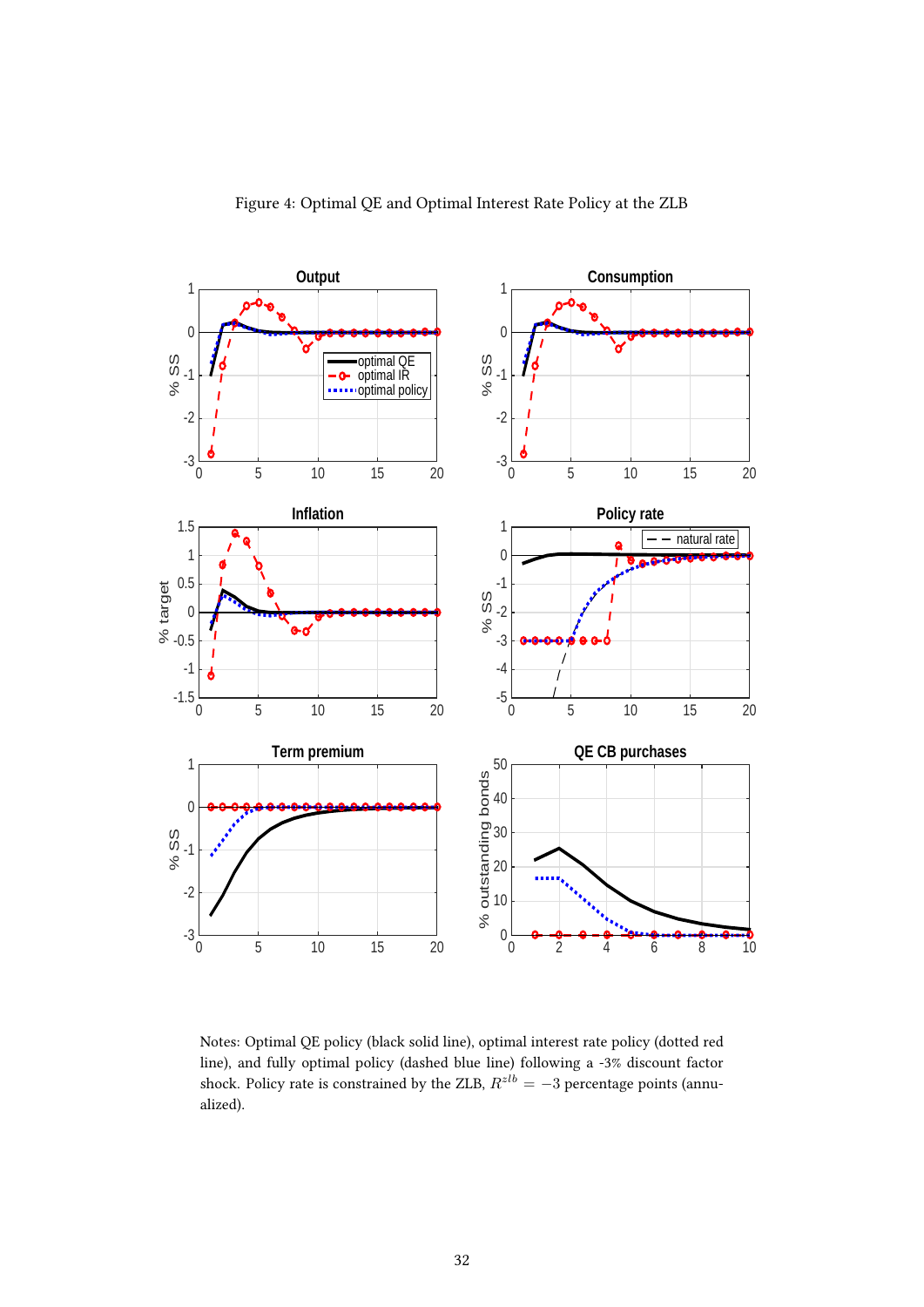Figure 4: Optimal QE and Optimal Interest Rate Policy at the ZLB

Notes: Optimal QE policy (black solid line), optimal interest rate policy (dotted red line), and fully optimal policy (dashed blue line) following a -3% discount factor shock. Policy rate is constrained by the ZLB, $R^{zlb} = -3$ percentage points (annualized).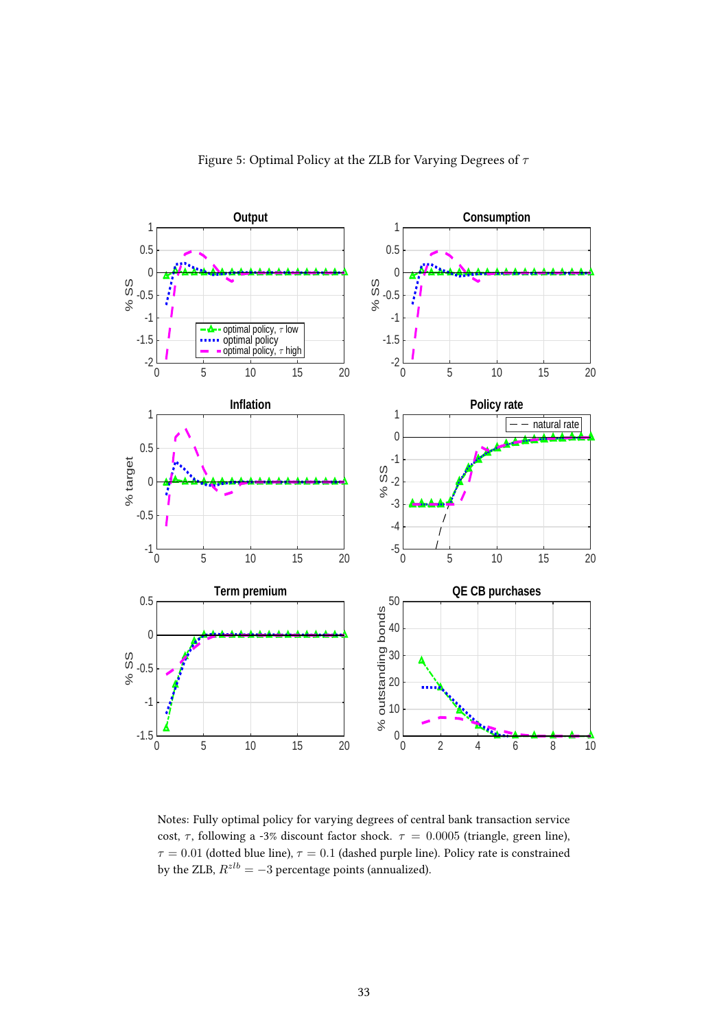Figure 5: Optimal Policy at the ZLB for Varying Degrees of $\tau$

Notes: Fully optimal policy for varying degrees of central bank transaction service cost, $\tau$, following a -3% discount factor shock. $\tau = 0.0005$ (triangle, green line), $\tau = 0.01$ (dotted blue line), $\tau = 0.1$ (dashed purple line). Policy rate is constrained by the ZLB, $R^{zlb} = -3$ percentage points (annualized).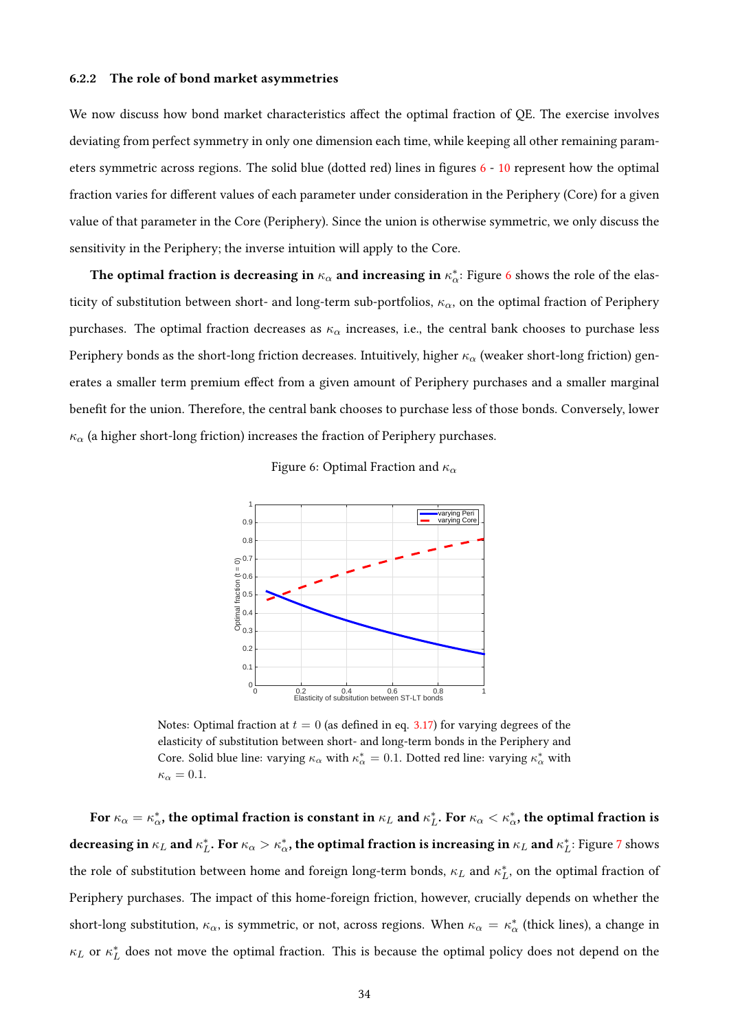### 6.2.2 The role of bond market asymmetries

We now discuss how bond market characteristics affect the optimal fraction of QE. The exercise involves deviating from perfect symmetry in only one dimension each time, while keeping all other remaining parameters symmetric across regions. The solid blue (dotted red) lines in figures 6 - 10 represent how the optimal fraction varies for different values of each parameter under consideration in the Periphery (Core) for a given value of that parameter in the Core (Periphery). Since the union is otherwise symmetric, we only discuss the sensitivity in the Periphery; the inverse intuition will apply to the Core.

**The optimal fraction is decreasing in $\kappa_\alpha$ and increasing in $\kappa_\alpha^*$:** Figure 6 shows the role of the elasticity of substitution between short- and long-term sub-portfolios, $\kappa_\alpha$, on the optimal fraction of Periphery purchases. The optimal fraction decreases as $\kappa_\alpha$ increases, i.e., the central bank chooses to purchase less Periphery bonds as the short-long friction decreases. Intuitively, higher $\kappa_\alpha$ (weaker short-long friction) generates a smaller term premium effect from a given amount of Periphery purchases and a smaller marginal benefit for the union. Therefore, the central bank chooses to purchase less of those bonds. Conversely, lower $\kappa_\alpha$ (a higher short-long friction) increases the fraction of Periphery purchases.

Figure 6: Optimal Fraction and $\kappa_\alpha$

Notes: Optimal fraction at $t = 0$ (as defined in eq. 3.17) for varying degrees of the elasticity of substitution between short- and long-term bonds in the Periphery and Core. Solid blue line: varying $\kappa_\alpha$ with $\kappa_\alpha^* = 0.1$. Dotted red line: varying $\kappa_\alpha^*$ with $\kappa_\alpha = 0.1$.

**For $\kappa_\alpha = \kappa_\alpha^*$, the optimal fraction is constant in $\kappa_L$ and $\kappa_L^*$. For $\kappa_\alpha < \kappa_\alpha^*$, the optimal fraction is decreasing in $\kappa_L$ and $\kappa_L^*$. For $\kappa_\alpha > \kappa_\alpha^*$, the optimal fraction is increasing in $\kappa_L$ and $\kappa_L^*$:** Figure 7 shows the role of substitution between home and foreign long-term bonds, $\kappa_L$ and $\kappa_L^*$, on the optimal fraction of Periphery purchases. The impact of this home-foreign friction, however, crucially depends on whether the short-long substitution, $\kappa_\alpha$, is symmetric, or not, across regions. When $\kappa_\alpha = \kappa_\alpha^*$ (thick lines), a change in $\kappa_L$ or $\kappa_L^*$ does not move the optimal fraction. This is because the optimal policy does not depend on the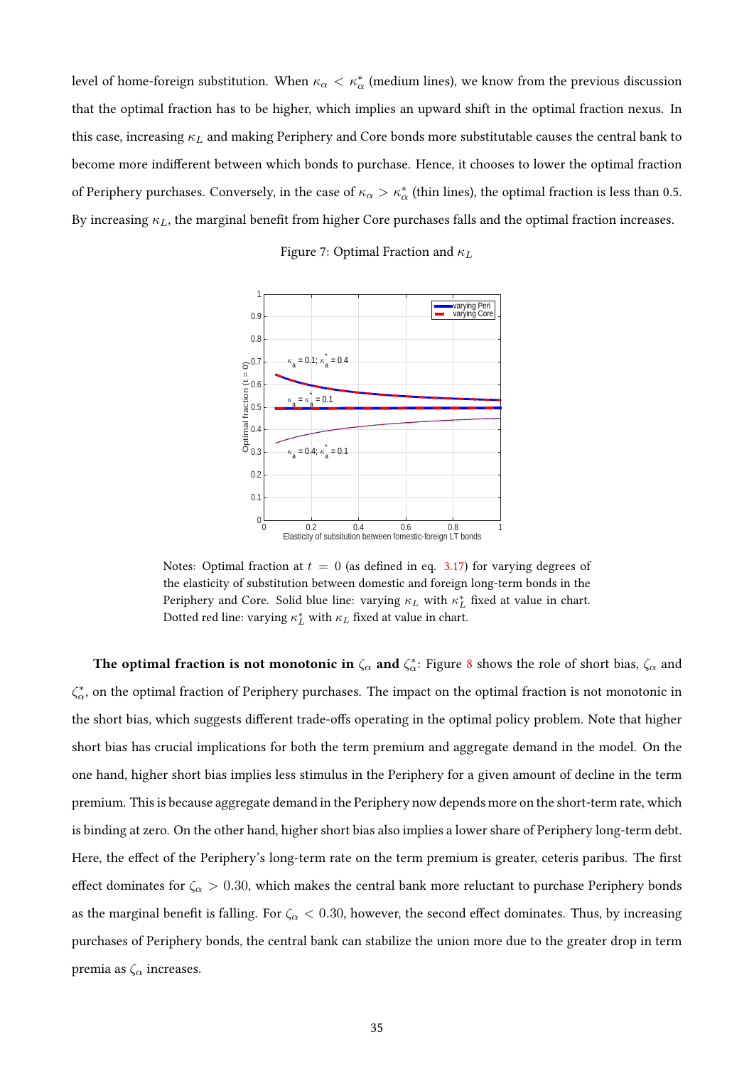level of home-foreign substitution. When $\kappa_\alpha < \kappa_\alpha^*$ (medium lines), we know from the previous discussion that the optimal fraction has to be higher, which implies an upward shift in the optimal fraction nexus. In this case, increasing $\kappa_L$ and making Periphery and Core bonds more substitutable causes the central bank to become more indifferent between which bonds to purchase. Hence, it chooses to lower the optimal fraction of Periphery purchases. Conversely, in the case of $\kappa_\alpha > \kappa_\alpha^*$ (thin lines), the optimal fraction is less than 0.5. By increasing $\kappa_L$, the marginal benefit from higher Core purchases falls and the optimal fraction increases.

Figure 7: Optimal Fraction and $\kappa_L$

Notes: Optimal fraction at $t = 0$ (as defined in eq. 3.17) for varying degrees of the elasticity of substitution between domestic and foreign long-term bonds in the Periphery and Core. Solid blue line: varying $\kappa_L$ with $\kappa_L^*$ fixed at value in chart. Dotted red line: varying $\kappa_L^*$ with $\kappa_L$ fixed at value in chart.

**The optimal fraction is not monotonic in $\zeta_\alpha$ and $\zeta_\alpha^*$:** Figure 8 shows the role of short bias, $\zeta_\alpha$ and $\zeta_\alpha^*$, on the optimal fraction of Periphery purchases. The impact on the optimal fraction is not monotonic in the short bias, which suggests different trade-offs operating in the optimal policy problem. Note that higher short bias has crucial implications for both the term premium and aggregate demand in the model. On the one hand, higher short bias implies less stimulus in the Periphery for a given amount of decline in the term premium. This is because aggregate demand in the Periphery now depends more on the short-term rate, which is binding at zero. On the other hand, higher short bias also implies a lower share of Periphery long-term debt. Here, the effect of the Periphery's long-term rate on the term premium is greater, ceteris paribus. The first effect dominates for $\zeta_\alpha > 0.30$, which makes the central bank more reluctant to purchase Periphery bonds as the marginal benefit is falling. For $\zeta_\alpha < 0.30$, however, the second effect dominates. Thus, by increasing purchases of Periphery bonds, the central bank can stabilize the union more due to the greater drop in term premia as $\zeta_\alpha$ increases.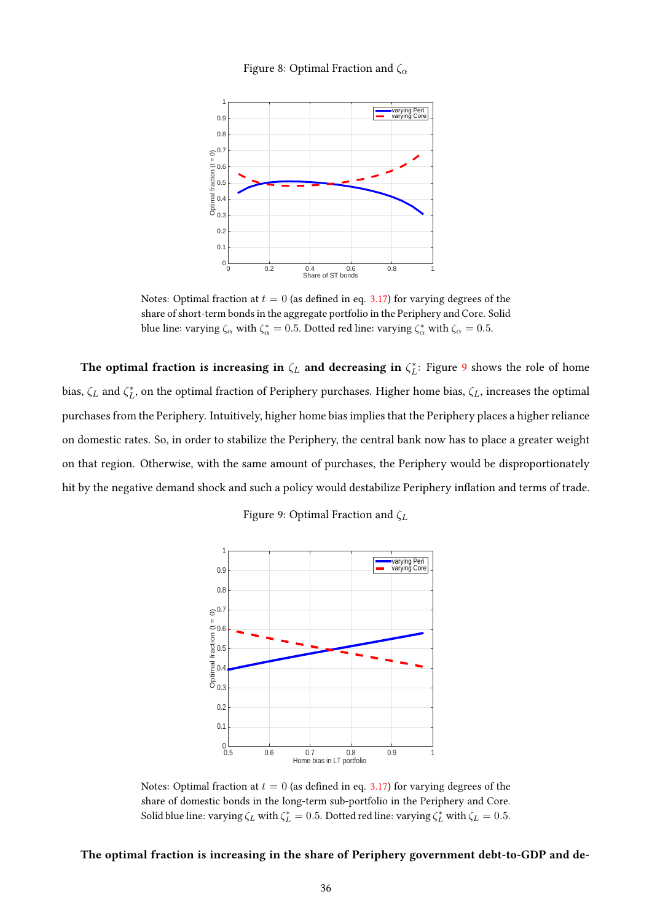Figure 8: Optimal Fraction and $\zeta_\alpha$

Notes: Optimal fraction at $t = 0$ (as defined in eq. 3.17) for varying degrees of the share of short-term bonds in the aggregate portfolio in the Periphery and Core. Solid blue line: varying $\zeta_\alpha$ with $\zeta_\alpha^* = 0.5$. Dotted red line: varying $\zeta_\alpha^*$ with $\zeta_\alpha = 0.5$.

**The optimal fraction is increasing in $\zeta_L$ and decreasing in $\zeta_L^*$:** Figure 9 shows the role of home bias, $\zeta_L$ and $\zeta_L^*$, on the optimal fraction of Periphery purchases. Higher home bias, $\zeta_L$, increases the optimal purchases from the Periphery. Intuitively, higher home bias implies that the Periphery places a higher reliance on domestic rates. So, in order to stabilize the Periphery, the central bank now has to place a greater weight on that region. Otherwise, with the same amount of purchases, the Periphery would be disproportionately hit by the negative demand shock and such a policy would destabilize Periphery inflation and terms of trade.

Figure 9: Optimal Fraction and $\zeta_L$

Notes: Optimal fraction at $t = 0$ (as defined in eq. 3.17) for varying degrees of the share of domestic bonds in the long-term sub-portfolio in the Periphery and Core. Solid blue line: varying $\zeta_L$ with $\zeta_L^* = 0.5$. Dotted red line: varying $\zeta_L^*$ with $\zeta_L = 0.5$.

**The optimal fraction is increasing in the share of Periphery government debt-to-GDP and de-**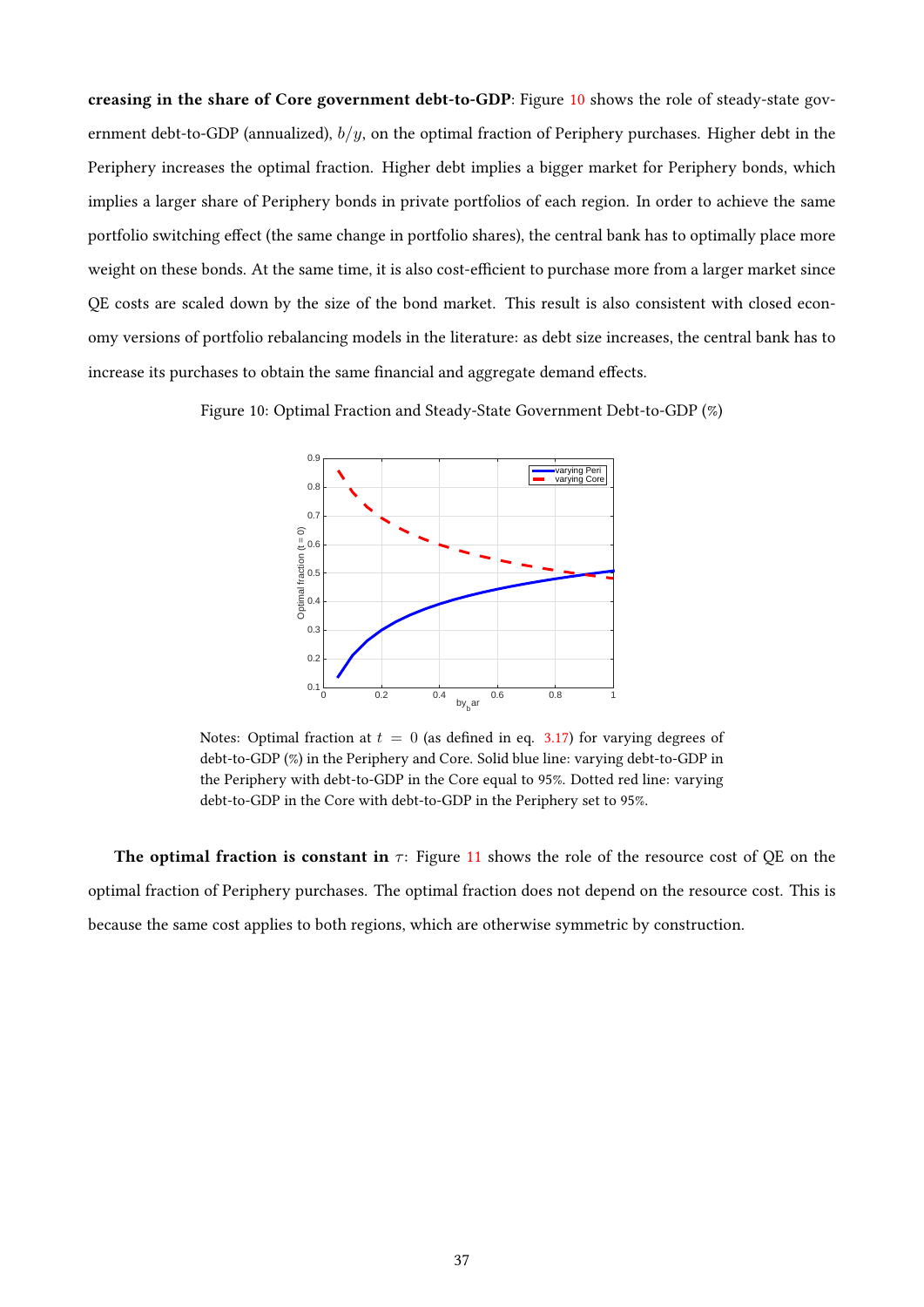**creasing in the share of Core government debt-to-GDP**: Figure 10 shows the role of steady-state government debt-to-GDP (annualized), $b/y$, on the optimal fraction of Periphery purchases. Higher debt in the Periphery increases the optimal fraction. Higher debt implies a bigger market for Periphery bonds, which implies a larger share of Periphery bonds in private portfolios of each region. In order to achieve the same portfolio switching effect (the same change in portfolio shares), the central bank has to optimally place more weight on these bonds. At the same time, it is also cost-efficient to purchase more from a larger market since QE costs are scaled down by the size of the bond market. This result is also consistent with closed economy versions of portfolio rebalancing models in the literature: as debt size increases, the central bank has to increase its purchases to obtain the same financial and aggregate demand effects.

Figure 10: Optimal Fraction and Steady-State Government Debt-to-GDP (%)

Notes: Optimal fraction at $t = 0$ (as defined in eq. 3.17) for varying degrees of debt-to-GDP (%) in the Periphery and Core. Solid blue line: varying debt-to-GDP in the Periphery with debt-to-GDP in the Core equal to 95%. Dotted red line: varying debt-to-GDP in the Core with debt-to-GDP in the Periphery set to 95%.

**The optimal fraction is constant in $\tau$**: Figure 11 shows the role of the resource cost of QE on the optimal fraction of Periphery purchases. The optimal fraction does not depend on the resource cost. This is because the same cost applies to both regions, which are otherwise symmetric by construction.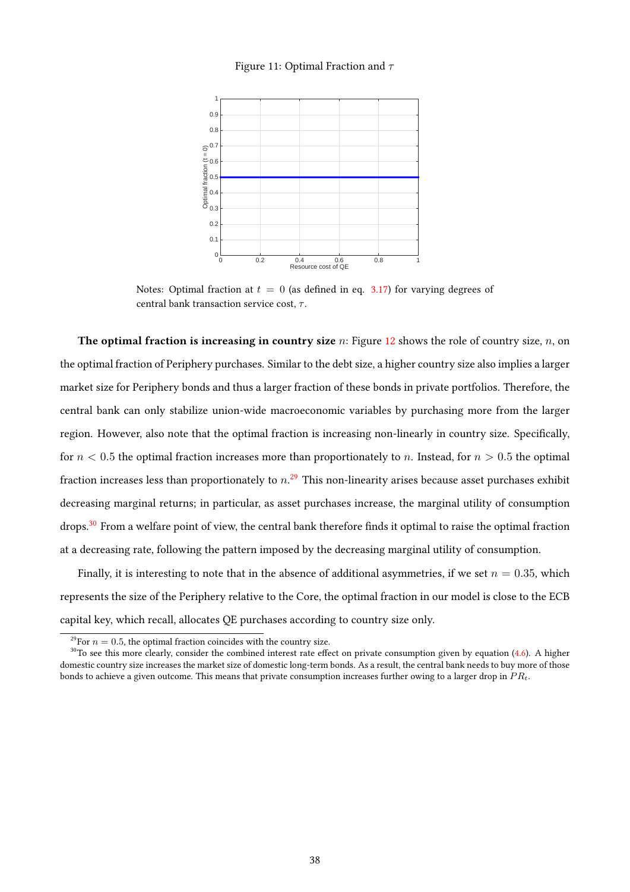Figure 11: Optimal Fraction and $\tau$

Notes: Optimal fraction at $t = 0$ (as defined in eq. 3.17) for varying degrees of central bank transaction service cost, $\tau$.

**The optimal fraction is increasing in country size** $n$: Figure 12 shows the role of country size, $n$, on the optimal fraction of Periphery purchases. Similar to the debt size, a higher country size also implies a larger market size for Periphery bonds and thus a larger fraction of these bonds in private portfolios. Therefore, the central bank can only stabilize union-wide macroeconomic variables by purchasing more from the larger region. However, also note that the optimal fraction is increasing non-linearly in country size. Specifically, for $n < 0.5$ the optimal fraction increases more than proportionately to $n$. Instead, for $n > 0.5$ the optimal fraction increases less than proportionately to $n$.[29] This non-linearity arises because asset purchases exhibit decreasing marginal returns; in particular, as asset purchases increase, the marginal utility of consumption drops.[30] From a welfare point of view, the central bank therefore finds it optimal to raise the optimal fraction at a decreasing rate, following the pattern imposed by the decreasing marginal utility of consumption.

Finally, it is interesting to note that in the absence of additional asymmetries, if we set $n = 0.35$, which represents the size of the Periphery relative to the Core, the optimal fraction in our model is close to the ECB capital key, which recall, allocates QE purchases according to country size only.

[29] For $n = 0.5$, the optimal fraction coincides with the country size.

[30] To see this more clearly, consider the combined interest rate effect on private consumption given by equation (4.6). A higher domestic country size increases the market size of domestic long-term bonds. As a result, the central bank needs to buy more of those bonds to achieve a given outcome. This means that private consumption increases further owing to a larger drop in $PR_t$.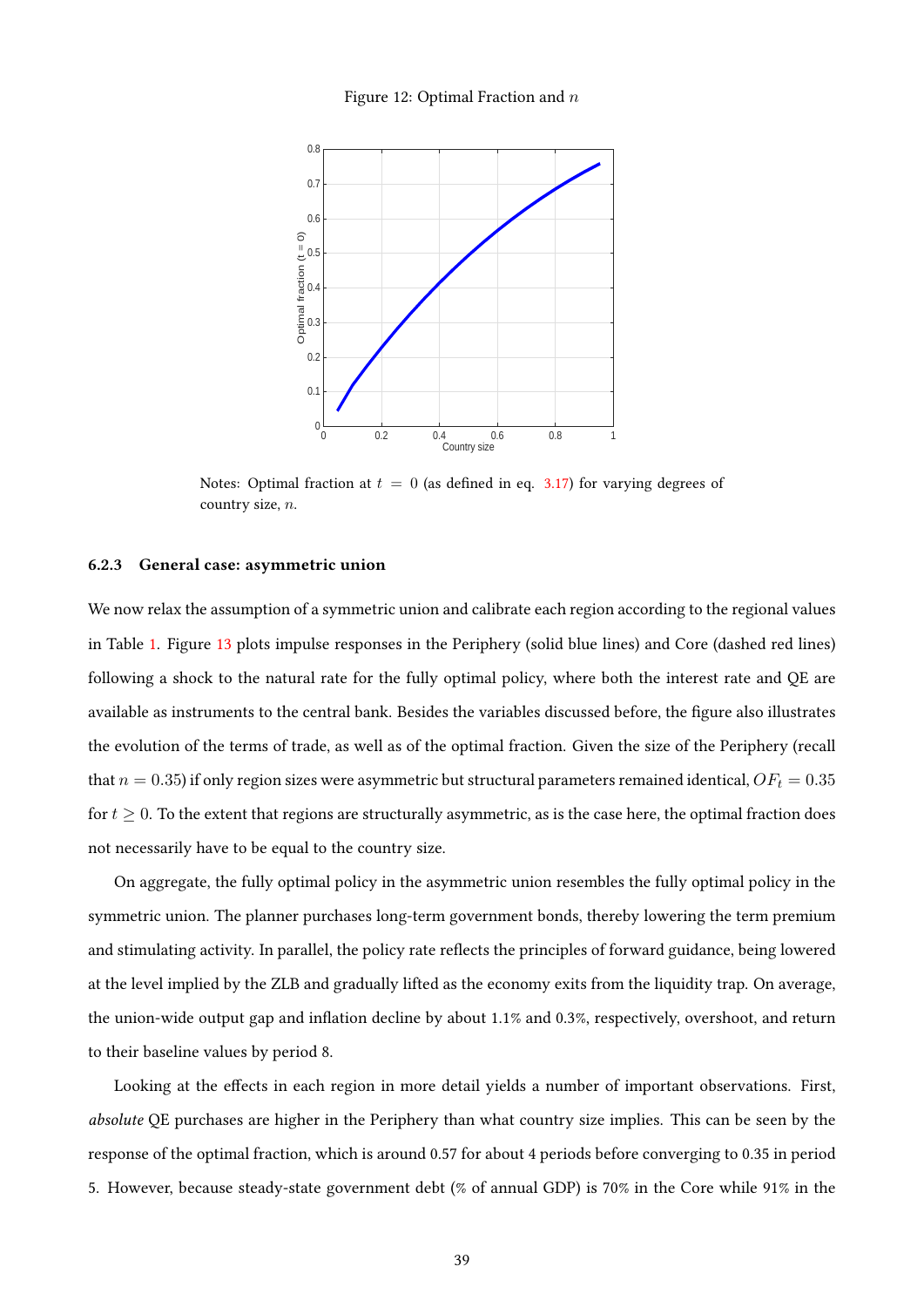Figure 12: Optimal Fraction and $n$

Notes: Optimal fraction at $t = 0$ (as defined in eq. 3.17) for varying degrees of country size, $n$.

### 6.2.3 General case: asymmetric union

We now relax the assumption of a symmetric union and calibrate each region according to the regional values in Table 1. Figure 13 plots impulse responses in the Periphery (solid blue lines) and Core (dashed red lines) following a shock to the natural rate for the fully optimal policy, where both the interest rate and QE are available as instruments to the central bank. Besides the variables discussed before, the figure also illustrates the evolution of the terms of trade, as well as of the optimal fraction. Given the size of the Periphery (recall that $n = 0.35$) if only region sizes were asymmetric but structural parameters remained identical, $OF_t = 0.35$ for $t \geq 0$. To the extent that regions are structurally asymmetric, as is the case here, the optimal fraction does not necessarily have to be equal to the country size.

On aggregate, the fully optimal policy in the asymmetric union resembles the fully optimal policy in the symmetric union. The planner purchases long-term government bonds, thereby lowering the term premium and stimulating activity. In parallel, the policy rate reflects the principles of forward guidance, being lowered at the level implied by the ZLB and gradually lifted as the economy exits from the liquidity trap. On average, the union-wide output gap and inflation decline by about 1.1% and 0.3%, respectively, overshoot, and return to their baseline values by period 8.

Looking at the effects in each region in more detail yields a number of important observations. First, *absolute* QE purchases are higher in the Periphery than what country size implies. This can be seen by the response of the optimal fraction, which is around 0.57 for about 4 periods before converging to 0.35 in period 5. However, because steady-state government debt (% of annual GDP) is 70% in the Core while 91% in the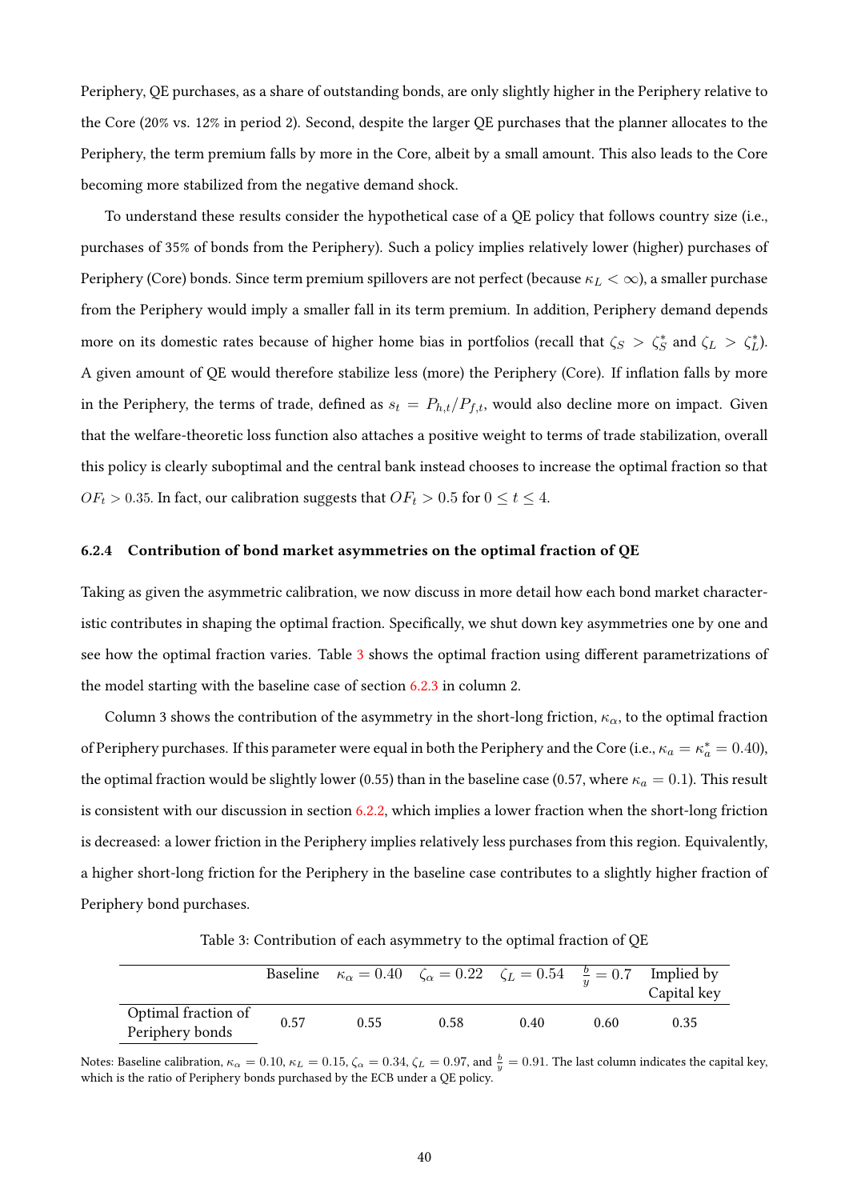Periphery, QE purchases, as a share of outstanding bonds, are only slightly higher in the Periphery relative to the Core (20% vs. 12% in period 2). Second, despite the larger QE purchases that the planner allocates to the Periphery, the term premium falls by more in the Core, albeit by a small amount. This also leads to the Core becoming more stabilized from the negative demand shock.

To understand these results consider the hypothetical case of a QE policy that follows country size (i.e., purchases of 35% of bonds from the Periphery). Such a policy implies relatively lower (higher) purchases of Periphery (Core) bonds. Since term premium spillovers are not perfect (because $\kappa_L < \infty$), a smaller purchase from the Periphery would imply a smaller fall in its term premium. In addition, Periphery demand depends more on its domestic rates because of higher home bias in portfolios (recall that $\zeta_S > \zeta_S^*$ and $\zeta_L > \zeta_L^*$). A given amount of QE would therefore stabilize less (more) the Periphery (Core). If inflation falls by more in the Periphery, the terms of trade, defined as $s_t = P_{h,t}/P_{f,t}$, would also decline more on impact. Given that the welfare-theoretic loss function also attaches a positive weight to terms of trade stabilization, overall this policy is clearly suboptimal and the central bank instead chooses to increase the optimal fraction so that $OF_t > 0.35$. In fact, our calibration suggests that $OF_t > 0.5$ for $0 \leq t \leq 4$.

### 6.2.4 Contribution of bond market asymmetries on the optimal fraction of QE

Taking as given the asymmetric calibration, we now discuss in more detail how each bond market characteristic contributes in shaping the optimal fraction. Specifically, we shut down key asymmetries one by one and see how the optimal fraction varies. Table 3 shows the optimal fraction using different parametrizations of the model starting with the baseline case of section 6.2.3 in column 2.

Column 3 shows the contribution of the asymmetry in the short-long friction, $\kappa_\alpha$, to the optimal fraction of Periphery purchases. If this parameter were equal in both the Periphery and the Core (i.e., $\kappa_a = \kappa_a^* = 0.40$), the optimal fraction would be slightly lower (0.55) than in the baseline case (0.57, where $\kappa_a = 0.1$). This result is consistent with our discussion in section 6.2.2, which implies a lower fraction when the short-long friction is decreased: a lower friction in the Periphery implies relatively less purchases from this region. Equivalently, a higher short-long friction for the Periphery in the baseline case contributes to a slightly higher fraction of Periphery bond purchases.

Table 3: Contribution of each asymmetry to the optimal fraction of QE

| | Baseline | $\kappa_\alpha = 0.40$ | $\zeta_\alpha = 0.22$ | $\zeta_L = 0.54$ | $\frac{b}{y} = 0.7$ | Implied by Capital key |
|---|---|---|---|---|---|---|
| Optimal fraction of Periphery bonds | 0.57 | 0.55 | 0.58 | 0.40 | 0.60 | 0.35 |

Notes: Baseline calibration, $\kappa_\alpha = 0.10$, $\kappa_L = 0.15$, $\zeta_\alpha = 0.34$, $\zeta_L = 0.97$, and $\frac{b}{y} = 0.91$. The last column indicates the capital key, which is the ratio of Periphery bonds purchased by the ECB under a QE policy.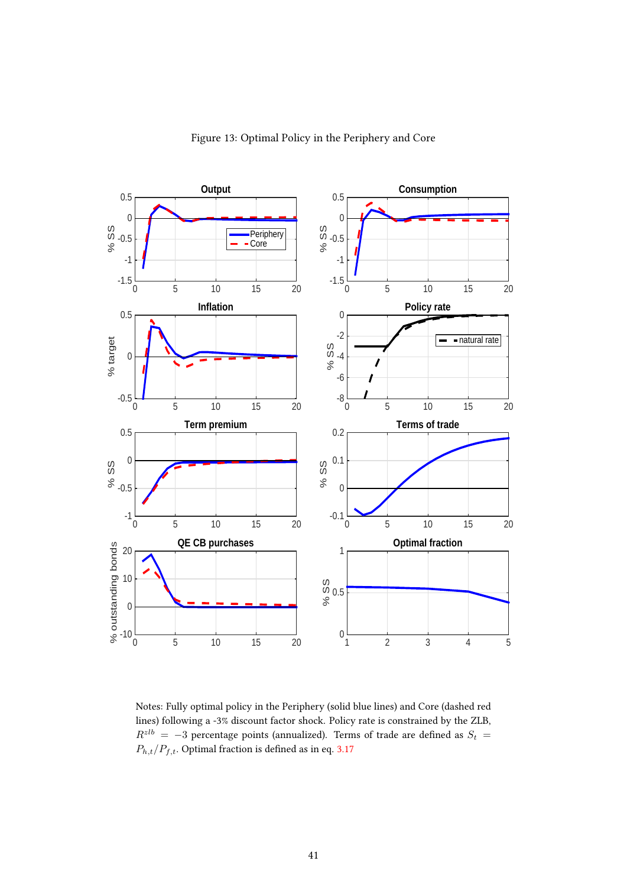Figure 13: Optimal Policy in the Periphery and Core

Notes: Fully optimal policy in the Periphery (solid blue lines) and Core (dashed red lines) following a -3% discount factor shock. Policy rate is constrained by the ZLB, $R^{zlb} = -3$ percentage points (annualized). Terms of trade are defined as $S_t = P_{h,t}/P_{f,t}$. Optimal fraction is defined as in eq. 3.17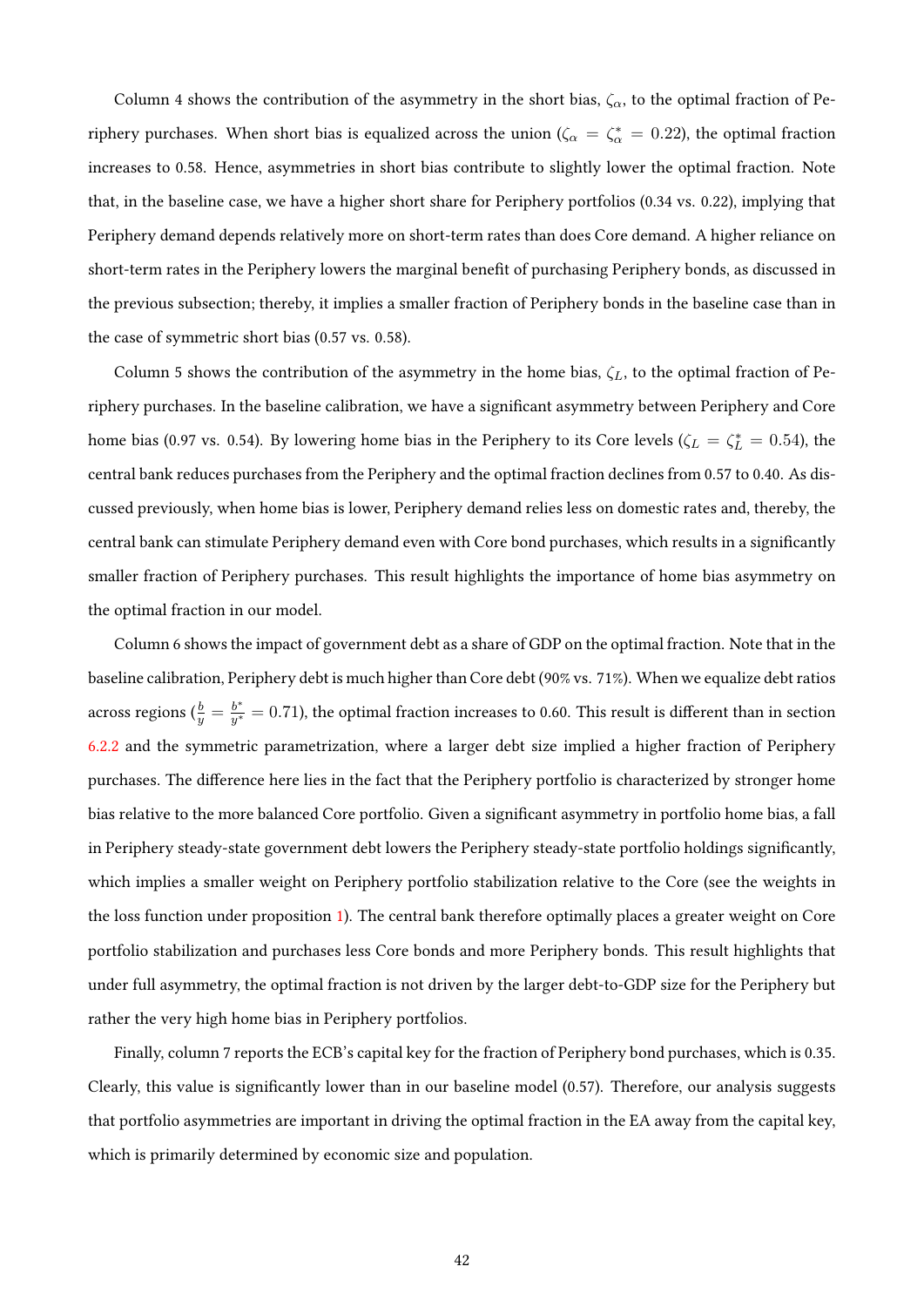Column 4 shows the contribution of the asymmetry in the short bias, $\zeta_\alpha$, to the optimal fraction of Periphery purchases. When short bias is equalized across the union ($\zeta_\alpha = \zeta_\alpha^* = 0.22$), the optimal fraction increases to 0.58. Hence, asymmetries in short bias contribute to slightly lower the optimal fraction. Note that, in the baseline case, we have a higher short share for Periphery portfolios (0.34 vs. 0.22), implying that Periphery demand depends relatively more on short-term rates than does Core demand. A higher reliance on short-term rates in the Periphery lowers the marginal benefit of purchasing Periphery bonds, as discussed in the previous subsection; thereby, it implies a smaller fraction of Periphery bonds in the baseline case than in the case of symmetric short bias (0.57 vs. 0.58).

Column 5 shows the contribution of the asymmetry in the home bias, $\zeta_L$, to the optimal fraction of Periphery purchases. In the baseline calibration, we have a significant asymmetry between Periphery and Core home bias (0.97 vs. 0.54). By lowering home bias in the Periphery to its Core levels ($\zeta_L = \zeta_L^* = 0.54$), the central bank reduces purchases from the Periphery and the optimal fraction declines from 0.57 to 0.40. As discussed previously, when home bias is lower, Periphery demand relies less on domestic rates and, thereby, the central bank can stimulate Periphery demand even with Core bond purchases, which results in a significantly smaller fraction of Periphery purchases. This result highlights the importance of home bias asymmetry on the optimal fraction in our model.

Column 6 shows the impact of government debt as a share of GDP on the optimal fraction. Note that in the baseline calibration, Periphery debt is much higher than Core debt (90% vs. 71%). When we equalize debt ratios across regions ($\frac{b}{y} = \frac{b^*}{y^*} = 0.71$), the optimal fraction increases to 0.60. This result is different than in section 6.2.2 and the symmetric parametrization, where a larger debt size implied a higher fraction of Periphery purchases. The difference here lies in the fact that the Periphery portfolio is characterized by stronger home bias relative to the more balanced Core portfolio. Given a significant asymmetry in portfolio home bias, a fall in Periphery steady-state government debt lowers the Periphery steady-state portfolio holdings significantly, which implies a smaller weight on Periphery portfolio stabilization relative to the Core (see the weights in the loss function under proposition 1). The central bank therefore optimally places a greater weight on Core portfolio stabilization and purchases less Core bonds and more Periphery bonds. This result highlights that under full asymmetry, the optimal fraction is not driven by the larger debt-to-GDP size for the Periphery but rather the very high home bias in Periphery portfolios.

Finally, column 7 reports the ECB's capital key for the fraction of Periphery bond purchases, which is 0.35. Clearly, this value is significantly lower than in our baseline model (0.57). Therefore, our analysis suggests that portfolio asymmetries are important in driving the optimal fraction in the EA away from the capital key, which is primarily determined by economic size and population.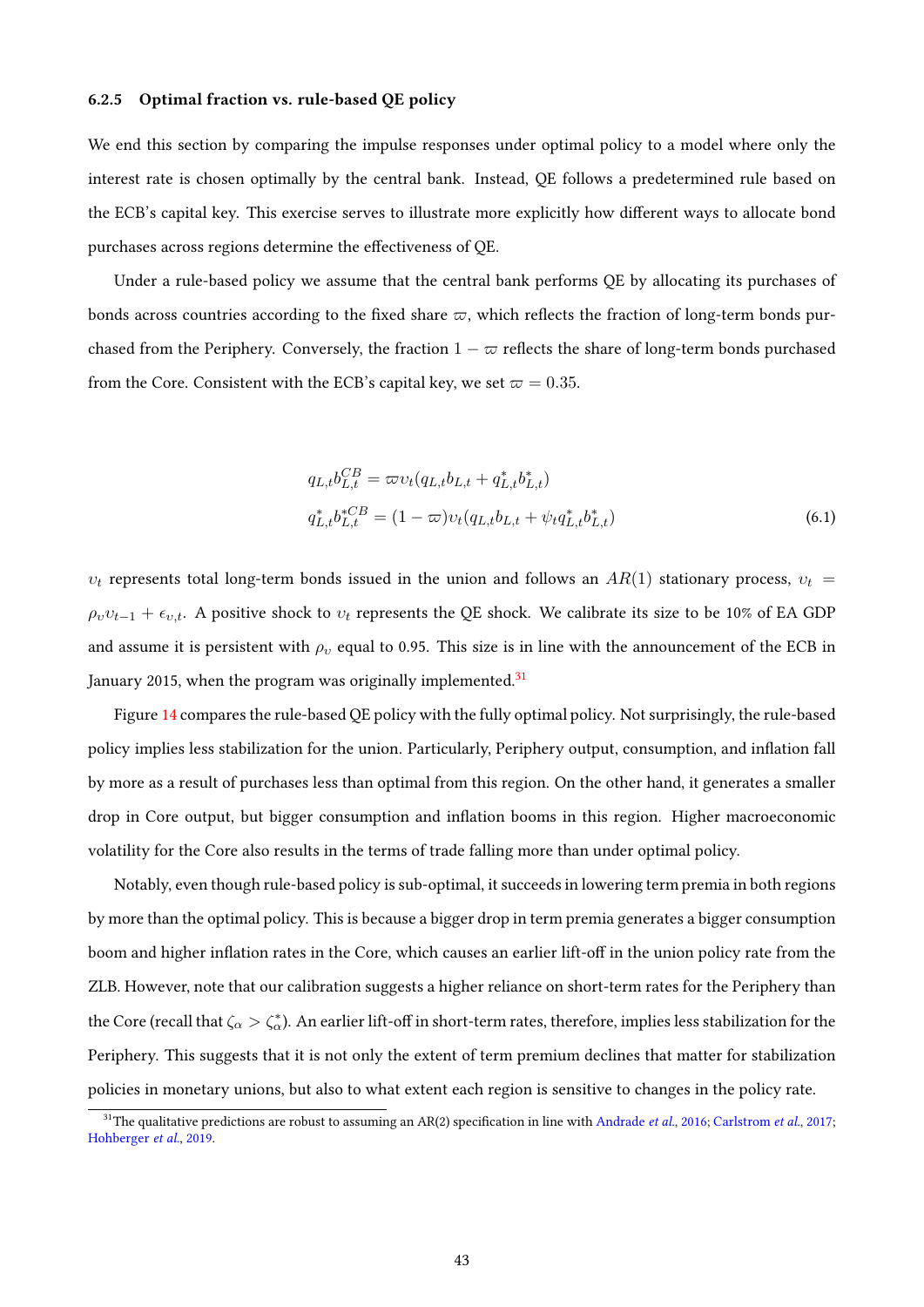### 6.2.5 Optimal fraction vs. rule-based QE policy

We end this section by comparing the impulse responses under optimal policy to a model where only the interest rate is chosen optimally by the central bank. Instead, QE follows a predetermined rule based on the ECB's capital key. This exercise serves to illustrate more explicitly how different ways to allocate bond purchases across regions determine the effectiveness of QE.

Under a rule-based policy we assume that the central bank performs QE by allocating its purchases of bonds across countries according to the fixed share $\varpi$, which reflects the fraction of long-term bonds purchased from the Periphery. Conversely, the fraction $1 - \varpi$ reflects the share of long-term bonds purchased from the Core. Consistent with the ECB's capital key, we set $\varpi = 0.35$.

$$
\begin{aligned}
q_{L,t} b_{L,t}^{CB} &= \varpi \upsilon_t (q_{L,t} b_{L,t} + q_{L,t}^* b_{L,t}^*) \\
q_{L,t}^* b_{L,t}^{*CB} &= (1 - \varpi) \upsilon_t (q_{L,t} b_{L,t} + \psi_t q_{L,t}^* b_{L,t}^*)
\end{aligned}
\tag{6.1}
$$

$\upsilon_t$ represents total long-term bonds issued in the union and follows an $AR(1)$ stationary process, $\upsilon_t = \rho_\upsilon \upsilon_{t-1} + \epsilon_{\upsilon,t}$. A positive shock to $\upsilon_t$ represents the QE shock. We calibrate its size to be 10% of EA GDP and assume it is persistent with $\rho_\upsilon$ equal to 0.95. This size is in line with the announcement of the ECB in January 2015, when the program was originally implemented.[31]

Figure 14 compares the rule-based QE policy with the fully optimal policy. Not surprisingly, the rule-based policy implies less stabilization for the union. Particularly, Periphery output, consumption, and inflation fall by more as a result of purchases less than optimal from this region. On the other hand, it generates a smaller drop in Core output, but bigger consumption and inflation booms in this region. Higher macroeconomic volatility for the Core also results in the terms of trade falling more than under optimal policy.

Notably, even though rule-based policy is sub-optimal, it succeeds in lowering term premia in both regions by more than the optimal policy. This is because a bigger drop in term premia generates a bigger consumption boom and higher inflation rates in the Core, which causes an earlier lift-off in the union policy rate from the ZLB. However, note that our calibration suggests a higher reliance on short-term rates for the Periphery than the Core (recall that $\zeta_\alpha > \zeta_\alpha^*$). An earlier lift-off in short-term rates, therefore, implies less stabilization for the Periphery. This suggests that it is not only the extent of term premium declines that matter for stabilization policies in monetary unions, but also to what extent each region is sensitive to changes in the policy rate.

[31] The qualitative predictions are robust to assuming an AR(2) specification in line with Andrade *et al.*, 2016; Carlstrom *et al.*, 2017; Hohberger *et al.*, 2019.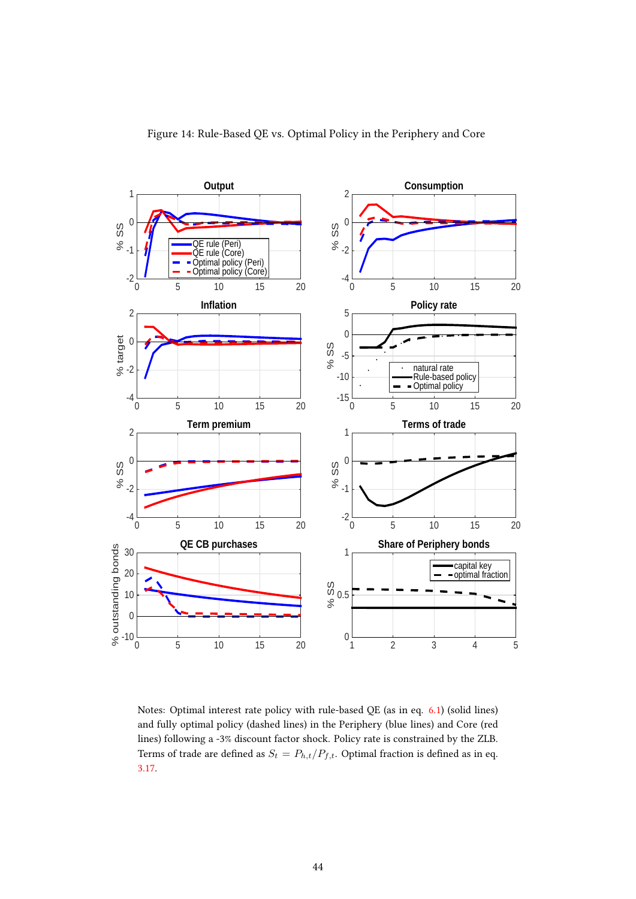Figure 14: Rule-Based QE vs. Optimal Policy in the Periphery and Core

Notes: Optimal interest rate policy with rule-based QE (as in eq. 6.1) (solid lines) and fully optimal policy (dashed lines) in the Periphery (blue lines) and Core (red lines) following a -3% discount factor shock. Policy rate is constrained by the ZLB. Terms of trade are defined as $S_t = P_{h,t}/P_{f,t}$. Optimal fraction is defined as in eq. 3.17.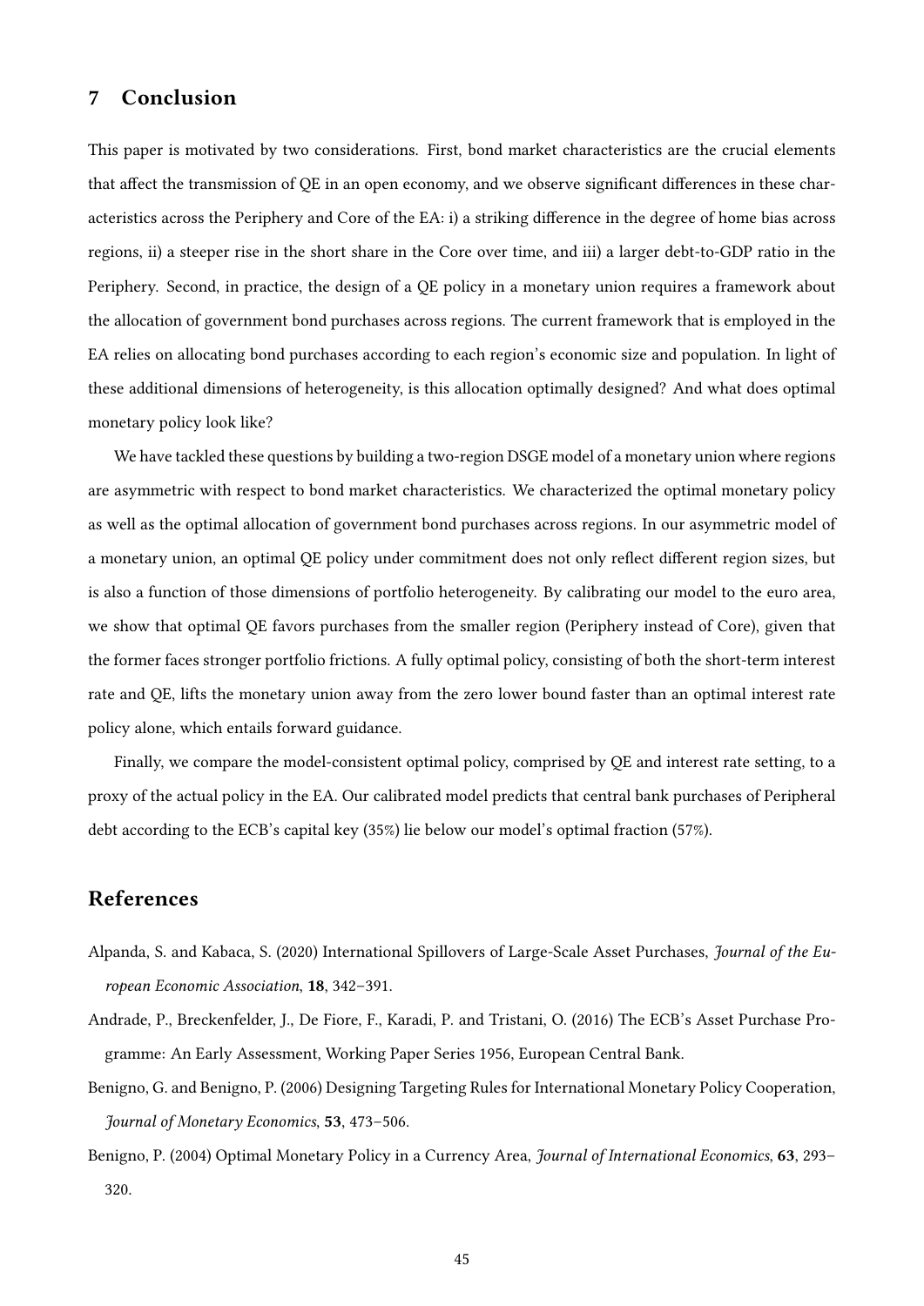## 7 Conclusion

This paper is motivated by two considerations. First, bond market characteristics are the crucial elements that affect the transmission of QE in an open economy, and we observe significant differences in these characteristics across the Periphery and Core of the EA: i) a striking difference in the degree of home bias across regions, ii) a steeper rise in the short share in the Core over time, and iii) a larger debt-to-GDP ratio in the Periphery. Second, in practice, the design of a QE policy in a monetary union requires a framework about the allocation of government bond purchases across regions. The current framework that is employed in the EA relies on allocating bond purchases according to each region's economic size and population. In light of these additional dimensions of heterogeneity, is this allocation optimally designed? And what does optimal monetary policy look like?

We have tackled these questions by building a two-region DSGE model of a monetary union where regions are asymmetric with respect to bond market characteristics. We characterized the optimal monetary policy as well as the optimal allocation of government bond purchases across regions. In our asymmetric model of a monetary union, an optimal QE policy under commitment does not only reflect different region sizes, but is also a function of those dimensions of portfolio heterogeneity. By calibrating our model to the euro area, we show that optimal QE favors purchases from the smaller region (Periphery instead of Core), given that the former faces stronger portfolio frictions. A fully optimal policy, consisting of both the short-term interest rate and QE, lifts the monetary union away from the zero lower bound faster than an optimal interest rate policy alone, which entails forward guidance.

Finally, we compare the model-consistent optimal policy, comprised by QE and interest rate setting, to a proxy of the actual policy in the EA. Our calibrated model predicts that central bank purchases of Peripheral debt according to the ECB's capital key (35%) lie below our model's optimal fraction (57%).

## References

Alpanda, S. and Kabaca, S. (2020) International Spillovers of Large-Scale Asset Purchases, *Journal of the European Economic Association*, **18**, 342–391.

Andrade, P., Breckenfelder, J., De Fiore, F., Karadi, P. and Tristani, O. (2016) The ECB's Asset Purchase Programme: An Early Assessment, Working Paper Series 1956, European Central Bank.

Benigno, G. and Benigno, P. (2006) Designing Targeting Rules for International Monetary Policy Cooperation, *Journal of Monetary Economics*, **53**, 473–506.

Benigno, P. (2004) Optimal Monetary Policy in a Currency Area, *Journal of International Economics*, **63**, 293–320.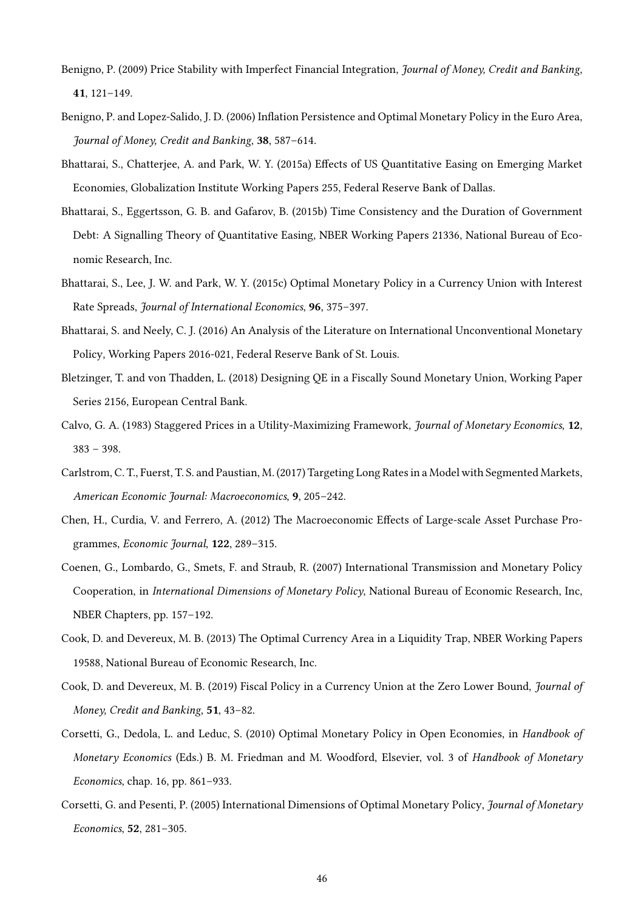Benigno, P. (2009) Price Stability with Imperfect Financial Integration, *Journal of Money, Credit and Banking*, **41**, 121–149.

Benigno, P. and Lopez-Salido, J. D. (2006) Inflation Persistence and Optimal Monetary Policy in the Euro Area, *Journal of Money, Credit and Banking*, **38**, 587–614.

Bhattarai, S., Chatterjee, A. and Park, W. Y. (2015a) Effects of US Quantitative Easing on Emerging Market Economies, Globalization Institute Working Papers 255, Federal Reserve Bank of Dallas.

Bhattarai, S., Eggertsson, G. B. and Gafarov, B. (2015b) Time Consistency and the Duration of Government Debt: A Signalling Theory of Quantitative Easing, NBER Working Papers 21336, National Bureau of Economic Research, Inc.

Bhattarai, S., Lee, J. W. and Park, W. Y. (2015c) Optimal Monetary Policy in a Currency Union with Interest Rate Spreads, *Journal of International Economics*, **96**, 375–397.

Bhattarai, S. and Neely, C. J. (2016) An Analysis of the Literature on International Unconventional Monetary Policy, Working Papers 2016-021, Federal Reserve Bank of St. Louis.

Bletzinger, T. and von Thadden, L. (2018) Designing QE in a Fiscally Sound Monetary Union, Working Paper Series 2156, European Central Bank.

Calvo, G. A. (1983) Staggered Prices in a Utility-Maximizing Framework, *Journal of Monetary Economics*, **12**, 383 – 398.

Carlstrom, C. T., Fuerst, T. S. and Paustian, M. (2017) Targeting Long Rates in a Model with Segmented Markets, *American Economic Journal: Macroeconomics*, **9**, 205–242.

Chen, H., Curdia, V. and Ferrero, A. (2012) The Macroeconomic Effects of Large-scale Asset Purchase Programmes, *Economic Journal*, **122**, 289–315.

Coenen, G., Lombardo, G., Smets, F. and Straub, R. (2007) International Transmission and Monetary Policy Cooperation, in *International Dimensions of Monetary Policy*, National Bureau of Economic Research, Inc, NBER Chapters, pp. 157–192.

Cook, D. and Devereux, M. B. (2013) The Optimal Currency Area in a Liquidity Trap, NBER Working Papers 19588, National Bureau of Economic Research, Inc.

Cook, D. and Devereux, M. B. (2019) Fiscal Policy in a Currency Union at the Zero Lower Bound, *Journal of Money, Credit and Banking*, **51**, 43–82.

Corsetti, G., Dedola, L. and Leduc, S. (2010) Optimal Monetary Policy in Open Economies, in *Handbook of Monetary Economics* (Eds.) B. M. Friedman and M. Woodford, Elsevier, vol. 3 of *Handbook of Monetary Economics*, chap. 16, pp. 861–933.

Corsetti, G. and Pesenti, P. (2005) International Dimensions of Optimal Monetary Policy, *Journal of Monetary Economics*, **52**, 281–305.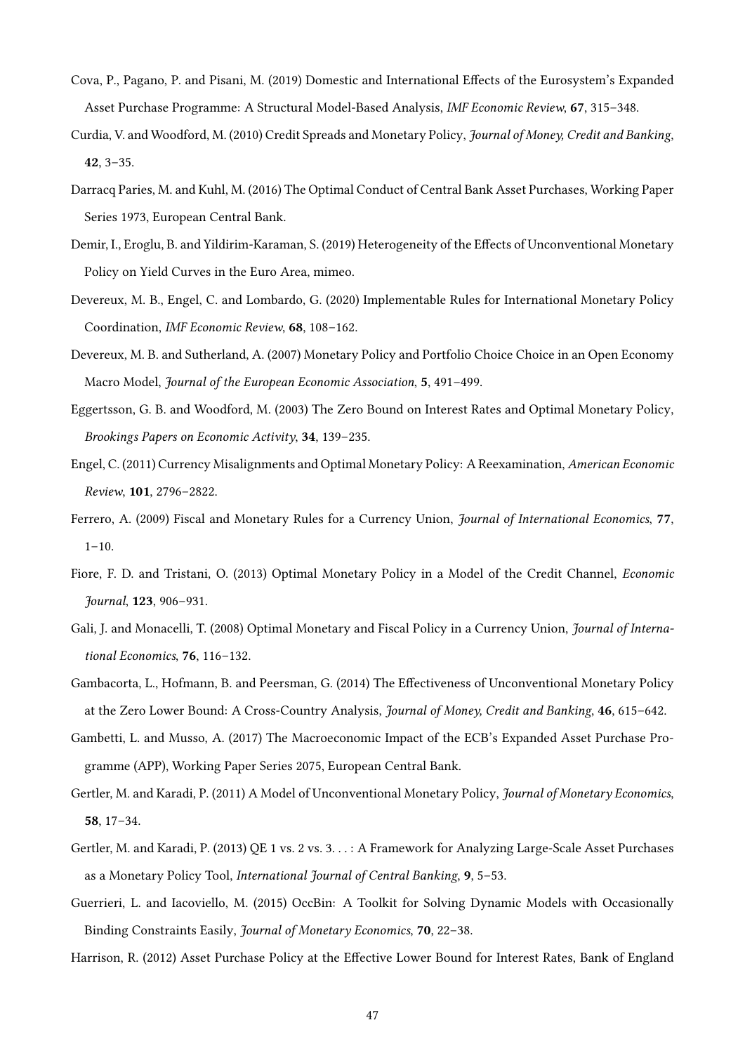Cova, P., Pagano, P. and Pisani, M. (2019) Domestic and International Effects of the Eurosystem's Expanded Asset Purchase Programme: A Structural Model-Based Analysis, *IMF Economic Review*, **67**, 315–348.

Curdia, V. and Woodford, M. (2010) Credit Spreads and Monetary Policy, *Journal of Money, Credit and Banking*, **42**, 3–35.

Darracq Paries, M. and Kuhl, M. (2016) The Optimal Conduct of Central Bank Asset Purchases, Working Paper Series 1973, European Central Bank.

Demir, I., Eroglu, B. and Yildirim-Karaman, S. (2019) Heterogeneity of the Effects of Unconventional Monetary Policy on Yield Curves in the Euro Area, mimeo.

Devereux, M. B., Engel, C. and Lombardo, G. (2020) Implementable Rules for International Monetary Policy Coordination, *IMF Economic Review*, **68**, 108–162.

Devereux, M. B. and Sutherland, A. (2007) Monetary Policy and Portfolio Choice Choice in an Open Economy Macro Model, *Journal of the European Economic Association*, **5**, 491–499.

Eggertsson, G. B. and Woodford, M. (2003) The Zero Bound on Interest Rates and Optimal Monetary Policy, *Brookings Papers on Economic Activity*, **34**, 139–235.

Engel, C. (2011) Currency Misalignments and Optimal Monetary Policy: A Reexamination, *American Economic Review*, **101**, 2796–2822.

Ferrero, A. (2009) Fiscal and Monetary Rules for a Currency Union, *Journal of International Economics*, **77**, 1–10.

Fiore, F. D. and Tristani, O. (2013) Optimal Monetary Policy in a Model of the Credit Channel, *Economic Journal*, **123**, 906–931.

Gali, J. and Monacelli, T. (2008) Optimal Monetary and Fiscal Policy in a Currency Union, *Journal of International Economics*, **76**, 116–132.

Gambacorta, L., Hofmann, B. and Peersman, G. (2014) The Effectiveness of Unconventional Monetary Policy at the Zero Lower Bound: A Cross-Country Analysis, *Journal of Money, Credit and Banking*, **46**, 615–642.

Gambetti, L. and Musso, A. (2017) The Macroeconomic Impact of the ECB's Expanded Asset Purchase Programme (APP), Working Paper Series 2075, European Central Bank.

Gertler, M. and Karadi, P. (2011) A Model of Unconventional Monetary Policy, *Journal of Monetary Economics*, **58**, 17–34.

Gertler, M. and Karadi, P. (2013) QE 1 vs. 2 vs. 3. . . : A Framework for Analyzing Large-Scale Asset Purchases as a Monetary Policy Tool, *International Journal of Central Banking*, **9**, 5–53.

Guerrieri, L. and Iacoviello, M. (2015) OccBin: A Toolkit for Solving Dynamic Models with Occasionally Binding Constraints Easily, *Journal of Monetary Economics*, **70**, 22–38.

Harrison, R. (2012) Asset Purchase Policy at the Effective Lower Bound for Interest Rates, Bank of England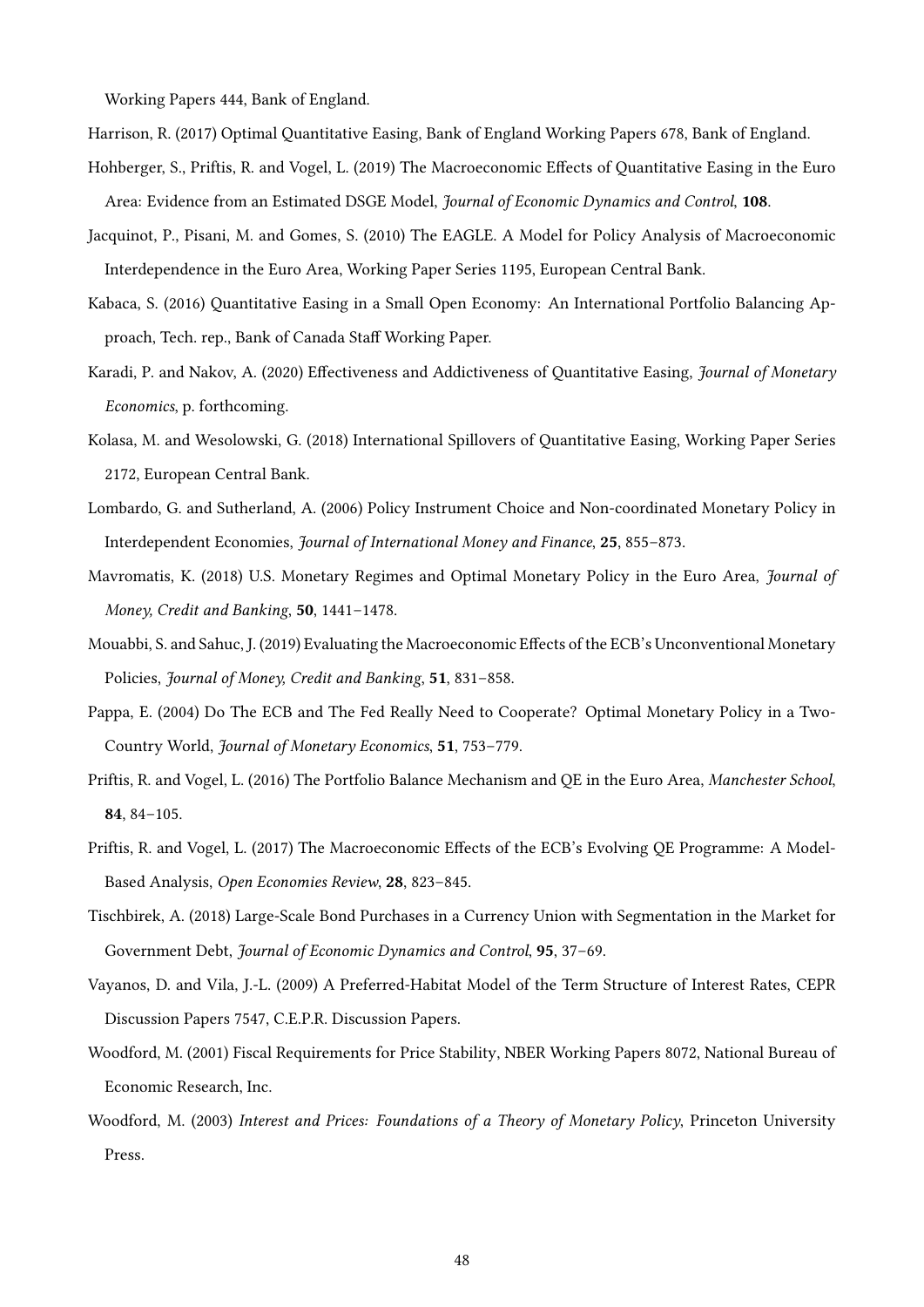Working Papers 444, Bank of England.

Harrison, R. (2017) Optimal Quantitative Easing, Bank of England Working Papers 678, Bank of England.

Hohberger, S., Priftis, R. and Vogel, L. (2019) The Macroeconomic Effects of Quantitative Easing in the Euro Area: Evidence from an Estimated DSGE Model, *Journal of Economic Dynamics and Control*, **108**.

Jacquinot, P., Pisani, M. and Gomes, S. (2010) The EAGLE. A Model for Policy Analysis of Macroeconomic Interdependence in the Euro Area, Working Paper Series 1195, European Central Bank.

Kabaca, S. (2016) Quantitative Easing in a Small Open Economy: An International Portfolio Balancing Approach, Tech. rep., Bank of Canada Staff Working Paper.

Karadi, P. and Nakov, A. (2020) Effectiveness and Addictiveness of Quantitative Easing, *Journal of Monetary Economics*, p. forthcoming.

Kolasa, M. and Wesolowski, G. (2018) International Spillovers of Quantitative Easing, Working Paper Series 2172, European Central Bank.

Lombardo, G. and Sutherland, A. (2006) Policy Instrument Choice and Non-coordinated Monetary Policy in Interdependent Economies, *Journal of International Money and Finance*, **25**, 855–873.

Mavromatis, K. (2018) U.S. Monetary Regimes and Optimal Monetary Policy in the Euro Area, *Journal of Money, Credit and Banking*, **50**, 1441–1478.

Mouabbi, S. and Sahuc, J. (2019) Evaluating the Macroeconomic Effects of the ECB's Unconventional Monetary Policies, *Journal of Money, Credit and Banking*, **51**, 831–858.

Pappa, E. (2004) Do The ECB and The Fed Really Need to Cooperate? Optimal Monetary Policy in a Two-Country World, *Journal of Monetary Economics*, **51**, 753–779.

Priftis, R. and Vogel, L. (2016) The Portfolio Balance Mechanism and QE in the Euro Area, *Manchester School*, **84**, 84–105.

Priftis, R. and Vogel, L. (2017) The Macroeconomic Effects of the ECB's Evolving QE Programme: A Model-Based Analysis, *Open Economies Review*, **28**, 823–845.

Tischbirek, A. (2018) Large-Scale Bond Purchases in a Currency Union with Segmentation in the Market for Government Debt, *Journal of Economic Dynamics and Control*, **95**, 37–69.

Vayanos, D. and Vila, J.-L. (2009) A Preferred-Habitat Model of the Term Structure of Interest Rates, CEPR Discussion Papers 7547, C.E.P.R. Discussion Papers.

Woodford, M. (2001) Fiscal Requirements for Price Stability, NBER Working Papers 8072, National Bureau of Economic Research, Inc.

Woodford, M. (2003) *Interest and Prices: Foundations of a Theory of Monetary Policy*, Princeton University Press.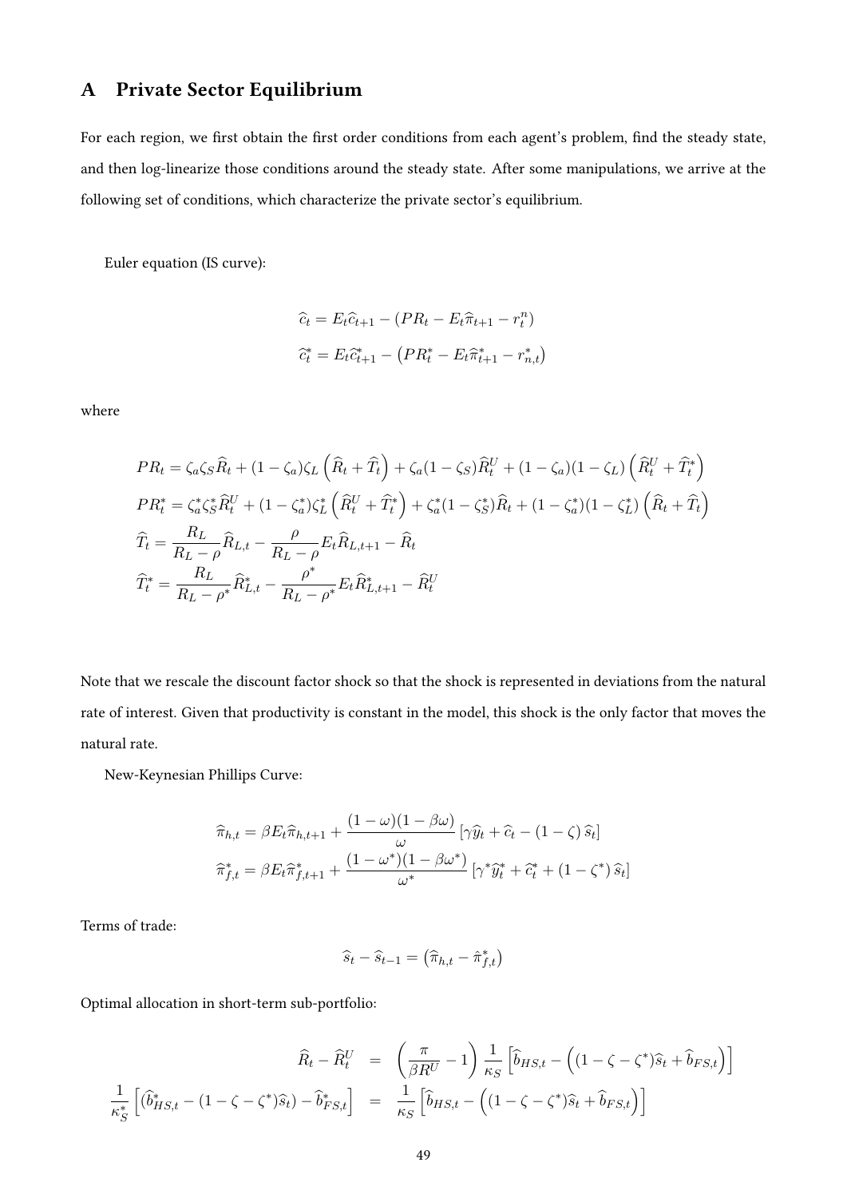# A Private Sector Equilibrium

For each region, we first obtain the first order conditions from each agent's problem, find the steady state, and then log-linearize those conditions around the steady state. After some manipulations, we arrive at the following set of conditions, which characterize the private sector's equilibrium.

Euler equation (IS curve):

$$\widehat{c}_t = E_t\widehat{c}_{t+1} - \left(PR_t - E_t\widehat{\pi}_{t+1} - r^n_t\right)$$

$$\widehat{c}^*_t = E_t\widehat{c}^*_{t+1} - \left(PR^*_t - E_t\widehat{\pi}^*_{t+1} - r^*_{n,t}\right)$$

where

$$PR_t = \zeta_a\zeta_S\widehat{R}_t + (1-\zeta_a)\zeta_L\left(\widehat{R}_t + \widehat{T}_t\right) + \zeta_a(1-\zeta_S)\widehat{R}^U_t + (1-\zeta_a)(1-\zeta_L)\left(\widehat{R}^U_t + \widehat{T}^*_t\right)$$

$$PR^*_t = \zeta^*_a\zeta^*_S\widehat{R}^U_t + (1-\zeta^*_a)\zeta^*_L\left(\widehat{R}^U_t + \widehat{T}^*_t\right) + \zeta^*_a(1-\zeta^*_S)\widehat{R}_t + (1-\zeta^*_a)(1-\zeta^*_L)\left(\widehat{R}_t + \widehat{T}_t\right)$$

$$\widehat{T}_t = \frac{R_L}{R_L-\rho}\widehat{R}_{L,t} - \frac{\rho}{R_L-\rho}E_t\widehat{R}_{L,t+1} - \widehat{R}_t$$

$$\widehat{T}^*_t = \frac{R_L}{R_L-\rho^*}\widehat{R}^*_{L,t} - \frac{\rho^*}{R_L-\rho^*}E_t\widehat{R}^*_{L,t+1} - \widehat{R}^U_t$$

Note that we rescale the discount factor shock so that the shock is represented in deviations from the natural rate of interest. Given that productivity is constant in the model, this shock is the only factor that moves the natural rate.

New-Keynesian Phillips Curve:

$$\widehat{\pi}_{h,t} = \beta E_t\widehat{\pi}_{h,t+1} + \frac{(1-\omega)(1-\beta\omega)}{\omega}\left[\gamma\widehat{y}_t + \widehat{c}_t - (1-\zeta)\,\widehat{s}_t\right]$$

$$\widehat{\pi}^*_{f,t} = \beta E_t\widehat{\pi}^*_{f,t+1} + \frac{(1-\omega^*)(1-\beta\omega^*)}{\omega^*}\left[\gamma^*\widehat{y}^*_t + \widehat{c}^*_t + (1-\zeta^*)\,\widehat{s}_t\right]$$

Terms of trade:

$$\widehat{s}_t - \widehat{s}_{t-1} = \left(\widehat{\pi}_{h,t} - \hat{\pi}^*_{f,t}\right)$$

Optimal allocation in short-term sub-portfolio:

$$\widehat{R}_t - \widehat{R}^U_t = \left(\frac{\pi}{\beta R^U} - 1\right)\frac{1}{\kappa_S}\left[\widehat{b}_{HS,t} - \left((1-\zeta-\zeta^*)\widehat{s}_t + \widehat{b}_{FS,t}\right)\right]$$

$$\frac{1}{\kappa^*_S}\left[(\widehat{b}^*_{HS,t} - (1-\zeta-\zeta^*)\widehat{s}_t) - \widehat{b}^*_{FS,t}\right] = \frac{1}{\kappa_S}\left[\widehat{b}_{HS,t} - \left((1-\zeta-\zeta^*)\widehat{s}_t + \widehat{b}_{FS,t}\right)\right]$$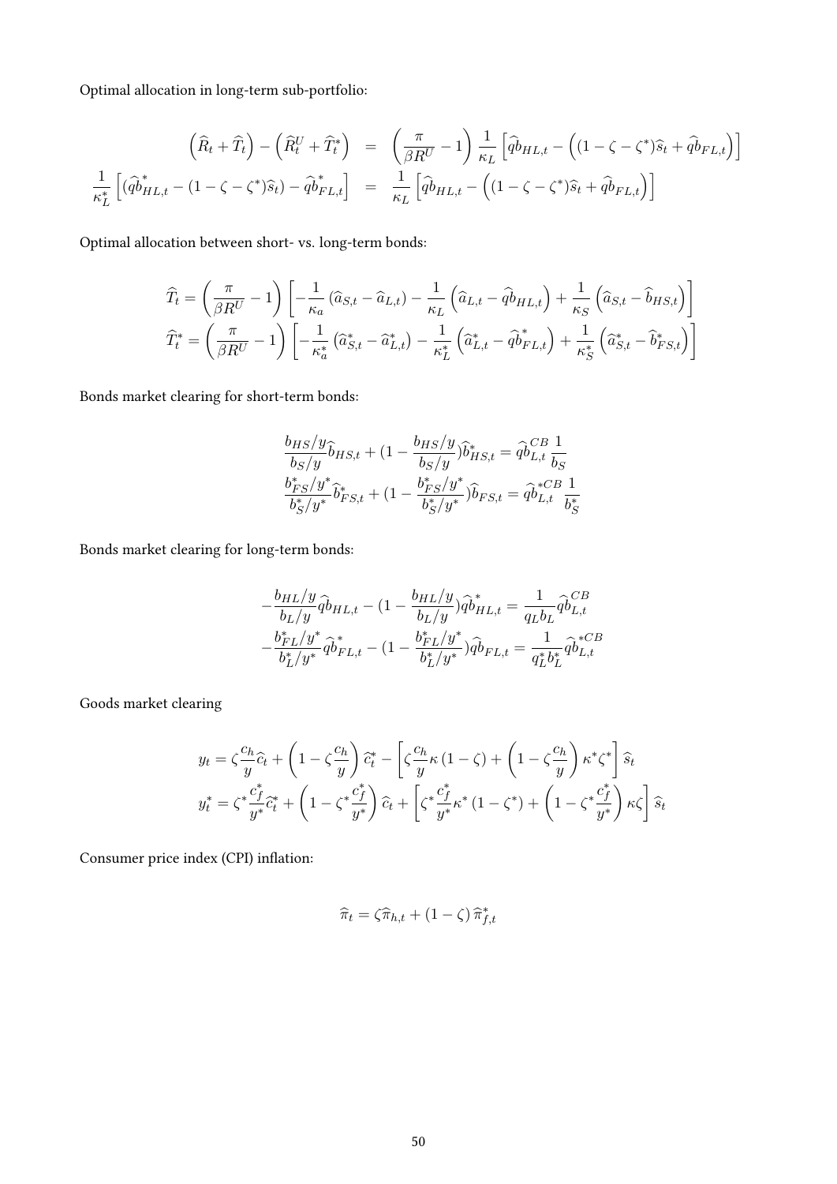Optimal allocation in long-term sub-portfolio:

$$
\begin{aligned}
\left(\widehat{R}_t + \widehat{T}_t\right) - \left(\widehat{R}^U_t + \widehat{T}^*_t\right) &= \left(\frac{\pi}{\beta R^U} - 1\right) \frac{1}{\kappa_L} \left[\widehat{qb}_{HL,t} - \left((1-\zeta-\zeta^*)\widehat{s}_t + \widehat{qb}_{FL,t}\right)\right] \\
\frac{1}{\kappa^*_L} \left[(\widehat{qb}^*_{HL,t} - (1-\zeta-\zeta^*)\widehat{s}_t) - \widehat{qb}^*_{FL,t}\right] &= \frac{1}{\kappa_L} \left[\widehat{qb}_{HL,t} - \left((1-\zeta-\zeta^*)\widehat{s}_t + \widehat{qb}_{FL,t}\right)\right]
\end{aligned}
$$

Optimal allocation between short- vs. long-term bonds:

$$
\widehat{T}_t = \left(\frac{\pi}{\beta R^U} - 1\right) \left[-\frac{1}{\kappa_a}\left(\widehat{a}_{S,t} - \widehat{a}_{L,t}\right) - \frac{1}{\kappa_L}\left(\widehat{a}_{L,t} - \widehat{qb}_{HL,t}\right) + \frac{1}{\kappa_S}\left(\widehat{a}_{S,t} - \widehat{b}_{HS,t}\right)\right]
$$

$$
\widehat{T}^*_t = \left(\frac{\pi}{\beta R^U} - 1\right) \left[-\frac{1}{\kappa^*_a}\left(\widehat{a}^*_{S,t} - \widehat{a}^*_{L,t}\right) - \frac{1}{\kappa^*_L}\left(\widehat{a}^*_{L,t} - \widehat{qb}^*_{FL,t}\right) + \frac{1}{\kappa^*_S}\left(\widehat{a}^*_{S,t} - \widehat{b}^*_{FS,t}\right)\right]
$$

Bonds market clearing for short-term bonds:

$$
\frac{b_{HS}/y}{b_S/y}\widehat{b}_{HS,t} + \left(1 - \frac{b_{HS}/y}{b_S/y}\right)\widehat{b}^*_{HS,t} = \widehat{qb}^{CB}_{L,t}\frac{1}{b_S}
$$

$$
\frac{b^*_{FS}/y^*}{b^*_S/y^*}\widehat{b}^*_{FS,t} + \left(1 - \frac{b^*_{FS}/y^*}{b^*_S/y^*}\right)\widehat{b}_{FS,t} = \widehat{qb}^{*CB}_{L,t}\frac{1}{b^*_S}
$$

Bonds market clearing for long-term bonds:

$$
-\frac{b_{HL}/y}{b_L/y}\widehat{qb}_{HL,t} - \left(1 - \frac{b_{HL}/y}{b_L/y}\right)\widehat{qb}^*_{HL,t} = \frac{1}{q_L b_L}\widehat{qb}^{CB}_{L,t}
$$

$$
-\frac{b^*_{FL}/y^*}{b^*_L/y^*}\widehat{qb}^*_{FL,t} - \left(1 - \frac{b^*_{FL}/y^*}{b^*_L/y^*}\right)\widehat{qb}_{FL,t} = \frac{1}{q^*_L b^*_L}\widehat{qb}^{*CB}_{L,t}
$$

Goods market clearing

$$
y_t = \zeta\frac{c_h}{y}\widehat{c}_t + \left(1 - \zeta\frac{c_h}{y}\right)\widehat{c}^*_t - \left[\zeta\frac{c_h}{y}\kappa\left(1-\zeta\right) + \left(1 - \zeta\frac{c_h}{y}\right)\kappa^*\zeta^*\right]\widehat{s}_t
$$

$$
y^*_t = \zeta^*\frac{c^*_f}{y^*}\widehat{c}^*_t + \left(1 - \zeta^*\frac{c^*_f}{y^*}\right)\widehat{c}_t + \left[\zeta^*\frac{c^*_f}{y^*}\kappa^*\left(1-\zeta^*\right) + \left(1 - \zeta^*\frac{c^*_f}{y^*}\right)\kappa\zeta\right]\widehat{s}_t
$$

Consumer price index (CPI) inflation:

$$
\widehat{\pi}_t = \zeta\widehat{\pi}_{h,t} + \left(1-\zeta\right)\widehat{\pi}^*_{f,t}
$$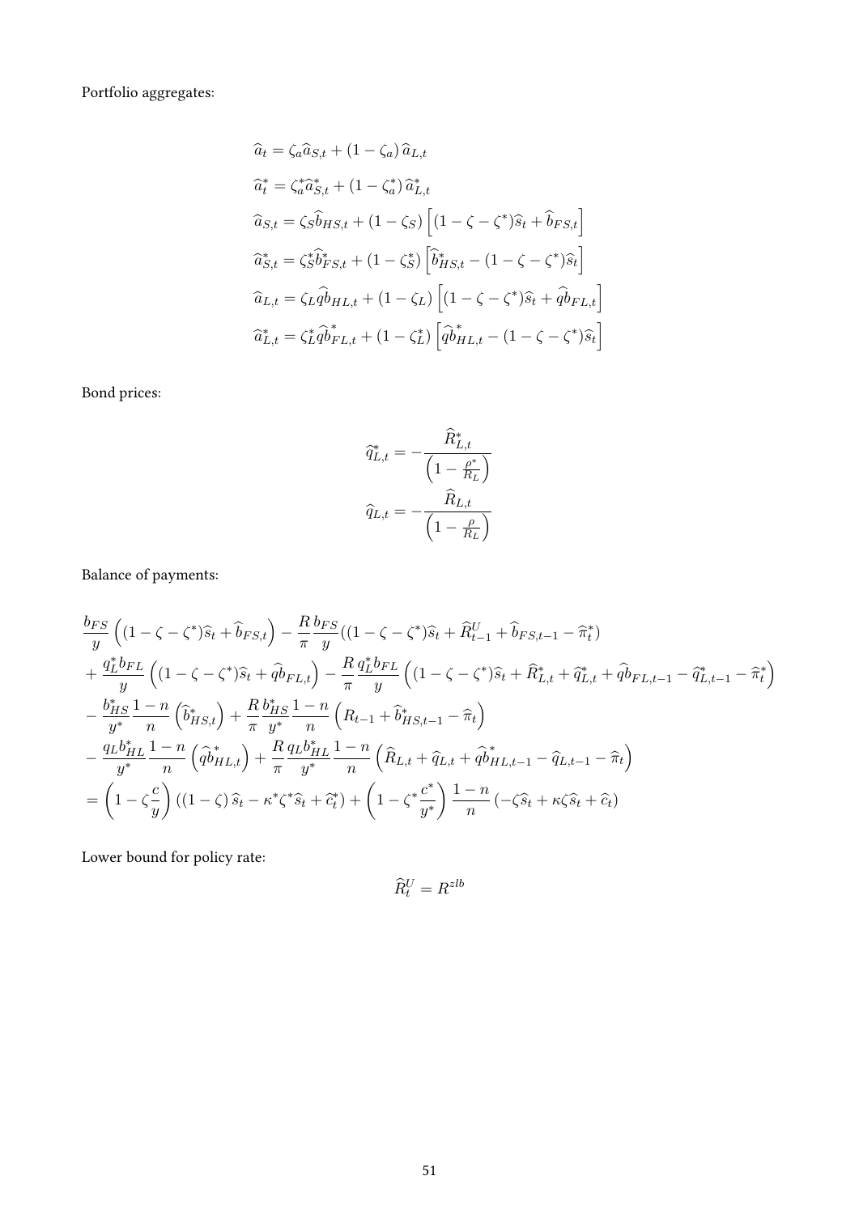Portfolio aggregates:

$$
\begin{aligned}
\widehat{a}_t &= \zeta_a \widehat{a}_{S,t} + (1-\zeta_a)\,\widehat{a}_{L,t} \\
\widehat{a}^*_t &= \zeta^*_a \widehat{a}^*_{S,t} + (1-\zeta^*_a)\,\widehat{a}^*_{L,t} \\
\widehat{a}_{S,t} &= \zeta_S \widehat{b}_{HS,t} + (1-\zeta_S)\left[(1-\zeta-\zeta^*)\widehat{s}_t + \widehat{b}_{FS,t}\right] \\
\widehat{a}^*_{S,t} &= \zeta^*_S \widehat{b}^*_{FS,t} + (1-\zeta^*_S)\left[\widehat{b}^*_{HS,t} - (1-\zeta-\zeta^*)\widehat{s}_t\right] \\
\widehat{a}_{L,t} &= \zeta_L \widehat{qb}_{HL,t} + (1-\zeta_L)\left[(1-\zeta-\zeta^*)\widehat{s}_t + \widehat{qb}_{FL,t}\right] \\
\widehat{a}^*_{L,t} &= \zeta^*_L \widehat{qb}^*_{FL,t} + (1-\zeta^*_L)\left[\widehat{qb}^*_{HL,t} - (1-\zeta-\zeta^*)\widehat{s}_t\right]
\end{aligned}
$$

Bond prices:

$$
\begin{aligned}
\widehat{q}^*_{L,t} &= -\frac{\widehat{R}^*_{L,t}}{\left(1-\frac{\rho^*}{R_L}\right)} \\
\widehat{q}_{L,t} &= -\frac{\widehat{R}_{L,t}}{\left(1-\frac{\rho}{R_L}\right)}
\end{aligned}
$$

Balance of payments:

$$
\begin{aligned}
&\frac{b_{FS}}{y}\left((1-\zeta-\zeta^*)\widehat{s}_t + \widehat{b}_{FS,t}\right) - \frac{R}{\pi}\frac{b_{FS}}{y}((1-\zeta-\zeta^*)\widehat{s}_t + \widehat{R}^U_{t-1} + \widehat{b}_{FS,t-1} - \widehat{\pi}^*_t) \\
&+ \frac{q^*_L b_{FL}}{y}\left((1-\zeta-\zeta^*)\widehat{s}_t + \widehat{qb}_{FL,t}\right) - \frac{R}{\pi}\frac{q^*_L b_{FL}}{y}\left((1-\zeta-\zeta^*)\widehat{s}_t + \widehat{R}^*_{L,t} + \widehat{q}^*_{L,t} + \widehat{qb}_{FL,t-1} - \widehat{q}^*_{L,t-1} - \widehat{\pi}^*_t\right) \\
&- \frac{b^*_{HS}}{y^*}\frac{1-n}{n}\left(\widehat{b}^*_{HS,t}\right) + \frac{R}{\pi}\frac{b^*_{HS}}{y^*}\frac{1-n}{n}\left(R_{t-1} + \widehat{b}^*_{HS,t-1} - \widehat{\pi}_t\right) \\
&- \frac{q_L b^*_{HL}}{y^*}\frac{1-n}{n}\left(\widehat{qb}^*_{HL,t}\right) + \frac{R}{\pi}\frac{q_L b^*_{HL}}{y^*}\frac{1-n}{n}\left(\widehat{R}_{L,t} + \widehat{q}_{L,t} + \widehat{qb}^*_{HL,t-1} - \widehat{q}_{L,t-1} - \widehat{\pi}_t\right) \\
&= \left(1-\zeta\frac{c}{y}\right)\left((1-\zeta)\,\widehat{s}_t - \kappa^*\zeta^*\widehat{s}_t + \widehat{c}^*_t\right) + \left(1-\zeta^*\frac{c^*}{y^*}\right)\frac{1-n}{n}\left(-\zeta\widehat{s}_t + \kappa\zeta\widehat{s}_t + \widehat{c}_t\right)
\end{aligned}
$$

Lower bound for policy rate:

$$
\widehat{R}^U_t = R^{zlb}
$$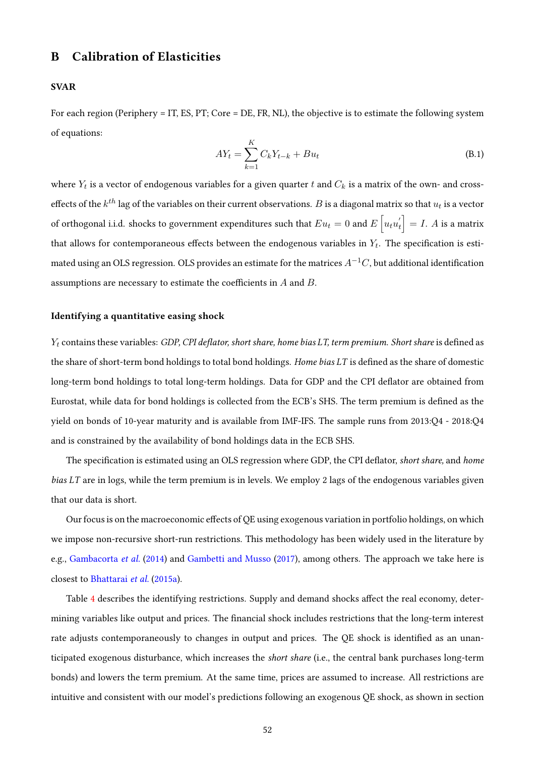# B Calibration of Elasticities

### SVAR

For each region (Periphery = IT, ES, PT; Core = DE, FR, NL), the objective is to estimate the following system of equations:

$$AY_t = \sum_{k=1}^{K} C_k Y_{t-k} + Bu_t \tag{B.1}$$

where $Y_t$ is a vector of endogenous variables for a given quarter $t$ and $C_k$ is a matrix of the own- and cross-effects of the $k^{th}$ lag of the variables on their current observations. $B$ is a diagonal matrix so that $u_t$ is a vector of orthogonal i.i.d. shocks to government expenditures such that $Eu_t = 0$ and $E\left[u_t u_t^{'}\right] = I$. $A$ is a matrix that allows for contemporaneous effects between the endogenous variables in $Y_t$. The specification is estimated using an OLS regression. OLS provides an estimate for the matrices $A^{-1}C$, but additional identification assumptions are necessary to estimate the coefficients in $A$ and $B$.

### Identifying a quantitative easing shock

$Y_t$ contains these variables: *GDP, CPI deflator, short share, home bias LT, term premium. Short share* is defined as the share of short-term bond holdings to total bond holdings. *Home bias LT* is defined as the share of domestic long-term bond holdings to total long-term holdings. Data for GDP and the CPI deflator are obtained from Eurostat, while data for bond holdings is collected from the ECB's SHS. The term premium is defined as the yield on bonds of 10-year maturity and is available from IMF-IFS. The sample runs from 2013:Q4 - 2018:Q4 and is constrained by the availability of bond holdings data in the ECB SHS.

The specification is estimated using an OLS regression where GDP, the CPI deflator, *short share,* and *home bias LT* are in logs, while the term premium is in levels. We employ 2 lags of the endogenous variables given that our data is short.

Our focus is on the macroeconomic effects of QE using exogenous variation in portfolio holdings, on which we impose non-recursive short-run restrictions. This methodology has been widely used in the literature by e.g., Gambacorta *et al.* (2014) and Gambetti and Musso (2017), among others. The approach we take here is closest to Bhattarai *et al.* (2015a).

Table 4 describes the identifying restrictions. Supply and demand shocks affect the real economy, determining variables like output and prices. The financial shock includes restrictions that the long-term interest rate adjusts contemporaneously to changes in output and prices. The QE shock is identified as an unanticipated exogenous disturbance, which increases the *short share* (i.e., the central bank purchases long-term bonds) and lowers the term premium. At the same time, prices are assumed to increase. All restrictions are intuitive and consistent with our model's predictions following an exogenous QE shock, as shown in section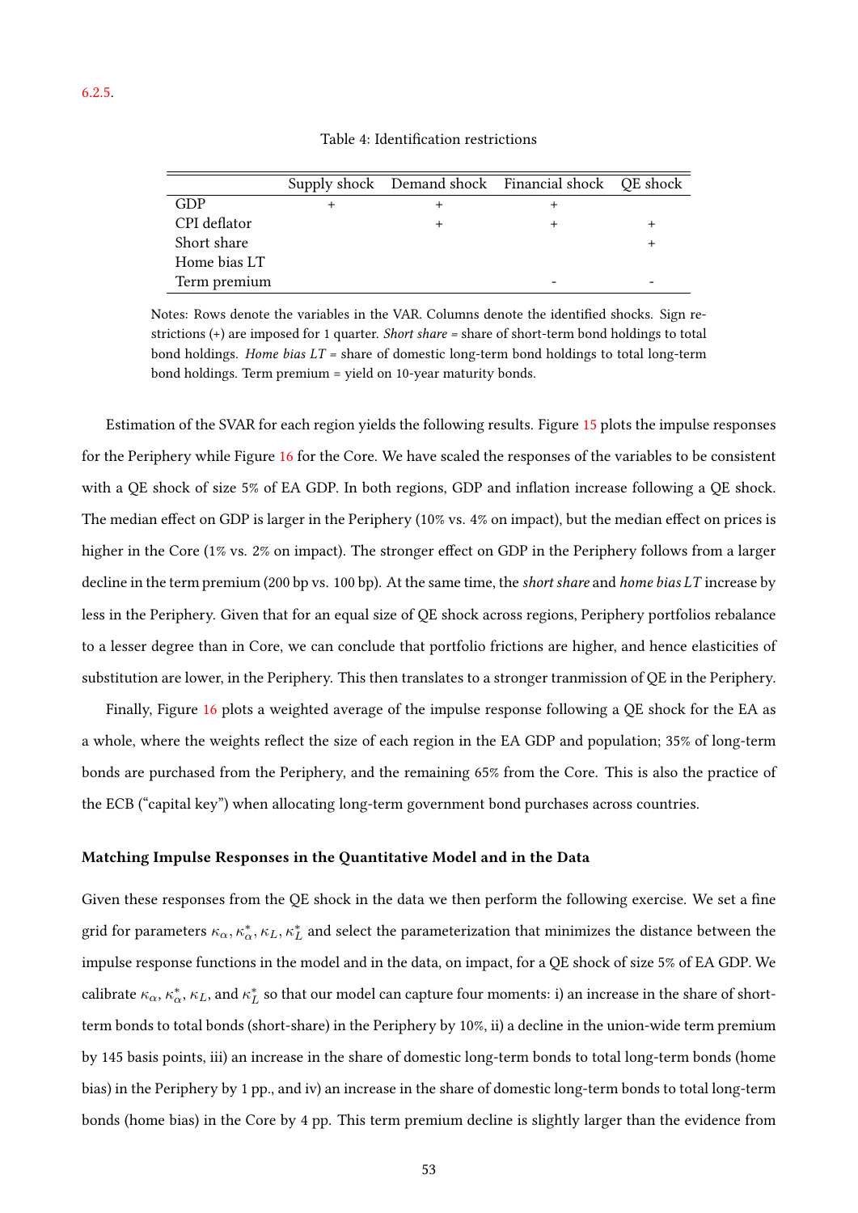6.2.5.

Table 4: Identification restrictions

| | Supply shock | Demand shock | Financial shock | QE shock |
|---|---|---|---|---|
| GDP | + | + | + | |
| CPI deflator | | + | + | + |
| Short share | | | | + |
| Home bias LT | | | | |
| Term premium | | | - | - |

Notes: Rows denote the variables in the VAR. Columns denote the identified shocks. Sign restrictions (+) are imposed for 1 quarter. *Short share* = share of short-term bond holdings to total bond holdings. *Home bias LT* = share of domestic long-term bond holdings to total long-term bond holdings. Term premium = yield on 10-year maturity bonds.

Estimation of the SVAR for each region yields the following results. Figure 15 plots the impulse responses for the Periphery while Figure 16 for the Core. We have scaled the responses of the variables to be consistent with a QE shock of size 5% of EA GDP. In both regions, GDP and inflation increase following a QE shock. The median effect on GDP is larger in the Periphery (10% vs. 4% on impact), but the median effect on prices is higher in the Core (1% vs. 2% on impact). The stronger effect on GDP in the Periphery follows from a larger decline in the term premium (200 bp vs. 100 bp). At the same time, the *short share* and *home bias LT* increase by less in the Periphery. Given that for an equal size of QE shock across regions, Periphery portfolios rebalance to a lesser degree than in Core, we can conclude that portfolio frictions are higher, and hence elasticities of substitution are lower, in the Periphery. This then translates to a stronger tranmission of QE in the Periphery.

Finally, Figure 16 plots a weighted average of the impulse response following a QE shock for the EA as a whole, where the weights reflect the size of each region in the EA GDP and population; 35% of long-term bonds are purchased from the Periphery, and the remaining 65% from the Core. This is also the practice of the ECB ("capital key") when allocating long-term government bond purchases across countries.

**Matching Impulse Responses in the Quantitative Model and in the Data**

Given these responses from the QE shock in the data we then perform the following exercise. We set a fine grid for parameters $\kappa_\alpha, \kappa_\alpha^*, \kappa_L, \kappa_L^*$ and select the parameterization that minimizes the distance between the impulse response functions in the model and in the data, on impact, for a QE shock of size 5% of EA GDP. We calibrate $\kappa_\alpha$, $\kappa_\alpha^*$, $\kappa_L$, and $\kappa_L^*$ so that our model can capture four moments: i) an increase in the share of short-term bonds to total bonds (short-share) in the Periphery by 10%, ii) a decline in the union-wide term premium by 145 basis points, iii) an increase in the share of domestic long-term bonds to total long-term bonds (home bias) in the Periphery by 1 pp., and iv) an increase in the share of domestic long-term bonds to total long-term bonds (home bias) in the Core by 4 pp. This term premium decline is slightly larger than the evidence from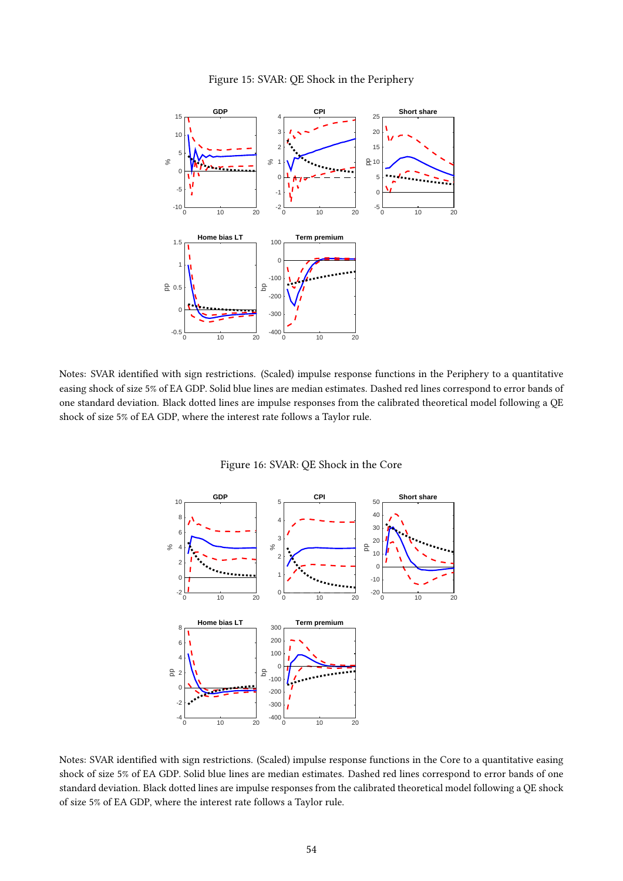Figure 15: SVAR: QE Shock in the Periphery

Notes: SVAR identified with sign restrictions. (Scaled) impulse response functions in the Periphery to a quantitative easing shock of size 5% of EA GDP. Solid blue lines are median estimates. Dashed red lines correspond to error bands of one standard deviation. Black dotted lines are impulse responses from the calibrated theoretical model following a QE shock of size 5% of EA GDP, where the interest rate follows a Taylor rule.

Figure 16: SVAR: QE Shock in the Core

Notes: SVAR identified with sign restrictions. (Scaled) impulse response functions in the Core to a quantitative easing shock of size 5% of EA GDP. Solid blue lines are median estimates. Dashed red lines correspond to error bands of one standard deviation. Black dotted lines are impulse responses from the calibrated theoretical model following a QE shock of size 5% of EA GDP, where the interest rate follows a Taylor rule.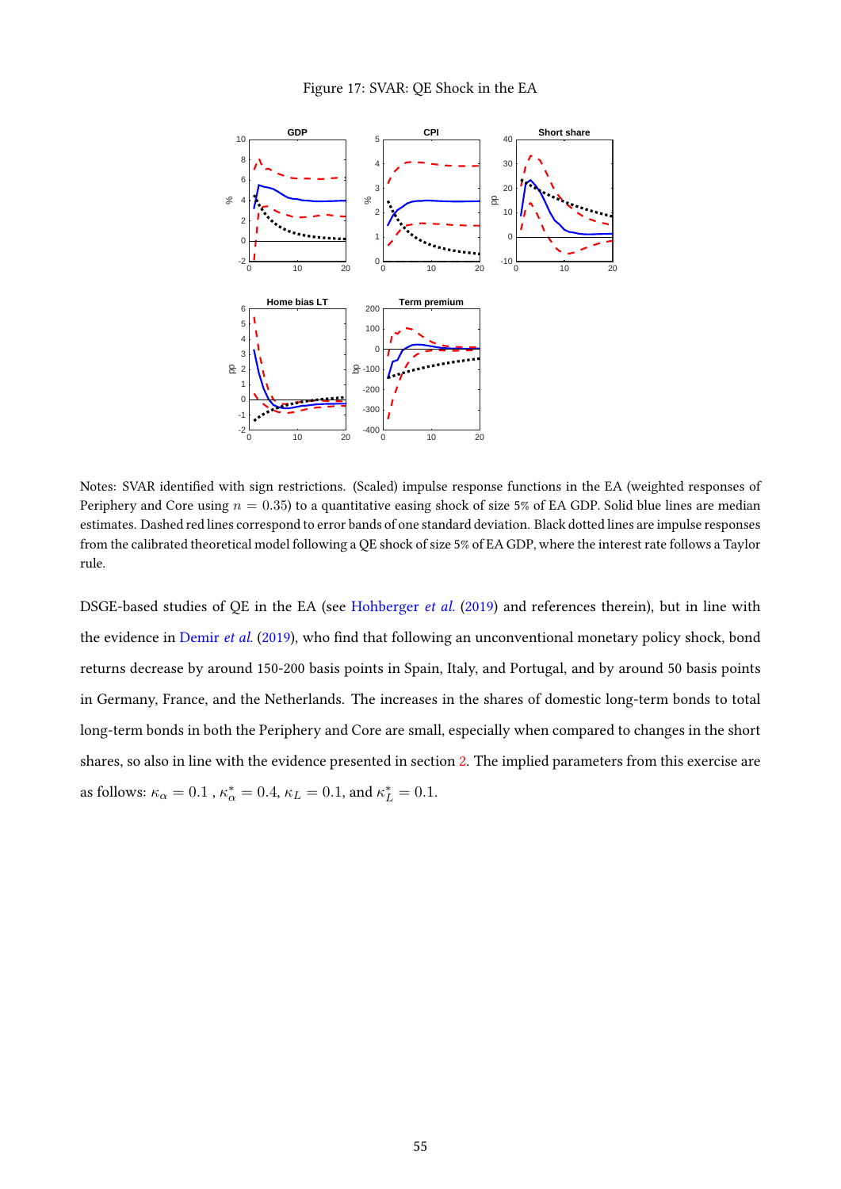Figure 17: SVAR: QE Shock in the EA

Notes: SVAR identified with sign restrictions. (Scaled) impulse response functions in the EA (weighted responses of Periphery and Core using $n = 0.35$) to a quantitative easing shock of size 5% of EA GDP. Solid blue lines are median estimates. Dashed red lines correspond to error bands of one standard deviation. Black dotted lines are impulse responses from the calibrated theoretical model following a QE shock of size 5% of EA GDP, where the interest rate follows a Taylor rule.

DSGE-based studies of QE in the EA (see Hohberger *et al.* (2019) and references therein), but in line with the evidence in Demir *et al.* (2019), who find that following an unconventional monetary policy shock, bond returns decrease by around 150-200 basis points in Spain, Italy, and Portugal, and by around 50 basis points in Germany, France, and the Netherlands. The increases in the shares of domestic long-term bonds to total long-term bonds in both the Periphery and Core are small, especially when compared to changes in the short shares, so also in line with the evidence presented in section 2. The implied parameters from this exercise are as follows: $\kappa_\alpha = 0.1$ , $\kappa_\alpha^* = 0.4$, $\kappa_L = 0.1$, and $\kappa_L^* = 0.1$.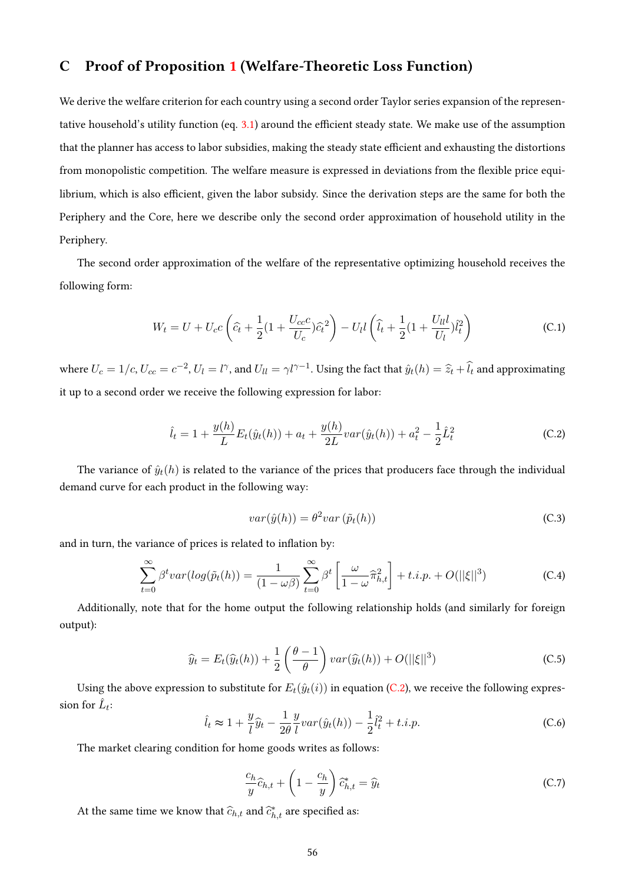## C Proof of Proposition 1 (Welfare-Theoretic Loss Function)

We derive the welfare criterion for each country using a second order Taylor series expansion of the representative household's utility function (eq. 3.1) around the efficient steady state. We make use of the assumption that the planner has access to labor subsidies, making the steady state efficient and exhausting the distortions from monopolistic competition. The welfare measure is expressed in deviations from the flexible price equilibrium, which is also efficient, given the labor subsidy. Since the derivation steps are the same for both the Periphery and the Core, here we describe only the second order approximation of household utility in the Periphery.

The second order approximation of the welfare of the representative optimizing household receives the following form:

$$W_t = U + U_c c\left(\widehat{c}_t + \frac{1}{2}(1 + \frac{U_{cc}c}{U_c})\widehat{c}_t^2\right) - U_l l\left(\widehat{l}_t + \frac{1}{2}(1 + \frac{U_{ll}l}{U_l})\widehat{l}_t^2\right) \tag{C.1}$$

where $U_c = 1/c, U_{cc} = c^{-2}, U_l = l^{\gamma}$, and $U_{ll} = \gamma l^{\gamma-1}$. Using the fact that $\hat{y}_t(h) = \widehat{z}_t + \widehat{l}_t$ and approximating it up to a second order we receive the following expression for labor:

$$\hat{l}_t = 1 + \frac{y(h)}{L}E_t(\hat{y}_t(h)) + a_t + \frac{y(h)}{2L}var(\hat{y}_t(h)) + a_t^2 - \frac{1}{2}\hat{L}_t^2 \tag{C.2}$$

The variance of $\hat{y}_t(h)$ is related to the variance of the prices that producers face through the individual demand curve for each product in the following way:

$$var(\hat{y}(h)) = \theta^2 var\left(\tilde{p}_t(h)\right) \tag{C.3}$$

and in turn, the variance of prices is related to inflation by:

$$\sum_{t=0}^{\infty}\beta^t var(log(\tilde{p}_t(h)) = \frac{1}{(1-\omega\beta)}\sum_{t=0}^{\infty}\beta^t\left[\frac{\omega}{1-\omega}\widehat{\pi}_{h,t}^2\right] + t.i.p. + O(||\xi||^3) \tag{C.4}$$

Additionally, note that for the home output the following relationship holds (and similarly for foreign output):

$$\widehat{y}_t = E_t(\widehat{y}_t(h)) + \frac{1}{2}\left(\frac{\theta-1}{\theta}\right)var(\widehat{y}_t(h)) + O(||\xi||^3) \tag{C.5}$$

Using the above expression to substitute for $E_t(\hat{y}_t(i))$ in equation (C.2), we receive the following expression for $\hat{L}_t$:

$$\hat{l}_t \approx 1 + \frac{y}{l}\widehat{y}_t - \frac{1}{2\theta}\frac{y}{l}var(\hat{y}_t(h)) - \frac{1}{2}\hat{l}_t^2 + t.i.p. \tag{C.6}$$

The market clearing condition for home goods writes as follows:

$$\frac{c_h}{y}\widehat{c}_{h,t} + \left(1 - \frac{c_h}{y}\right)\widehat{c}_{h,t}^* = \widehat{y}_t \tag{C.7}$$

At the same time we know that $\widehat{c}_{h,t}$ and $\widehat{c}_{h,t}^*$ are specified as: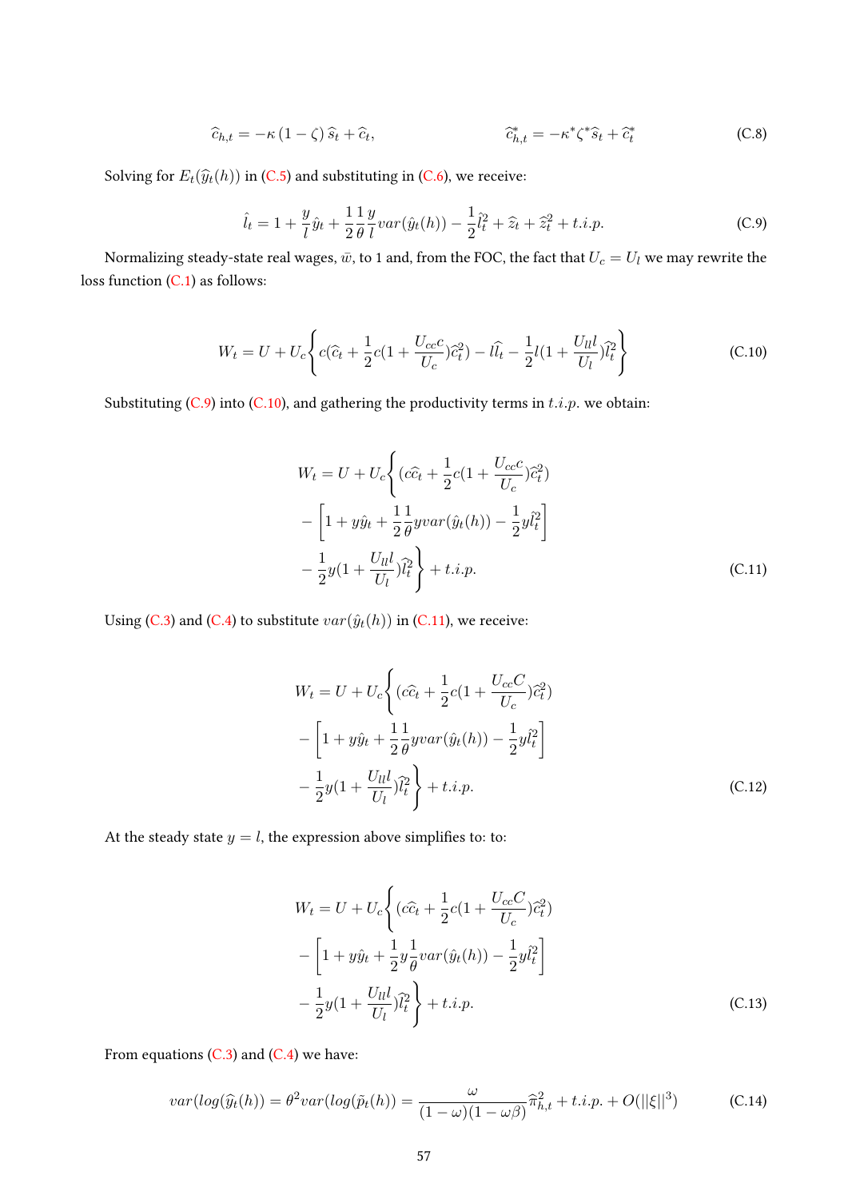$$\widehat{c}_{h,t} = -\kappa \left(1-\zeta\right) \widehat{s}_t + \widehat{c}_t, \qquad\qquad \widehat{c}^*_{h,t} = -\kappa^* \zeta^* \widehat{s}_t + \widehat{c}^*_t \tag{C.8}$$

Solving for $E_t(\widehat{y}_t(h))$ in (C.5) and substituting in (C.6), we receive:

$$\hat{l}_t = 1 + \frac{y}{l}\hat{y}_t + \frac{1}{2}\frac{1}{\theta}\frac{y}{l}var(\hat{y}_t(h)) - \frac{1}{2}\hat{l}^2_t + \widehat{z}_t + \widehat{z}^2_t + t.i.p. \tag{C.9}$$

Normalizing steady-state real wages, $\bar{w}$, to 1 and, from the FOC, the fact that $U_c = U_l$ we may rewrite the loss function (C.1) as follows:

$$W_t = U + U_c \left\{ c(\widehat{c}_t + \frac{1}{2}c(1+\frac{U_{cc}c}{U_c})\widehat{c}^2_t) - l\widehat{l}_t - \frac{1}{2}l(1+\frac{U_{ll}l}{U_l})\widehat{l}^2_t \right\} \tag{C.10}$$

Substituting (C.9) into (C.10), and gathering the productivity terms in $t.i.p.$ we obtain:

$$\begin{aligned} W_t = U + U_c \Bigg\{ & (c\widehat{c}_t + \frac{1}{2}c(1+\frac{U_{cc}c}{U_c})\widehat{c}^2_t) \\ & - \left[1 + y\hat{y}_t + \frac{1}{2}\frac{1}{\theta}yvar(\hat{y}_t(h)) - \frac{1}{2}y\hat{l}^2_t\right] \\ & - \frac{1}{2}y(1+\frac{U_{ll}l}{U_l})\widehat{l}^2_t \Bigg\} + t.i.p. \end{aligned} \tag{C.11}$$

Using (C.3) and (C.4) to substitute $var(\hat{y}_t(h))$ in (C.11), we receive:

$$\begin{aligned} W_t = U + U_c \Bigg\{ & (c\widehat{c}_t + \frac{1}{2}c(1+\frac{U_{cc}C}{U_c})\widehat{c}^2_t) \\ & - \left[1 + y\hat{y}_t + \frac{1}{2}\frac{1}{\theta}yvar(\hat{y}_t(h)) - \frac{1}{2}y\hat{l}^2_t\right] \\ & - \frac{1}{2}y(1+\frac{U_{ll}l}{U_l})\widehat{l}^2_t \Bigg\} + t.i.p. \end{aligned} \tag{C.12}$$

At the steady state $y = l$, the expression above simplifies to: to:

$$\begin{aligned} W_t = U + U_c \Bigg\{ & (c\widehat{c}_t + \frac{1}{2}c(1+\frac{U_{cc}C}{U_c})\widehat{c}^2_t) \\ & - \left[1 + y\hat{y}_t + \frac{1}{2}y\frac{1}{\theta}var(\hat{y}_t(h)) - \frac{1}{2}y\hat{l}^2_t\right] \\ & - \frac{1}{2}y(1+\frac{U_{ll}l}{U_l})\widehat{l}^2_t \Bigg\} + t.i.p. \end{aligned} \tag{C.13}$$

From equations (C.3) and (C.4) we have:

$$var(log(\widehat{y}_t(h)) = \theta^2 var(log(\tilde{p}_t(h)) = \frac{\omega}{(1-\omega)(1-\omega\beta)}\widehat{\pi}^2_{h,t} + t.i.p. + O(||\xi||^3) \tag{C.14}$$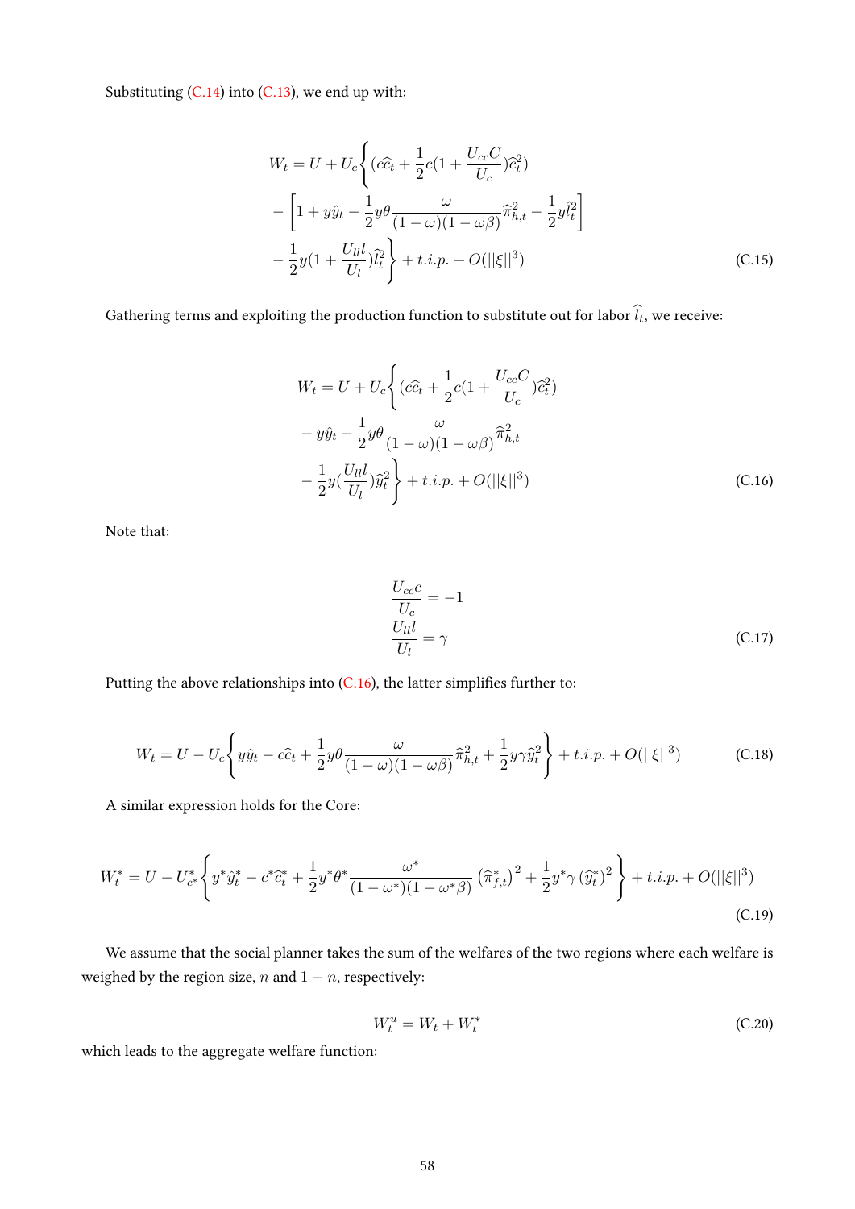Substituting (C.14) into (C.13), we end up with:

$$
\begin{aligned}
W_t = U + U_c \Bigg\{ & (c\widehat{c}_t + \frac{1}{2}c(1 + \frac{U_{cc}C}{U_c})\widehat{c}_t^2) \\
& - \left[ 1 + y\hat{y}_t - \frac{1}{2}y\theta\frac{\omega}{(1-\omega)(1-\omega\beta)}\widehat{\pi}_{h,t}^2 - \frac{1}{2}y\widehat{l}_t^2 \right] \\
& - \frac{1}{2}y(1 + \frac{U_{ll}l}{U_l})\widehat{l}_t^2 \Bigg\} + t.i.p. + O(||\xi||^3)
\end{aligned}
\tag{C.15}
$$

Gathering terms and exploiting the production function to substitute out for labor $\widehat{l}_t$, we receive:

$$
\begin{aligned}
W_t = U + U_c \Bigg\{ & (c\widehat{c}_t + \frac{1}{2}c(1 + \frac{U_{cc}C}{U_c})\widehat{c}_t^2) \\
& - y\hat{y}_t - \frac{1}{2}y\theta\frac{\omega}{(1-\omega)(1-\omega\beta)}\widehat{\pi}_{h,t}^2 \\
& - \frac{1}{2}y(\frac{U_{ll}l}{U_l})\widehat{y}_t^2 \Bigg\} + t.i.p. + O(||\xi||^3)
\end{aligned}
\tag{C.16}
$$

Note that:

$$
\begin{aligned}
\frac{U_{cc}c}{U_c} &= -1 \\
\frac{U_{ll}l}{U_l} &= \gamma
\end{aligned}
\tag{C.17}
$$

Putting the above relationships into (C.16), the latter simplifies further to:

$$
W_t = U - U_c \left\{ y\hat{y}_t - c\widehat{c}_t + \frac{1}{2}y\theta\frac{\omega}{(1-\omega)(1-\omega\beta)}\widehat{\pi}_{h,t}^2 + \frac{1}{2}y\gamma\widehat{y}_t^2 \right\} + t.i.p. + O(||\xi||^3)
\tag{C.18}
$$

A similar expression holds for the Core:

$$
W_t^* = U - U_{c^*}^* \left\{ y^*\hat{y}_t^* - c^*\widehat{c}_t^* + \frac{1}{2}y^*\theta^*\frac{\omega^*}{(1-\omega^*)(1-\omega^*\beta)}\left(\widehat{\pi}_{f,t}^*\right)^2 + \frac{1}{2}y^*\gamma\left(\widehat{y}_t^*\right)^2 \right\} + t.i.p. + O(||\xi||^3)
\tag{C.19}
$$

We assume that the social planner takes the sum of the welfares of the two regions where each welfare is weighed by the region size, $n$ and $1-n$, respectively:

$$
W_t^u = W_t + W_t^*
\tag{C.20}
$$

which leads to the aggregate welfare function: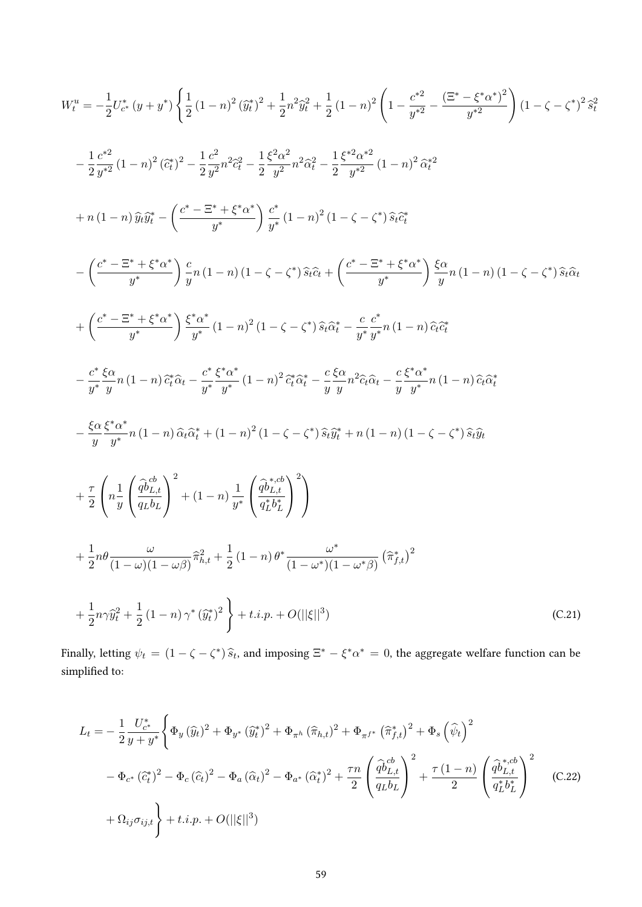$$
\begin{aligned}
W_t^u = & -\frac{1}{2}U_{c^*}^*\left(y+y^*\right)\Bigg\{\frac{1}{2}\left(1-n\right)^2\left(\widehat{y}_t^*\right)^2+\frac{1}{2}n^2\widehat{y}_t^2+\frac{1}{2}\left(1-n\right)^2\left(1-\frac{c^{*2}}{y^{*2}}-\frac{\left(\Xi^*-\xi^*\alpha^*\right)^2}{y^{*2}}\right)\left(1-\zeta-\zeta^*\right)^2\widehat{s}_t^2 \\
& -\frac{1}{2}\frac{c^{*2}}{y^{*2}}\left(1-n\right)^2\left(\widehat{c}_t^*\right)^2-\frac{1}{2}\frac{c^2}{y^2}n^2\widehat{c}_t^2-\frac{1}{2}\frac{\xi^2\alpha^2}{y^2}n^2\widehat{\alpha}_t^2-\frac{1}{2}\frac{\xi^{*2}\alpha^{*2}}{y^{*2}}\left(1-n\right)^2\widehat{\alpha}_t^{*2} \\
& +n\left(1-n\right)\widehat{y}_t\widehat{y}_t^*-\left(\frac{c^*-\Xi^*+\xi^*\alpha^*}{y^*}\right)\frac{c^*}{y^*}\left(1-n\right)^2\left(1-\zeta-\zeta^*\right)\widehat{s}_t\widehat{c}_t^* \\
& -\left(\frac{c^*-\Xi^*+\xi^*\alpha^*}{y^*}\right)\frac{c}{y}n\left(1-n\right)\left(1-\zeta-\zeta^*\right)\widehat{s}_t\widehat{c}_t+\left(\frac{c^*-\Xi^*+\xi^*\alpha^*}{y^*}\right)\frac{\xi\alpha}{y}n\left(1-n\right)\left(1-\zeta-\zeta^*\right)\widehat{s}_t\widehat{\alpha}_t \\
& +\left(\frac{c^*-\Xi^*+\xi^*\alpha^*}{y^*}\right)\frac{\xi^*\alpha^*}{y^*}\left(1-n\right)^2\left(1-\zeta-\zeta^*\right)\widehat{s}_t\widehat{\alpha}_t^*-\frac{c}{y^*}\frac{c^*}{y^*}n\left(1-n\right)\widehat{c}_t\widehat{c}_t^* \\
& -\frac{c^*}{y^*}\frac{\xi\alpha}{y}n\left(1-n\right)\widehat{c}_t^*\widehat{\alpha}_t-\frac{c^*}{y^*}\frac{\xi^*\alpha^*}{y^*}\left(1-n\right)^2\widehat{c}_t^*\widehat{\alpha}_t^*-\frac{c}{y}\frac{\xi\alpha}{y}n^2\widehat{c}_t\widehat{\alpha}_t-\frac{c}{y}\frac{\xi^*\alpha^*}{y^*}n\left(1-n\right)\widehat{c}_t\widehat{\alpha}_t^* \\
& -\frac{\xi\alpha}{y}\frac{\xi^*\alpha^*}{y^*}n\left(1-n\right)\widehat{\alpha}_t\widehat{\alpha}_t^*+\left(1-n\right)^2\left(1-\zeta-\zeta^*\right)\widehat{s}_t\widehat{y}_t^*+n\left(1-n\right)\left(1-\zeta-\zeta^*\right)\widehat{s}_t\widehat{y}_t \\
& +\frac{\tau}{2}\left(n\frac{1}{y}\left(\frac{\widehat{qb}_{L,t}^{cb}}{q_Lb_L}\right)^2+\left(1-n\right)\frac{1}{y^*}\left(\frac{\widehat{qb}_{L,t}^{*,cb}}{q_L^*b_L^*}\right)^2\right) \\
& +\frac{1}{2}n\theta\frac{\omega}{(1-\omega)(1-\omega\beta)}\widehat{\pi}_{h,t}^2+\frac{1}{2}\left(1-n\right)\theta^*\frac{\omega^*}{(1-\omega^*)(1-\omega^*\beta)}\left(\widehat{\pi}_{f,t}^*\right)^2 \\
& +\frac{1}{2}n\gamma\widehat{y}_t^2+\frac{1}{2}\left(1-n\right)\gamma^*\left(\widehat{y}_t^*\right)^2\Bigg\}+t.i.p.+O(||\xi||^3) \qquad \text{(C.21)}
\end{aligned}
$$

Finally, letting $\psi_t = (1-\zeta-\zeta^*)\,\widehat{s}_t$, and imposing $\Xi^* - \xi^*\alpha^* = 0$, the aggregate welfare function can be simplified to:

$$
\begin{aligned}
L_t = & -\frac{1}{2}\frac{U_{c^*}^*}{y+y^*}\Bigg\{\Phi_y\left(\widehat{y}_t\right)^2+\Phi_{y^*}\left(\widehat{y}_t^*\right)^2+\Phi_{\pi^h}\left(\widehat{\pi}_{h,t}\right)^2+\Phi_{\pi^{f*}}\left(\widehat{\pi}_{f,t}^*\right)^2+\Phi_s\left(\widehat{\psi}_t\right)^2 \\
& -\Phi_{c^*}\left(\widehat{c}_t^*\right)^2-\Phi_c\left(\widehat{c}_t\right)^2-\Phi_a\left(\widehat{\alpha}_t\right)^2-\Phi_{a^*}\left(\widehat{\alpha}_t^*\right)^2+\frac{\tau n}{2}\left(\frac{\widehat{qb}_{L,t}^{cb}}{q_Lb_L}\right)^2+\frac{\tau\left(1-n\right)}{2}\left(\frac{\widehat{qb}_{L,t}^{*,cb}}{q_L^*b_L^*}\right)^2 \\
& +\Omega_{ij}\sigma_{ij,t}\Bigg\}+t.i.p.+O(||\xi||^3) \qquad \text{(C.22)}
\end{aligned}
$$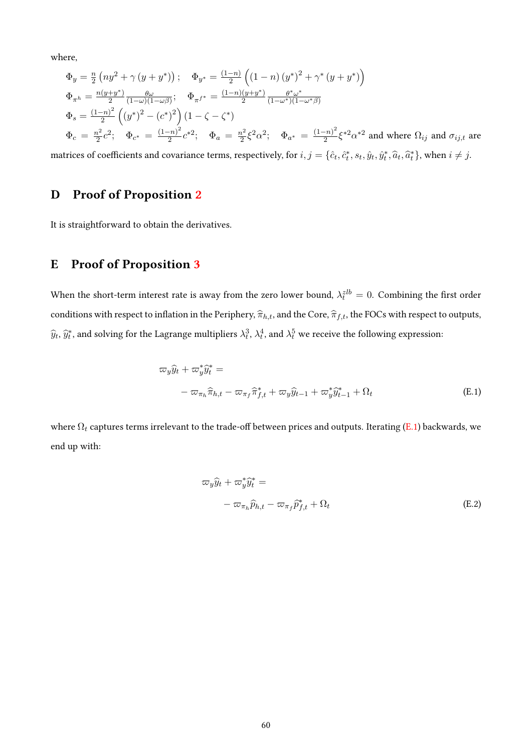where,

$$\Phi_y = \frac{n}{2}\left(ny^2 + \gamma\left(y + y^*\right)\right); \quad \Phi_{y^*} = \frac{(1-n)}{2}\left(\left(1-n\right)\left(y^*\right)^2 + \gamma^*\left(y + y^*\right)\right)$$

$$\Phi_{\pi^h} = \frac{n(y+y^*)}{2}\frac{\theta\omega}{(1-\omega)(1-\omega\beta)}; \quad \Phi_{\pi^{f^*}} = \frac{(1-n)(y+y^*)}{2}\frac{\theta^*\omega^*}{(1-\omega^*)(1-\omega^*\beta)}$$

$$\Phi_s = \frac{(1-n)^2}{2}\left(\left(y^*\right)^2 - \left(c^*\right)^2\right)\left(1 - \zeta - \zeta^*\right)$$

$\Phi_c = \frac{n^2}{2}c^2$; $\Phi_{c^*} = \frac{(1-n)^2}{2}c^{*2}$; $\Phi_a = \frac{n^2}{2}\xi^2\alpha^2$; $\Phi_{a^*} = \frac{(1-n)^2}{2}\xi^{*2}\alpha^{*2}$ and where $\Omega_{ij}$ and $\sigma_{ij,t}$ are matrices of coefficients and covariance terms, respectively, for $i,j = \{\hat{c}_t, \hat{c}^*_t, s_t, \hat{y}_t, \hat{y}^*_t, \widehat{a}_t, \widehat{a}^*_t\}$, when $i \neq j$.

# D Proof of Proposition 2

It is straightforward to obtain the derivatives.

# E Proof of Proposition 3

When the short-term interest rate is away from the zero lower bound, $\lambda_t^{zlb} = 0$. Combining the first order conditions with respect to inflation in the Periphery, $\widehat{\pi}_{h,t}$, and the Core, $\widehat{\pi}_{f,t}$, the FOCs with respect to outputs, $\widehat{y}_t$, $\widehat{y}^*_t$, and solving for the Lagrange multipliers $\lambda_t^3$, $\lambda_t^4$, and $\lambda_t^5$ we receive the following expression:

$$\begin{aligned}
&\varpi_y \widehat{y}_t + \varpi_y^* \widehat{y}^*_t = \\
&\quad - \varpi_{\pi_h}\widehat{\pi}_{h,t} - \varpi_{\pi_f}\widehat{\pi}^*_{f,t} + \varpi_y \widehat{y}_{t-1} + \varpi_y^* \widehat{y}^*_{t-1} + \Omega_t
\end{aligned} \tag{E.1}$$

where $\Omega_t$ captures terms irrelevant to the trade-off between prices and outputs. Iterating (E.1) backwards, we end up with:

$$\begin{aligned}
&\varpi_y \widehat{y}_t + \varpi_y^* \widehat{y}^*_t = \\
&\quad - \varpi_{\pi_h}\widehat{p}_{h,t} - \varpi_{\pi_f}\widehat{p}^*_{f,t} + \Omega_t
\end{aligned} \tag{E.2}$$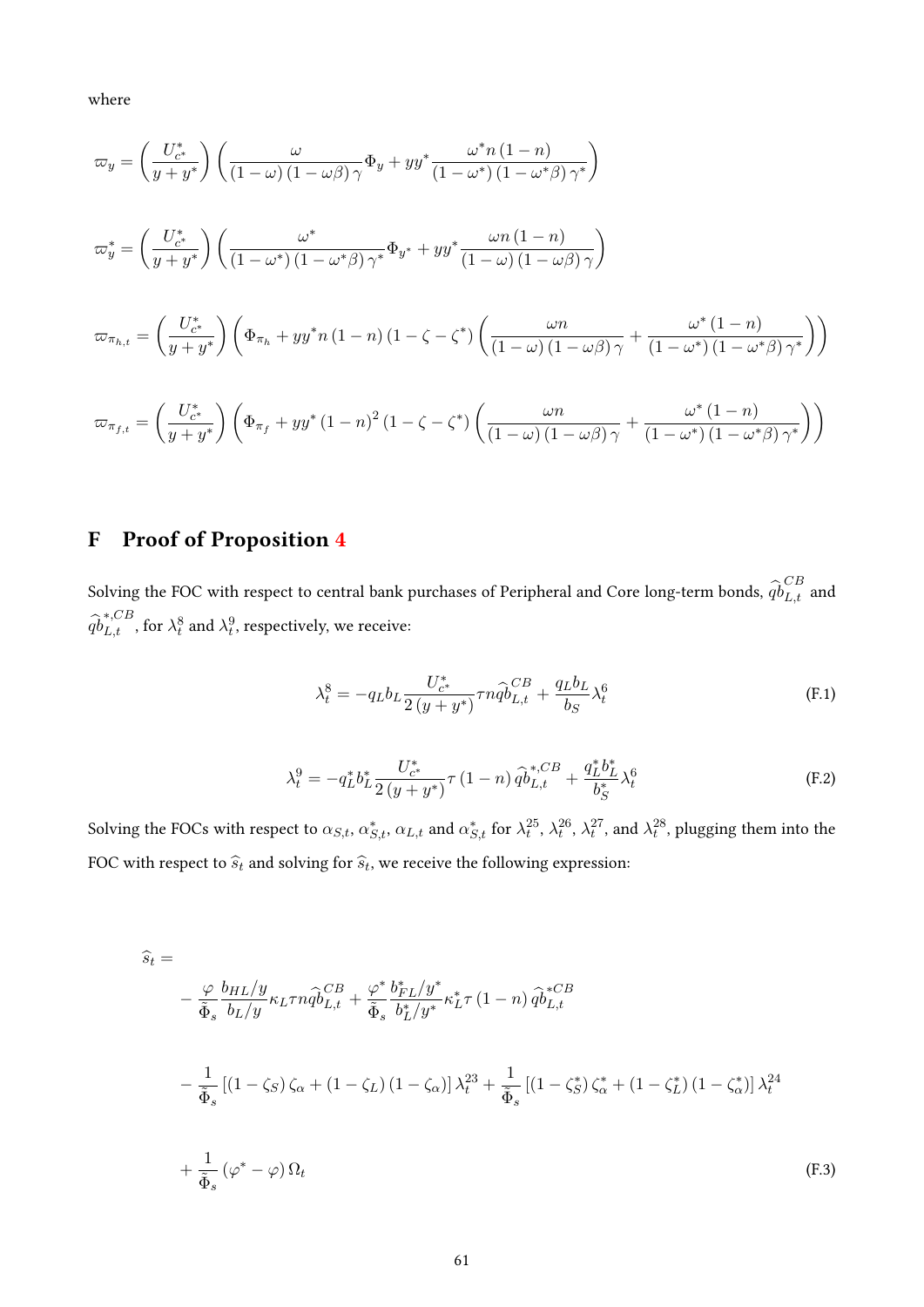where

$$\varpi_y = \left(\frac{U^*_{c^*}}{y+y^*}\right)\left(\frac{\omega}{(1-\omega)(1-\omega\beta)\gamma}\Phi_y + yy^*\frac{\omega^* n(1-n)}{(1-\omega^*)(1-\omega^*\beta)\gamma^*}\right)$$

$$\varpi^*_y = \left(\frac{U^*_{c^*}}{y+y^*}\right)\left(\frac{\omega^*}{(1-\omega^*)(1-\omega^*\beta)\gamma^*}\Phi_{y^*} + yy^*\frac{\omega n(1-n)}{(1-\omega)(1-\omega\beta)\gamma}\right)$$

$$\varpi_{\pi_{h,t}} = \left(\frac{U^*_{c^*}}{y+y^*}\right)\left(\Phi_{\pi_h} + yy^* n(1-n)(1-\zeta-\zeta^*)\left(\frac{\omega n}{(1-\omega)(1-\omega\beta)\gamma} + \frac{\omega^*(1-n)}{(1-\omega^*)(1-\omega^*\beta)\gamma^*}\right)\right)$$

$$\varpi_{\pi_{f,t}} = \left(\frac{U^*_{c^*}}{y+y^*}\right)\left(\Phi_{\pi_f} + yy^*(1-n)^2(1-\zeta-\zeta^*)\left(\frac{\omega n}{(1-\omega)(1-\omega\beta)\gamma} + \frac{\omega^*(1-n)}{(1-\omega^*)(1-\omega^*\beta)\gamma^*}\right)\right)$$

## F Proof of Proposition 4

Solving the FOC with respect to central bank purchases of Peripheral and Core long-term bonds, $\widehat{qb}^{CB}_{L,t}$ and $\widehat{qb}^{*,CB}_{L,t}$, for $\lambda^8_t$ and $\lambda^9_t$, respectively, we receive:

$$\lambda^8_t = -q_L b_L \frac{U^*_{c^*}}{2(y+y^*)}\tau n \widehat{qb}^{CB}_{L,t} + \frac{q_L b_L}{b_S}\lambda^6_t \tag{F.1}$$

$$\lambda^9_t = -q^*_L b^*_L \frac{U^*_{c^*}}{2(y+y^*)}\tau(1-n)\widehat{qb}^{*,CB}_{L,t} + \frac{q^*_L b^*_L}{b^*_S}\lambda^6_t \tag{F.2}$$

Solving the FOCs with respect to $\alpha_{S,t}$, $\alpha^*_{S,t}$, $\alpha_{L,t}$ and $\alpha^*_{S,t}$ for $\lambda^{25}_t$, $\lambda^{26}_t$, $\lambda^{27}_t$, and $\lambda^{28}_t$, plugging them into the FOC with respect to $\widehat{s}_t$ and solving for $\widehat{s}_t$, we receive the following expression:

$$\begin{aligned}
\widehat{s}_t = \\
&-\frac{\varphi}{\tilde{\Phi}_s}\frac{b_{HL}/y}{b_L/y}\kappa_L\tau n\widehat{qb}^{CB}_{L,t} + \frac{\varphi^*}{\tilde{\Phi}_s}\frac{b^*_{FL}/y^*}{b^*_L/y^*}\kappa^*_L\tau(1-n)\widehat{qb}^{*CB}_{L,t} \\
&-\frac{1}{\tilde{\Phi}_s}\left[(1-\zeta_S)\zeta_\alpha + (1-\zeta_L)(1-\zeta_\alpha)\right]\lambda^{23}_t + \frac{1}{\tilde{\Phi}_s}\left[(1-\zeta^*_S)\zeta^*_\alpha + (1-\zeta^*_L)(1-\zeta^*_\alpha)\right]\lambda^{24}_t \\
&+\frac{1}{\tilde{\Phi}_s}(\varphi^*-\varphi)\Omega_t
\end{aligned} \tag{F.3}$$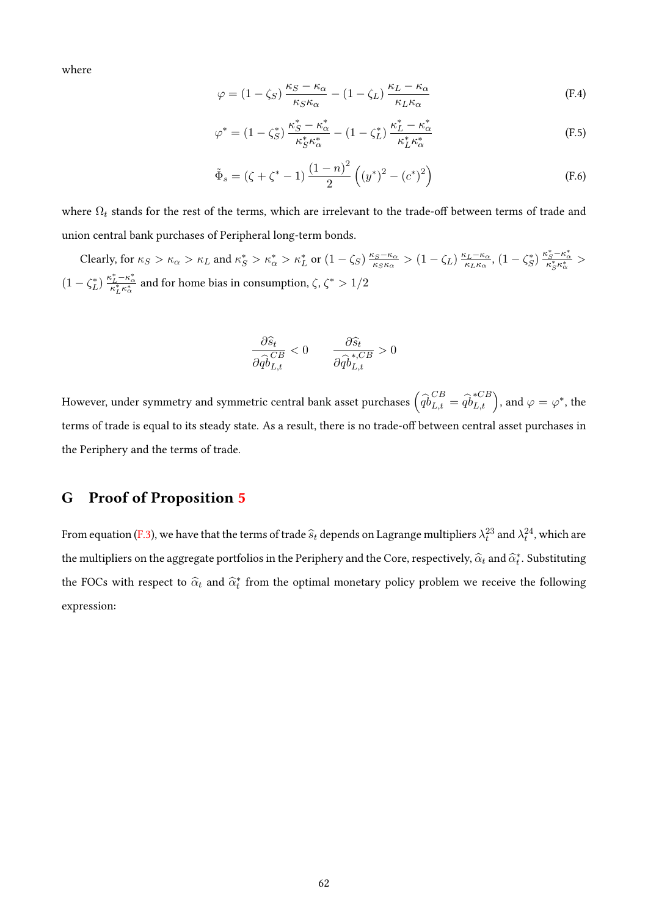where

$$\varphi = (1-\zeta_S)\,\frac{\kappa_S - \kappa_\alpha}{\kappa_S \kappa_\alpha} - (1-\zeta_L)\,\frac{\kappa_L - \kappa_\alpha}{\kappa_L \kappa_\alpha} \tag{F.4}$$

$$\varphi^* = (1-\zeta_S^*)\,\frac{\kappa_S^* - \kappa_\alpha^*}{\kappa_S^* \kappa_\alpha^*} - (1-\zeta_L^*)\,\frac{\kappa_L^* - \kappa_\alpha^*}{\kappa_L^* \kappa_\alpha^*} \tag{F.5}$$

$$\tilde{\Phi}_s = (\zeta + \zeta^* - 1)\,\frac{(1-n)^2}{2}\left((y^*)^2 - (c^*)^2\right) \tag{F.6}$$

where $\Omega_t$ stands for the rest of the terms, which are irrelevant to the trade-off between terms of trade and union central bank purchases of Peripheral long-term bonds.

Clearly, for $\kappa_S > \kappa_\alpha > \kappa_L$ and $\kappa_S^* > \kappa_\alpha^* > \kappa_L^*$ or $(1-\zeta_S)\,\frac{\kappa_S - \kappa_\alpha}{\kappa_S \kappa_\alpha} > (1-\zeta_L)\,\frac{\kappa_L - \kappa_\alpha}{\kappa_L \kappa_\alpha}$, $(1-\zeta_S^*)\,\frac{\kappa_S^* - \kappa_\alpha^*}{\kappa_S^* \kappa_\alpha^*} > (1-\zeta_L^*)\,\frac{\kappa_L^* - \kappa_\alpha^*}{\kappa_L^* \kappa_\alpha^*}$ and for home bias in consumption, $\zeta$, $\zeta^* > 1/2$

$$\frac{\partial \widehat{s}_t}{\partial \widehat{qb}_{L,t}^{CB}} < 0 \qquad \frac{\partial \widehat{s}_t}{\partial \widehat{qb}_{L,t}^{*,CB}} > 0$$

However, under symmetry and symmetric central bank asset purchases $\left(\widehat{qb}_{L,t}^{CB} = \widehat{qb}_{L,t}^{*CB}\right)$, and $\varphi = \varphi^*$, the terms of trade is equal to its steady state. As a result, there is no trade-off between central asset purchases in the Periphery and the terms of trade.

## G Proof of Proposition 5

From equation (F.3), we have that the terms of trade $\widehat{s}_t$ depends on Lagrange multipliers $\lambda_t^{23}$ and $\lambda_t^{24}$, which are the multipliers on the aggregate portfolios in the Periphery and the Core, respectively, $\widehat{\alpha}_t$ and $\widehat{\alpha}_t^*$. Substituting the FOCs with respect to $\widehat{\alpha}_t$ and $\widehat{\alpha}_t^*$ from the optimal monetary policy problem we receive the following expression: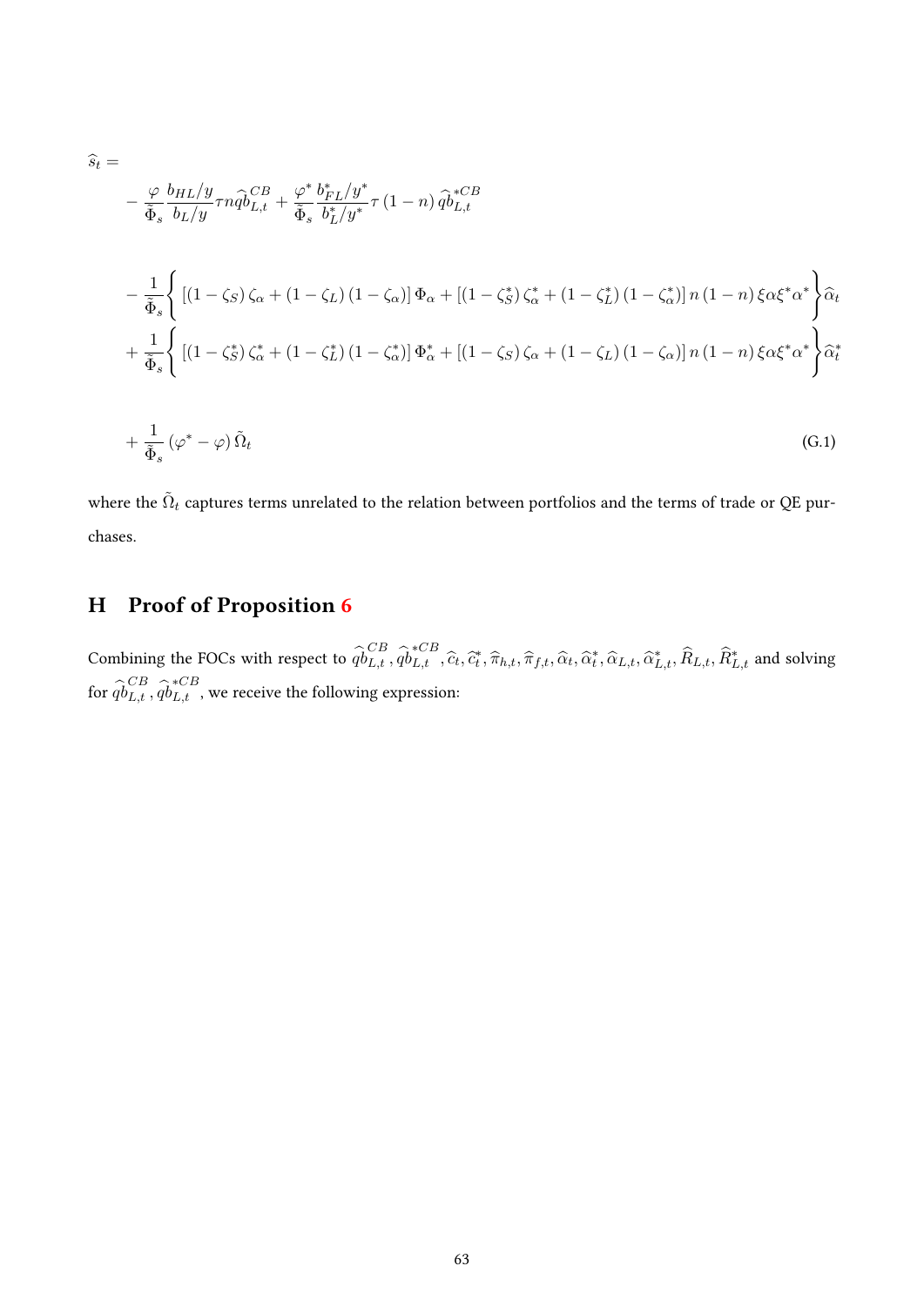$$
\begin{aligned}
\widehat{s}_t = & \\
& -\frac{\varphi}{\tilde{\Phi}_s}\frac{b_{HL}/y}{b_L/y}\tau n \widehat{qb}_{L,t}^{CB} + \frac{\varphi^*}{\tilde{\Phi}_s}\frac{b_{FL}^*/y^*}{b_L^*/y^*}\tau (1-n)\,\widehat{qb}_{L,t}^{*CB} \\
& -\frac{1}{\tilde{\Phi}_s}\left\{ \left[(1-\zeta_S)\zeta_\alpha + (1-\zeta_L)(1-\zeta_\alpha)\right]\Phi_\alpha + \left[(1-\zeta_S^*)\zeta_\alpha^* + (1-\zeta_L^*)(1-\zeta_\alpha^*)\right] n(1-n)\,\xi\alpha\xi^*\alpha^* \right\}\widehat{\alpha}_t \\
& +\frac{1}{\tilde{\Phi}_s}\left\{ \left[(1-\zeta_S^*)\zeta_\alpha^* + (1-\zeta_L^*)(1-\zeta_\alpha^*)\right]\Phi_\alpha^* + \left[(1-\zeta_S)\zeta_\alpha + (1-\zeta_L)(1-\zeta_\alpha)\right] n(1-n)\,\xi\alpha\xi^*\alpha^* \right\}\widehat{\alpha}_t^* \\
& +\frac{1}{\tilde{\Phi}_s}(\varphi^* - \varphi)\,\tilde{\Omega}_t
\end{aligned}
\tag{G.1}
$$

where the $\tilde{\Omega}_t$ captures terms unrelated to the relation between portfolios and the terms of trade or QE purchases.

# H Proof of Proposition 6

Combining the FOCs with respect to $\widehat{qb}_{L,t}^{CB}, \widehat{qb}_{L,t}^{*CB}, \widehat{c}_t, \widehat{c}_t^*, \widehat{\pi}_{h,t}, \widehat{\pi}_{f,t}, \widehat{\alpha}_t, \widehat{\alpha}_t^*, \widehat{\alpha}_{L,t}, \widehat{\alpha}_{L,t}^*, \widehat{R}_{L,t}, \widehat{R}_{L,t}^*$ and solving for $\widehat{qb}_{L,t}^{CB}, \widehat{qb}_{L,t}^{*CB}$, we receive the following expression: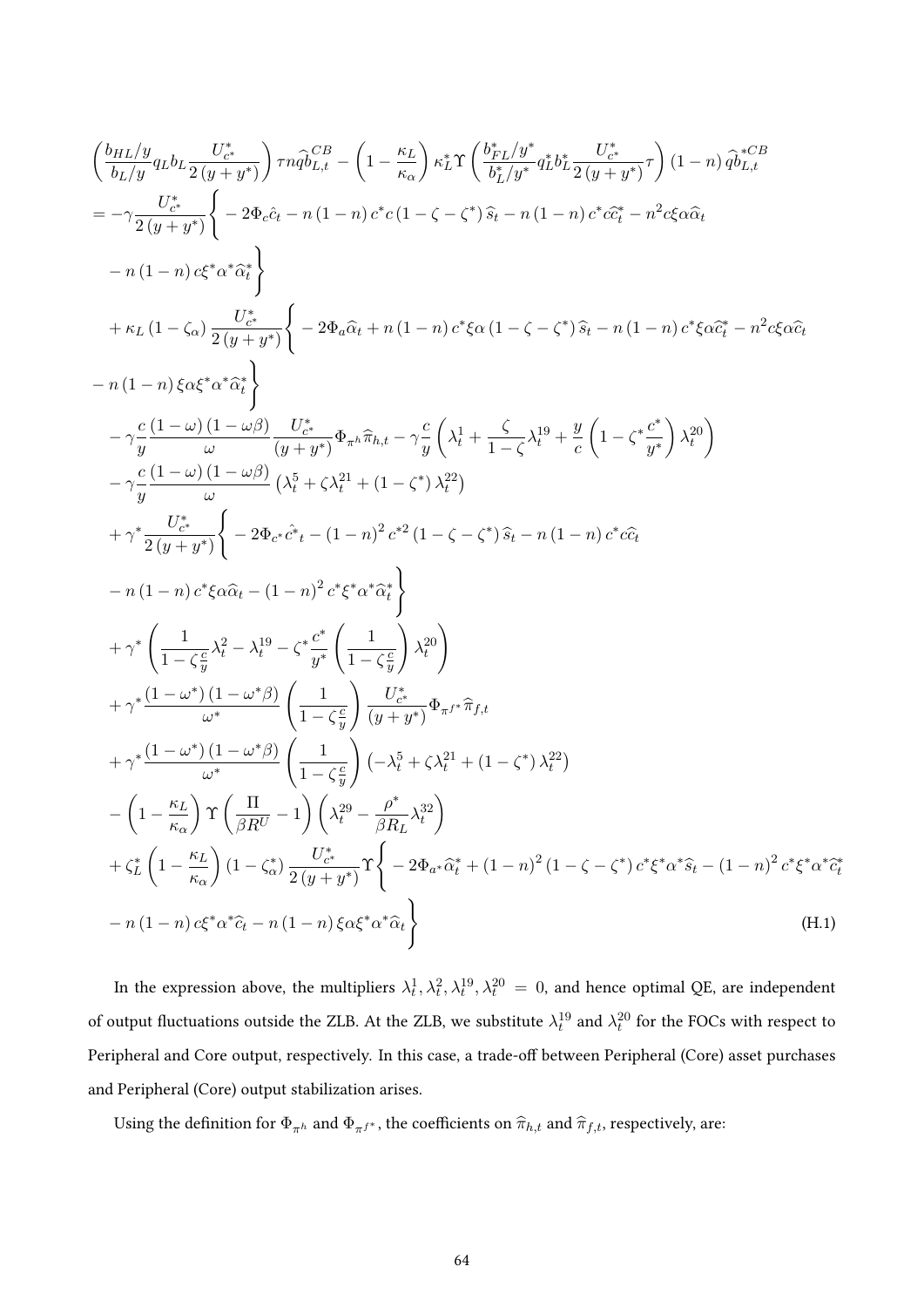$$
\begin{aligned}
&\left(\frac{b_{HL}/y}{b_L/y} q_L b_L \frac{U^*_{c^*}}{2(y+y^*)}\right) \tau n q \widehat{b}^{CB}_{L,t} - \left(1-\frac{\kappa_L}{\kappa_\alpha}\right)\kappa^*_L \Upsilon \left(\frac{b^*_{FL}/y^*}{b^*_L/y^*} q^*_L b^*_L \frac{U^*_{c^*}}{2(y+y^*)}\tau\right)(1-n) q \widehat{b}^{*CB}_{L,t} \\
&= -\gamma \frac{U^*_{c^*}}{2(y+y^*)}\Bigg\{ -2\Phi_c \hat{c}_t - n(1-n) c^* c (1-\zeta-\zeta^*) \widehat{s}_t - n(1-n) c^* c \widehat{c}^*_t - n^2 c\xi\alpha\widehat{\alpha}_t \\
&\quad - n(1-n) c\xi^*\alpha^*\widehat{\alpha}^*_t \Bigg\} \\
&\quad + \kappa_L (1-\zeta_\alpha) \frac{U^*_{c^*}}{2(y+y^*)}\Bigg\{ -2\Phi_a \widehat{\alpha}_t + n(1-n) c^*\xi\alpha(1-\zeta-\zeta^*)\widehat{s}_t - n(1-n) c^*\xi\alpha\widehat{c}^*_t - n^2 c\xi\alpha\widehat{c}_t \\
&- n(1-n)\xi\alpha\xi^*\alpha^*\widehat{\alpha}^*_t \Bigg\} \\
&\quad - \gamma \frac{c}{y}\frac{(1-\omega)(1-\omega\beta)}{\omega}\frac{U^*_{c^*}}{(y+y^*)}\Phi_{\pi^h}\widehat{\pi}_{h,t} - \gamma\frac{c}{y}\left(\lambda^1_t + \frac{\zeta}{1-\zeta}\lambda^{19}_t + \frac{y}{c}\left(1-\zeta^*\frac{c^*}{y^*}\right)\lambda^{20}_t\right) \\
&\quad - \gamma\frac{c}{y}\frac{(1-\omega)(1-\omega\beta)}{\omega}\left(\lambda^5_t + \zeta\lambda^{21}_t + (1-\zeta^*)\lambda^{22}_t\right) \\
&\quad + \gamma^* \frac{U^*_{c^*}}{2(y+y^*)}\Bigg\{ -2\Phi_{c^*}\hat{c^*}_t - (1-n)^2 c^{*2}(1-\zeta-\zeta^*)\widehat{s}_t - n(1-n)c^* c\widehat{c}_t \\
&\quad - n(1-n)c^*\xi\alpha\widehat{\alpha}_t - (1-n)^2 c^*\xi^*\alpha^*\widehat{\alpha}^*_t \Bigg\} \\
&\quad + \gamma^*\left(\frac{1}{1-\zeta\frac{c}{y}}\lambda^2_t - \lambda^{19}_t - \zeta^*\frac{c^*}{y^*}\left(\frac{1}{1-\zeta\frac{c}{y}}\right)\lambda^{20}_t\right) \\
&\quad + \gamma^*\frac{(1-\omega^*)(1-\omega^*\beta)}{\omega^*}\left(\frac{1}{1-\zeta\frac{c}{y}}\right)\frac{U^*_{c^*}}{(y+y^*)}\Phi_{\pi^{f^*}}\widehat{\pi}_{f,t} \\
&\quad + \gamma^*\frac{(1-\omega^*)(1-\omega^*\beta)}{\omega^*}\left(\frac{1}{1-\zeta\frac{c}{y}}\right)\left(-\lambda^5_t + \zeta\lambda^{21}_t + (1-\zeta^*)\lambda^{22}_t\right) \\
&\quad - \left(1-\frac{\kappa_L}{\kappa_\alpha}\right)\Upsilon\left(\frac{\Pi}{\beta R^U}-1\right)\left(\lambda^{29}_t - \frac{\rho^*}{\beta R_L}\lambda^{32}_t\right) \\
&\quad + \zeta^*_L\left(1-\frac{\kappa_L}{\kappa_\alpha}\right)(1-\zeta^*_\alpha)\frac{U^*_{c^*}}{2(y+y^*)}\Upsilon\Bigg\{ -2\Phi_{a^*}\widehat{\alpha}^*_t + (1-n)^2(1-\zeta-\zeta^*)c^*\xi^*\alpha^*\widehat{s}_t - (1-n)^2 c^*\xi^*\alpha^*\widehat{c}^*_t \\
&\quad - n(1-n)c\xi^*\alpha^*\widehat{c}_t - n(1-n)\xi\alpha\xi^*\alpha^*\widehat{\alpha}_t \Bigg\}
\end{aligned} \tag{H.1}
$$

In the expression above, the multipliers $\lambda^1_t, \lambda^2_t, \lambda^{19}_t, \lambda^{20}_t = 0$, and hence optimal QE, are independent of output fluctuations outside the ZLB. At the ZLB, we substitute $\lambda^{19}_t$ and $\lambda^{20}_t$ for the FOCs with respect to Peripheral and Core output, respectively. In this case, a trade-off between Peripheral (Core) asset purchases and Peripheral (Core) output stabilization arises.

Using the definition for $\Phi_{\pi^h}$ and $\Phi_{\pi^{f^*}}$, the coefficients on $\widehat{\pi}_{h,t}$ and $\widehat{\pi}_{f,t}$, respectively, are: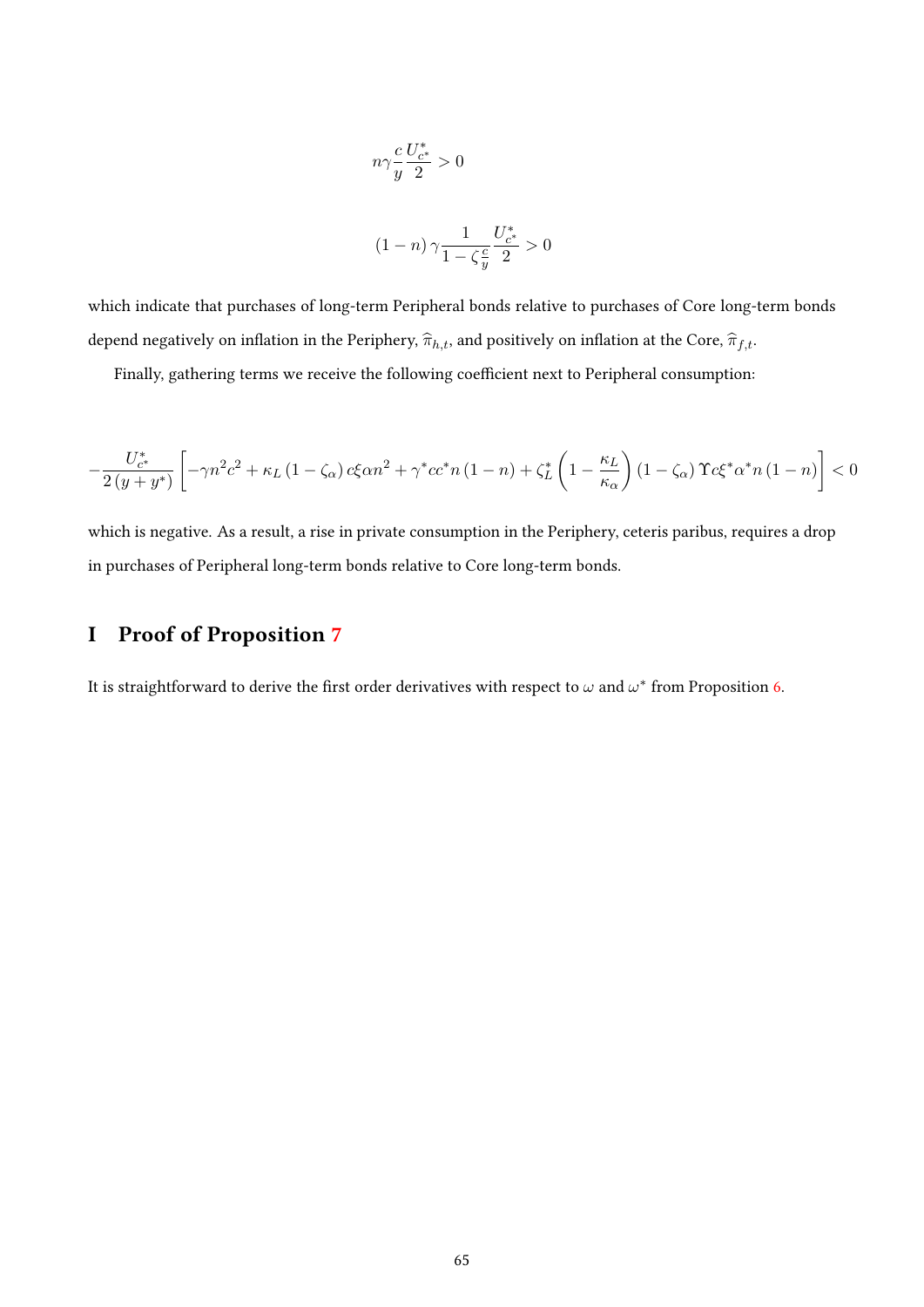$$n\gamma \frac{c}{y} \frac{U^*_{c^*}}{2} > 0$$

$$(1-n)\,\gamma \frac{1}{1-\zeta \frac{c}{y}} \frac{U^*_{c^*}}{2} > 0$$

which indicate that purchases of long-term Peripheral bonds relative to purchases of Core long-term bonds depend negatively on inflation in the Periphery, $\widehat{\pi}_{h,t}$, and positively on inflation at the Core, $\widehat{\pi}_{f,t}$.

Finally, gathering terms we receive the following coefficient next to Peripheral consumption:

$$-\frac{U^*_{c^*}}{2\,(y+y^*)}\left[-\gamma n^2 c^2 + \kappa_L\,(1-\zeta_\alpha)\,c\xi\alpha n^2 + \gamma^* c c^* n\,(1-n) + \zeta^*_L\left(1-\frac{\kappa_L}{\kappa_\alpha}\right)(1-\zeta_\alpha)\,\Upsilon c\xi^*\alpha^* n\,(1-n)\right] < 0$$

which is negative. As a result, a rise in private consumption in the Periphery, ceteris paribus, requires a drop in purchases of Peripheral long-term bonds relative to Core long-term bonds.

# I Proof of Proposition 7

It is straightforward to derive the first order derivatives with respect to $\omega$ and $\omega^*$ from Proposition 6.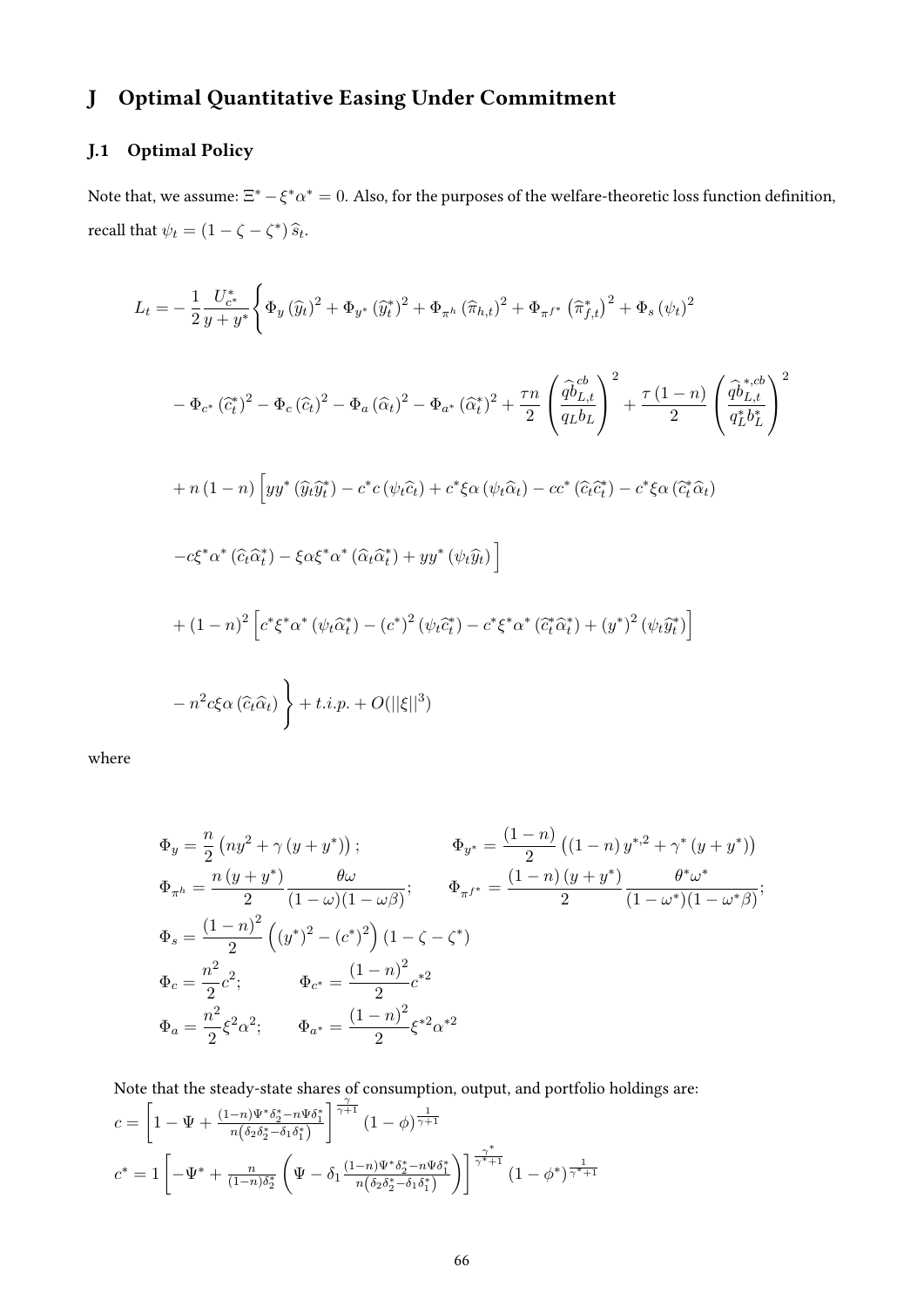# J Optimal Quantitative Easing Under Commitment

## J.1 Optimal Policy

Note that, we assume: $\Xi^* - \xi^* \alpha^* = 0$. Also, for the purposes of the welfare-theoretic loss function definition, recall that $\psi_t = (1 - \zeta - \zeta^*) \widehat{s}_t$.

$$
\begin{aligned}
L_t = & -\frac{1}{2}\frac{U^*_{c^*}}{y + y^*}\Bigg\{ \Phi_y (\widehat{y}_t)^2 + \Phi_{y^*} (\widehat{y}^*_t)^2 + \Phi_{\pi^h} (\widehat{\pi}_{h,t})^2 + \Phi_{\pi^{f^*}} \left(\widehat{\pi}^*_{f,t}\right)^2 + \Phi_s (\psi_t)^2 \\
& - \Phi_{c^*} (\widehat{c}^*_t)^2 - \Phi_c (\widehat{c}_t)^2 - \Phi_a (\widehat{\alpha}_t)^2 - \Phi_{a^*} (\widehat{\alpha}^*_t)^2 + \frac{\tau n}{2}\left(\frac{\widehat{qb}^{cb}_{L,t}}{q_L b_L}\right)^2 + \frac{\tau(1-n)}{2}\left(\frac{\widehat{qb}^{*,cb}_{L,t}}{q^*_L b^*_L}\right)^2 \\
& + n(1-n)\Big[ yy^* (\widehat{y}_t \widehat{y}^*_t) - c^* c (\psi_t \widehat{c}_t) + c^* \xi \alpha (\psi_t \widehat{\alpha}_t) - cc^* (\widehat{c}_t \widehat{c}^*_t) - c^* \xi \alpha (\widehat{c}^*_t \widehat{\alpha}_t) \\
& - c \xi^* \alpha^* (\widehat{c}_t \widehat{\alpha}^*_t) - \xi \alpha \xi^* \alpha^* (\widehat{\alpha}_t \widehat{\alpha}^*_t) + yy^* (\psi_t \widehat{y}_t) \Big] \\
& + (1-n)^2 \Big[ c^* \xi^* \alpha^* (\psi_t \widehat{\alpha}^*_t) - (c^*)^2 (\psi_t \widehat{c}^*_t) - c^* \xi^* \alpha^* (\widehat{c}^*_t \widehat{\alpha}^*_t) + (y^*)^2 (\psi_t \widehat{y}^*_t) \Big] \\
& - n^2 c \xi \alpha (\widehat{c}_t \widehat{\alpha}_t) \Bigg\} + t.i.p. + O(||\xi||^3)
\end{aligned}
$$

where

$$
\Phi_y = \frac{n}{2}\left(ny^2 + \gamma(y + y^*)\right); \qquad \Phi_{y^*} = \frac{(1-n)}{2}\left((1-n)y^{*,2} + \gamma^*(y + y^*)\right)
$$

$$
\Phi_{\pi^h} = \frac{n(y + y^*)}{2}\frac{\theta \omega}{(1-\omega)(1-\omega\beta)}; \qquad \Phi_{\pi^{f^*}} = \frac{(1-n)(y + y^*)}{2}\frac{\theta^* \omega^*}{(1-\omega^*)(1-\omega^*\beta)};
$$

$$
\Phi_s = \frac{(1-n)^2}{2}\left((y^*)^2 - (c^*)^2\right)(1 - \zeta - \zeta^*)
$$

$$
\Phi_c = \frac{n^2}{2}c^2; \qquad \Phi_{c^*} = \frac{(1-n)^2}{2}c^{*2}
$$

$$
\Phi_a = \frac{n^2}{2}\xi^2\alpha^2; \qquad \Phi_{a^*} = \frac{(1-n)^2}{2}\xi^{*2}\alpha^{*2}
$$

Note that the steady-state shares of consumption, output, and portfolio holdings are:

$$
c = \left[1 - \Psi + \frac{(1-n)\Psi^* \delta^*_2 - n\Psi \delta^*_1}{n\left(\delta_2 \delta^*_2 - \delta_1 \delta^*_1\right)}\right]^{\frac{\gamma}{\gamma+1}} (1-\phi)^{\frac{1}{\gamma+1}}
$$

$$
c^* = 1\left[-\Psi^* + \frac{n}{(1-n)\delta^*_2}\left(\Psi - \delta_1 \frac{(1-n)\Psi^* \delta^*_2 - n\Psi \delta^*_1}{n\left(\delta_2 \delta^*_2 - \delta_1 \delta^*_1\right)}\right)\right]^{\frac{\gamma^*}{\gamma^*+1}} (1-\phi^*)^{\frac{1}{\gamma^*+1}}
$$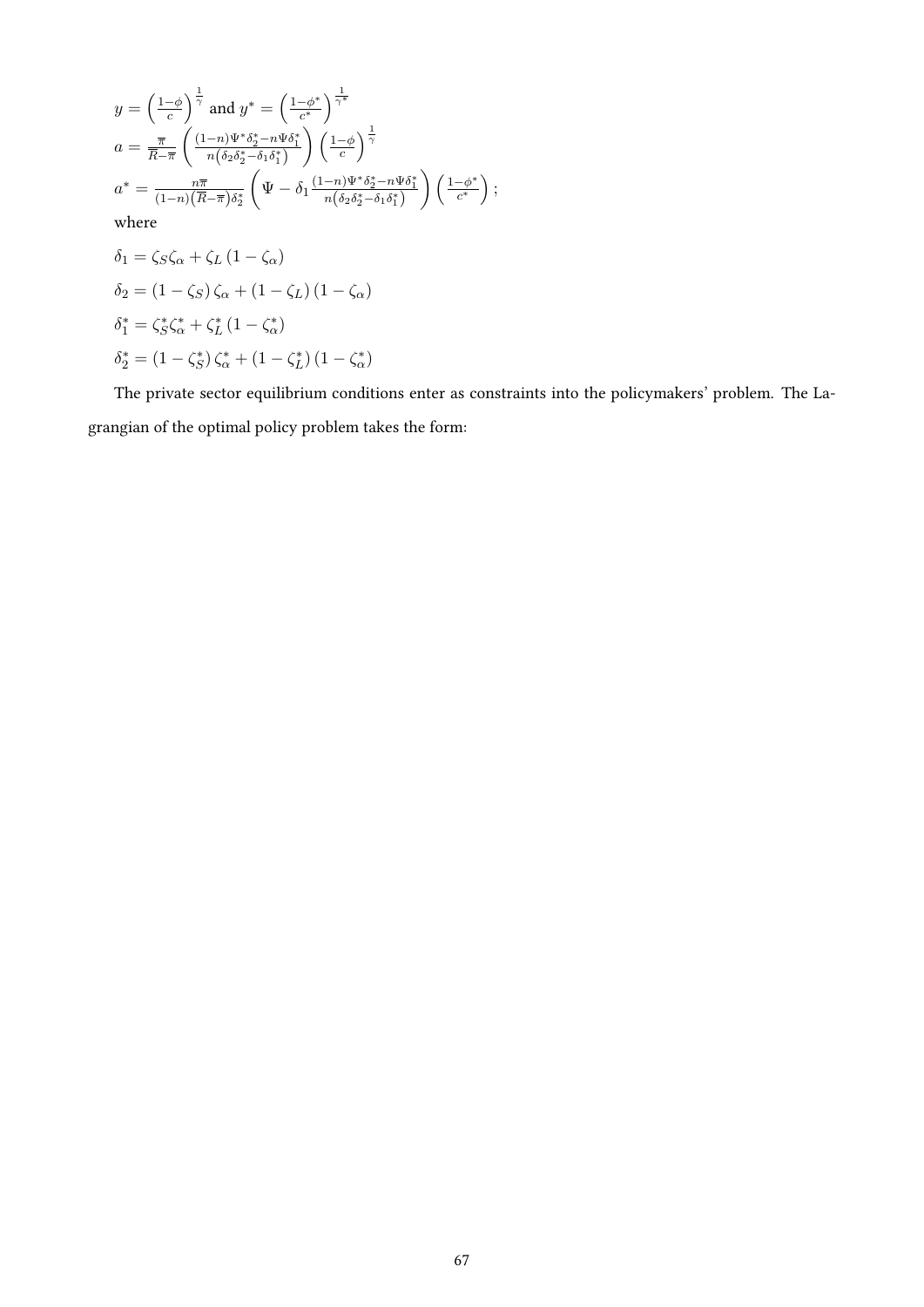$y = \left(\frac{1-\phi}{c}\right)^{\frac{1}{\gamma}}$ and $y^* = \left(\frac{1-\phi^*}{c^*}\right)^{\frac{1}{\gamma^*}}$

$a = \frac{\overline{\pi}}{\overline{R}-\overline{\pi}} \left(\frac{(1-n)\Psi^* \delta_2^* - n\Psi\delta_1^*}{n\left(\delta_2\delta_2^* - \delta_1\delta_1^*\right)}\right) \left(\frac{1-\phi}{c}\right)^{\frac{1}{\gamma}}$

$a^* = \frac{n\overline{\pi}}{(1-n)\left(\overline{R}-\overline{\pi}\right)\delta_2^*} \left(\Psi - \delta_1 \frac{(1-n)\Psi^* \delta_2^* - n\Psi\delta_1^*}{n\left(\delta_2\delta_2^* - \delta_1\delta_1^*\right)}\right) \left(\frac{1-\phi^*}{c^*}\right);$

where

$$\delta_1 = \zeta_S \zeta_\alpha + \zeta_L \left(1 - \zeta_\alpha\right)$$

$$\delta_2 = \left(1 - \zeta_S\right) \zeta_\alpha + \left(1 - \zeta_L\right) \left(1 - \zeta_\alpha\right)$$

$$\delta_1^* = \zeta_S^* \zeta_\alpha^* + \zeta_L^* \left(1 - \zeta_\alpha^*\right)$$

$$\delta_2^* = \left(1 - \zeta_S^*\right) \zeta_\alpha^* + \left(1 - \zeta_L^*\right) \left(1 - \zeta_\alpha^*\right)$$

The private sector equilibrium conditions enter as constraints into the policymakers' problem. The Lagrangian of the optimal policy problem takes the form: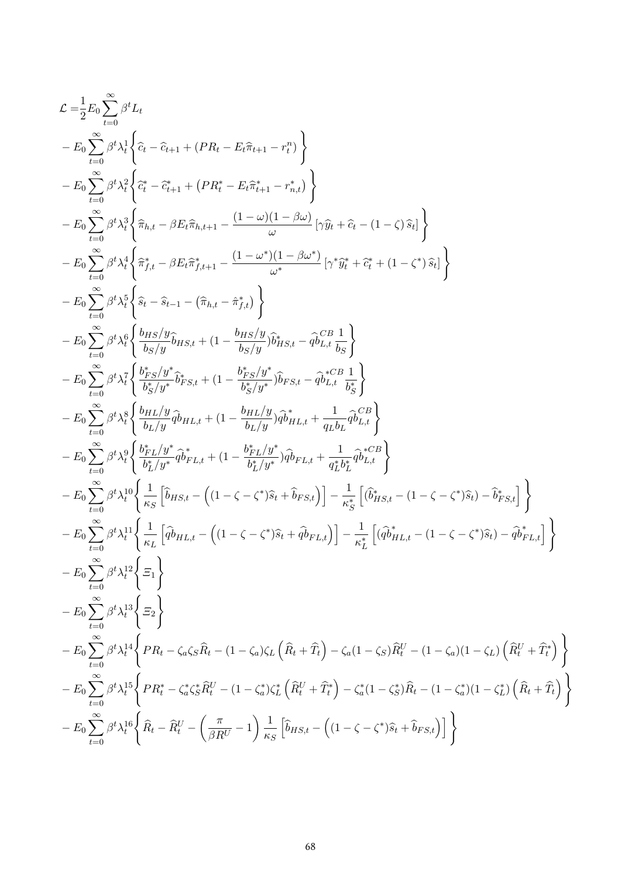$$
\begin{aligned}
\mathcal{L} =& \frac{1}{2} E_0 \sum_{t=0}^{\infty} \beta^t L_t \\
&- E_0 \sum_{t=0}^{\infty} \beta^t \lambda_t^1 \Bigg\{ \widehat{c}_t - \widehat{c}_{t+1} + (PR_t - E_t \widehat{\pi}_{t+1} - r_t^n) \Bigg\} \\
&- E_0 \sum_{t=0}^{\infty} \beta^t \lambda_t^2 \Bigg\{ \widehat{c}_t^* - \widehat{c}_{t+1}^* + \left( PR_t^* - E_t \widehat{\pi}_{t+1}^* - r_{n,t}^* \right) \Bigg\} \\
&- E_0 \sum_{t=0}^{\infty} \beta^t \lambda_t^3 \Bigg\{ \widehat{\pi}_{h,t} - \beta E_t \widehat{\pi}_{h,t+1} - \frac{(1-\omega)(1-\beta\omega)}{\omega} \left[ \gamma \widehat{y}_t + \widehat{c}_t - (1-\zeta) \widehat{s}_t \right] \Bigg\} \\
&- E_0 \sum_{t=0}^{\infty} \beta^t \lambda_t^4 \Bigg\{ \widehat{\pi}_{f,t}^* - \beta E_t \widehat{\pi}_{f,t+1}^* - \frac{(1-\omega^*)(1-\beta\omega^*)}{\omega^*} \left[ \gamma^* \widehat{y}_t^* + \widehat{c}_t^* + (1-\zeta^*) \widehat{s}_t \right] \Bigg\} \\
&- E_0 \sum_{t=0}^{\infty} \beta^t \lambda_t^5 \Bigg\{ \widehat{s}_t - \widehat{s}_{t-1} - \left( \widehat{\pi}_{h,t} - \hat{\pi}_{f,t}^* \right) \Bigg\} \\
&- E_0 \sum_{t=0}^{\infty} \beta^t \lambda_t^6 \Bigg\{ \frac{b_{HS}/y}{b_S/y} \widehat{b}_{HS,t} + \left(1 - \frac{b_{HS}/y}{b_S/y}\right) \widehat{b}_{HS,t}^* - \widehat{qb}_{L,t}^{CB} \frac{1}{b_S} \Bigg\} \\
&- E_0 \sum_{t=0}^{\infty} \beta^t \lambda_t^7 \Bigg\{ \frac{b_{FS}^*/y^*}{b_S^*/y^*} \widehat{b}_{FS,t}^* + \left(1 - \frac{b_{FS}^*/y^*}{b_S^*/y^*}\right) \widehat{b}_{FS,t} - \widehat{qb}_{L,t}^{*CB} \frac{1}{b_S^*} \Bigg\} \\
&- E_0 \sum_{t=0}^{\infty} \beta^t \lambda_t^8 \Bigg\{ \frac{b_{HL}/y}{b_L/y} \widehat{qb}_{HL,t} + \left(1 - \frac{b_{HL}/y}{b_L/y}\right) \widehat{qb}_{HL,t}^* + \frac{1}{q_L b_L} \widehat{qb}_{L,t}^{CB} \Bigg\} \\
&- E_0 \sum_{t=0}^{\infty} \beta^t \lambda_t^9 \Bigg\{ \frac{b_{FL}^*/y^*}{b_L^*/y^*} \widehat{qb}_{FL,t}^* + \left(1 - \frac{b_{FL}^*/y^*}{b_L^*/y^*}\right) \widehat{qb}_{FL,t} + \frac{1}{q_L^* b_L^*} \widehat{qb}_{L,t}^{*CB} \Bigg\} \\
&- E_0 \sum_{t=0}^{\infty} \beta^t \lambda_t^{10} \Bigg\{ \frac{1}{\kappa_S} \left[ \widehat{b}_{HS,t} - \left( (1-\zeta-\zeta^*) \widehat{s}_t + \widehat{b}_{FS,t} \right) \right] - \frac{1}{\kappa_S^*} \left[ (\widehat{b}_{HS,t}^* - (1-\zeta-\zeta^*) \widehat{s}_t) - \widehat{b}_{FS,t}^* \right] \Bigg\} \\
&- E_0 \sum_{t=0}^{\infty} \beta^t \lambda_t^{11} \Bigg\{ \frac{1}{\kappa_L} \left[ \widehat{qb}_{HL,t} - \left( (1-\zeta-\zeta^*) \widehat{s}_t + \widehat{qb}_{FL,t} \right) \right] - \frac{1}{\kappa_L^*} \left[ (\widehat{qb}_{HL,t}^* - (1-\zeta-\zeta^*) \widehat{s}_t) - \widehat{qb}_{FL,t}^* \right] \Bigg\} \\
&- E_0 \sum_{t=0}^{\infty} \beta^t \lambda_t^{12} \Bigg\{ \Xi_1 \Bigg\} \\
&- E_0 \sum_{t=0}^{\infty} \beta^t \lambda_t^{13} \Bigg\{ \Xi_2 \Bigg\} \\
&- E_0 \sum_{t=0}^{\infty} \beta^t \lambda_t^{14} \Bigg\{ PR_t - \zeta_a \zeta_S \widehat{R}_t - (1-\zeta_a) \zeta_L \left( \widehat{R}_t + \widehat{T}_t \right) - \zeta_a (1-\zeta_S) \widehat{R}_t^U - (1-\zeta_a)(1-\zeta_L) \left( \widehat{R}_t^U + \widehat{T}_t^* \right) \Bigg\} \\
&- E_0 \sum_{t=0}^{\infty} \beta^t \lambda_t^{15} \Bigg\{ PR_t^* - \zeta_a^* \zeta_S^* \widehat{R}_t^U - (1-\zeta_a^*) \zeta_L^* \left( \widehat{R}_t^U + \widehat{T}_t^* \right) - \zeta_a^* (1-\zeta_S^*) \widehat{R}_t - (1-\zeta_a^*)(1-\zeta_L^*) \left( \widehat{R}_t + \widehat{T}_t \right) \Bigg\} \\
&- E_0 \sum_{t=0}^{\infty} \beta^t \lambda_t^{16} \Bigg\{ \widehat{R}_t - \widehat{R}_t^U - \left( \frac{\pi}{\beta R^U} - 1 \right) \frac{1}{\kappa_S} \left[ \widehat{b}_{HS,t} - \left( (1-\zeta-\zeta^*) \widehat{s}_t + \widehat{b}_{FS,t} \right) \right] \Bigg\}
\end{aligned}
$$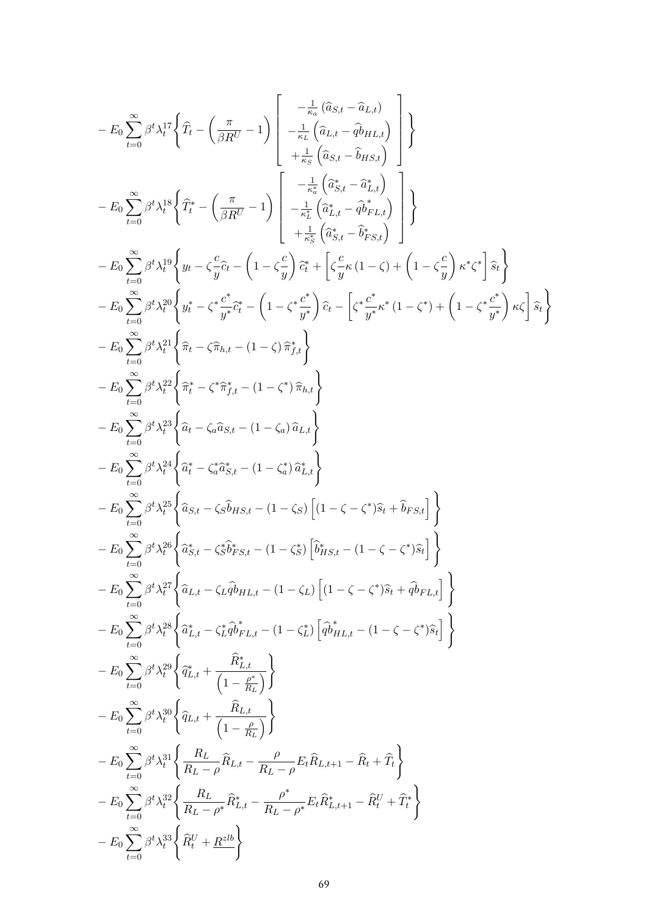$$- E_0 \sum_{t=0}^{\infty} \beta^t \lambda_t^{17} \left\{ \widehat{T}_t - \left( \frac{\pi}{\beta R^U} - 1 \right) \left[ \begin{array}{c} -\frac{1}{\kappa_a} \left( \widehat{a}_{S,t} - \widehat{a}_{L,t} \right) \\ -\frac{1}{\kappa_L} \left( \widehat{a}_{L,t} - \widehat{qb}_{HL,t} \right) \\ +\frac{1}{\kappa_S} \left( \widehat{a}_{S,t} - \widehat{b}_{HS,t} \right) \end{array} \right] \right\}$$

$$- E_0 \sum_{t=0}^{\infty} \beta^t \lambda_t^{18} \left\{ \widehat{T}^*_t - \left( \frac{\pi}{\beta R^U} - 1 \right) \left[ \begin{array}{c} -\frac{1}{\kappa^*_a} \left( \widehat{a}^*_{S,t} - \widehat{a}^*_{L,t} \right) \\ -\frac{1}{\kappa^*_L} \left( \widehat{a}^*_{L,t} - \widehat{qb}^*_{FL,t} \right) \\ +\frac{1}{\kappa^*_S} \left( \widehat{a}^*_{S,t} - \widehat{b}^*_{FS,t} \right) \end{array} \right] \right\}$$

$$- E_0 \sum_{t=0}^{\infty} \beta^t \lambda_t^{19} \left\{ y_t - \zeta \frac{c}{y} \widehat{c}_t - \left( 1 - \zeta \frac{c}{y} \right) \widehat{c}^*_t + \left[ \zeta \frac{c}{y} \kappa \left( 1 - \zeta \right) + \left( 1 - \zeta \frac{c}{y} \right) \kappa^* \zeta^* \right] \widehat{s}_t \right\}$$

$$- E_0 \sum_{t=0}^{\infty} \beta^t \lambda_t^{20} \left\{ y^*_t - \zeta^* \frac{c^*}{y^*} \widehat{c}^*_t - \left( 1 - \zeta^* \frac{c^*}{y^*} \right) \widehat{c}_t - \left[ \zeta^* \frac{c^*}{y^*} \kappa^* \left( 1 - \zeta^* \right) + \left( 1 - \zeta^* \frac{c^*}{y^*} \right) \kappa \zeta \right] \widehat{s}_t \right\}$$

$$- E_0 \sum_{t=0}^{\infty} \beta^t \lambda_t^{21} \left\{ \widehat{\pi}_t - \zeta \widehat{\pi}_{h,t} - \left( 1 - \zeta \right) \widehat{\pi}^*_{f,t} \right\}$$

$$- E_0 \sum_{t=0}^{\infty} \beta^t \lambda_t^{22} \left\{ \widehat{\pi}^*_t - \zeta^* \widehat{\pi}^*_{f,t} - \left( 1 - \zeta^* \right) \widehat{\pi}_{h,t} \right\}$$

$$- E_0 \sum_{t=0}^{\infty} \beta^t \lambda_t^{23} \left\{ \widehat{a}_t - \zeta_a \widehat{a}_{S,t} - \left( 1 - \zeta_a \right) \widehat{a}_{L,t} \right\}$$

$$- E_0 \sum_{t=0}^{\infty} \beta^t \lambda_t^{24} \left\{ \widehat{a}^*_t - \zeta^*_a \widehat{a}^*_{S,t} - \left( 1 - \zeta^*_a \right) \widehat{a}^*_{L,t} \right\}$$

$$- E_0 \sum_{t=0}^{\infty} \beta^t \lambda_t^{25} \left\{ \widehat{a}_{S,t} - \zeta_S \widehat{b}_{HS,t} - \left( 1 - \zeta_S \right) \left[ (1 - \zeta - \zeta^*) \widehat{s}_t + \widehat{b}_{FS,t} \right] \right\}$$

$$- E_0 \sum_{t=0}^{\infty} \beta^t \lambda_t^{26} \left\{ \widehat{a}^*_{S,t} - \zeta^*_S \widehat{b}^*_{FS,t} - \left( 1 - \zeta^*_S \right) \left[ \widehat{b}^*_{HS,t} - (1 - \zeta - \zeta^*) \widehat{s}_t \right] \right\}$$

$$- E_0 \sum_{t=0}^{\infty} \beta^t \lambda_t^{27} \left\{ \widehat{a}_{L,t} - \zeta_L \widehat{qb}_{HL,t} - \left( 1 - \zeta_L \right) \left[ (1 - \zeta - \zeta^*) \widehat{s}_t + \widehat{qb}_{FL,t} \right] \right\}$$

$$- E_0 \sum_{t=0}^{\infty} \beta^t \lambda_t^{28} \left\{ \widehat{a}^*_{L,t} - \zeta^*_L \widehat{qb}^*_{FL,t} - \left( 1 - \zeta^*_L \right) \left[ \widehat{qb}^*_{HL,t} - (1 - \zeta - \zeta^*) \widehat{s}_t \right] \right\}$$

$$- E_0 \sum_{t=0}^{\infty} \beta^t \lambda_t^{29} \left\{ \widehat{q}^*_{L,t} + \frac{\widehat{R}^*_{L,t}}{\left( 1 - \frac{\rho^*}{R_L} \right)} \right\}$$

$$- E_0 \sum_{t=0}^{\infty} \beta^t \lambda_t^{30} \left\{ \widehat{q}_{L,t} + \frac{\widehat{R}_{L,t}}{\left( 1 - \frac{\rho}{R_L} \right)} \right\}$$

$$- E_0 \sum_{t=0}^{\infty} \beta^t \lambda_t^{31} \left\{ \frac{R_L}{R_L - \rho} \widehat{R}_{L,t} - \frac{\rho}{R_L - \rho} E_t \widehat{R}_{L,t+1} - \widehat{R}_t + \widehat{T}_t \right\}$$

$$- E_0 \sum_{t=0}^{\infty} \beta^t \lambda_t^{32} \left\{ \frac{R_L}{R_L - \rho^*} \widehat{R}^*_{L,t} - \frac{\rho^*}{R_L - \rho^*} E_t \widehat{R}^*_{L,t+1} - \widehat{R}^U_t + \widehat{T}^*_t \right\}$$

$$- E_0 \sum_{t=0}^{\infty} \beta^t \lambda_t^{33} \left\{ \widehat{R}^U_t + \underline{R^{zlb}} \right\}$$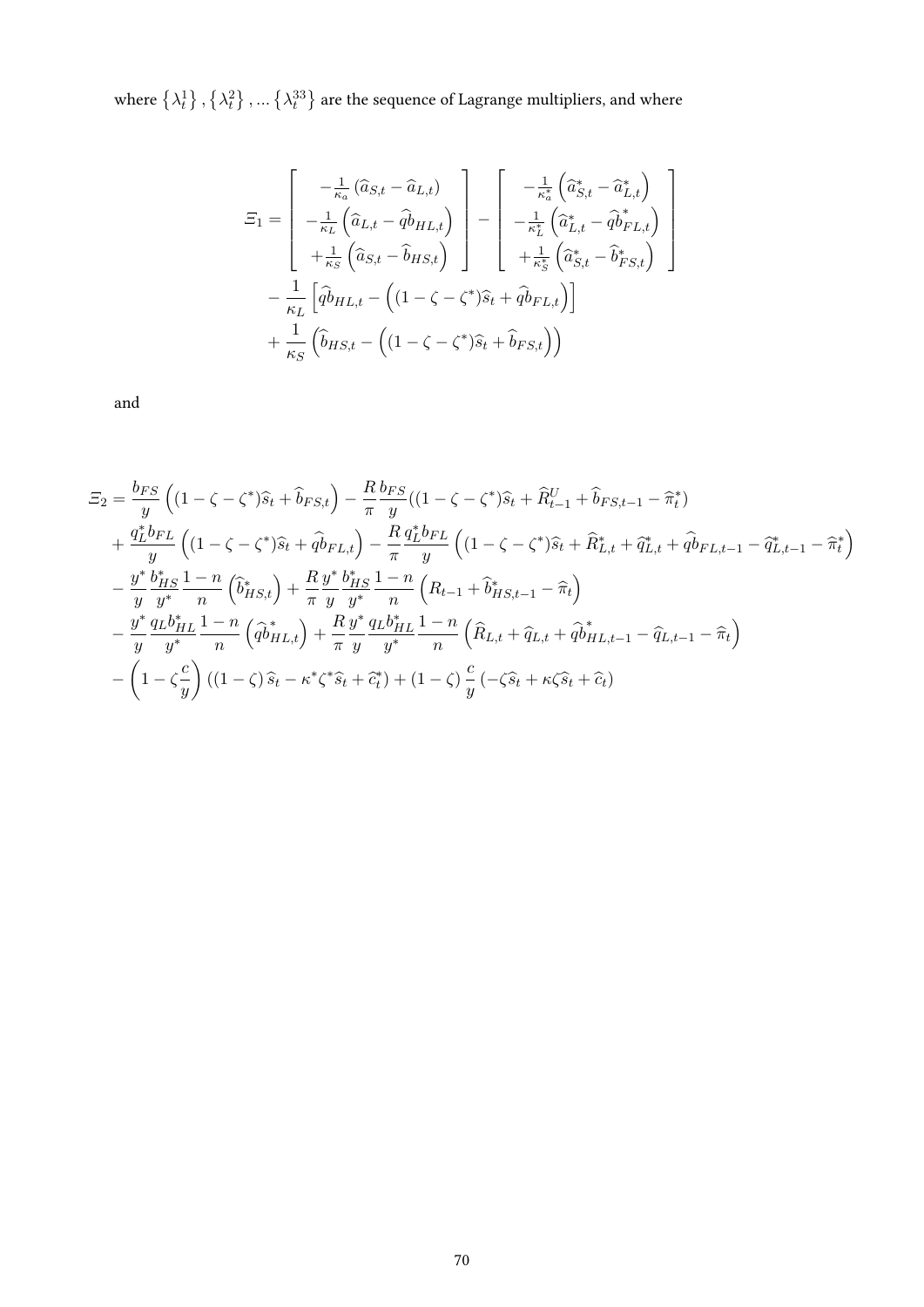where $\{\lambda_t^1\}, \{\lambda_t^2\}, \ldots \{\lambda_t^{33}\}$ are the sequence of Lagrange multipliers, and where

$$
\begin{aligned}
\Xi_1 = & \left[\begin{array}{c} -\frac{1}{\kappa_a}\left(\widehat{a}_{S,t}-\widehat{a}_{L,t}\right) \\ -\frac{1}{\kappa_L}\left(\widehat{a}_{L,t}-\widehat{qb}_{HL,t}\right) \\ +\frac{1}{\kappa_S}\left(\widehat{a}_{S,t}-\widehat{b}_{HS,t}\right) \end{array}\right] - \left[\begin{array}{c} -\frac{1}{\kappa_a^*}\left(\widehat{a}_{S,t}^*-\widehat{a}_{L,t}^*\right) \\ -\frac{1}{\kappa_L^*}\left(\widehat{a}_{L,t}^*-\widehat{qb}_{FL,t}^*\right) \\ +\frac{1}{\kappa_S^*}\left(\widehat{a}_{S,t}^*-\widehat{b}_{FS,t}^*\right) \end{array}\right] \\
& - \frac{1}{\kappa_L}\left[\widehat{qb}_{HL,t} - \left((1-\zeta-\zeta^*)\widehat{s}_t + \widehat{qb}_{FL,t}\right)\right] \\
& + \frac{1}{\kappa_S}\left(\widehat{b}_{HS,t} - \left((1-\zeta-\zeta^*)\widehat{s}_t + \widehat{b}_{FS,t}\right)\right)
\end{aligned}
$$

and

$$
\begin{aligned}
\Xi_2 = & \frac{b_{FS}}{y}\left((1-\zeta-\zeta^*)\widehat{s}_t + \widehat{b}_{FS,t}\right) - \frac{R}{\pi}\frac{b_{FS}}{y}((1-\zeta-\zeta^*)\widehat{s}_t + \widehat{R}_{t-1}^U + \widehat{b}_{FS,t-1} - \widehat{\pi}_t^*) \\
& + \frac{q_L^* b_{FL}}{y}\left((1-\zeta-\zeta^*)\widehat{s}_t + \widehat{qb}_{FL,t}\right) - \frac{R}{\pi}\frac{q_L^* b_{FL}}{y}\left((1-\zeta-\zeta^*)\widehat{s}_t + \widehat{R}_{L,t}^* + \widehat{q}_{L,t}^* + \widehat{qb}_{FL,t-1} - \widehat{q}_{L,t-1}^* - \widehat{\pi}_t^*\right) \\
& - \frac{y^*}{y}\frac{b_{HS}^*}{y^*}\frac{1-n}{n}\left(\widehat{b}_{HS,t}^*\right) + \frac{R}{\pi}\frac{y^*}{y}\frac{b_{HS}^*}{y^*}\frac{1-n}{n}\left(R_{t-1} + \widehat{b}_{HS,t-1}^* - \widehat{\pi}_t\right) \\
& - \frac{y^*}{y}\frac{q_L b_{HL}^*}{y^*}\frac{1-n}{n}\left(\widehat{qb}_{HL,t}^*\right) + \frac{R}{\pi}\frac{y^*}{y}\frac{q_L b_{HL}^*}{y^*}\frac{1-n}{n}\left(\widehat{R}_{L,t} + \widehat{q}_{L,t} + \widehat{qb}_{HL,t-1}^* - \widehat{q}_{L,t-1} - \widehat{\pi}_t\right) \\
& - \left(1-\zeta\frac{c}{y}\right)\left((1-\zeta)\widehat{s}_t - \kappa^*\zeta^*\widehat{s}_t + \widehat{c}_t^*\right) + (1-\zeta)\frac{c}{y}\left(-\zeta\widehat{s}_t + \kappa\zeta\widehat{s}_t + \widehat{c}_t\right)
\end{aligned}
$$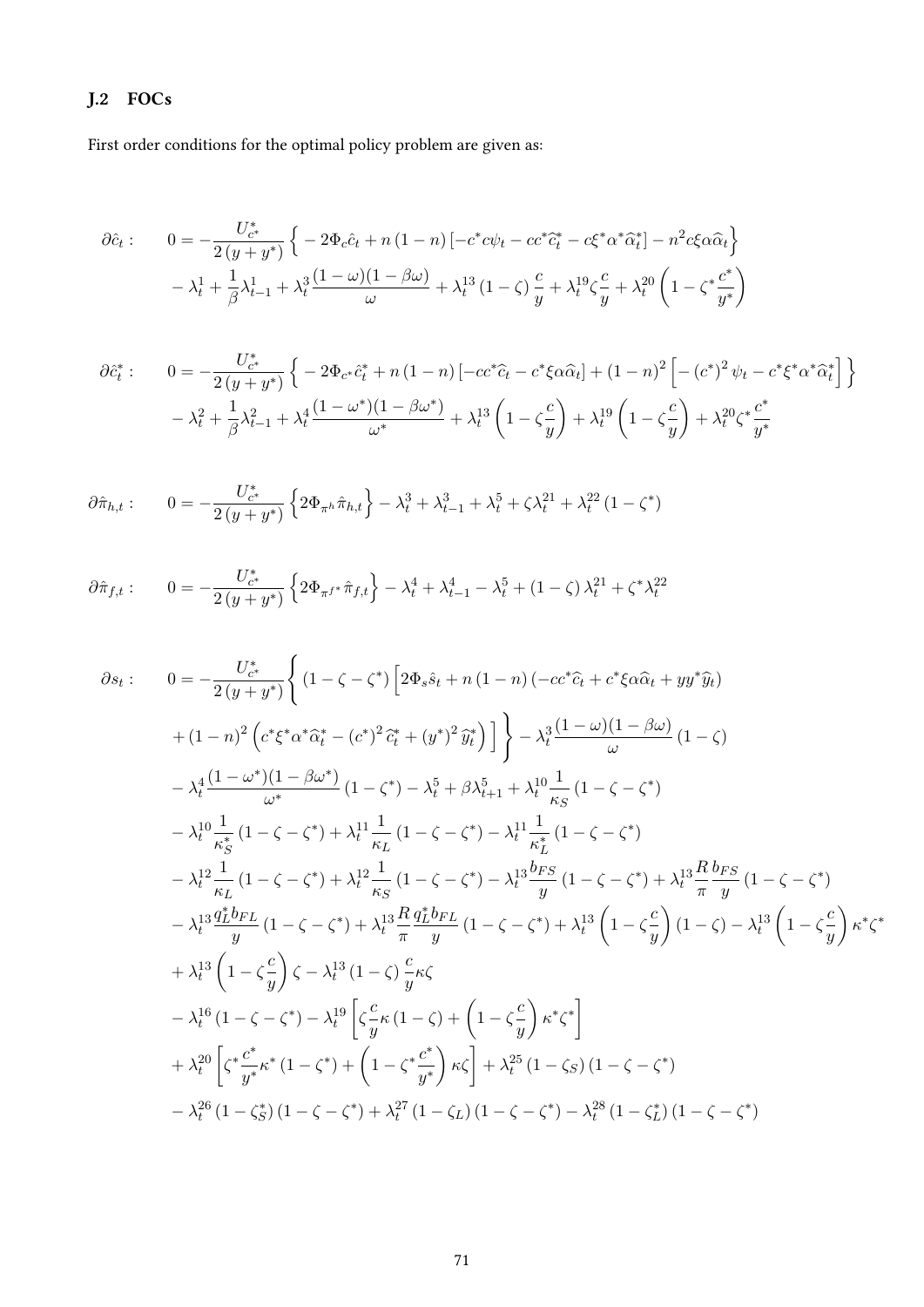### J.2 FOCs

First order conditions for the optimal policy problem are given as:

$$
\begin{aligned}
\partial \hat{c}_t : \quad & 0 = -\frac{U^*_{c^*}}{2\left(y+y^*\right)} \Big\{ -2\Phi_c \hat{c}_t + n\left(1-n\right)\left[-c^* c \psi_t - c c^* \widehat{c}^*_t - c \xi^* \alpha^* \widehat{\alpha}^*_t\right] - n^2 c \xi \alpha \widehat{\alpha}_t \Big\} \\
& - \lambda^1_t + \frac{1}{\beta}\lambda^1_{t-1} + \lambda^3_t \frac{(1-\omega)(1-\beta\omega)}{\omega} + \lambda^{13}_t \left(1-\zeta\right)\frac{c}{y} + \lambda^{19}_t \zeta \frac{c}{y} + \lambda^{20}_t \left(1 - \zeta^* \frac{c^*}{y^*}\right)
\end{aligned}
$$

$$
\begin{aligned}
\partial \hat{c}^*_t : \quad & 0 = -\frac{U^*_{c^*}}{2\left(y+y^*\right)} \Big\{ -2\Phi_{c^*} \hat{c}^*_t + n\left(1-n\right)\left[-c c^* \widehat{c}_t - c^* \xi \alpha \widehat{\alpha}_t\right] + \left(1-n\right)^2 \Big[ -\left(c^*\right)^2 \psi_t - c^* \xi^* \alpha^* \widehat{\alpha}^*_t \Big] \Big\} \\
& - \lambda^2_t + \frac{1}{\beta}\lambda^2_{t-1} + \lambda^4_t \frac{(1-\omega^*)(1-\beta\omega^*)}{\omega^*} + \lambda^{13}_t \left(1 - \zeta\frac{c}{y}\right) + \lambda^{19}_t \left(1 - \zeta\frac{c}{y}\right) + \lambda^{20}_t \zeta^* \frac{c^*}{y^*}
\end{aligned}
$$

$$
\partial \hat{\pi}_{h,t} : \quad 0 = -\frac{U^*_{c^*}}{2\left(y+y^*\right)} \Big\{ 2\Phi_{\pi^h} \hat{\pi}_{h,t} \Big\} - \lambda^3_t + \lambda^3_{t-1} + \lambda^5_t + \zeta \lambda^{21}_t + \lambda^{22}_t \left(1-\zeta^*\right)
$$

$$
\partial \hat{\pi}_{f,t} : \quad 0 = -\frac{U^*_{c^*}}{2\left(y+y^*\right)} \Big\{ 2\Phi_{\pi^{f^*}} \hat{\pi}_{f,t} \Big\} - \lambda^4_t + \lambda^4_{t-1} - \lambda^5_t + \left(1-\zeta\right)\lambda^{21}_t + \zeta^* \lambda^{22}_t
$$

$$
\begin{aligned}
\partial s_t : \quad & 0 = -\frac{U^*_{c^*}}{2\left(y+y^*\right)} \Bigg\{ \left(1-\zeta-\zeta^*\right) \Big[ 2\Phi_s \hat{s}_t + n\left(1-n\right)\left(-c c^* \widehat{c}_t + c^* \xi \alpha \widehat{\alpha}_t + y y^* \widehat{y}_t\right) \\
& + \left(1-n\right)^2 \left( c^* \xi^* \alpha^* \widehat{\alpha}^*_t - \left(c^*\right)^2 \widehat{c}^*_t + \left(y^*\right)^2 \widehat{y}^*_t \right) \Big] \Bigg\} - \lambda^3_t \frac{(1-\omega)(1-\beta\omega)}{\omega}\left(1-\zeta\right) \\
& - \lambda^4_t \frac{(1-\omega^*)(1-\beta\omega^*)}{\omega^*}\left(1-\zeta^*\right) - \lambda^5_t + \beta\lambda^5_{t+1} + \lambda^{10}_t \frac{1}{\kappa_S}\left(1-\zeta-\zeta^*\right) \\
& - \lambda^{10}_t \frac{1}{\kappa^*_S}\left(1-\zeta-\zeta^*\right) + \lambda^{11}_t \frac{1}{\kappa_L}\left(1-\zeta-\zeta^*\right) - \lambda^{11}_t \frac{1}{\kappa^*_L}\left(1-\zeta-\zeta^*\right) \\
& - \lambda^{12}_t \frac{1}{\kappa_L}\left(1-\zeta-\zeta^*\right) + \lambda^{12}_t \frac{1}{\kappa_S}\left(1-\zeta-\zeta^*\right) - \lambda^{13}_t \frac{b_{FS}}{y}\left(1-\zeta-\zeta^*\right) + \lambda^{13}_t \frac{R}{\pi}\frac{b_{FS}}{y}\left(1-\zeta-\zeta^*\right) \\
& - \lambda^{13}_t \frac{q^*_L b_{FL}}{y}\left(1-\zeta-\zeta^*\right) + \lambda^{13}_t \frac{R}{\pi}\frac{q^*_L b_{FL}}{y}\left(1-\zeta-\zeta^*\right) + \lambda^{13}_t \left(1-\zeta\frac{c}{y}\right)\left(1-\zeta\right) - \lambda^{13}_t \left(1-\zeta\frac{c}{y}\right)\kappa^*\zeta^* \\
& + \lambda^{13}_t \left(1-\zeta\frac{c}{y}\right)\zeta - \lambda^{13}_t \left(1-\zeta\right)\frac{c}{y}\kappa\zeta \\
& - \lambda^{16}_t \left(1-\zeta-\zeta^*\right) - \lambda^{19}_t \left[ \zeta\frac{c}{y}\kappa\left(1-\zeta\right) + \left(1-\zeta\frac{c}{y}\right)\kappa^*\zeta^* \right] \\
& + \lambda^{20}_t \left[ \zeta^*\frac{c^*}{y^*}\kappa^*\left(1-\zeta^*\right) + \left(1-\zeta^*\frac{c^*}{y^*}\right)\kappa\zeta \right] + \lambda^{25}_t \left(1-\zeta_S\right)\left(1-\zeta-\zeta^*\right) \\
& - \lambda^{26}_t \left(1-\zeta^*_S\right)\left(1-\zeta-\zeta^*\right) + \lambda^{27}_t \left(1-\zeta_L\right)\left(1-\zeta-\zeta^*\right) - \lambda^{28}_t \left(1-\zeta^*_L\right)\left(1-\zeta-\zeta^*\right)
\end{aligned}
$$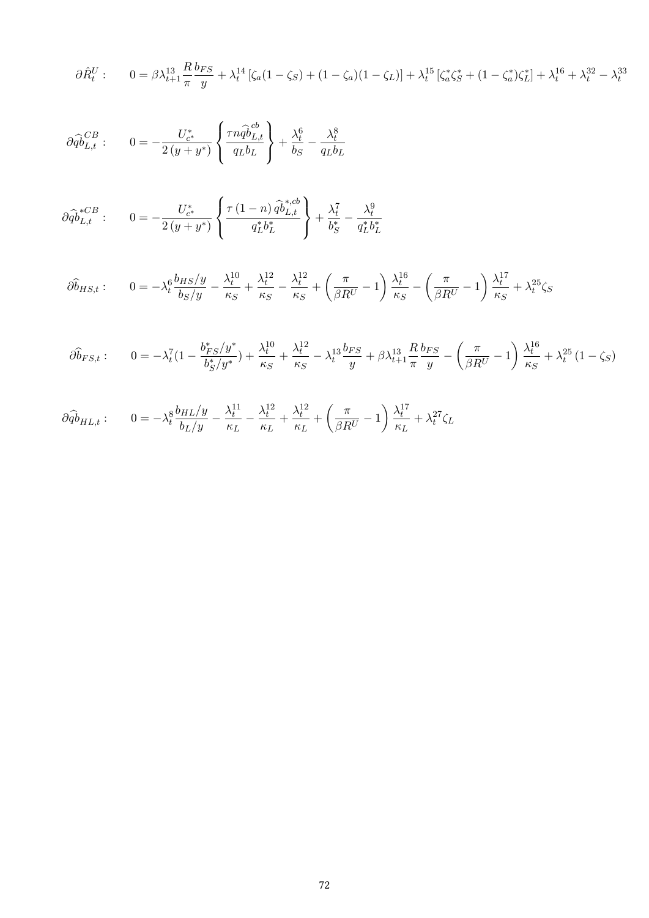$$\partial \hat{R}^U_t : \qquad 0 = \beta \lambda^{13}_{t+1} \frac{R}{\pi} \frac{b_{FS}}{y} + \lambda^{14}_t \left[ \zeta_a (1 - \zeta_S) + (1 - \zeta_a)(1 - \zeta_L) \right] + \lambda^{15}_t \left[ \zeta^*_a \zeta^*_S + (1 - \zeta^*_a) \zeta^*_L \right] + \lambda^{16}_t + \lambda^{32}_t - \lambda^{33}_t$$

$$\partial \widehat{qb}^{CB}_{L,t} : \qquad 0 = -\frac{U^*_{c^*}}{2\left(y + y^*\right)} \left\{ \frac{\tau n \widehat{qb}^{cb}_{L,t}}{q_L b_L} \right\} + \frac{\lambda^6_t}{b_S} - \frac{\lambda^8_t}{q_L b_L}$$

$$\partial \widehat{qb}^{*CB}_{L,t} : \qquad 0 = -\frac{U^*_{c^*}}{2\left(y + y^*\right)} \left\{ \frac{\tau \left(1 - n\right) \widehat{qb}^{*,cb}_{L,t}}{q^*_L b^*_L} \right\} + \frac{\lambda^7_t}{b^*_S} - \frac{\lambda^9_t}{q^*_L b^*_L}$$

$$\partial \widehat{b}_{HS,t} : \qquad 0 = -\lambda^6_t \frac{b_{HS}/y}{b_S/y} - \frac{\lambda^{10}_t}{\kappa_S} + \frac{\lambda^{12}_t}{\kappa_S} - \frac{\lambda^{12}_t}{\kappa_S} + \left( \frac{\pi}{\beta R^U} - 1 \right) \frac{\lambda^{16}_t}{\kappa_S} - \left( \frac{\pi}{\beta R^U} - 1 \right) \frac{\lambda^{17}_t}{\kappa_S} + \lambda^{25}_t \zeta_S$$

$$\partial \widehat{b}_{FS,t} : \qquad 0 = -\lambda^7_t (1 - \frac{b^*_{FS}/y^*}{b^*_S/y^*}) + \frac{\lambda^{10}_t}{\kappa_S} + \frac{\lambda^{12}_t}{\kappa_S} - \lambda^{13}_t \frac{b_{FS}}{y} + \beta \lambda^{13}_{t+1} \frac{R}{\pi} \frac{b_{FS}}{y} - \left( \frac{\pi}{\beta R^U} - 1 \right) \frac{\lambda^{16}_t}{\kappa_S} + \lambda^{25}_t \left(1 - \zeta_S\right)$$

$$\partial \widehat{qb}_{HL,t} : \qquad 0 = -\lambda^8_t \frac{b_{HL}/y}{b_L/y} - \frac{\lambda^{11}_t}{\kappa_L} - \frac{\lambda^{12}_t}{\kappa_L} + \frac{\lambda^{12}_t}{\kappa_L} + \left( \frac{\pi}{\beta R^U} - 1 \right) \frac{\lambda^{17}_t}{\kappa_L} + \lambda^{27}_t \zeta_L$$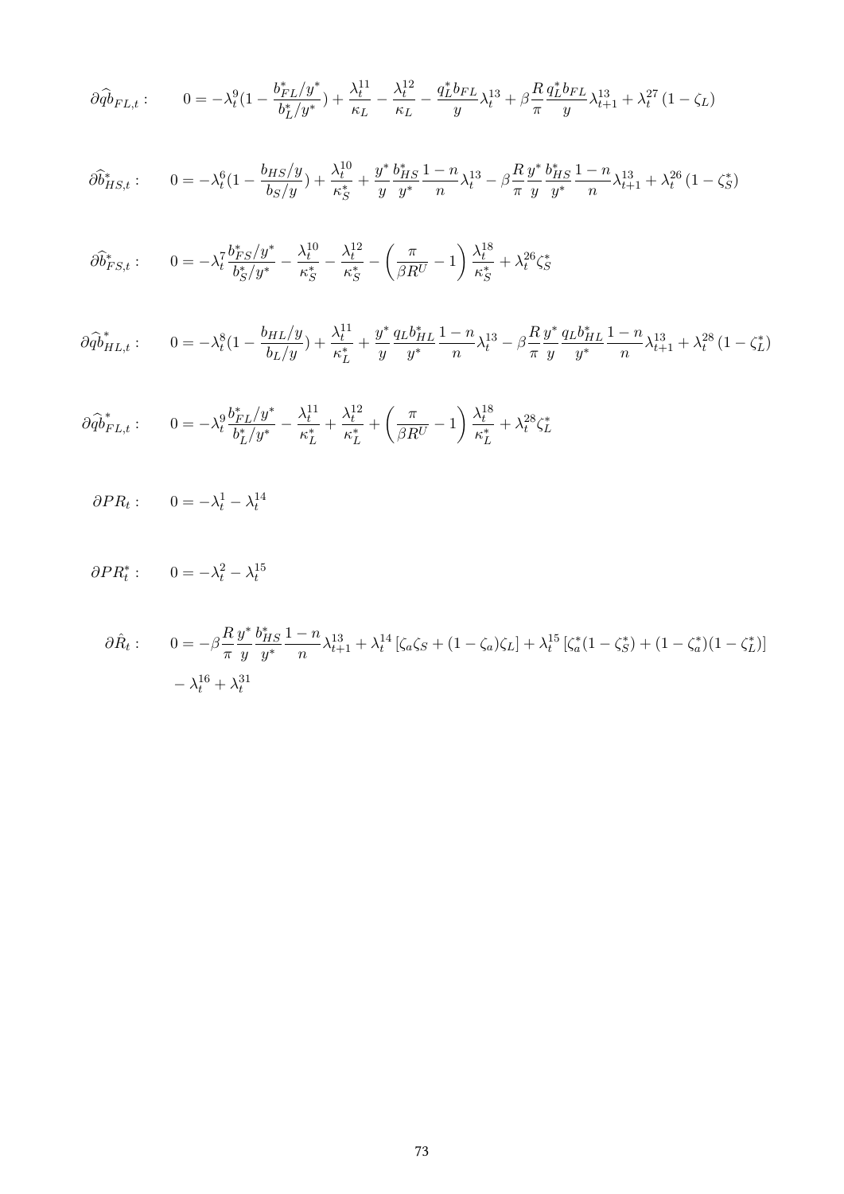$$\partial \widehat{qb}_{FL,t}: \qquad 0 = -\lambda_t^9 (1 - \frac{b_{FL}^*/y^*}{b_L^*/y^*}) + \frac{\lambda_t^{11}}{\kappa_L} - \frac{\lambda_t^{12}}{\kappa_L} - \frac{q_L^* b_{FL}}{y} \lambda_t^{13} + \beta \frac{R}{\pi} \frac{q_L^* b_{FL}}{y} \lambda_{t+1}^{13} + \lambda_t^{27} (1 - \zeta_L)$$

$$\partial \widehat{b}_{HS,t}^*: \qquad 0 = -\lambda_t^6 (1 - \frac{b_{HS}/y}{b_S/y}) + \frac{\lambda_t^{10}}{\kappa_S^*} + \frac{y^*}{y} \frac{b_{HS}^*}{y^*} \frac{1-n}{n} \lambda_t^{13} - \beta \frac{R}{\pi} \frac{y^*}{y} \frac{b_{HS}^*}{y^*} \frac{1-n}{n} \lambda_{t+1}^{13} + \lambda_t^{26} (1 - \zeta_S^*)$$

$$\partial \widehat{b}_{FS,t}^*: \qquad 0 = -\lambda_t^7 \frac{b_{FS}^*/y^*}{b_S^*/y^*} - \frac{\lambda_t^{10}}{\kappa_S^*} - \frac{\lambda_t^{12}}{\kappa_S^*} - \left( \frac{\pi}{\beta R^U} - 1 \right) \frac{\lambda_t^{18}}{\kappa_S^*} + \lambda_t^{26} \zeta_S^*$$

$$\partial \widehat{qb}_{HL,t}^*: \qquad 0 = -\lambda_t^8 (1 - \frac{b_{HL}/y}{b_L/y}) + \frac{\lambda_t^{11}}{\kappa_L^*} + \frac{y^*}{y} \frac{q_L b_{HL}^*}{y^*} \frac{1-n}{n} \lambda_t^{13} - \beta \frac{R}{\pi} \frac{y^*}{y} \frac{q_L b_{HL}^*}{y^*} \frac{1-n}{n} \lambda_{t+1}^{13} + \lambda_t^{28} (1 - \zeta_L^*)$$

$$\partial \widehat{qb}_{FL,t}^*: \qquad 0 = -\lambda_t^9 \frac{b_{FL}^*/y^*}{b_L^*/y^*} - \frac{\lambda_t^{11}}{\kappa_L^*} + \frac{\lambda_t^{12}}{\kappa_L^*} + \left( \frac{\pi}{\beta R^U} - 1 \right) \frac{\lambda_t^{18}}{\kappa_L^*} + \lambda_t^{28} \zeta_L^*$$

$$\partial PR_t: \qquad 0 = -\lambda_t^1 - \lambda_t^{14}$$

$$\partial PR_t^*: \qquad 0 = -\lambda_t^2 - \lambda_t^{15}$$

$$\begin{aligned} \partial \hat{R}_t: \qquad 0 = & -\beta \frac{R}{\pi} \frac{y^*}{y} \frac{b_{HS}^*}{y^*} \frac{1-n}{n} \lambda_{t+1}^{13} + \lambda_t^{14} \left[ \zeta_a \zeta_S + (1 - \zeta_a) \zeta_L \right] + \lambda_t^{15} \left[ \zeta_a^* (1 - \zeta_S^*) + (1 - \zeta_a^*)(1 - \zeta_L^*) \right] \\ & - \lambda_t^{16} + \lambda_t^{31} \end{aligned}$$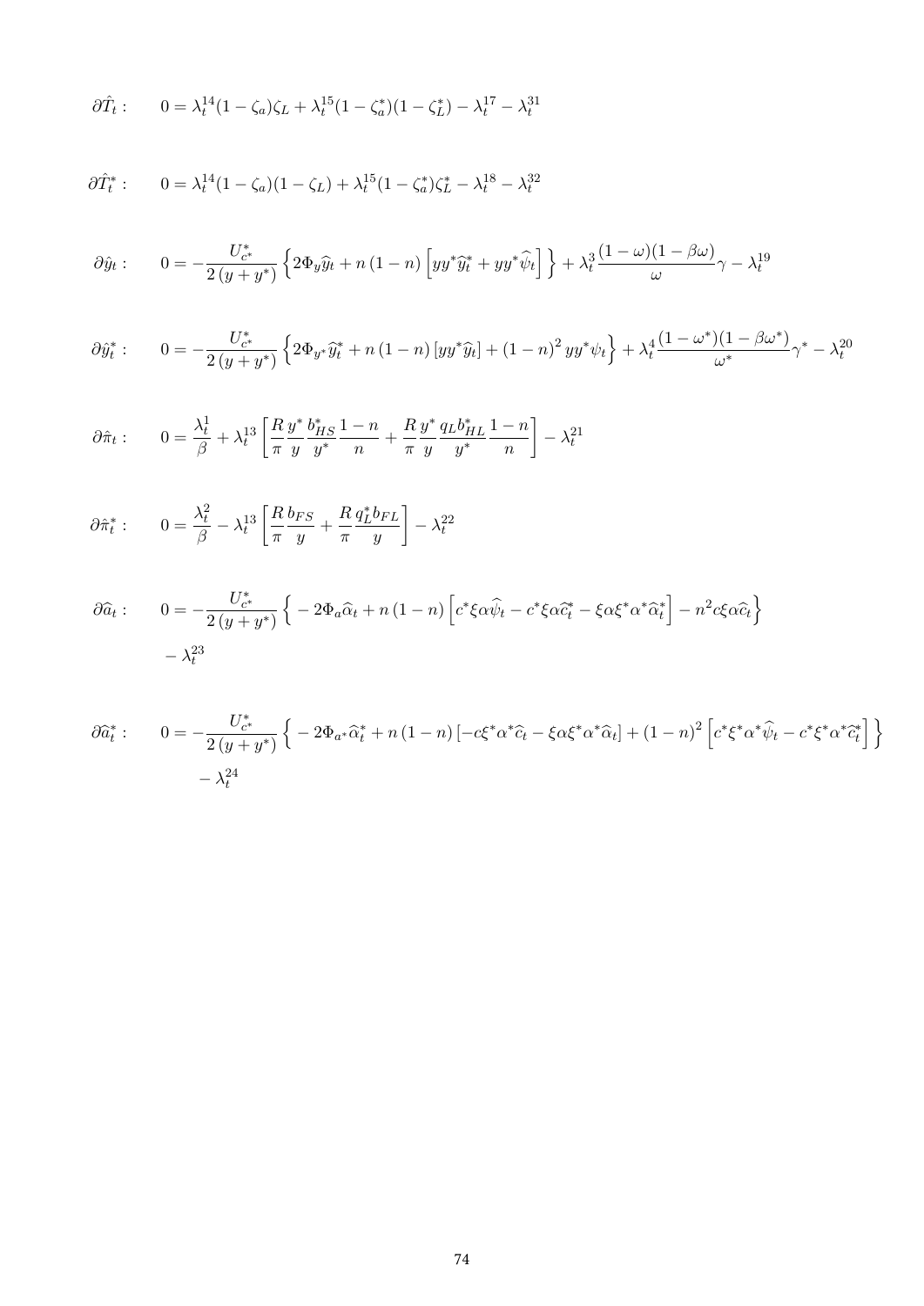$$\partial \hat{T}_t: \qquad 0 = \lambda_t^{14}(1-\zeta_a)\zeta_L + \lambda_t^{15}(1-\zeta_a^*)(1-\zeta_L^*) - \lambda_t^{17} - \lambda_t^{31}$$

$$\partial \hat{T}_t^*: \qquad 0 = \lambda_t^{14}(1-\zeta_a)(1-\zeta_L) + \lambda_t^{15}(1-\zeta_a^*)\zeta_L^* - \lambda_t^{18} - \lambda_t^{32}$$

$$\partial \hat{y}_t: \qquad 0 = -\frac{U_{c^*}^*}{2\left(y+y^*\right)}\left\{2\Phi_y\widehat{y}_t + n\left(1-n\right)\left[yy^*\widehat{y}_t^* + yy^*\widehat{\psi}_t\right]\right\} + \lambda_t^3\frac{(1-\omega)(1-\beta\omega)}{\omega}\gamma - \lambda_t^{19}$$

$$\partial \hat{y}_t^*: \qquad 0 = -\frac{U_{c^*}^*}{2\left(y+y^*\right)}\left\{2\Phi_{y^*}\widehat{y}_t^* + n\left(1-n\right)\left[yy^*\widehat{y}_t\right] + \left(1-n\right)^2 yy^*\psi_t\right\} + \lambda_t^4\frac{(1-\omega^*)(1-\beta\omega^*)}{\omega^*}\gamma^* - \lambda_t^{20}$$

$$\partial \hat{\pi}_t: \qquad 0 = \frac{\lambda_t^1}{\beta} + \lambda_t^{13}\left[\frac{R}{\pi}\frac{y^*}{y}\frac{b_{HS}^*}{y^*}\frac{1-n}{n} + \frac{R}{\pi}\frac{y^*}{y}\frac{q_L b_{HL}^*}{y^*}\frac{1-n}{n}\right] - \lambda_t^{21}$$

$$\partial \hat{\pi}_t^*: \qquad 0 = \frac{\lambda_t^2}{\beta} - \lambda_t^{13}\left[\frac{R}{\pi}\frac{b_{FS}}{y} + \frac{R}{\pi}\frac{q_L^* b_{FL}}{y}\right] - \lambda_t^{22}$$

$$\partial \widehat{a}_t: \qquad 0 = -\frac{U_{c^*}^*}{2\left(y+y^*\right)}\Big\{-2\Phi_a\widehat{\alpha}_t + n\left(1-n\right)\left[c^*\xi\alpha\widehat{\psi}_t - c^*\xi\alpha\widehat{c}_t^* - \xi\alpha\xi^*\alpha^*\widehat{\alpha}_t^*\right] - n^2 c\xi\alpha\widehat{c}_t\Big\}$$
$$- \lambda_t^{23}$$

$$\partial \widehat{a}_t^*: \qquad 0 = -\frac{U_{c^*}^*}{2\left(y+y^*\right)}\Big\{-2\Phi_{a^*}\widehat{\alpha}_t^* + n\left(1-n\right)\left[-c\xi^*\alpha^*\widehat{c}_t - \xi\alpha\xi^*\alpha^*\widehat{\alpha}_t\right] + \left(1-n\right)^2\left[c^*\xi^*\alpha^*\widehat{\psi}_t - c^*\xi^*\alpha^*\widehat{c}_t^*\right]\Big\}$$
$$- \lambda_t^{24}$$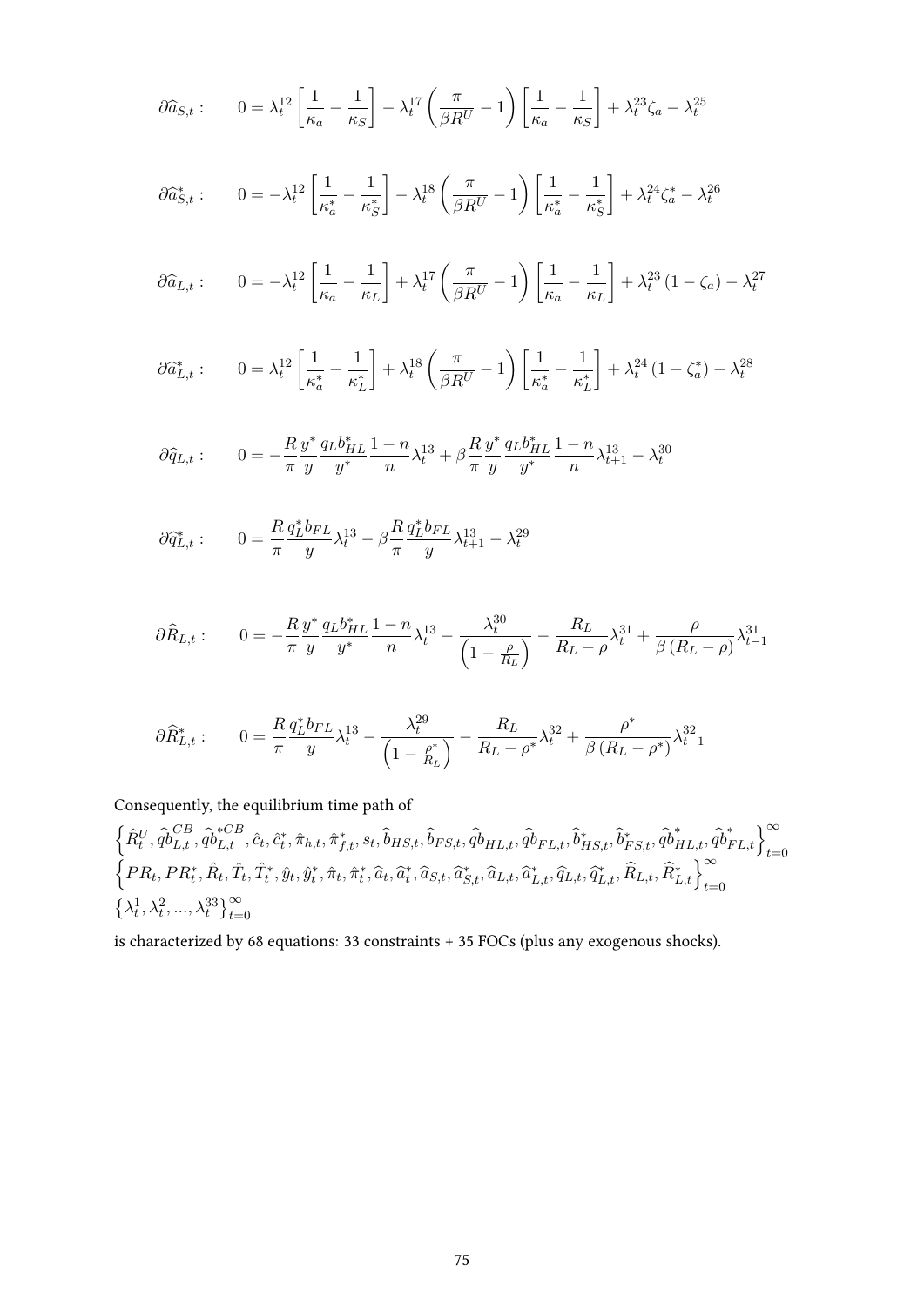$$\partial \widehat{a}_{S,t}: \qquad 0 = \lambda_t^{12}\left[\frac{1}{\kappa_a} - \frac{1}{\kappa_S}\right] - \lambda_t^{17}\left(\frac{\pi}{\beta R^U} - 1\right)\left[\frac{1}{\kappa_a} - \frac{1}{\kappa_S}\right] + \lambda_t^{23}\zeta_a - \lambda_t^{25}$$

$$\partial \widehat{a}^*_{S,t}: \qquad 0 = -\lambda_t^{12}\left[\frac{1}{\kappa_a^*} - \frac{1}{\kappa_S^*}\right] - \lambda_t^{18}\left(\frac{\pi}{\beta R^U} - 1\right)\left[\frac{1}{\kappa_a^*} - \frac{1}{\kappa_S^*}\right] + \lambda_t^{24}\zeta_a^* - \lambda_t^{26}$$

$$\partial \widehat{a}_{L,t}: \qquad 0 = -\lambda_t^{12}\left[\frac{1}{\kappa_a} - \frac{1}{\kappa_L}\right] + \lambda_t^{17}\left(\frac{\pi}{\beta R^U} - 1\right)\left[\frac{1}{\kappa_a} - \frac{1}{\kappa_L}\right] + \lambda_t^{23}\left(1 - \zeta_a\right) - \lambda_t^{27}$$

$$\partial \widehat{a}^*_{L,t}: \qquad 0 = \lambda_t^{12}\left[\frac{1}{\kappa_a^*} - \frac{1}{\kappa_L^*}\right] + \lambda_t^{18}\left(\frac{\pi}{\beta R^U} - 1\right)\left[\frac{1}{\kappa_a^*} - \frac{1}{\kappa_L^*}\right] + \lambda_t^{24}\left(1 - \zeta_a^*\right) - \lambda_t^{28}$$

$$\partial \widehat{q}_{L,t}: \qquad 0 = -\frac{R}{\pi}\frac{y^*}{y}\frac{q_L b_{HL}^*}{y^*}\frac{1-n}{n}\lambda_t^{13} + \beta\frac{R}{\pi}\frac{y^*}{y}\frac{q_L b_{HL}^*}{y^*}\frac{1-n}{n}\lambda_{t+1}^{13} - \lambda_t^{30}$$

$$\partial \widehat{q}^*_{L,t}: \qquad 0 = \frac{R}{\pi}\frac{q_L^* b_{FL}}{y}\lambda_t^{13} - \beta\frac{R}{\pi}\frac{q_L^* b_{FL}}{y}\lambda_{t+1}^{13} - \lambda_t^{29}$$

$$\partial \widehat{R}_{L,t}: \qquad 0 = -\frac{R}{\pi}\frac{y^*}{y}\frac{q_L b_{HL}^*}{y^*}\frac{1-n}{n}\lambda_t^{13} - \frac{\lambda_t^{30}}{\left(1 - \frac{\rho}{R_L}\right)} - \frac{R_L}{R_L - \rho}\lambda_t^{31} + \frac{\rho}{\beta\left(R_L - \rho\right)}\lambda_{t-1}^{31}$$

$$\partial \widehat{R}^*_{L,t}: \qquad 0 = \frac{R}{\pi}\frac{q_L^* b_{FL}}{y}\lambda_t^{13} - \frac{\lambda_t^{29}}{\left(1 - \frac{\rho^*}{R_L}\right)} - \frac{R_L}{R_L - \rho^*}\lambda_t^{32} + \frac{\rho^*}{\beta\left(R_L - \rho^*\right)}\lambda_{t-1}^{32}$$

Consequently, the equilibrium time path of

$$\left\{\hat{R}_t^U, \widehat{qb}_{L,t}^{CB}, \widehat{qb}_{L,t}^{*CB}, \hat{c}_t, \hat{c}_t^*, \hat{\pi}_{h,t}, \hat{\pi}_{f,t}^*, s_t, \widehat{b}_{HS,t}, \widehat{b}_{FS,t}, \widehat{qb}_{HL,t}, \widehat{qb}_{FL,t}, \widehat{b}_{HS,t}^*, \widehat{b}_{FS,t}^*, \widehat{qb}_{HL,t}^*, \widehat{qb}_{FL,t}^*\right\}_{t=0}^{\infty}$$
$$\left\{PR_t, PR_t^*, \hat{R}_t, \hat{T}_t, \hat{T}_t^*, \hat{y}_t, \hat{y}_t^*, \hat{\pi}_t, \hat{\pi}_t^*, \widehat{a}_t, \widehat{a}_t^*, \widehat{a}_{S,t}, \widehat{a}_{S,t}^*, \widehat{a}_{L,t}, \widehat{a}_{L,t}^*, \widehat{q}_{L,t}, \widehat{q}_{L,t}^*, \widehat{R}_{L,t}, \widehat{R}_{L,t}^*\right\}_{t=0}^{\infty}$$
$$\left\{\lambda_t^1, \lambda_t^2, ..., \lambda_t^{33}\right\}_{t=0}^{\infty}$$

is characterized by 68 equations: 33 constraints + 35 FOCs (plus any exogenous shocks).